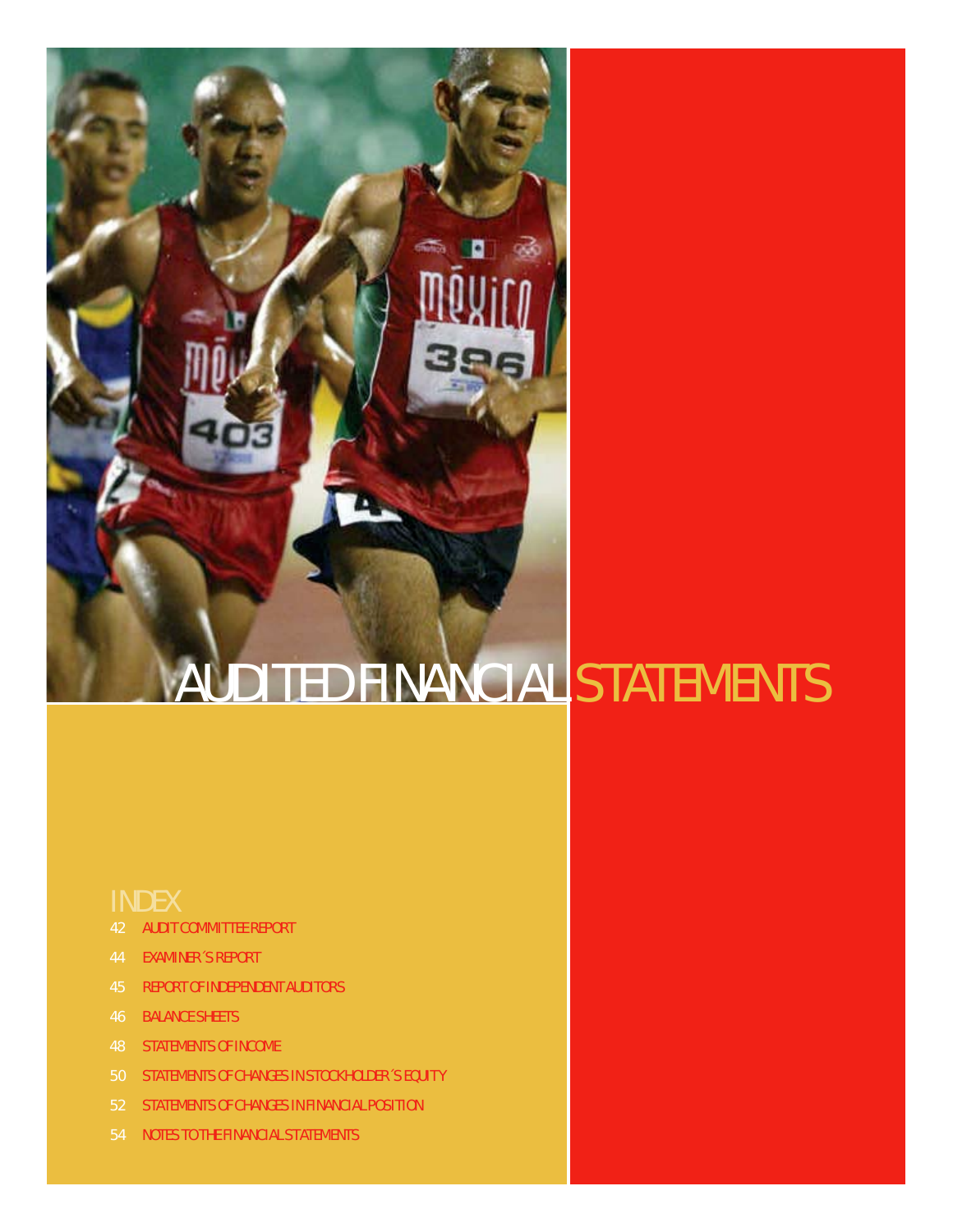# AUDITED FINANCIAL STATEMENTS

## INDEX

42 AUDIT COMMITTEE REPORT

44 EXAMINER´S REPORT

45 REPORT OF INDEPENDENT AUDITORS

46 BALANCE SHEETS

48 STATEMENTS OF INCOME

50 STATEMENTS OF CHANGES IN STOCKHOLDER´S EQUITY

52 STATEMENTS OF CHANGES IN FINANCIAL POSITION

54 NOTES TO THE FINANCIAL STATEMENTS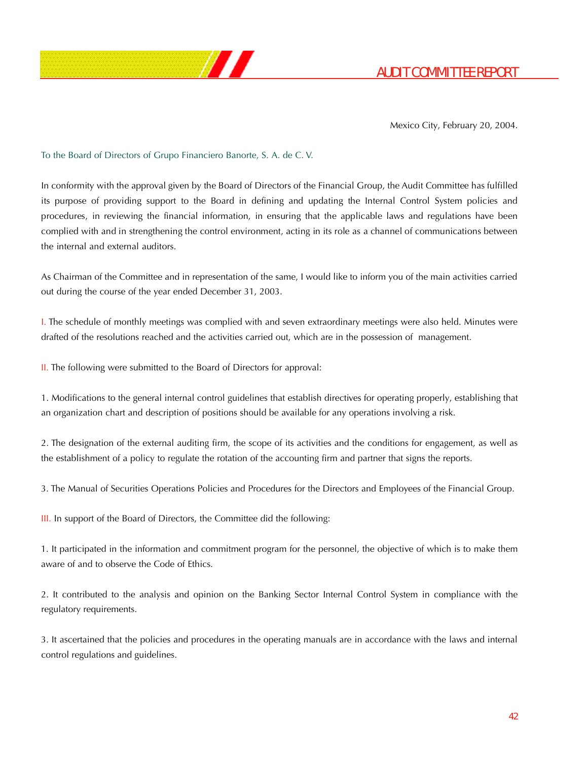# AUDIT COMMITTEE REPORT

Mexico City, February 20, 2004.

To the Board of Directors of Grupo Financiero Banorte, S. A. de C. V.

In conformity with the approval given by the Board of Directors of the Financial Group, the Audit Committee has fulfilled its purpose of providing support to the Board in defining and updating the Internal Control System policies and procedures, in reviewing the financial information, in ensuring that the applicable laws and regulations have been complied with and in strengthening the control environment, acting in its role as a channel of communications between the internal and external auditors.

As Chairman of the Committee and in representation of the same, I would like to inform you of the main activities carried out during the course of the year ended December 31, 2003.

I. The schedule of monthly meetings was complied with and seven extraordinary meetings were also held. Minutes were drafted of the resolutions reached and the activities carried out, which are in the possession of management.

II. The following were submitted to the Board of Directors for approval:

1. Modifications to the general internal control guidelines that establish directives for operating properly, establishing that an organization chart and description of positions should be available for any operations involving a risk.

2. The designation of the external auditing firm, the scope of its activities and the conditions for engagement, as well as the establishment of a policy to regulate the rotation of the accounting firm and partner that signs the reports.

3. The Manual of Securities Operations Policies and Procedures for the Directors and Employees of the Financial Group.

III. In support of the Board of Directors, the Committee did the following:

1. It participated in the information and commitment program for the personnel, the objective of which is to make them aware of and to observe the Code of Ethics.

2. It contributed to the analysis and opinion on the Banking Sector Internal Control System in compliance with the regulatory requirements.

3. It ascertained that the policies and procedures in the operating manuals are in accordance with the laws and internal control regulations and guidelines.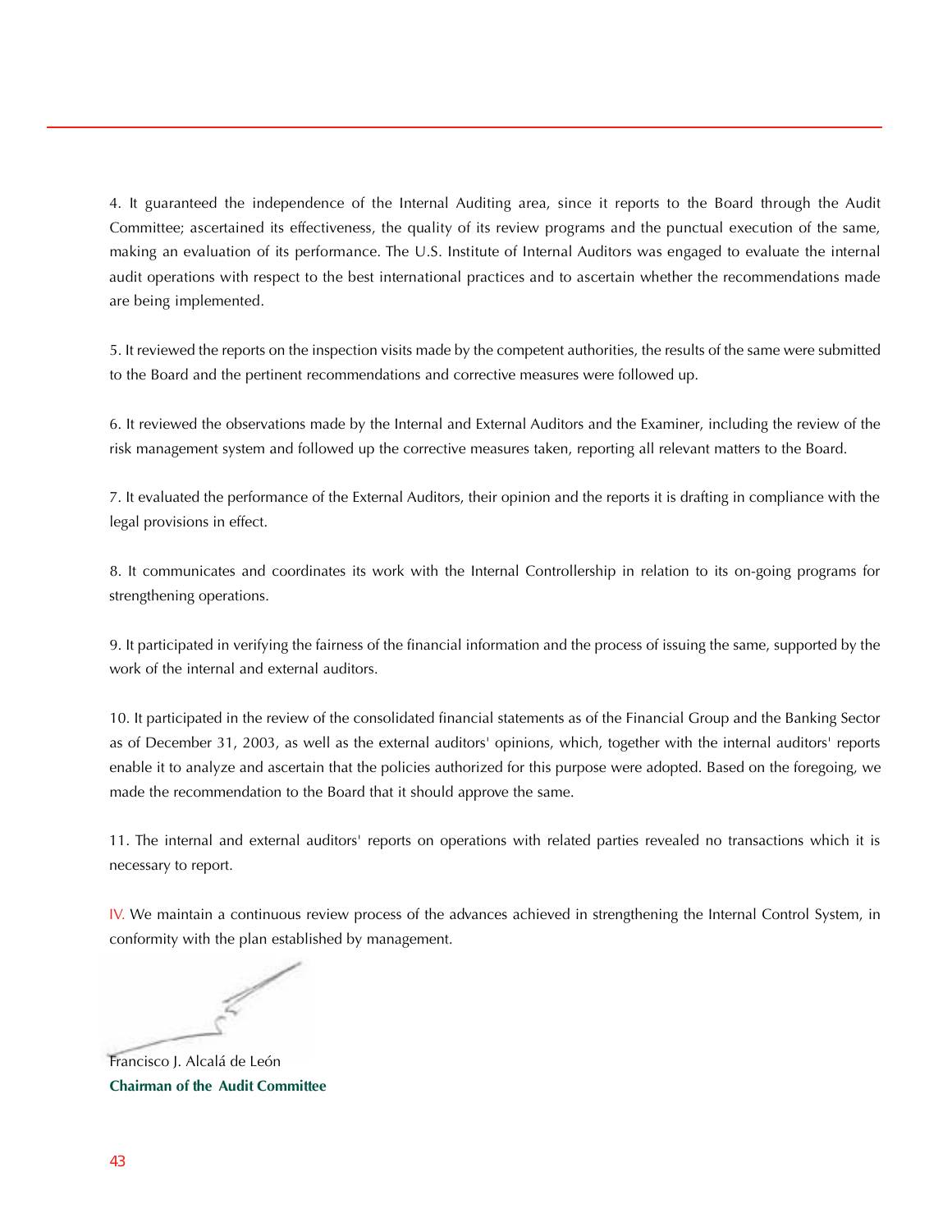4. It guaranteed the independence of the Internal Auditing area, since it reports to the Board through the Audit Committee; ascertained its effectiveness, the quality of its review programs and the punctual execution of the same, making an evaluation of its performance. The U.S. Institute of Internal Auditors was engaged to evaluate the internal audit operations with respect to the best international practices and to ascertain whether the recommendations made are being implemented.

5. It reviewed the reports on the inspection visits made by the competent authorities, the results of the same were submitted to the Board and the pertinent recommendations and corrective measures were followed up.

6. It reviewed the observations made by the Internal and External Auditors and the Examiner, including the review of the risk management system and followed up the corrective measures taken, reporting all relevant matters to the Board.

7. It evaluated the performance of the External Auditors, their opinion and the reports it is drafting in compliance with the legal provisions in effect.

8. It communicates and coordinates its work with the Internal Controllership in relation to its on-going programs for strengthening operations.

9. It participated in verifying the fairness of the financial information and the process of issuing the same, supported by the work of the internal and external auditors.

10. It participated in the review of the consolidated financial statements as of the Financial Group and the Banking Sector as of December 31, 2003, as well as the external auditors' opinions, which, together with the internal auditors' reports enable it to analyze and ascertain that the policies authorized for this purpose were adopted. Based on the foregoing, we made the recommendation to the Board that it should approve the same.

11. The internal and external auditors' reports on operations with related parties revealed no transactions which it is necessary to report.

IV. We maintain a continuous review process of the advances achieved in strengthening the Internal Control System, in conformity with the plan established by management.

Francisco J. Alcalá de León
**Chairman of the Audit Committee**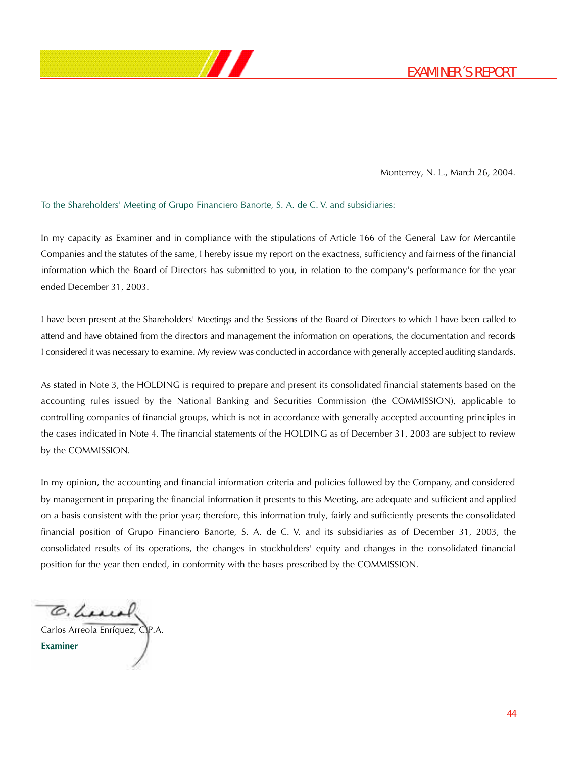# EXAMINER´S REPORT

Monterrey, N. L., March 26, 2004.

To the Shareholders' Meeting of Grupo Financiero Banorte, S. A. de C. V. and subsidiaries:

In my capacity as Examiner and in compliance with the stipulations of Article 166 of the General Law for Mercantile Companies and the statutes of the same, I hereby issue my report on the exactness, sufficiency and fairness of the financial information which the Board of Directors has submitted to you, in relation to the company's performance for the year ended December 31, 2003.

I have been present at the Shareholders' Meetings and the Sessions of the Board of Directors to which I have been called to attend and have obtained from the directors and management the information on operations, the documentation and records I considered it was necessary to examine. My review was conducted in accordance with generally accepted auditing standards.

As stated in Note 3, the HOLDING is required to prepare and present its consolidated financial statements based on the accounting rules issued by the National Banking and Securities Commission (the COMMISSION), applicable to controlling companies of financial groups, which is not in accordance with generally accepted accounting principles in the cases indicated in Note 4. The financial statements of the HOLDING as of December 31, 2003 are subject to review by the COMMISSION.

In my opinion, the accounting and financial information criteria and policies followed by the Company, and considered by management in preparing the financial information it presents to this Meeting, are adequate and sufficient and applied on a basis consistent with the prior year; therefore, this information truly, fairly and sufficiently presents the consolidated financial position of Grupo Financiero Banorte, S. A. de C. V. and its subsidiaries as of December 31, 2003, the consolidated results of its operations, the changes in stockholders' equity and changes in the consolidated financial position for the year then ended, in conformity with the bases prescribed by the COMMISSION.

Carlos Arreola Enríquez, C.P.A.
**Examiner**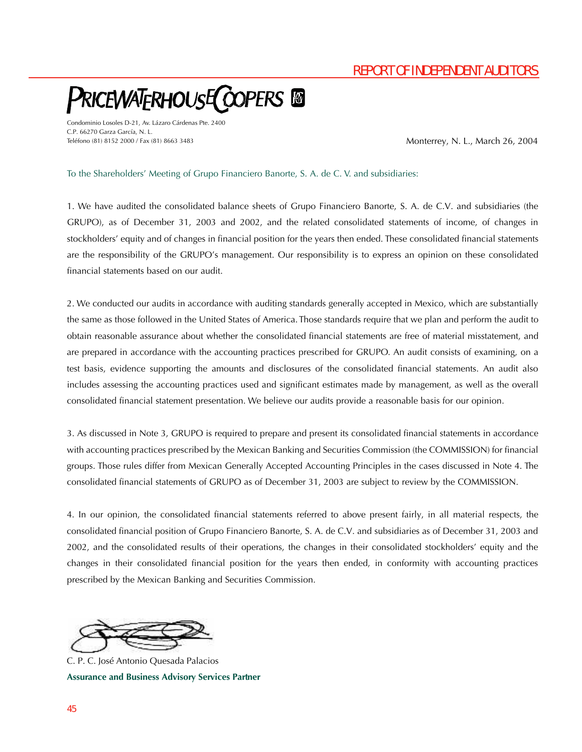# REPORT OF INDEPENDENT AUDITORS

**PRICEWATERHOUSECOOPERS**

Condominio Losoles D-21, Av. Lázaro Cárdenas Pte. 2400
C.P. 66270 Garza García, N. L.
Teléfono (81) 8152 2000 / Fax (81) 8663 3483

Monterrey, N. L., March 26, 2004

To the Shareholders' Meeting of Grupo Financiero Banorte, S. A. de C. V. and subsidiaries:

1. We have audited the consolidated balance sheets of Grupo Financiero Banorte, S. A. de C.V. and subsidiaries (the GRUPO), as of December 31, 2003 and 2002, and the related consolidated statements of income, of changes in stockholders' equity and of changes in financial position for the years then ended. These consolidated financial statements are the responsibility of the GRUPO's management. Our responsibility is to express an opinion on these consolidated financial statements based on our audit.

2. We conducted our audits in accordance with auditing standards generally accepted in Mexico, which are substantially the same as those followed in the United States of America. Those standards require that we plan and perform the audit to obtain reasonable assurance about whether the consolidated financial statements are free of material misstatement, and are prepared in accordance with the accounting practices prescribed for GRUPO. An audit consists of examining, on a test basis, evidence supporting the amounts and disclosures of the consolidated financial statements. An audit also includes assessing the accounting practices used and significant estimates made by management, as well as the overall consolidated financial statement presentation. We believe our audits provide a reasonable basis for our opinion.

3. As discussed in Note 3, GRUPO is required to prepare and present its consolidated financial statements in accordance with accounting practices prescribed by the Mexican Banking and Securities Commission (the COMMISSION) for financial groups. Those rules differ from Mexican Generally Accepted Accounting Principles in the cases discussed in Note 4. The consolidated financial statements of GRUPO as of December 31, 2003 are subject to review by the COMMISSION.

4. In our opinion, the consolidated financial statements referred to above present fairly, in all material respects, the consolidated financial position of Grupo Financiero Banorte, S. A. de C.V. and subsidiaries as of December 31, 2003 and 2002, and the consolidated results of their operations, the changes in their consolidated stockholders' equity and the changes in their consolidated financial position for the years then ended, in conformity with accounting practices prescribed by the Mexican Banking and Securities Commission.

C. P. C. José Antonio Quesada Palacios
**Assurance and Business Advisory Services Partner**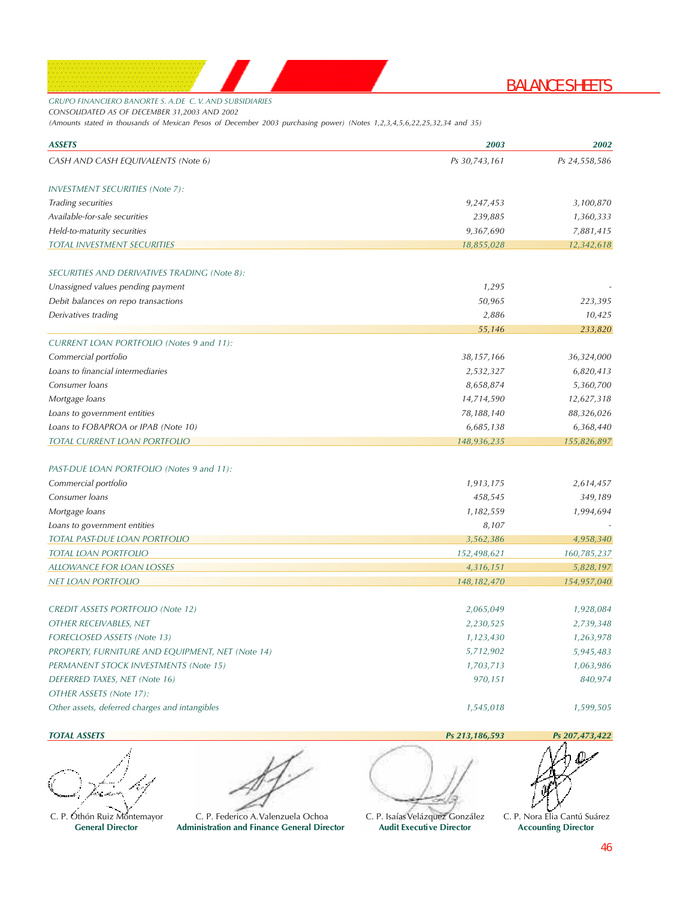# BALANCE SHEETS

*GRUPO FINANCIERO BANORTE S. A.DE C. V. AND SUBSIDIARIES*

*CONSOLIDATED AS OF DECEMBER 31,2003 AND 2002*

*(Amounts stated in thousands of Mexican Pesos of December 2003 purchasing power) (Notes 1,2,3,4,5,6,22,25,32,34 and 35)*

| ASSETS | 2003 | 2002 |
|---|---|---|
| CASH AND CASH EQUIVALENTS (Note 6) | Ps 30,743,161 | Ps 24,558,586 |
| | | |
| INVESTMENT SECURITIES (Note 7): | | |
| Trading securities | 9,247,453 | 3,100,870 |
| Available-for-sale securities | 239,885 | 1,360,333 |
| Held-to-maturity securities | 9,367,690 | 7,881,415 |
| TOTAL INVESTMENT SECURITIES | 18,855,028 | 12,342,618 |
| | | |
| SECURITIES AND DERIVATIVES TRADING (Note 8): | | |
| Unassigned values pending payment | 1,295 | - |
| Debit balances on repo transactions | 50,965 | 223,395 |
| Derivatives trading | 2,886 | 10,425 |
| | 55,146 | 233,820 |
| CURRENT LOAN PORTFOLIO (Notes 9 and 11): | | |
| Commercial portfolio | 38,157,166 | 36,324,000 |
| Loans to financial intermediaries | 2,532,327 | 6,820,413 |
| Consumer loans | 8,658,874 | 5,360,700 |
| Mortgage loans | 14,714,590 | 12,627,318 |
| Loans to government entities | 78,188,140 | 88,326,026 |
| Loans to FOBAPROA or IPAB (Note 10) | 6,685,138 | 6,368,440 |
| TOTAL CURRENT LOAN PORTFOLIO | 148,936,235 | 155,826,897 |
| | | |
| PAST-DUE LOAN PORTFOLIO (Notes 9 and 11): | | |
| Commercial portfolio | 1,913,175 | 2,614,457 |
| Consumer loans | 458,545 | 349,189 |
| Mortgage loans | 1,182,559 | 1,994,694 |
| Loans to government entities | 8,107 | - |
| TOTAL PAST-DUE LOAN PORTFOLIO | 3,562,386 | 4,958,340 |
| TOTAL LOAN PORTFOLIO | 152,498,621 | 160,785,237 |
| ALLOWANCE FOR LOAN LOSSES | 4,316,151 | 5,828,197 |
| NET LOAN PORTFOLIO | 148,182,470 | 154,957,040 |
| | | |
| CREDIT ASSETS PORTFOLIO (Note 12) | 2,065,049 | 1,928,084 |
| OTHER RECEIVABLES, NET | 2,230,525 | 2,739,348 |
| FORECLOSED ASSETS (Note 13) | 1,123,430 | 1,263,978 |
| PROPERTY, FURNITURE AND EQUIPMENT, NET (Note 14) | 5,712,902 | 5,945,483 |
| PERMANENT STOCK INVESTMENTS (Note 15) | 1,703,713 | 1,063,986 |
| DEFERRED TAXES, NET (Note 16) | 970,151 | 840,974 |
| OTHER ASSETS (Note 17): | | |
| Other assets, deferred charges and intangibles | 1,545,018 | 1,599,505 |
| | | |
| **TOTAL ASSETS** | **Ps 213,186,593** | **Ps 207,473,422** |

| C. P. Othón Ruiz Montemayor | C. P. Federico A. Valenzuela Ochoa | C. P. Isaías Velázquez González | C. P. Nora Elia Cantú Suárez |
|---|---|---|---|
| **General Director** | **Administration and Finance General Director** | **Audit Executive Director** | **Accounting Director** |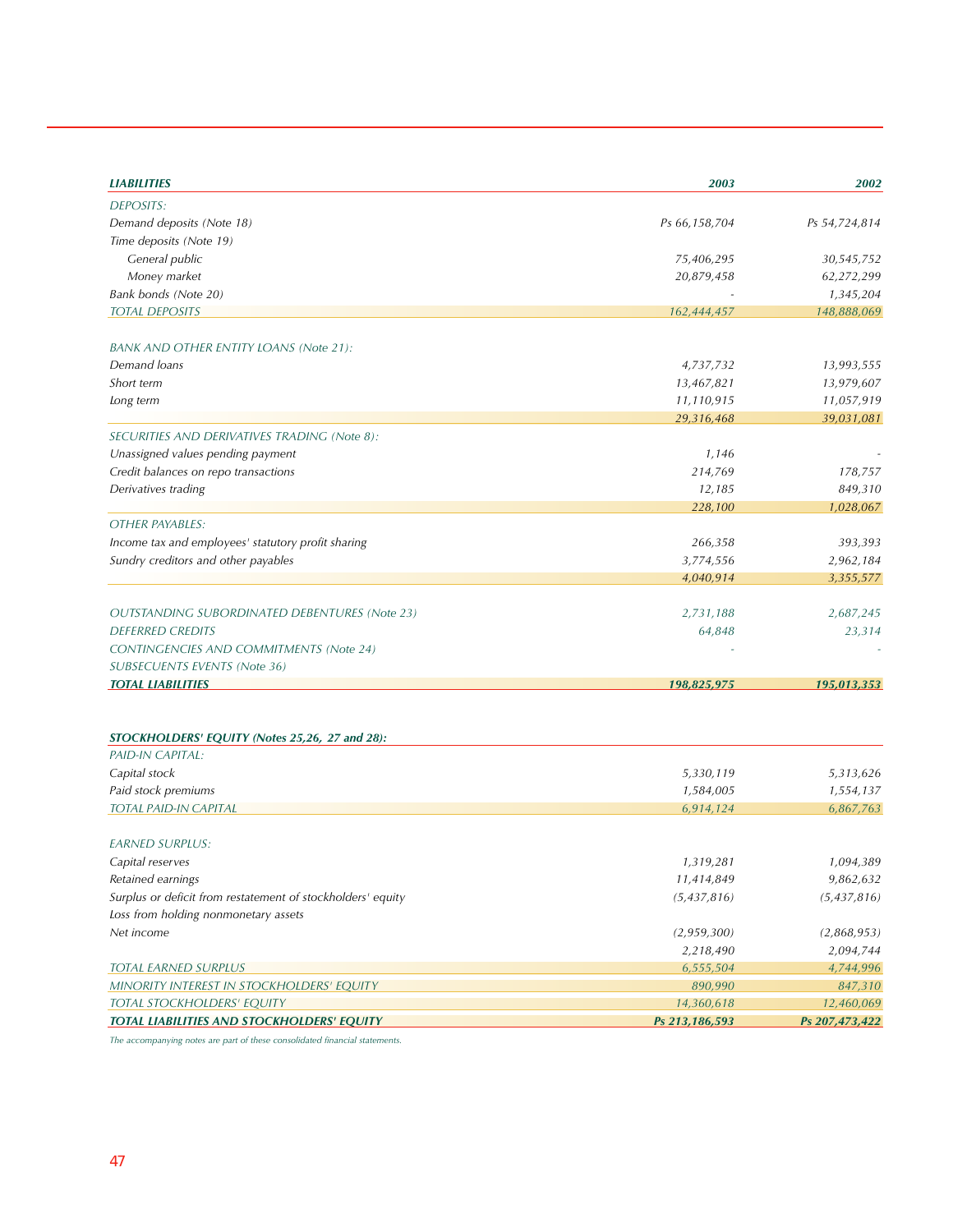| LIABILITIES | 2003 | 2002 |
|---|---|---|
| DEPOSITS: | | |
| Demand deposits (Note 18) | Ps 66,158,704 | Ps 54,724,814 |
| Time deposits (Note 19) | | |
| General public | 75,406,295 | 30,545,752 |
| Money market | 20,879,458 | 62,272,299 |
| Bank bonds (Note 20) | - | 1,345,204 |
| TOTAL DEPOSITS | 162,444,457 | 148,888,069 |
| BANK AND OTHER ENTITY LOANS (Note 21): | | |
| Demand loans | 4,737,732 | 13,993,555 |
| Short term | 13,467,821 | 13,979,607 |
| Long term | 11,110,915 | 11,057,919 |
| | 29,316,468 | 39,031,081 |
| SECURITIES AND DERIVATIVES TRADING (Note 8): | | |
| Unassigned values pending payment | 1,146 | - |
| Credit balances on repo transactions | 214,769 | 178,757 |
| Derivatives trading | 12,185 | 849,310 |
| | 228,100 | 1,028,067 |
| OTHER PAYABLES: | | |
| Income tax and employees' statutory profit sharing | 266,358 | 393,393 |
| Sundry creditors and other payables | 3,774,556 | 2,962,184 |
| | 4,040,914 | 3,355,577 |
| OUTSTANDING SUBORDINATED DEBENTURES (Note 23) | 2,731,188 | 2,687,245 |
| DEFERRED CREDITS | 64,848 | 23,314 |
| CONTINGENCIES AND COMMITMENTS (Note 24) | - | - |
| SUBSECUENTS EVENTS (Note 36) | | |
| **TOTAL LIABILITIES** | **198,825,975** | **195,013,353** |

| STOCKHOLDERS' EQUITY (Notes 25,26, 27 and 28): | | |
|---|---|---|
| PAID-IN CAPITAL: | | |
| Capital stock | 5,330,119 | 5,313,626 |
| Paid stock premiums | 1,584,005 | 1,554,137 |
| TOTAL PAID-IN CAPITAL | 6,914,124 | 6,867,763 |
| EARNED SURPLUS: | | |
| Capital reserves | 1,319,281 | 1,094,389 |
| Retained earnings | 11,414,849 | 9,862,632 |
| Surplus or deficit from restatement of stockholders' equity | (5,437,816) | (5,437,816) |
| Loss from holding nonmonetary assets | | |
| Net income | (2,959,300) | (2,868,953) |
| | 2,218,490 | 2,094,744 |
| TOTAL EARNED SURPLUS | 6,555,504 | 4,744,996 |
| MINORITY INTEREST IN STOCKHOLDERS' EQUITY | 890,990 | 847,310 |
| TOTAL STOCKHOLDERS' EQUITY | 14,360,618 | 12,460,069 |
| **TOTAL LIABILITIES AND STOCKHOLDERS' EQUITY** | **Ps 213,186,593** | **Ps 207,473,422** |

*The accompanying notes are part of these consolidated financial statements.*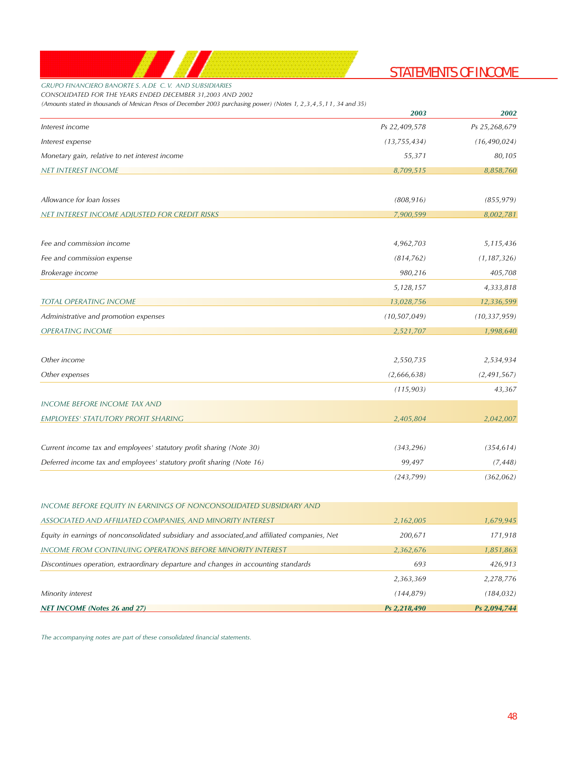# STATEMENTS OF INCOME

*GRUPO FINANCIERO BANORTE S. A.DE C. V. AND SUBSIDIARIES*
*CONSOLIDATED FOR THE YEARS ENDED DECEMBER 31,2003 AND 2002*
*(Amounts stated in thousands of Mexican Pesos of December 2003 purchasing power) (Notes 1, 2,3,4,5,11, 34 and 35)*

| | 2003 | 2002 |
|---|---|---|
| Interest income | Ps 22,409,578 | Ps 25,268,679 |
| Interest expense | (13,755,434) | (16,490,024) |
| Monetary gain, relative to net interest income | 55,371 | 80,105 |
| NET INTEREST INCOME | 8,709,515 | 8,858,760 |
| Allowance for loan losses | (808,916) | (855,979) |
| NET INTEREST INCOME ADJUSTED FOR CREDIT RISKS | 7,900,599 | 8,002,781 |
| Fee and commission income | 4,962,703 | 5,115,436 |
| Fee and commission expense | (814,762) | (1,187,326) |
| Brokerage income | 980,216 | 405,708 |
| | 5,128,157 | 4,333,818 |
| TOTAL OPERATING INCOME | 13,028,756 | 12,336,599 |
| Administrative and promotion expenses | (10,507,049) | (10,337,959) |
| OPERATING INCOME | 2,521,707 | 1,998,640 |
| Other income | 2,550,735 | 2,534,934 |
| Other expenses | (2,666,638) | (2,491,567) |
| | (115,903) | 43,367 |
| INCOME BEFORE INCOME TAX AND EMPLOYEES' STATUTORY PROFIT SHARING | 2,405,804 | 2,042,007 |
| Current income tax and employees' statutory profit sharing (Note 30) | (343,296) | (354,614) |
| Deferred income tax and employees' statutory profit sharing (Note 16) | 99,497 | (7,448) |
| | (243,799) | (362,062) |
| INCOME BEFORE EQUITY IN EARNINGS OF NONCONSOLIDATED SUBSIDIARY AND ASSOCIATED AND AFFILIATED COMPANIES, AND MINORITY INTEREST | 2,162,005 | 1,679,945 |
| Equity in earnings of nonconsolidated subsidiary and associated,and affiliated companies, Net | 200,671 | 171,918 |
| INCOME FROM CONTINUING OPERATIONS BEFORE MINORITY INTEREST | 2,362,676 | 1,851,863 |
| Discontinues operation, extraordinary departure and changes in accounting standards | 693 | 426,913 |
| | 2,363,369 | 2,278,776 |
| Minority interest | (144,879) | (184,032) |
| **NET INCOME (Notes 26 and 27)** | **Ps 2,218,490** | **Ps 2,094,744** |

*The accompanying notes are part of these consolidated financial statements.*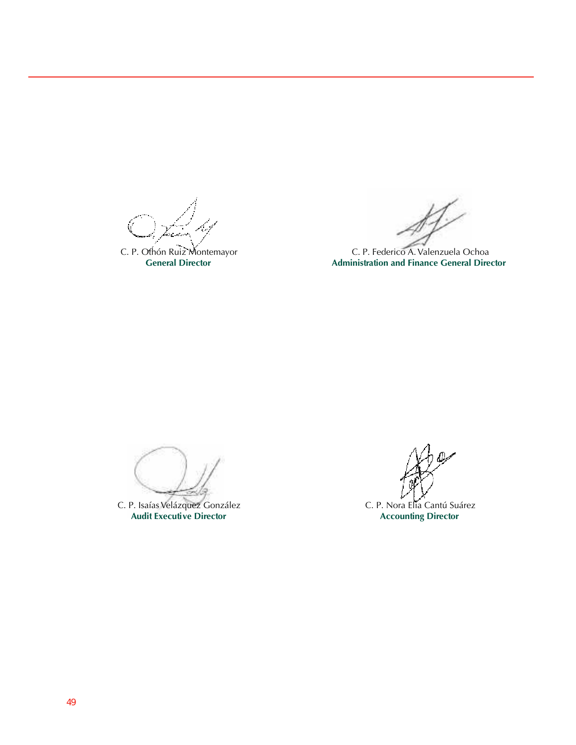C. P. Othón Ruiz Montemayor
**General Director**

C. P. Federico A. Valenzuela Ochoa
**Administration and Finance General Director**

C. P. Isaías Velázquez González
**Audit Executive Director**

C. P. Nora Elia Cantú Suárez
**Accounting Director**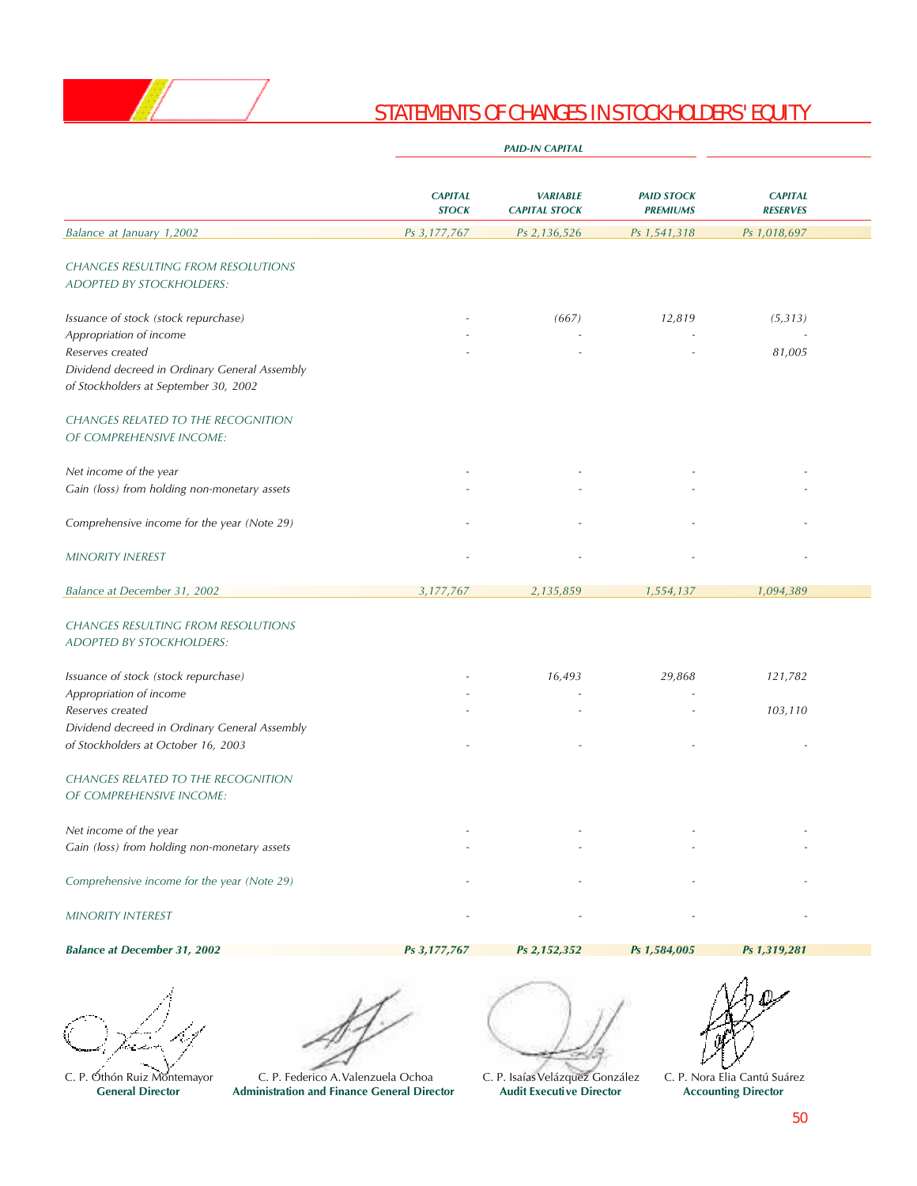## STATEMENTS OF CHANGES IN STOCKHOLDERS' EQUITY

| | PAID-IN CAPITAL | | | |
|---|---|---|---|---|
| | CAPITAL STOCK | VARIABLE CAPITAL STOCK | PAID STOCK PREMIUMS | CAPITAL RESERVES |
| Balance at January 1,2002 | Ps 3,177,767 | Ps 2,136,526 | Ps 1,541,318 | Ps 1,018,697 |
| CHANGES RESULTING FROM RESOLUTIONS ADOPTED BY STOCKHOLDERS: | | | | |
| Issuance of stock (stock repurchase) | - | (667) | 12,819 | (5,313) |
| Appropriation of income | - | - | - | - |
| Reserves created | - | - | - | 81,005 |
| Dividend decreed in Ordinary General Assembly of Stockholders at September 30, 2002 | | | | |
| CHANGES RELATED TO THE RECOGNITION OF COMPREHENSIVE INCOME: | | | | |
| Net income of the year | - | - | - | - |
| Gain (loss) from holding non-monetary assets | - | - | - | - |
| Comprehensive income for the year (Note 29) | - | - | - | - |
| MINORITY INEREST | - | - | - | - |
| Balance at December 31, 2002 | 3,177,767 | 2,135,859 | 1,554,137 | 1,094,389 |
| CHANGES RESULTING FROM RESOLUTIONS ADOPTED BY STOCKHOLDERS: | | | | |
| Issuance of stock (stock repurchase) | - | 16,493 | 29,868 | 121,782 |
| Appropriation of income | - | - | - | |
| Reserves created | - | - | - | 103,110 |
| Dividend decreed in Ordinary General Assembly of Stockholders at October 16, 2003 | - | - | - | - |
| CHANGES RELATED TO THE RECOGNITION OF COMPREHENSIVE INCOME: | | | | |
| Net income of the year | - | - | - | - |
| Gain (loss) from holding non-monetary assets | - | - | - | - |
| Comprehensive income for the year (Note 29) | - | - | - | - |
| MINORITY INTEREST | - | - | - | - |
| **Balance at December 31, 2002** | **Ps 3,177,767** | **Ps 2,152,352** | **Ps 1,584,005** | **Ps 1,319,281** |

C. P. Othón Ruiz Montemayor
**General Director**

C. P. Federico A. Valenzuela Ochoa
**Administration and Finance General Director**

C. P. Isaías Velázquez González
**Audit Executive Director**

C. P. Nora Elia Cantú Suárez
**Accounting Director**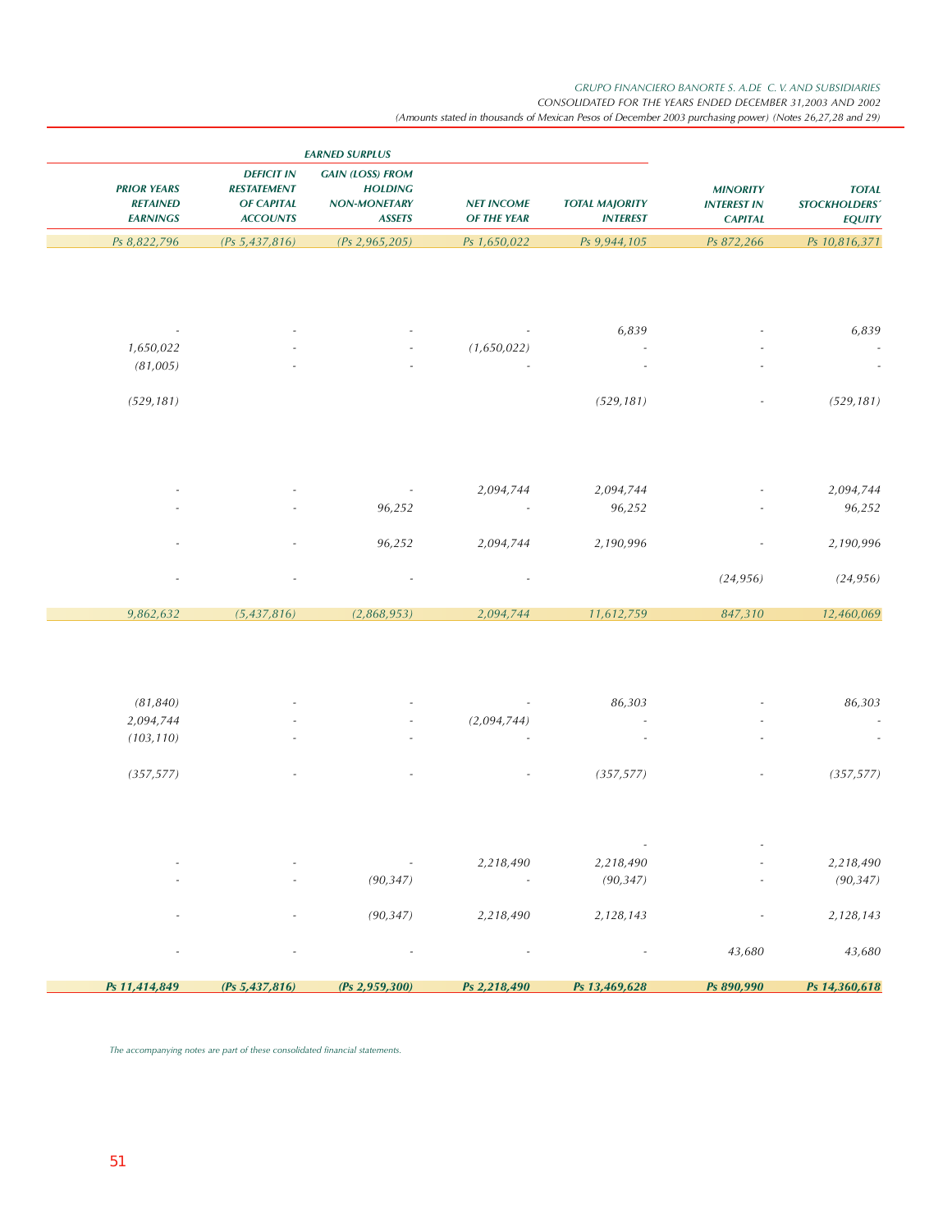GRUPO FINANCIERO BANORTE S. A.DE C. V. AND SUBSIDIARIES
CONSOLIDATED FOR THE YEARS ENDED DECEMBER 31,2003 AND 2002
(Amounts stated in thousands of Mexican Pesos of December 2003 purchasing power) (Notes 26,27,28 and 29)

| EARNED SURPLUS | | | | | | |
|---|---|---|---|---|---|---|
| PRIOR YEARS RETAINED EARNINGS | DEFICIT IN RESTATEMENT OF CAPITAL ACCOUNTS | GAIN (LOSS) FROM HOLDING NON-MONETARY ASSETS | NET INCOME OF THE YEAR | TOTAL MAJORITY INTEREST | MINORITY INTEREST IN CAPITAL | TOTAL STOCKHOLDERS´ EQUITY |
| Ps 8,822,796 | (Ps 5,437,816) | (Ps 2,965,205) | Ps 1,650,022 | Ps 9,944,105 | Ps 872,266 | Ps 10,816,371 |
| - | - | - | - | 6,839 | - | 6,839 |
| 1,650,022 | - | - | (1,650,022) | - | - | - |
| (81,005) | - | - | - | - | - | - |
| (529,181) | | | | (529,181) | - | (529,181) |
| - | - | - | 2,094,744 | 2,094,744 | - | 2,094,744 |
| - | - | 96,252 | - | 96,252 | - | 96,252 |
| - | - | 96,252 | 2,094,744 | 2,190,996 | - | 2,190,996 |
| - | - | - | - | | (24,956) | (24,956) |
| 9,862,632 | (5,437,816) | (2,868,953) | 2,094,744 | 11,612,759 | 847,310 | 12,460,069 |
| (81,840) | - | - | - | 86,303 | - | 86,303 |
| 2,094,744 | - | - | (2,094,744) | - | - | - |
| (103,110) | - | - | - | - | - | - |
| (357,577) | - | - | - | (357,577) | - | (357,577) |
| | | | | - | - | |
| - | - | - | 2,218,490 | 2,218,490 | - | 2,218,490 |
| - | - | (90,347) | - | (90,347) | - | (90,347) |
| - | - | (90,347) | 2,218,490 | 2,128,143 | - | 2,128,143 |
| - | - | - | - | - | 43,680 | 43,680 |
| **Ps 11,414,849** | **(Ps 5,437,816)** | **(Ps 2,959,300)** | **Ps 2,218,490** | **Ps 13,469,628** | **Ps 890,990** | **Ps 14,360,618** |

The accompanying notes are part of these consolidated financial statements.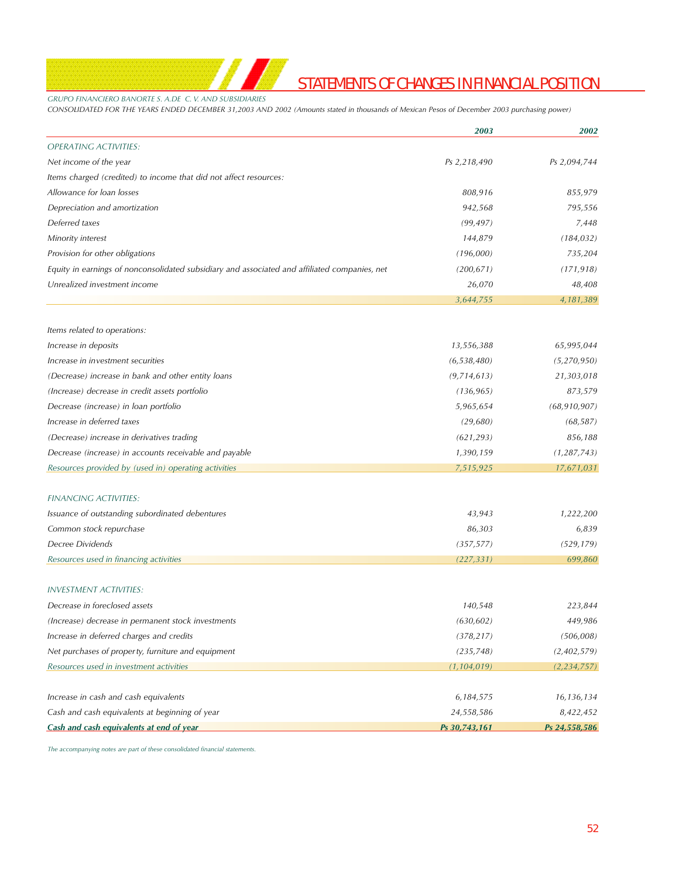# STATEMENTS OF CHANGES IN FINANCIAL POSITION

*GRUPO FINANCIERO BANORTE S. A.DE C. V. AND SUBSIDIARIES*

*CONSOLIDATED FOR THE YEARS ENDED DECEMBER 31,2003 AND 2002 (Amounts stated in thousands of Mexican Pesos of December 2003 purchasing power)*

| | 2003 | 2002 |
|---|---|---|
| OPERATING ACTIVITIES: | | |
| Net income of the year | Ps 2,218,490 | Ps 2,094,744 |
| Items charged (credited) to income that did not affect resources: | | |
| Allowance for loan losses | 808,916 | 855,979 |
| Depreciation and amortization | 942,568 | 795,556 |
| Deferred taxes | (99,497) | 7,448 |
| Minority interest | 144,879 | (184,032) |
| Provision for other obligations | (196,000) | 735,204 |
| Equity in earnings of nonconsolidated subsidiary and associated and affiliated companies, net | (200,671) | (171,918) |
| Unrealized investment income | 26,070 | 48,408 |
| | 3,644,755 | 4,181,389 |
| Items related to operations: | | |
| Increase in deposits | 13,556,388 | 65,995,044 |
| Increase in investment securities | (6,538,480) | (5,270,950) |
| (Decrease) increase in bank and other entity loans | (9,714,613) | 21,303,018 |
| (Increase) decrease in credit assets portfolio | (136,965) | 873,579 |
| Decrease (increase) in loan portfolio | 5,965,654 | (68,910,907) |
| Increase in deferred taxes | (29,680) | (68,587) |
| (Decrease) increase in derivatives trading | (621,293) | 856,188 |
| Decrease (increase) in accounts receivable and payable | 1,390,159 | (1,287,743) |
| Resources provided by (used in) operating activities | 7,515,925 | 17,671,031 |
| FINANCING ACTIVITIES: | | |
| Issuance of outstanding subordinated debentures | 43,943 | 1,222,200 |
| Common stock repurchase | 86,303 | 6,839 |
| Decree Dividends | (357,577) | (529,179) |
| Resources used in financing activities | (227,331) | 699,860 |
| INVESTMENT ACTIVITIES: | | |
| Decrease in foreclosed assets | 140,548 | 223,844 |
| (Increase) decrease in permanent stock investments | (630,602) | 449,986 |
| Increase in deferred charges and credits | (378,217) | (506,008) |
| Net purchases of property, furniture and equipment | (235,748) | (2,402,579) |
| Resources used in investment activities | (1,104,019) | (2,234,757) |
| Increase in cash and cash equivalents | 6,184,575 | 16,136,134 |
| Cash and cash equivalents at beginning of year | 24,558,586 | 8,422,452 |
| **Cash and cash equivalents at end of year** | **Ps 30,743,161** | **Ps 24,558,586** |

*The accompanying notes are part of these consolidated financial statements.*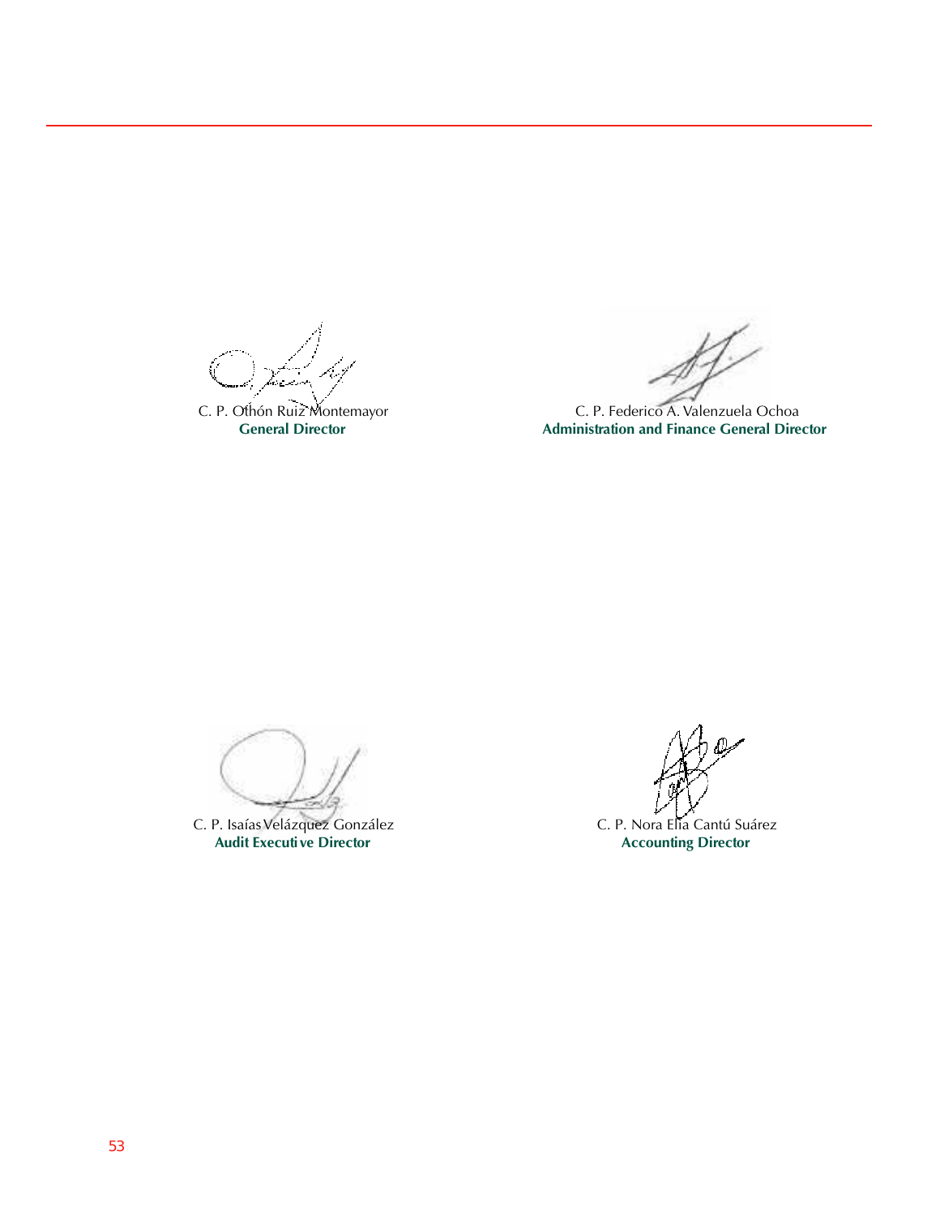C. P. Othón Ruiz Montemayor
**General Director**

C. P. Federico A. Valenzuela Ochoa
**Administration and Finance General Director**

C. P. Isaías Velázquez González
**Audit Executive Director**

C. P. Nora Elia Cantú Suárez
**Accounting Director**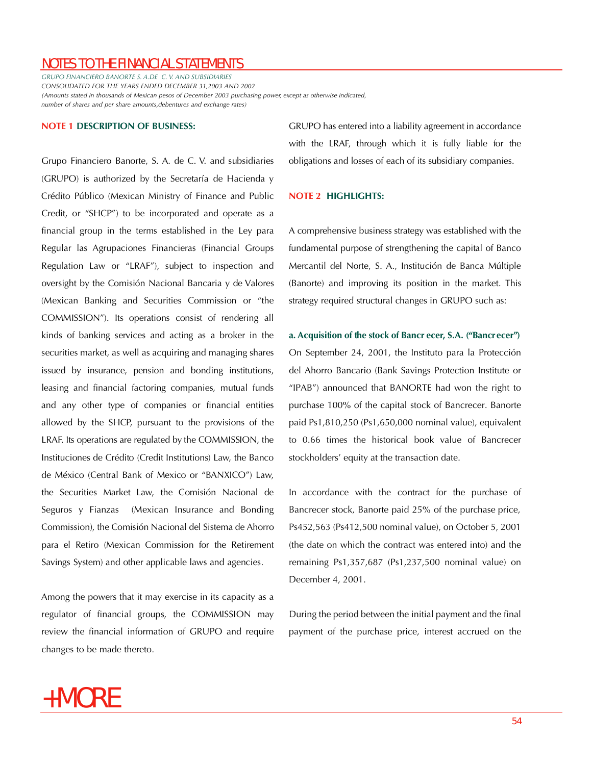# NOTES TO THE FINANCIAL STATEMENTS

*GRUPO FINANCIERO BANORTE S. A.DE C. V. AND SUBSIDIARIES*
*CONSOLIDATED FOR THE YEARS ENDED DECEMBER 31,2003 AND 2002*
*(Amounts stated in thousands of Mexican pesos of December 2003 purchasing power, except as otherwise indicated, number of shares and per share amounts,debentures and exchange rates)*

## NOTE 1 DESCRIPTION OF BUSINESS:

Grupo Financiero Banorte, S. A. de C. V. and subsidiaries (GRUPO) is authorized by the Secretaría de Hacienda y Crédito Público (Mexican Ministry of Finance and Public Credit, or "SHCP") to be incorporated and operate as a financial group in the terms established in the Ley para Regular las Agrupaciones Financieras (Financial Groups Regulation Law or "LRAF"), subject to inspection and oversight by the Comisión Nacional Bancaria y de Valores (Mexican Banking and Securities Commission or "the COMMISSION"). Its operations consist of rendering all kinds of banking services and acting as a broker in the securities market, as well as acquiring and managing shares issued by insurance, pension and bonding institutions, leasing and financial factoring companies, mutual funds and any other type of companies or financial entities allowed by the SHCP, pursuant to the provisions of the LRAF. Its operations are regulated by the COMMISSION, the Instituciones de Crédito (Credit Institutions) Law, the Banco de México (Central Bank of Mexico or "BANXICO") Law, the Securities Market Law, the Comisión Nacional de Seguros y Fianzas (Mexican Insurance and Bonding Commission), the Comisión Nacional del Sistema de Ahorro para el Retiro (Mexican Commission for the Retirement Savings System) and other applicable laws and agencies.

Among the powers that it may exercise in its capacity as a regulator of financial groups, the COMMISSION may review the financial information of GRUPO and require changes to be made thereto.

GRUPO has entered into a liability agreement in accordance with the LRAF, through which it is fully liable for the obligations and losses of each of its subsidiary companies.

## NOTE 2 HIGHLIGHTS:

A comprehensive business strategy was established with the fundamental purpose of strengthening the capital of Banco Mercantil del Norte, S. A., Institución de Banca Múltiple (Banorte) and improving its position in the market. This strategy required structural changes in GRUPO such as:

**a. Acquisition of the stock of Bancrecer, S.A. ("Bancrecer")**

On September 24, 2001, the Instituto para la Protección del Ahorro Bancario (Bank Savings Protection Institute or "IPAB") announced that BANORTE had won the right to purchase 100% of the capital stock of Bancrecer. Banorte paid Ps1,810,250 (Ps1,650,000 nominal value), equivalent to 0.66 times the historical book value of Bancrecer stockholders' equity at the transaction date.

In accordance with the contract for the purchase of Bancrecer stock, Banorte paid 25% of the purchase price, Ps452,563 (Ps412,500 nominal value), on October 5, 2001 (the date on which the contract was entered into) and the remaining Ps1,357,687 (Ps1,237,500 nominal value) on December 4, 2001.

During the period between the initial payment and the final payment of the purchase price, interest accrued on the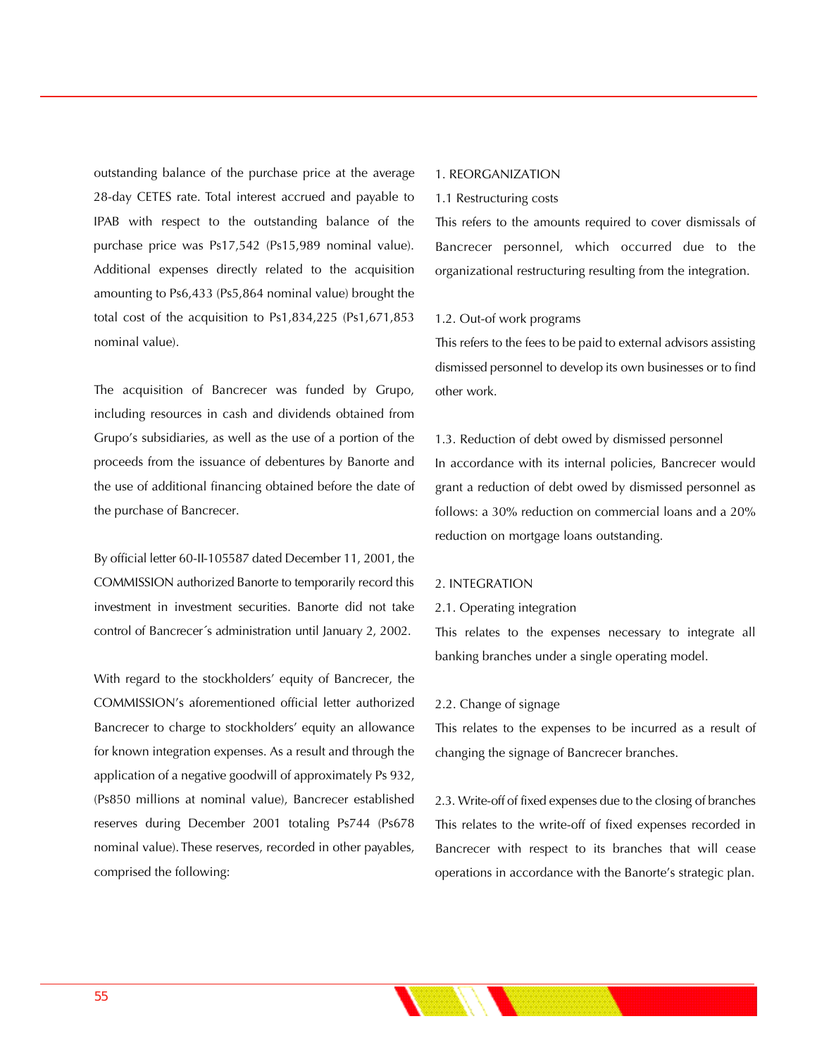outstanding balance of the purchase price at the average 28-day CETES rate. Total interest accrued and payable to IPAB with respect to the outstanding balance of the purchase price was Ps17,542 (Ps15,989 nominal value). Additional expenses directly related to the acquisition amounting to Ps6,433 (Ps5,864 nominal value) brought the total cost of the acquisition to Ps1,834,225 (Ps1,671,853 nominal value).

The acquisition of Bancrecer was funded by Grupo, including resources in cash and dividends obtained from Grupo's subsidiaries, as well as the use of a portion of the proceeds from the issuance of debentures by Banorte and the use of additional financing obtained before the date of the purchase of Bancrecer.

By official letter 60-II-105587 dated December 11, 2001, the COMMISSION authorized Banorte to temporarily record this investment in investment securities. Banorte did not take control of Bancrecer´s administration until January 2, 2002.

With regard to the stockholders' equity of Bancrecer, the COMMISSION's aforementioned official letter authorized Bancrecer to charge to stockholders' equity an allowance for known integration expenses. As a result and through the application of a negative goodwill of approximately Ps 932, (Ps850 millions at nominal value), Bancrecer established reserves during December 2001 totaling Ps744 (Ps678 nominal value). These reserves, recorded in other payables, comprised the following:

1. REORGANIZATION

1.1 Restructuring costs

This refers to the amounts required to cover dismissals of Bancrecer personnel, which occurred due to the organizational restructuring resulting from the integration.

1.2. Out-of work programs

This refers to the fees to be paid to external advisors assisting dismissed personnel to develop its own businesses or to find other work.

1.3. Reduction of debt owed by dismissed personnel

In accordance with its internal policies, Bancrecer would grant a reduction of debt owed by dismissed personnel as follows: a 30% reduction on commercial loans and a 20% reduction on mortgage loans outstanding.

2. INTEGRATION

2.1. Operating integration

This relates to the expenses necessary to integrate all banking branches under a single operating model.

2.2. Change of signage

This relates to the expenses to be incurred as a result of changing the signage of Bancrecer branches.

2.3. Write-off of fixed expenses due to the closing of branches

This relates to the write-off of fixed expenses recorded in Bancrecer with respect to its branches that will cease operations in accordance with the Banorte's strategic plan.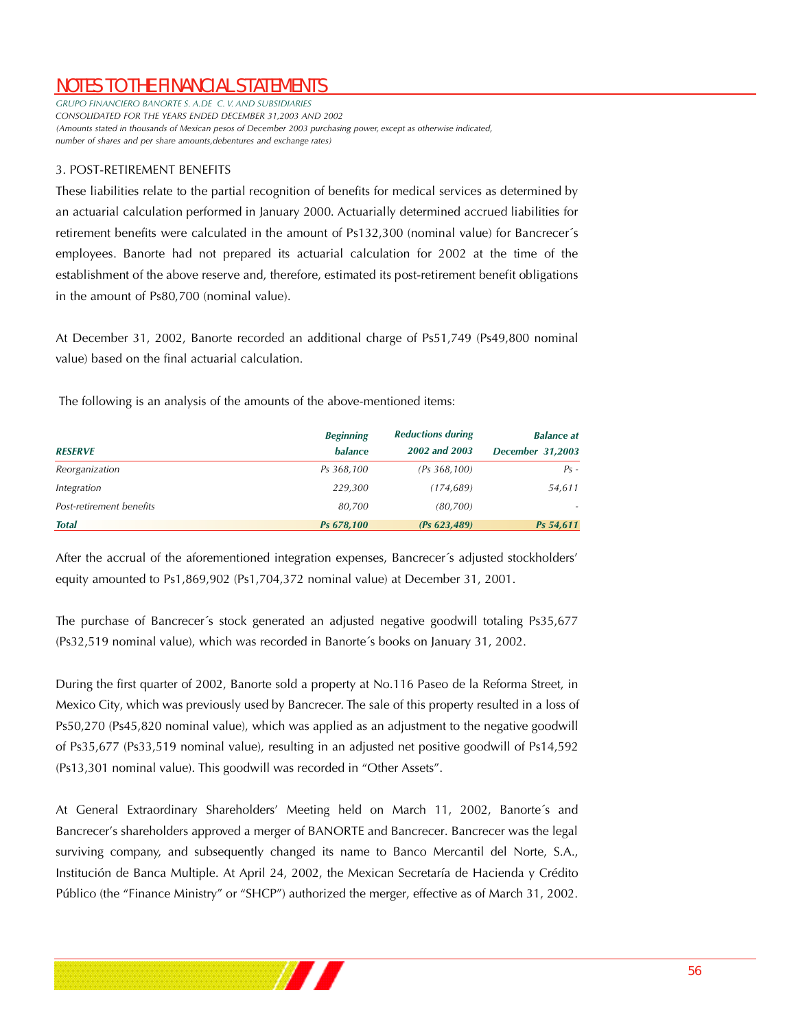# NOTES TO THE FINANCIAL STATEMENTS

*GRUPO FINANCIERO BANORTE S. A.DE C. V. AND SUBSIDIARIES*
*CONSOLIDATED FOR THE YEARS ENDED DECEMBER 31,2003 AND 2002*
*(Amounts stated in thousands of Mexican pesos of December 2003 purchasing power, except as otherwise indicated, number of shares and per share amounts,debentures and exchange rates)*

3. POST-RETIREMENT BENEFITS

These liabilities relate to the partial recognition of benefits for medical services as determined by an actuarial calculation performed in January 2000. Actuarially determined accrued liabilities for retirement benefits were calculated in the amount of Ps132,300 (nominal value) for Bancrecer´s employees. Banorte had not prepared its actuarial calculation for 2002 at the time of the establishment of the above reserve and, therefore, estimated its post-retirement benefit obligations in the amount of Ps80,700 (nominal value).

At December 31, 2002, Banorte recorded an additional charge of Ps51,749 (Ps49,800 nominal value) based on the final actuarial calculation.

The following is an analysis of the amounts of the above-mentioned items:

| ***RESERVE*** | ***Beginning balance*** | ***Reductions during 2002 and 2003*** | ***Balance at December 31,2003*** |
|---|---|---|---|
| *Reorganization* | *Ps 368,100* | *(Ps 368,100)* | *Ps -* |
| *Integration* | *229,300* | *(174,689)* | *54,611* |
| *Post-retirement benefits* | *80,700* | *(80,700)* | *-* |
| ***Total*** | ***Ps 678,100*** | ***(Ps 623,489)*** | ***Ps 54,611*** |

After the accrual of the aforementioned integration expenses, Bancrecer´s adjusted stockholders' equity amounted to Ps1,869,902 (Ps1,704,372 nominal value) at December 31, 2001.

The purchase of Bancrecer´s stock generated an adjusted negative goodwill totaling Ps35,677 (Ps32,519 nominal value), which was recorded in Banorte´s books on January 31, 2002.

During the first quarter of 2002, Banorte sold a property at No.116 Paseo de la Reforma Street, in Mexico City, which was previously used by Bancrecer. The sale of this property resulted in a loss of Ps50,270 (Ps45,820 nominal value), which was applied as an adjustment to the negative goodwill of Ps35,677 (Ps33,519 nominal value), resulting in an adjusted net positive goodwill of Ps14,592 (Ps13,301 nominal value). This goodwill was recorded in "Other Assets".

At General Extraordinary Shareholders' Meeting held on March 11, 2002, Banorte´s and Bancrecer's shareholders approved a merger of BANORTE and Bancrecer. Bancrecer was the legal surviving company, and subsequently changed its name to Banco Mercantil del Norte, S.A., Institución de Banca Multiple. At April 24, 2002, the Mexican Secretaría de Hacienda y Crédito Público (the "Finance Ministry" or "SHCP") authorized the merger, effective as of March 31, 2002.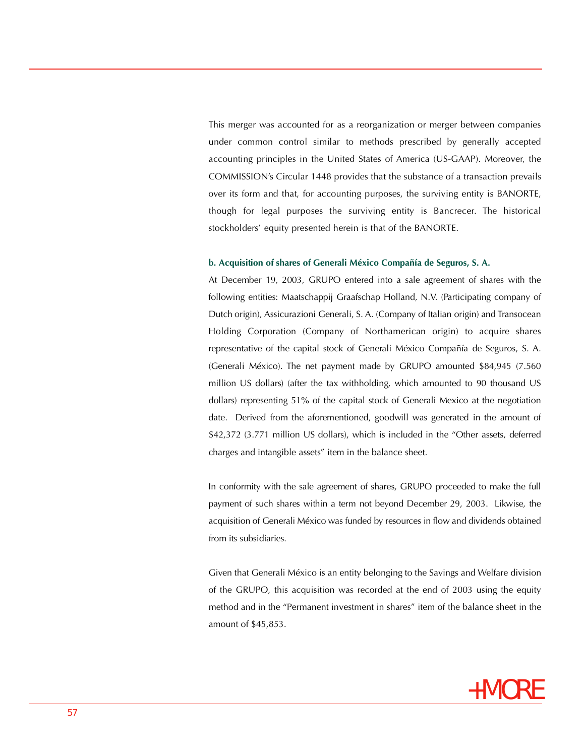This merger was accounted for as a reorganization or merger between companies under common control similar to methods prescribed by generally accepted accounting principles in the United States of America (US-GAAP). Moreover, the COMMISSION's Circular 1448 provides that the substance of a transaction prevails over its form and that, for accounting purposes, the surviving entity is BANORTE, though for legal purposes the surviving entity is Bancrecer. The historical stockholders' equity presented herein is that of the BANORTE.

**b. Acquisition of shares of Generali México Compañía de Seguros, S. A.**

At December 19, 2003, GRUPO entered into a sale agreement of shares with the following entities: Maatschappij Graafschap Holland, N.V. (Participating company of Dutch origin), Assicurazioni Generali, S. A. (Company of Italian origin) and Transocean Holding Corporation (Company of Northamerican origin) to acquire shares representative of the capital stock of Generali México Compañía de Seguros, S. A. (Generali México). The net payment made by GRUPO amounted $84,945 (7.560 million US dollars) (after the tax withholding, which amounted to 90 thousand US dollars) representing 51% of the capital stock of Generali Mexico at the negotiation date. Derived from the aforementioned, goodwill was generated in the amount of $42,372 (3.771 million US dollars), which is included in the "Other assets, deferred charges and intangible assets" item in the balance sheet.

In conformity with the sale agreement of shares, GRUPO proceeded to make the full payment of such shares within a term not beyond December 29, 2003. Likwise, the acquisition of Generali México was funded by resources in flow and dividends obtained from its subsidiaries.

Given that Generali México is an entity belonging to the Savings and Welfare division of the GRUPO, this acquisition was recorded at the end of 2003 using the equity method and in the "Permanent investment in shares" item of the balance sheet in the amount of $45,853.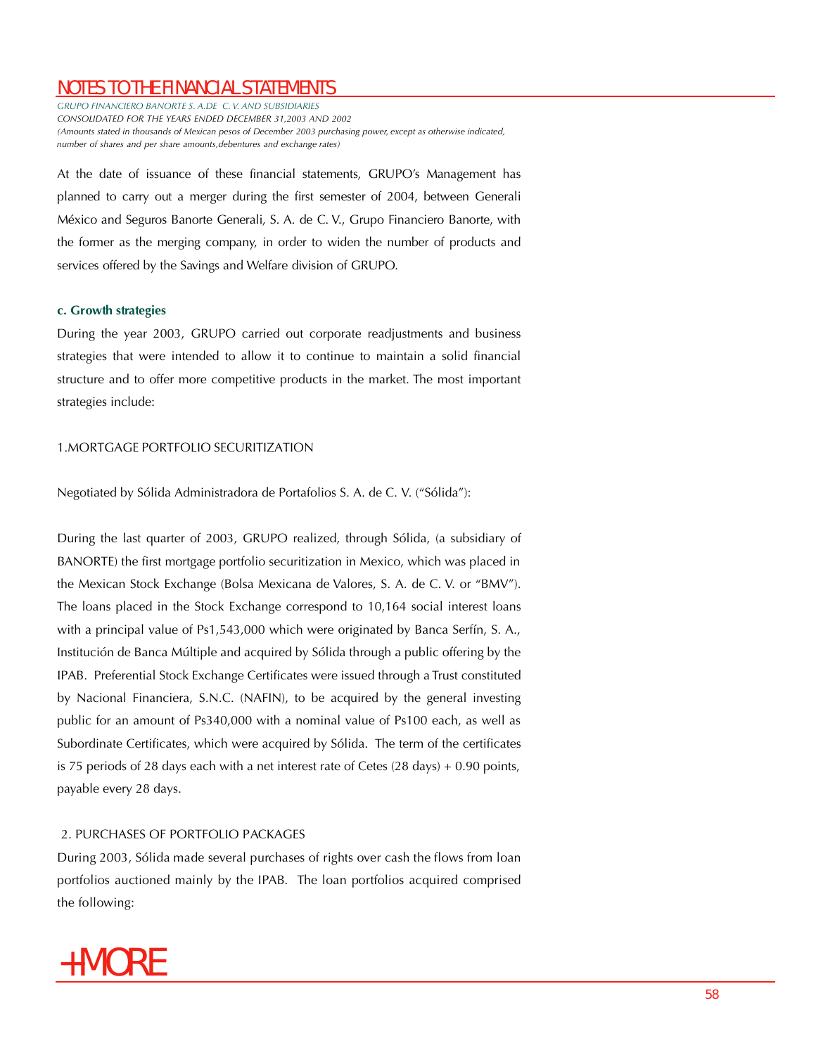At the date of issuance of these financial statements, GRUPO's Management has planned to carry out a merger during the first semester of 2004, between Generali México and Seguros Banorte Generali, S. A. de C. V., Grupo Financiero Banorte, with the former as the merging company, in order to widen the number of products and services offered by the Savings and Welfare division of GRUPO.

**c. Growth strategies**

During the year 2003, GRUPO carried out corporate readjustments and business strategies that were intended to allow it to continue to maintain a solid financial structure and to offer more competitive products in the market. The most important strategies include:

1.MORTGAGE PORTFOLIO SECURITIZATION

Negotiated by Sólida Administradora de Portafolios S. A. de C. V. ("Sólida"):

During the last quarter of 2003, GRUPO realized, through Sólida, (a subsidiary of BANORTE) the first mortgage portfolio securitization in Mexico, which was placed in the Mexican Stock Exchange (Bolsa Mexicana de Valores, S. A. de C. V. or "BMV"). The loans placed in the Stock Exchange correspond to 10,164 social interest loans with a principal value of Ps1,543,000 which were originated by Banca Serfín, S. A., Institución de Banca Múltiple and acquired by Sólida through a public offering by the IPAB. Preferential Stock Exchange Certificates were issued through a Trust constituted by Nacional Financiera, S.N.C. (NAFIN), to be acquired by the general investing public for an amount of Ps340,000 with a nominal value of Ps100 each, as well as Subordinate Certificates, which were acquired by Sólida. The term of the certificates is 75 periods of 28 days each with a net interest rate of Cetes (28 days) + 0.90 points, payable every 28 days.

2. PURCHASES OF PORTFOLIO PACKAGES

During 2003, Sólida made several purchases of rights over cash the flows from loan portfolios auctioned mainly by the IPAB. The loan portfolios acquired comprised the following: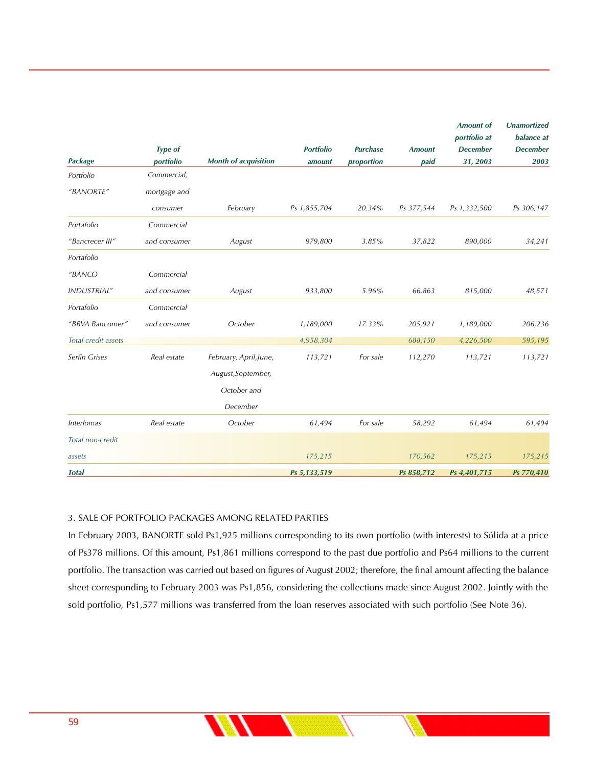| Package | Type of portfolio | Month of acquisition | Portfolio amount | Purchase proportion | Amount paid | Amount of portfolio at December 31, 2003 | Unamortized balance at December 2003 |
|---|---|---|---|---|---|---|---|
| Portfolio "BANORTE" | Commercial, mortgage and consumer | February | Ps 1,855,704 | 20.34% | Ps 377,544 | Ps 1,332,500 | Ps 306,147 |
| Portafolio "Bancrecer III" | Commercial and consumer | August | 979,800 | 3.85% | 37,822 | 890,000 | 34,241 |
| Portafolio "BANCO INDUSTRIAL" | Commercial and consumer | August | 933,800 | 5.96% | 66,863 | 815,000 | 48,571 |
| Portafolio "BBVA Bancomer" | Commercial and consumer | October | 1,189,000 | 17.33% | 205,921 | 1,189,000 | 206,236 |
| Total credit assets | | | 4,958,304 | | 688,150 | 4,226,500 | 595,195 |
| Serfin Grises | Real estate | February, April, June, August, September, October and December | 113,721 | For sale | 112,270 | 113,721 | 113,721 |
| Interlomas | Real estate | October | 61,494 | For sale | 58,292 | 61,494 | 61,494 |
| Total non-credit assets | | | 175,215 | | 170,562 | 175,215 | 175,215 |
| **Total** | | | **Ps 5,133,519** | | **Ps 858,712** | **Ps 4,401,715** | **Ps 770,410** |

3. SALE OF PORTFOLIO PACKAGES AMONG RELATED PARTIES

In February 2003, BANORTE sold Ps1,925 millions corresponding to its own portfolio (with interests) to Sólida at a price of Ps378 millions. Of this amount, Ps1,861 millions correspond to the past due portfolio and Ps64 millions to the current portfolio. The transaction was carried out based on figures of August 2002; therefore, the final amount affecting the balance sheet corresponding to February 2003 was Ps1,856, considering the collections made since August 2002. Jointly with the sold portfolio, Ps1,577 millions was transferred from the loan reserves associated with such portfolio (See Note 36).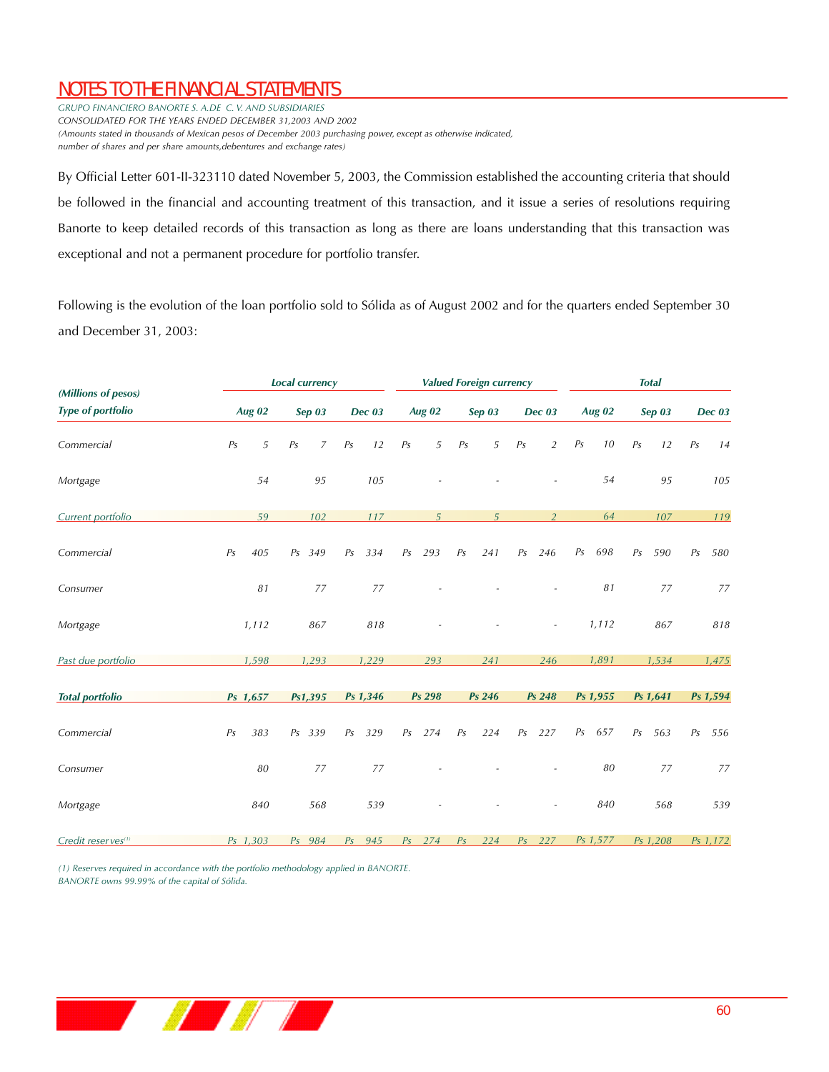# NOTES TO THE FINANCIAL STATEMENTS

*GRUPO FINANCIERO BANORTE S. A.DE C. V. AND SUBSIDIARIES*
*CONSOLIDATED FOR THE YEARS ENDED DECEMBER 31,2003 AND 2002*
*(Amounts stated in thousands of Mexican pesos of December 2003 purchasing power, except as otherwise indicated, number of shares and per share amounts,debentures and exchange rates)*

By Official Letter 601-II-323110 dated November 5, 2003, the Commission established the accounting criteria that should be followed in the financial and accounting treatment of this transaction, and it issue a series of resolutions requiring Banorte to keep detailed records of this transaction as long as there are loans understanding that this transaction was exceptional and not a permanent procedure for portfolio transfer.

Following is the evolution of the loan portfolio sold to Sólida as of August 2002 and for the quarters ended September 30 and December 31, 2003:

| (Millions of pesos) | Local currency | | | Valued Foreign currency | | | Total | | |
|---|---|---|---|---|---|---|---|---|---|
| Type of portfolio | Aug 02 | Sep 03 | Dec 03 | Aug 02 | Sep 03 | Dec 03 | Aug 02 | Sep 03 | Dec 03 |
| Commercial | Ps 5 | Ps 7 | Ps 12 | Ps 5 | Ps 5 | Ps 2 | Ps 10 | Ps 12 | Ps 14 |
| Mortgage | 54 | 95 | 105 | - | - | - | 54 | 95 | 105 |
| Current portfolio | 59 | 102 | 117 | 5 | 5 | 2 | 64 | 107 | 119 |
| Commercial | Ps 405 | Ps 349 | Ps 334 | Ps 293 | Ps 241 | Ps 246 | Ps 698 | Ps 590 | Ps 580 |
| Consumer | 81 | 77 | 77 | - | - | - | 81 | 77 | 77 |
| Mortgage | 1,112 | 867 | 818 | - | - | - | 1,112 | 867 | 818 |
| Past due portfolio | 1,598 | 1,293 | 1,229 | 293 | 241 | 246 | 1,891 | 1,534 | 1,475 |
| **Total portfolio** | **Ps 1,657** | **Ps1,395** | **Ps 1,346** | **Ps 298** | **Ps 246** | **Ps 248** | **Ps 1,955** | **Ps 1,641** | **Ps 1,594** |
| Commercial | Ps 383 | Ps 339 | Ps 329 | Ps 274 | Ps 224 | Ps 227 | Ps 657 | Ps 563 | Ps 556 |
| Consumer | 80 | 77 | 77 | - | - | - | 80 | 77 | 77 |
| Mortgage | 840 | 568 | 539 | - | - | - | 840 | 568 | 539 |
| Credit reserves[1] | Ps 1,303 | Ps 984 | Ps 945 | Ps 274 | Ps 224 | Ps 227 | Ps 1,577 | Ps 1,208 | Ps 1,172 |

*(1) Reserves required in accordance with the portfolio methodology applied in BANORTE.*
*BANORTE owns 99.99% of the capital of Sólida.*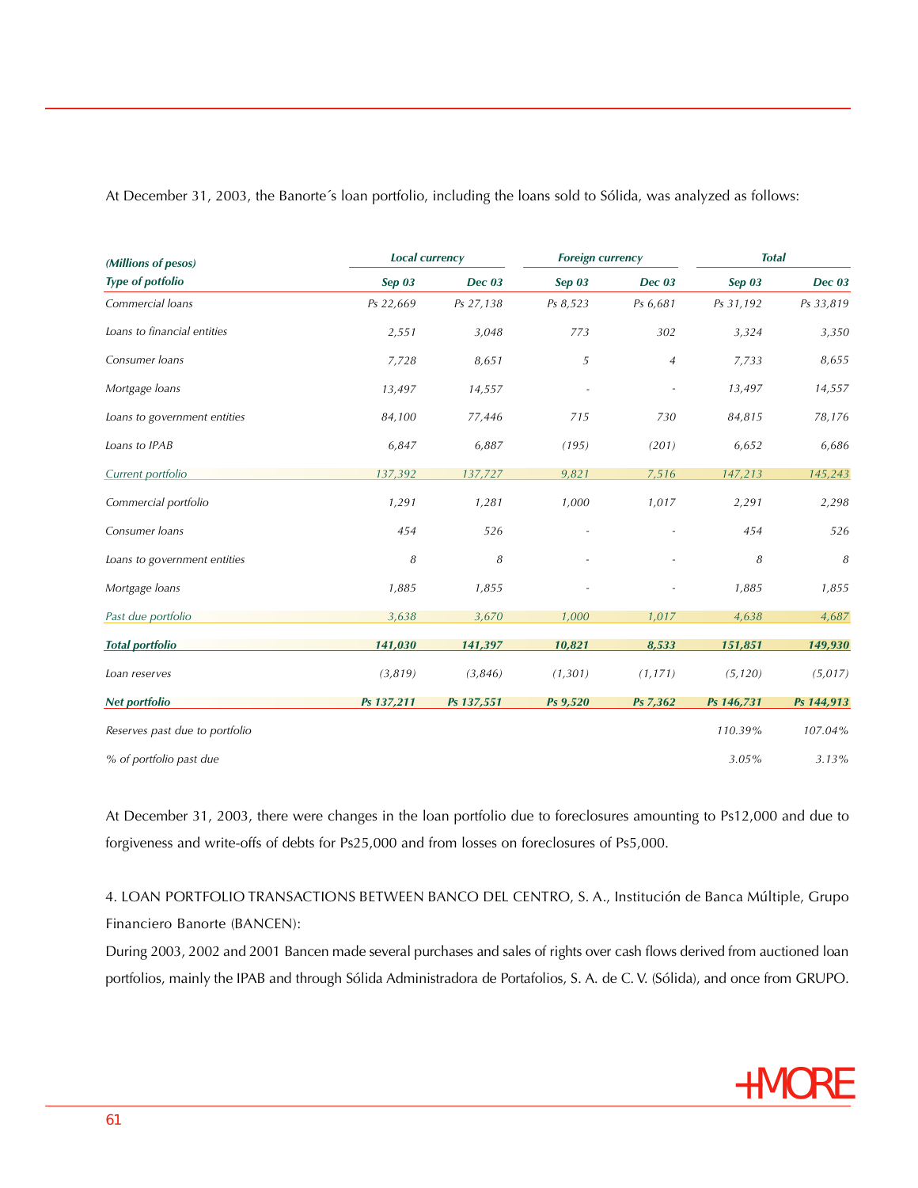At December 31, 2003, the Banorte´s loan portfolio, including the loans sold to Sólida, was analyzed as follows:

| *(Millions of pesos)* | *Local currency* | | *Foreign currency* | | *Total* | |
|---|---|---|---|---|---|---|
| ***Type of potfolio*** | ***Sep 03*** | ***Dec 03*** | ***Sep 03*** | ***Dec 03*** | ***Sep 03*** | ***Dec 03*** |
| *Commercial loans* | *Ps 22,669* | *Ps 27,138* | *Ps 8,523* | *Ps 6,681* | *Ps 31,192* | *Ps 33,819* |
| *Loans to financial entities* | *2,551* | *3,048* | *773* | *302* | *3,324* | *3,350* |
| *Consumer loans* | *7,728* | *8,651* | *5* | *4* | *7,733* | *8,655* |
| *Mortgage loans* | *13,497* | *14,557* | *-* | *-* | *13,497* | *14,557* |
| *Loans to government entities* | *84,100* | *77,446* | *715* | *730* | *84,815* | *78,176* |
| *Loans to IPAB* | *6,847* | *6,887* | *(195)* | *(201)* | *6,652* | *6,686* |
| *Current portfolio* | *137,392* | *137,727* | *9,821* | *7,516* | *147,213* | *145,243* |
| *Commercial portfolio* | *1,291* | *1,281* | *1,000* | *1,017* | *2,291* | *2,298* |
| *Consumer loans* | *454* | *526* | *-* | *-* | *454* | *526* |
| *Loans to government entities* | *8* | *8* | *-* | *-* | *8* | *8* |
| *Mortgage loans* | *1,885* | *1,855* | *-* | *-* | *1,885* | *1,855* |
| *Past due portfolio* | *3,638* | *3,670* | *1,000* | *1,017* | *4,638* | *4,687* |
| ***Total portfolio*** | ***141,030*** | ***141,397*** | ***10,821*** | ***8,533*** | ***151,851*** | ***149,930*** |
| *Loan reserves* | *(3,819)* | *(3,846)* | *(1,301)* | *(1,171)* | *(5,120)* | *(5,017)* |
| ***Net portfolio*** | ***Ps 137,211*** | ***Ps 137,551*** | ***Ps 9,520*** | ***Ps 7,362*** | ***Ps 146,731*** | ***Ps 144,913*** |
| *Reserves past due to portfolio* | | | | | *110.39%* | *107.04%* |
| *% of portfolio past due* | | | | | *3.05%* | *3.13%* |

At December 31, 2003, there were changes in the loan portfolio due to foreclosures amounting to Ps12,000 and due to forgiveness and write-offs of debts for Ps25,000 and from losses on foreclosures of Ps5,000.

4. LOAN PORTFOLIO TRANSACTIONS BETWEEN BANCO DEL CENTRO, S. A., Institución de Banca Múltiple, Grupo Financiero Banorte (BANCEN):

During 2003, 2002 and 2001 Bancen made several purchases and sales of rights over cash flows derived from auctioned loan portfolios, mainly the IPAB and through Sólida Administradora de Portafolios, S. A. de C. V. (Sólida), and once from GRUPO.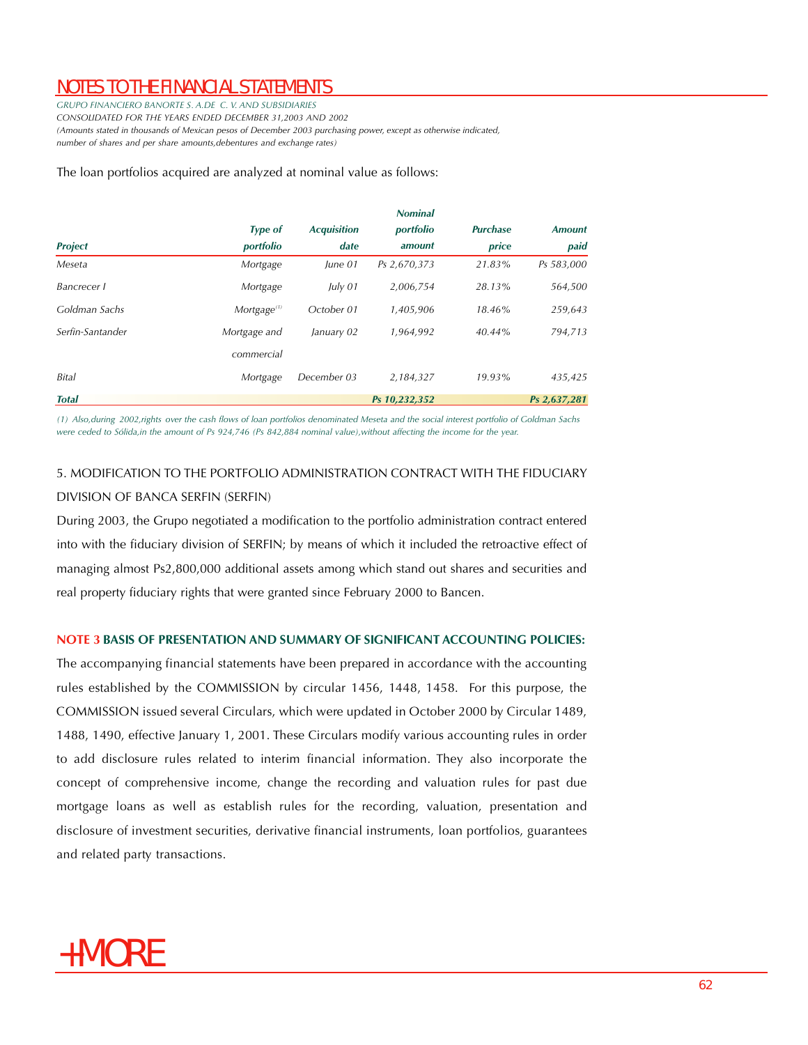# NOTES TO THE FINANCIAL STATEMENTS

*GRUPO FINANCIERO BANORTE S. A.DE C. V. AND SUBSIDIARIES*
*CONSOLIDATED FOR THE YEARS ENDED DECEMBER 31,2003 AND 2002*
*(Amounts stated in thousands of Mexican pesos of December 2003 purchasing power, except as otherwise indicated, number of shares and per share amounts,debentures and exchange rates)*

The loan portfolios acquired are analyzed at nominal value as follows:

| Project | Type of portfolio | Acquisition date | Nominal portfolio amount | Purchase price | Amount paid |
|---|---|---|---|---|---|
| Meseta | Mortgage | June 01 | Ps 2,670,373 | 21.83% | Ps 583,000 |
| Bancrecer I | Mortgage | July 01 | 2,006,754 | 28.13% | 564,500 |
| Goldman Sachs | Mortgage(1) | October 01 | 1,405,906 | 18.46% | 259,643 |
| Serfin-Santander | Mortgage and commercial | January 02 | 1,964,992 | 40.44% | 794,713 |
| Bital | Mortgage | December 03 | 2,184,327 | 19.93% | 435,425 |
| **Total** | | | **Ps 10,232,352** | | **Ps 2,637,281** |

*(1) Also,during 2002,rights over the cash flows of loan portfolios denominated Meseta and the social interest portfolio of Goldman Sachs were ceded to Sólida,in the amount of Ps 924,746 (Ps 842,884 nominal value),without affecting the income for the year.*

5. MODIFICATION TO THE PORTFOLIO ADMINISTRATION CONTRACT WITH THE FIDUCIARY DIVISION OF BANCA SERFIN (SERFIN)

During 2003, the Grupo negotiated a modification to the portfolio administration contract entered into with the fiduciary division of SERFIN; by means of which it included the retroactive effect of managing almost Ps2,800,000 additional assets among which stand out shares and securities and real property fiduciary rights that were granted since February 2000 to Bancen.

## NOTE 3 BASIS OF PRESENTATION AND SUMMARY OF SIGNIFICANT ACCOUNTING POLICIES:

The accompanying financial statements have been prepared in accordance with the accounting rules established by the COMMISSION by circular 1456, 1448, 1458. For this purpose, the COMMISSION issued several Circulars, which were updated in October 2000 by Circular 1489, 1488, 1490, effective January 1, 2001. These Circulars modify various accounting rules in order to add disclosure rules related to interim financial information. They also incorporate the concept of comprehensive income, change the recording and valuation rules for past due mortgage loans as well as establish rules for the recording, valuation, presentation and disclosure of investment securities, derivative financial instruments, loan portfolios, guarantees and related party transactions.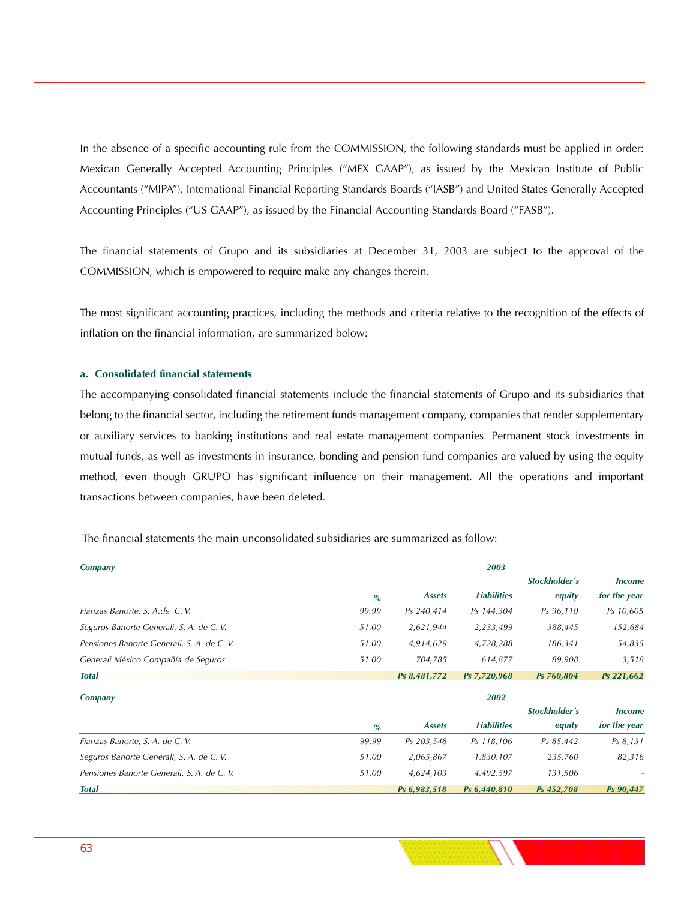In the absence of a specific accounting rule from the COMMISSION, the following standards must be applied in order: Mexican Generally Accepted Accounting Principles ("MEX GAAP"), as issued by the Mexican Institute of Public Accountants ("MIPA"), International Financial Reporting Standards Boards ("IASB") and United States Generally Accepted Accounting Principles ("US GAAP"), as issued by the Financial Accounting Standards Board ("FASB").

The financial statements of Grupo and its subsidiaries at December 31, 2003 are subject to the approval of the COMMISSION, which is empowered to require make any changes therein.

The most significant accounting practices, including the methods and criteria relative to the recognition of the effects of inflation on the financial information, are summarized below:

**a. Consolidated financial statements**

The accompanying consolidated financial statements include the financial statements of Grupo and its subsidiaries that belong to the financial sector, including the retirement funds management company, companies that render supplementary or auxiliary services to banking institutions and real estate management companies. Permanent stock investments in mutual funds, as well as investments in insurance, bonding and pension fund companies are valued by using the equity method, even though GRUPO has significant influence on their management. All the operations and important transactions between companies, have been deleted.

The financial statements the main unconsolidated subsidiaries are summarized as follow:

| *Company* | 2003 | | | | |
|---|---|---|---|---|---|
| | *%* | *Assets* | *Liabilities* | *Stockholder´s equity* | *Income for the year* |
| *Fianzas Banorte, S. A.de C. V.* | *99.99* | *Ps 240,414* | *Ps 144,304* | *Ps 96,110* | *Ps 10,605* |
| *Seguros Banorte Generali, S. A. de C. V.* | *51.00* | *2,621,944* | *2,233,499* | *388,445* | *152,684* |
| *Pensiones Banorte Generali, S. A. de C. V.* | *51.00* | *4,914,629* | *4,728,288* | *186,341* | *54,835* |
| *Generali México Compañía de Seguros* | *51.00* | *704,785* | *614,877* | *89,908* | *3,518* |
| ***Total*** | | ***Ps 8,481,772*** | ***Ps 7,720,968*** | ***Ps 760,804*** | ***Ps 221,662*** |

| *Company* | 2002 | | | | |
|---|---|---|---|---|---|
| | *%* | *Assets* | *Liabilities* | *Stockholder´s equity* | *Income for the year* |
| *Fianzas Banorte, S. A. de C. V.* | *99.99* | *Ps 203,548* | *Ps 118,106* | *Ps 85,442* | *Ps 8,131* |
| *Seguros Banorte Generali, S. A. de C. V.* | *51.00* | *2,065,867* | *1,830,107* | *235,760* | *82,316* |
| *Pensiones Banorte Generali, S. A. de C. V.* | *51.00* | *4,624,103* | *4,492,597* | *131,506* | - |
| ***Total*** | | ***Ps 6,983,518*** | ***Ps 6,440,810*** | ***Ps 452,708*** | ***Ps 90,447*** |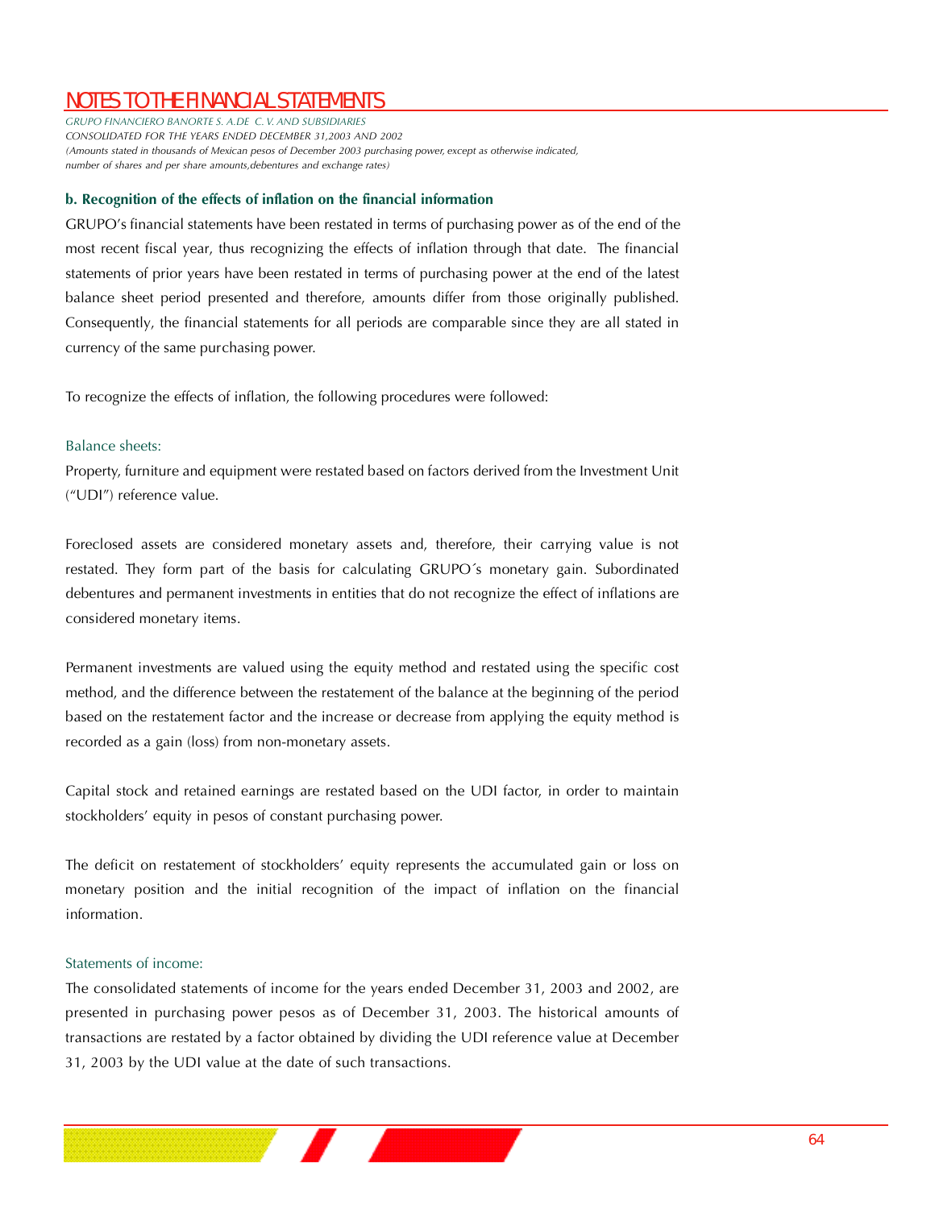# NOTES TO THE FINANCIAL STATEMENTS

*GRUPO FINANCIERO BANORTE S. A.DE C. V. AND SUBSIDIARIES*
*CONSOLIDATED FOR THE YEARS ENDED DECEMBER 31,2003 AND 2002*
*(Amounts stated in thousands of Mexican pesos of December 2003 purchasing power, except as otherwise indicated, number of shares and per share amounts,debentures and exchange rates)*

**b. Recognition of the effects of inflation on the financial information**

GRUPO's financial statements have been restated in terms of purchasing power as of the end of the most recent fiscal year, thus recognizing the effects of inflation through that date. The financial statements of prior years have been restated in terms of purchasing power at the end of the latest balance sheet period presented and therefore, amounts differ from those originally published. Consequently, the financial statements for all periods are comparable since they are all stated in currency of the same purchasing power.

To recognize the effects of inflation, the following procedures were followed:

Balance sheets:

Property, furniture and equipment were restated based on factors derived from the Investment Unit ("UDI") reference value.

Foreclosed assets are considered monetary assets and, therefore, their carrying value is not restated. They form part of the basis for calculating GRUPO´s monetary gain. Subordinated debentures and permanent investments in entities that do not recognize the effect of inflations are considered monetary items.

Permanent investments are valued using the equity method and restated using the specific cost method, and the difference between the restatement of the balance at the beginning of the period based on the restatement factor and the increase or decrease from applying the equity method is recorded as a gain (loss) from non-monetary assets.

Capital stock and retained earnings are restated based on the UDI factor, in order to maintain stockholders' equity in pesos of constant purchasing power.

The deficit on restatement of stockholders' equity represents the accumulated gain or loss on monetary position and the initial recognition of the impact of inflation on the financial information.

Statements of income:

The consolidated statements of income for the years ended December 31, 2003 and 2002, are presented in purchasing power pesos as of December 31, 2003. The historical amounts of transactions are restated by a factor obtained by dividing the UDI reference value at December 31, 2003 by the UDI value at the date of such transactions.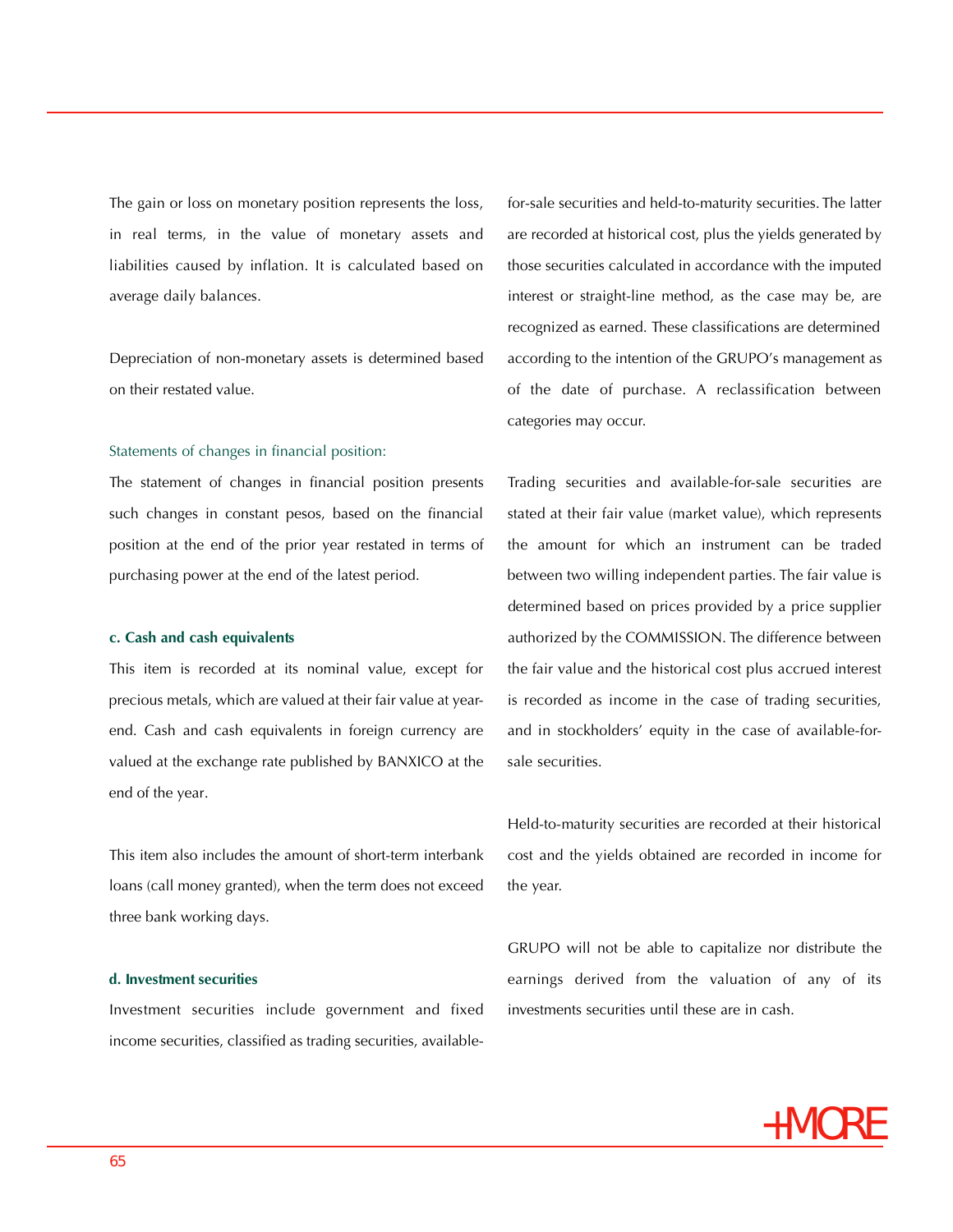The gain or loss on monetary position represents the loss, in real terms, in the value of monetary assets and liabilities caused by inflation. It is calculated based on average daily balances.

Depreciation of non-monetary assets is determined based on their restated value.

Statements of changes in financial position:

The statement of changes in financial position presents such changes in constant pesos, based on the financial position at the end of the prior year restated in terms of purchasing power at the end of the latest period.

**c. Cash and cash equivalents**

This item is recorded at its nominal value, except for precious metals, which are valued at their fair value at year-end. Cash and cash equivalents in foreign currency are valued at the exchange rate published by BANXICO at the end of the year.

This item also includes the amount of short-term interbank loans (call money granted), when the term does not exceed three bank working days.

**d. Investment securities**

Investment securities include government and fixed income securities, classified as trading securities, available-for-sale securities and held-to-maturity securities. The latter are recorded at historical cost, plus the yields generated by those securities calculated in accordance with the imputed interest or straight-line method, as the case may be, are recognized as earned. These classifications are determined according to the intention of the GRUPO's management as of the date of purchase. A reclassification between categories may occur.

Trading securities and available-for-sale securities are stated at their fair value (market value), which represents the amount for which an instrument can be traded between two willing independent parties. The fair value is determined based on prices provided by a price supplier authorized by the COMMISSION. The difference between the fair value and the historical cost plus accrued interest is recorded as income in the case of trading securities, and in stockholders' equity in the case of available-for-sale securities.

Held-to-maturity securities are recorded at their historical cost and the yields obtained are recorded in income for the year.

GRUPO will not be able to capitalize nor distribute the earnings derived from the valuation of any of its investments securities until these are in cash.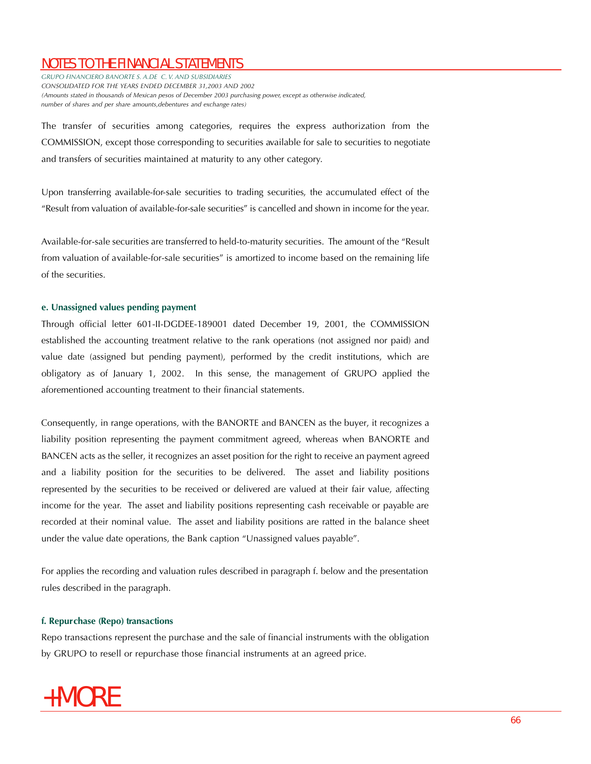The transfer of securities among categories, requires the express authorization from the COMMISSION, except those corresponding to securities available for sale to securities to negotiate and transfers of securities maintained at maturity to any other category.

Upon transferring available-for-sale securities to trading securities, the accumulated effect of the "Result from valuation of available-for-sale securities" is cancelled and shown in income for the year.

Available-for-sale securities are transferred to held-to-maturity securities. The amount of the "Result from valuation of available-for-sale securities" is amortized to income based on the remaining life of the securities.

#### e. Unassigned values pending payment

Through official letter 601-II-DGDEE-189001 dated December 19, 2001, the COMMISSION established the accounting treatment relative to the rank operations (not assigned nor paid) and value date (assigned but pending payment), performed by the credit institutions, which are obligatory as of January 1, 2002. In this sense, the management of GRUPO applied the aforementioned accounting treatment to their financial statements.

Consequently, in range operations, with the BANORTE and BANCEN as the buyer, it recognizes a liability position representing the payment commitment agreed, whereas when BANORTE and BANCEN acts as the seller, it recognizes an asset position for the right to receive an payment agreed and a liability position for the securities to be delivered. The asset and liability positions represented by the securities to be received or delivered are valued at their fair value, affecting income for the year. The asset and liability positions representing cash receivable or payable are recorded at their nominal value. The asset and liability positions are ratted in the balance sheet under the value date operations, the Bank caption "Unassigned values payable".

For applies the recording and valuation rules described in paragraph f. below and the presentation rules described in the paragraph.

#### f. Repurchase (Repo) transactions

Repo transactions represent the purchase and the sale of financial instruments with the obligation by GRUPO to resell or repurchase those financial instruments at an agreed price.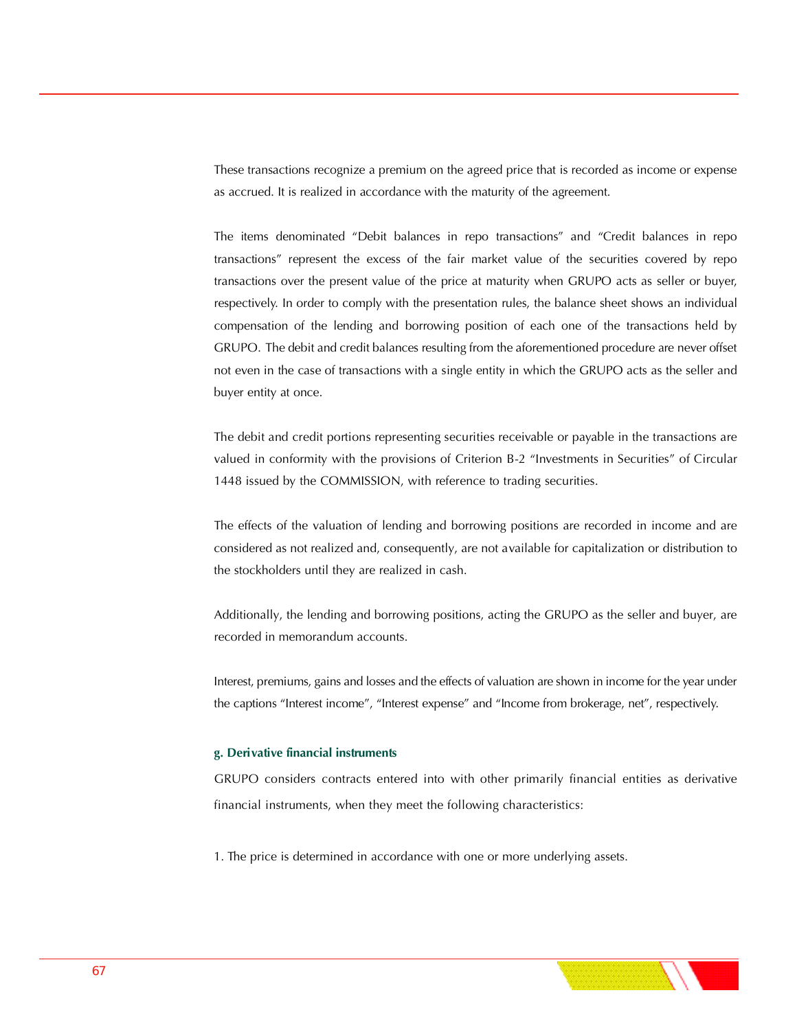These transactions recognize a premium on the agreed price that is recorded as income or expense as accrued. It is realized in accordance with the maturity of the agreement.

The items denominated “Debit balances in repo transactions” and “Credit balances in repo transactions” represent the excess of the fair market value of the securities covered by repo transactions over the present value of the price at maturity when GRUPO acts as seller or buyer, respectively. In order to comply with the presentation rules, the balance sheet shows an individual compensation of the lending and borrowing position of each one of the transactions held by GRUPO. The debit and credit balances resulting from the aforementioned procedure are never offset not even in the case of transactions with a single entity in which the GRUPO acts as the seller and buyer entity at once.

The debit and credit portions representing securities receivable or payable in the transactions are valued in conformity with the provisions of Criterion B-2 “Investments in Securities” of Circular 1448 issued by the COMMISSION, with reference to trading securities.

The effects of the valuation of lending and borrowing positions are recorded in income and are considered as not realized and, consequently, are not available for capitalization or distribution to the stockholders until they are realized in cash.

Additionally, the lending and borrowing positions, acting the GRUPO as the seller and buyer, are recorded in memorandum accounts.

Interest, premiums, gains and losses and the effects of valuation are shown in income for the year under the captions “Interest income”, “Interest expense” and “Income from brokerage, net”, respectively.

**g. Derivative financial instruments**

GRUPO considers contracts entered into with other primarily financial entities as derivative financial instruments, when they meet the following characteristics:

1. The price is determined in accordance with one or more underlying assets.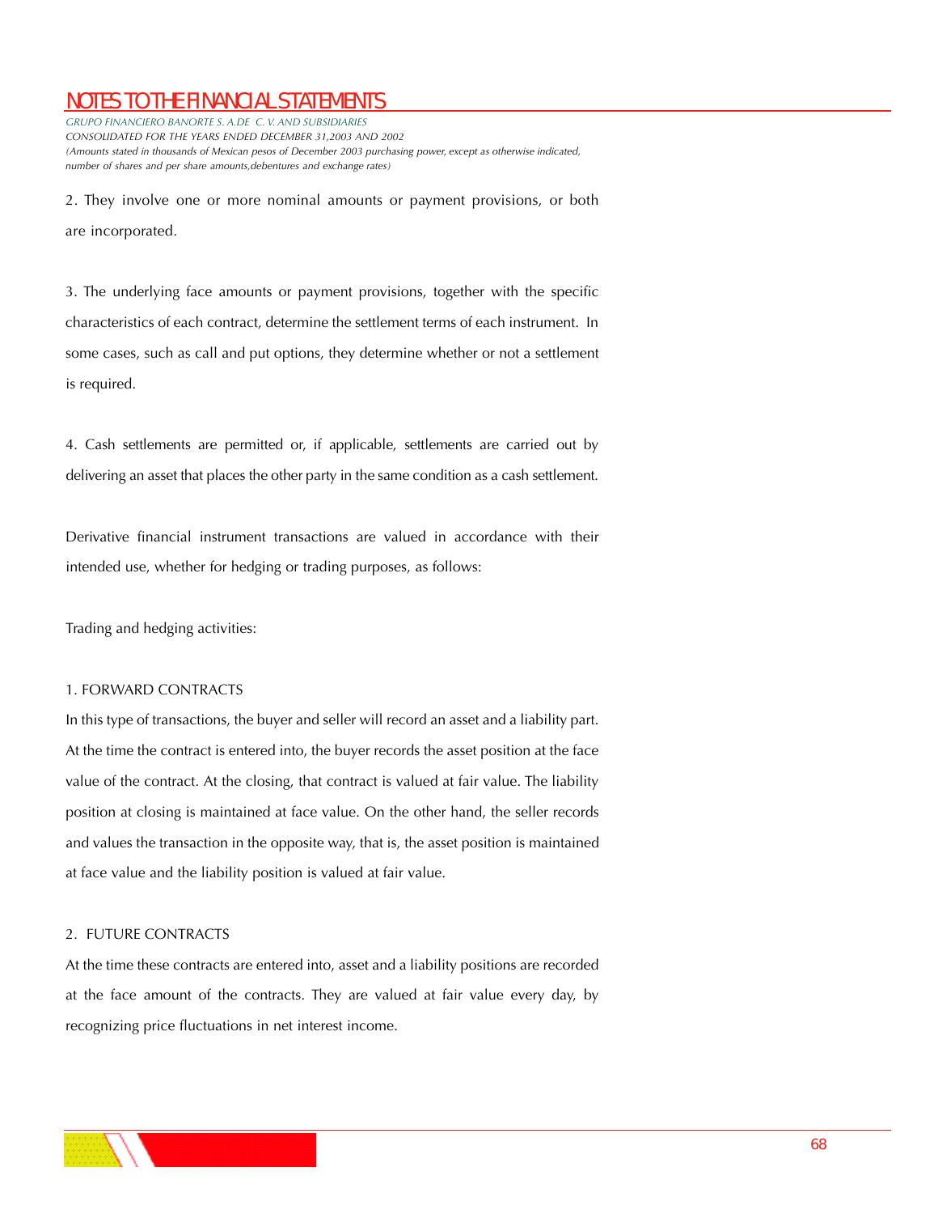2. They involve one or more nominal amounts or payment provisions, or both are incorporated.

3. The underlying face amounts or payment provisions, together with the specific characteristics of each contract, determine the settlement terms of each instrument. In some cases, such as call and put options, they determine whether or not a settlement is required.

4. Cash settlements are permitted or, if applicable, settlements are carried out by delivering an asset that places the other party in the same condition as a cash settlement.

Derivative financial instrument transactions are valued in accordance with their intended use, whether for hedging or trading purposes, as follows:

Trading and hedging activities:

1. FORWARD CONTRACTS

In this type of transactions, the buyer and seller will record an asset and a liability part. At the time the contract is entered into, the buyer records the asset position at the face value of the contract. At the closing, that contract is valued at fair value. The liability position at closing is maintained at face value. On the other hand, the seller records and values the transaction in the opposite way, that is, the asset position is maintained at face value and the liability position is valued at fair value.

2. FUTURE CONTRACTS

At the time these contracts are entered into, asset and a liability positions are recorded at the face amount of the contracts. They are valued at fair value every day, by recognizing price fluctuations in net interest income.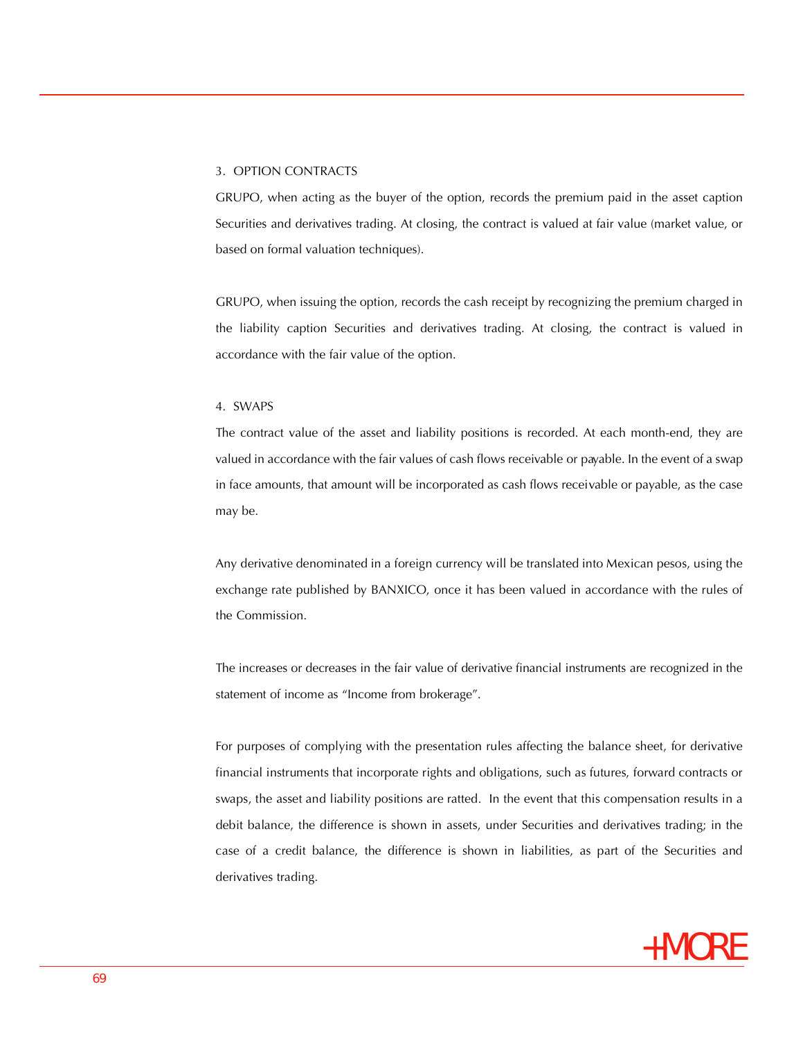3. OPTION CONTRACTS

GRUPO, when acting as the buyer of the option, records the premium paid in the asset caption Securities and derivatives trading. At closing, the contract is valued at fair value (market value, or based on formal valuation techniques).

GRUPO, when issuing the option, records the cash receipt by recognizing the premium charged in the liability caption Securities and derivatives trading. At closing, the contract is valued in accordance with the fair value of the option.

4. SWAPS

The contract value of the asset and liability positions is recorded. At each month-end, they are valued in accordance with the fair values of cash flows receivable or payable. In the event of a swap in face amounts, that amount will be incorporated as cash flows receivable or payable, as the case may be.

Any derivative denominated in a foreign currency will be translated into Mexican pesos, using the exchange rate published by BANXICO, once it has been valued in accordance with the rules of the Commission.

The increases or decreases in the fair value of derivative financial instruments are recognized in the statement of income as "Income from brokerage".

For purposes of complying with the presentation rules affecting the balance sheet, for derivative financial instruments that incorporate rights and obligations, such as futures, forward contracts or swaps, the asset and liability positions are ratted. In the event that this compensation results in a debit balance, the difference is shown in assets, under Securities and derivatives trading; in the case of a credit balance, the difference is shown in liabilities, as part of the Securities and derivatives trading.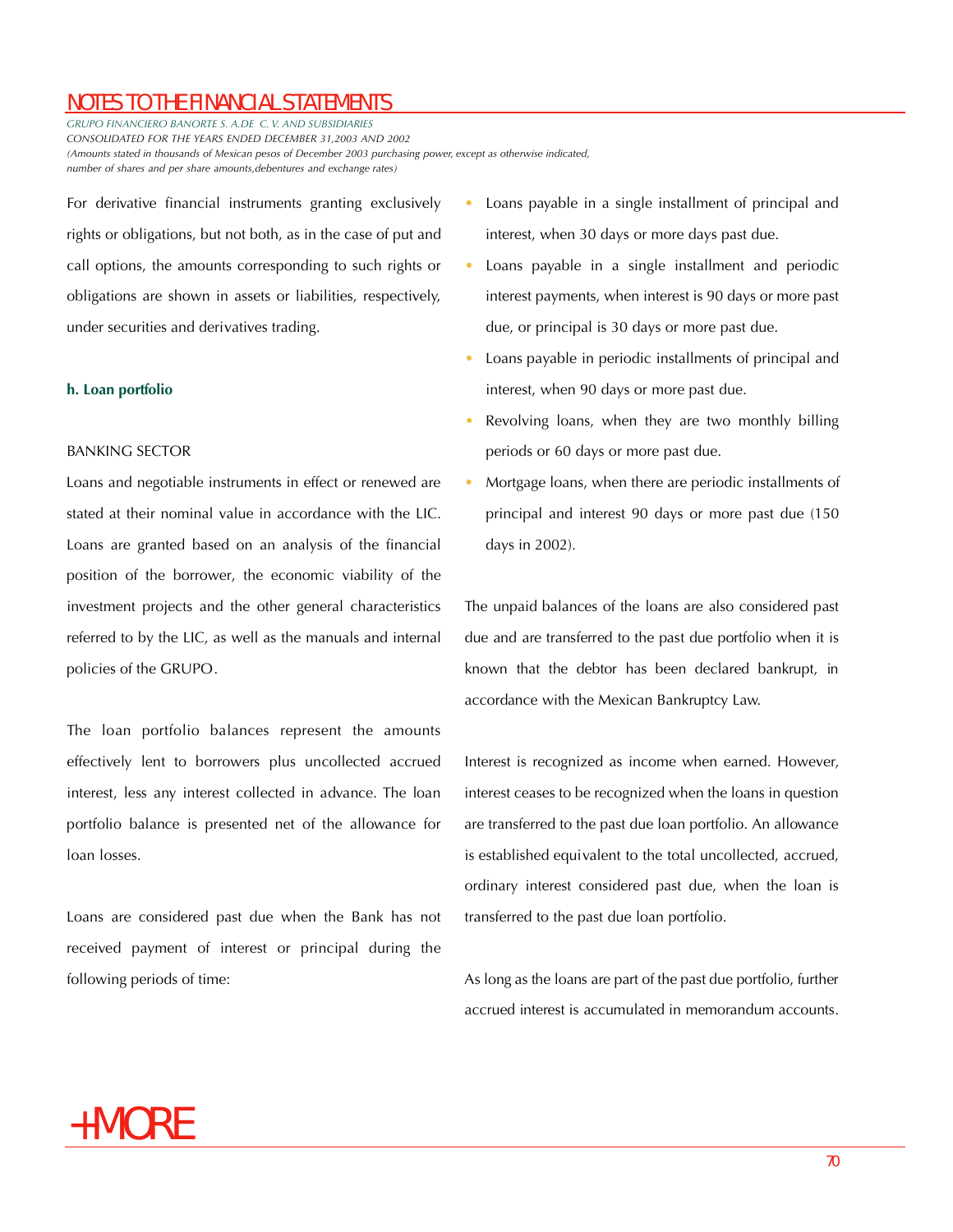For derivative financial instruments granting exclusively rights or obligations, but not both, as in the case of put and call options, the amounts corresponding to such rights or obligations are shown in assets or liabilities, respectively, under securities and derivatives trading.

### h. Loan portfolio

BANKING SECTOR

Loans and negotiable instruments in effect or renewed are stated at their nominal value in accordance with the LIC. Loans are granted based on an analysis of the financial position of the borrower, the economic viability of the investment projects and the other general characteristics referred to by the LIC, as well as the manuals and internal policies of the GRUPO.

The loan portfolio balances represent the amounts effectively lent to borrowers plus uncollected accrued interest, less any interest collected in advance. The loan portfolio balance is presented net of the allowance for loan losses.

Loans are considered past due when the Bank has not received payment of interest or principal during the following periods of time:

- Loans payable in a single installment of principal and interest, when 30 days or more days past due.
- Loans payable in a single installment and periodic interest payments, when interest is 90 days or more past due, or principal is 30 days or more past due.
- Loans payable in periodic installments of principal and interest, when 90 days or more past due.
- Revolving loans, when they are two monthly billing periods or 60 days or more past due.
- Mortgage loans, when there are periodic installments of principal and interest 90 days or more past due (150 days in 2002).

The unpaid balances of the loans are also considered past due and are transferred to the past due portfolio when it is known that the debtor has been declared bankrupt, in accordance with the Mexican Bankruptcy Law.

Interest is recognized as income when earned. However, interest ceases to be recognized when the loans in question are transferred to the past due loan portfolio. An allowance is established equivalent to the total uncollected, accrued, ordinary interest considered past due, when the loan is transferred to the past due loan portfolio.

As long as the loans are part of the past due portfolio, further accrued interest is accumulated in memorandum accounts.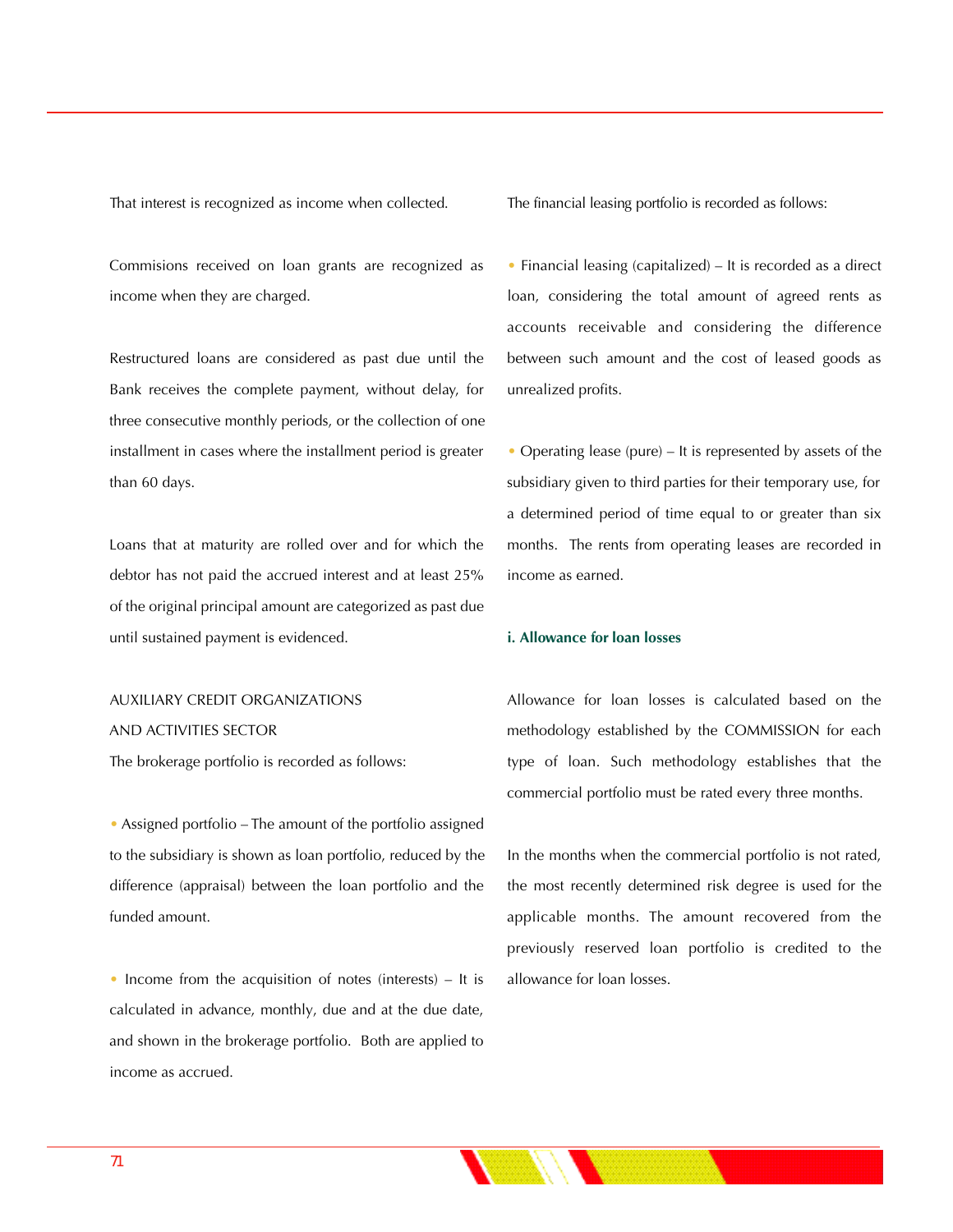That interest is recognized as income when collected.

Commisions received on loan grants are recognized as income when they are charged.

Restructured loans are considered as past due until the Bank receives the complete payment, without delay, for three consecutive monthly periods, or the collection of one installment in cases where the installment period is greater than 60 days.

Loans that at maturity are rolled over and for which the debtor has not paid the accrued interest and at least 25% of the original principal amount are categorized as past due until sustained payment is evidenced.

AUXILIARY CREDIT ORGANIZATIONS AND ACTIVITIES SECTOR

The brokerage portfolio is recorded as follows:

- Assigned portfolio – The amount of the portfolio assigned to the subsidiary is shown as loan portfolio, reduced by the difference (appraisal) between the loan portfolio and the funded amount.

- Income from the acquisition of notes (interests) – It is calculated in advance, monthly, due and at the due date, and shown in the brokerage portfolio. Both are applied to income as accrued.

The financial leasing portfolio is recorded as follows:

- Financial leasing (capitalized) – It is recorded as a direct loan, considering the total amount of agreed rents as accounts receivable and considering the difference between such amount and the cost of leased goods as unrealized profits.

- Operating lease (pure) – It is represented by assets of the subsidiary given to third parties for their temporary use, for a determined period of time equal to or greater than six months. The rents from operating leases are recorded in income as earned.

**i. Allowance for loan losses**

Allowance for loan losses is calculated based on the methodology established by the COMMISSION for each type of loan. Such methodology establishes that the commercial portfolio must be rated every three months.

In the months when the commercial portfolio is not rated, the most recently determined risk degree is used for the applicable months. The amount recovered from the previously reserved loan portfolio is credited to the allowance for loan losses.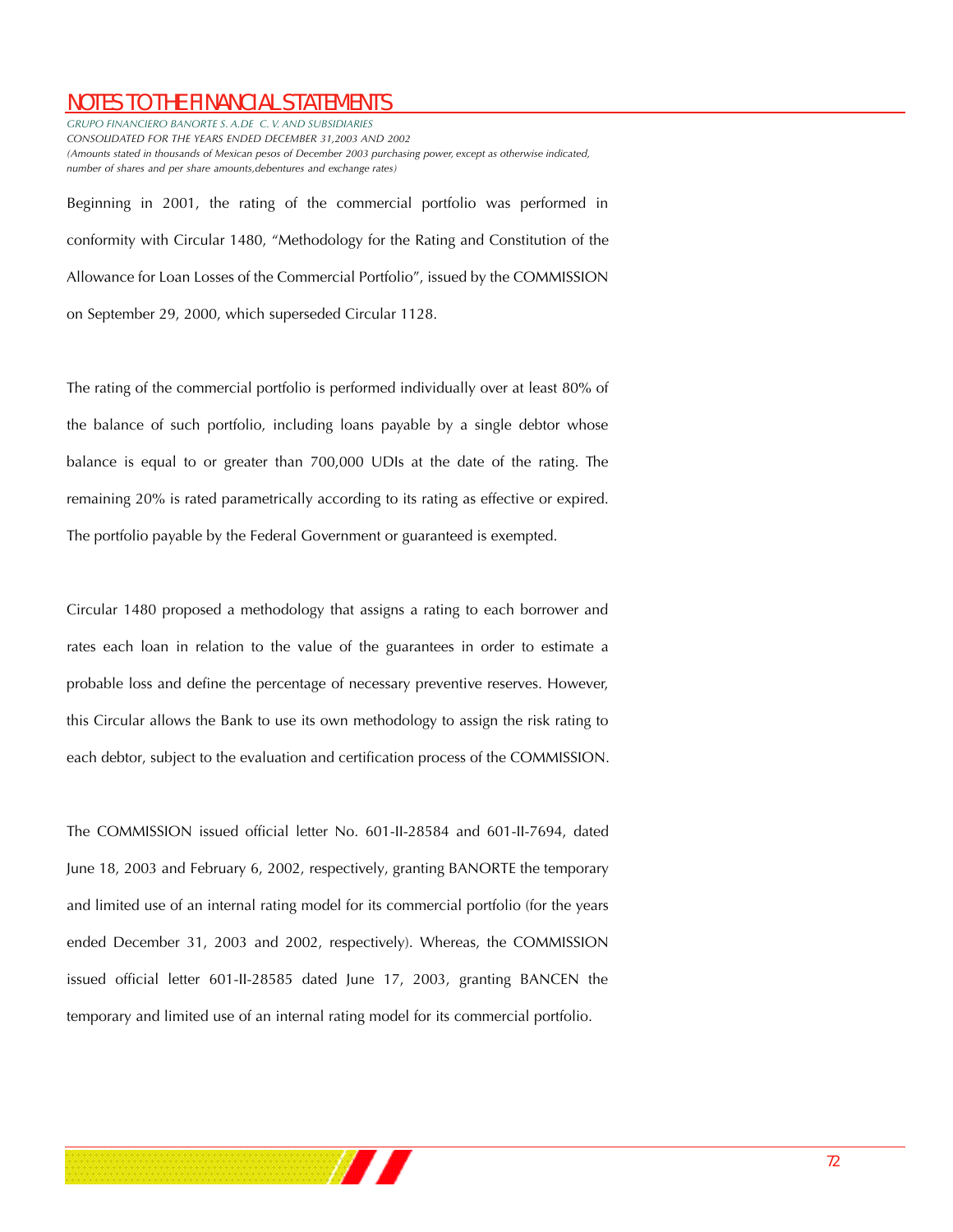Beginning in 2001, the rating of the commercial portfolio was performed in conformity with Circular 1480, "Methodology for the Rating and Constitution of the Allowance for Loan Losses of the Commercial Portfolio", issued by the COMMISSION on September 29, 2000, which superseded Circular 1128.

The rating of the commercial portfolio is performed individually over at least 80% of the balance of such portfolio, including loans payable by a single debtor whose balance is equal to or greater than 700,000 UDIs at the date of the rating. The remaining 20% is rated parametrically according to its rating as effective or expired. The portfolio payable by the Federal Government or guaranteed is exempted.

Circular 1480 proposed a methodology that assigns a rating to each borrower and rates each loan in relation to the value of the guarantees in order to estimate a probable loss and define the percentage of necessary preventive reserves. However, this Circular allows the Bank to use its own methodology to assign the risk rating to each debtor, subject to the evaluation and certification process of the COMMISSION.

The COMMISSION issued official letter No. 601-II-28584 and 601-II-7694, dated June 18, 2003 and February 6, 2002, respectively, granting BANORTE the temporary and limited use of an internal rating model for its commercial portfolio (for the years ended December 31, 2003 and 2002, respectively). Whereas, the COMMISSION issued official letter 601-II-28585 dated June 17, 2003, granting BANCEN the temporary and limited use of an internal rating model for its commercial portfolio.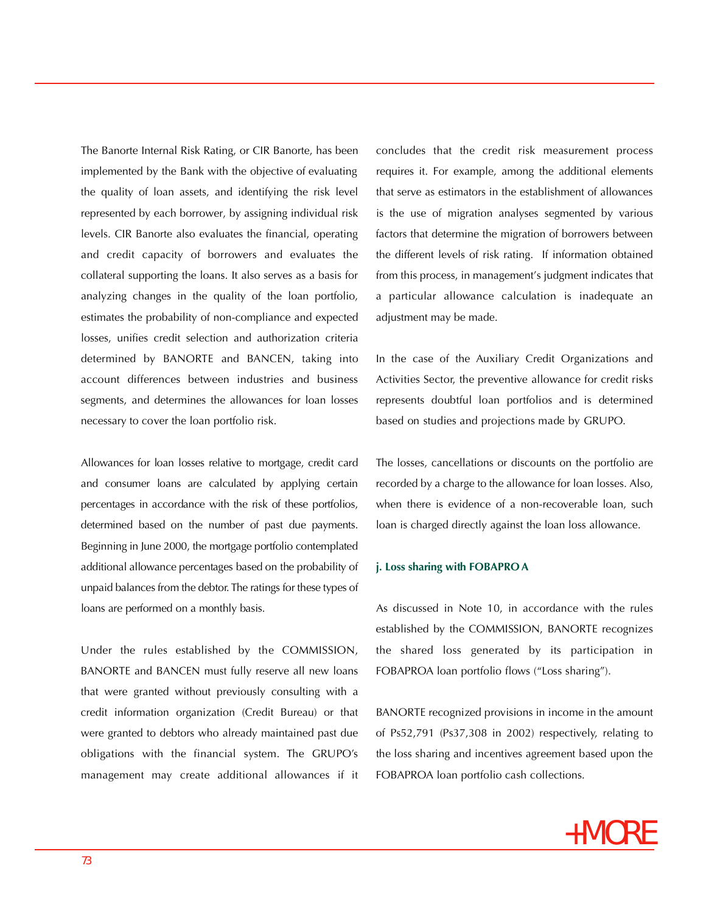The Banorte Internal Risk Rating, or CIR Banorte, has been implemented by the Bank with the objective of evaluating the quality of loan assets, and identifying the risk level represented by each borrower, by assigning individual risk levels. CIR Banorte also evaluates the financial, operating and credit capacity of borrowers and evaluates the collateral supporting the loans. It also serves as a basis for analyzing changes in the quality of the loan portfolio, estimates the probability of non-compliance and expected losses, unifies credit selection and authorization criteria determined by BANORTE and BANCEN, taking into account differences between industries and business segments, and determines the allowances for loan losses necessary to cover the loan portfolio risk.

Allowances for loan losses relative to mortgage, credit card and consumer loans are calculated by applying certain percentages in accordance with the risk of these portfolios, determined based on the number of past due payments. Beginning in June 2000, the mortgage portfolio contemplated additional allowance percentages based on the probability of unpaid balances from the debtor. The ratings for these types of loans are performed on a monthly basis.

Under the rules established by the COMMISSION, BANORTE and BANCEN must fully reserve all new loans that were granted without previously consulting with a credit information organization (Credit Bureau) or that were granted to debtors who already maintained past due obligations with the financial system. The GRUPO's management may create additional allowances if it concludes that the credit risk measurement process requires it. For example, among the additional elements that serve as estimators in the establishment of allowances is the use of migration analyses segmented by various factors that determine the migration of borrowers between the different levels of risk rating. If information obtained from this process, in management's judgment indicates that a particular allowance calculation is inadequate an adjustment may be made.

In the case of the Auxiliary Credit Organizations and Activities Sector, the preventive allowance for credit risks represents doubtful loan portfolios and is determined based on studies and projections made by GRUPO.

The losses, cancellations or discounts on the portfolio are recorded by a charge to the allowance for loan losses. Also, when there is evidence of a non-recoverable loan, such loan is charged directly against the loan loss allowance.

#### j. Loss sharing with FOBAPROA

As discussed in Note 10, in accordance with the rules established by the COMMISSION, BANORTE recognizes the shared loss generated by its participation in FOBAPROA loan portfolio flows ("Loss sharing").

BANORTE recognized provisions in income in the amount of Ps52,791 (Ps37,308 in 2002) respectively, relating to the loss sharing and incentives agreement based upon the FOBAPROA loan portfolio cash collections.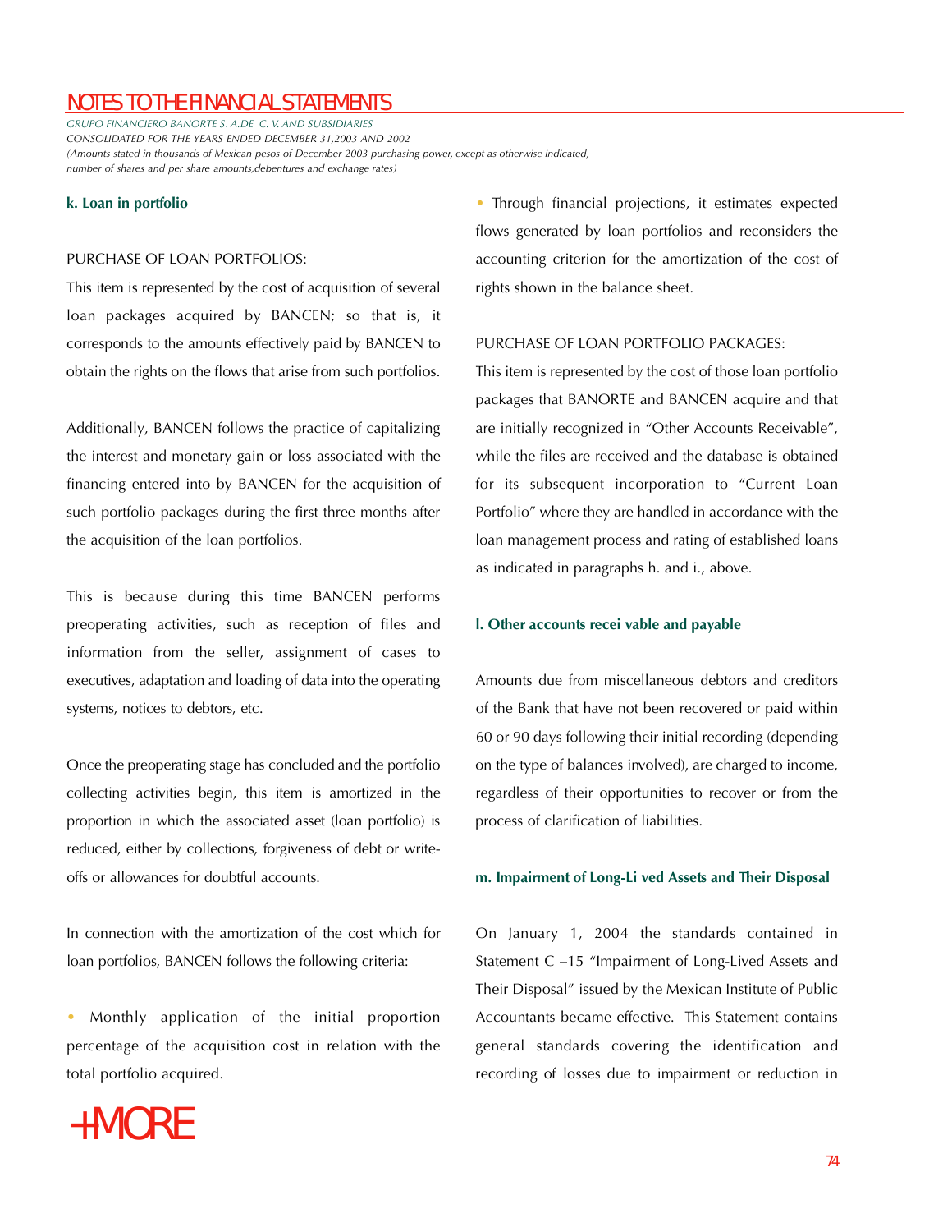### k. Loan in portfolio

PURCHASE OF LOAN PORTFOLIOS:

This item is represented by the cost of acquisition of several loan packages acquired by BANCEN; so that is, it corresponds to the amounts effectively paid by BANCEN to obtain the rights on the flows that arise from such portfolios.

Additionally, BANCEN follows the practice of capitalizing the interest and monetary gain or loss associated with the financing entered into by BANCEN for the acquisition of such portfolio packages during the first three months after the acquisition of the loan portfolios.

This is because during this time BANCEN performs preoperating activities, such as reception of files and information from the seller, assignment of cases to executives, adaptation and loading of data into the operating systems, notices to debtors, etc.

Once the preoperating stage has concluded and the portfolio collecting activities begin, this item is amortized in the proportion in which the associated asset (loan portfolio) is reduced, either by collections, forgiveness of debt or write-offs or allowances for doubtful accounts.

In connection with the amortization of the cost which for loan portfolios, BANCEN follows the following criteria:

- Monthly application of the initial proportion percentage of the acquisition cost in relation with the total portfolio acquired.
- Through financial projections, it estimates expected flows generated by loan portfolios and reconsiders the accounting criterion for the amortization of the cost of rights shown in the balance sheet.

PURCHASE OF LOAN PORTFOLIO PACKAGES:

This item is represented by the cost of those loan portfolio packages that BANORTE and BANCEN acquire and that are initially recognized in "Other Accounts Receivable", while the files are received and the database is obtained for its subsequent incorporation to "Current Loan Portfolio" where they are handled in accordance with the loan management process and rating of established loans as indicated in paragraphs h. and i., above.

### l. Other accounts recei vable and payable

Amounts due from miscellaneous debtors and creditors of the Bank that have not been recovered or paid within 60 or 90 days following their initial recording (depending on the type of balances involved), are charged to income, regardless of their opportunities to recover or from the process of clarification of liabilities.

### m. Impairment of Long-Li ved Assets and Their Disposal

On January 1, 2004 the standards contained in Statement C –15 "Impairment of Long-Lived Assets and Their Disposal" issued by the Mexican Institute of Public Accountants became effective. This Statement contains general standards covering the identification and recording of losses due to impairment or reduction in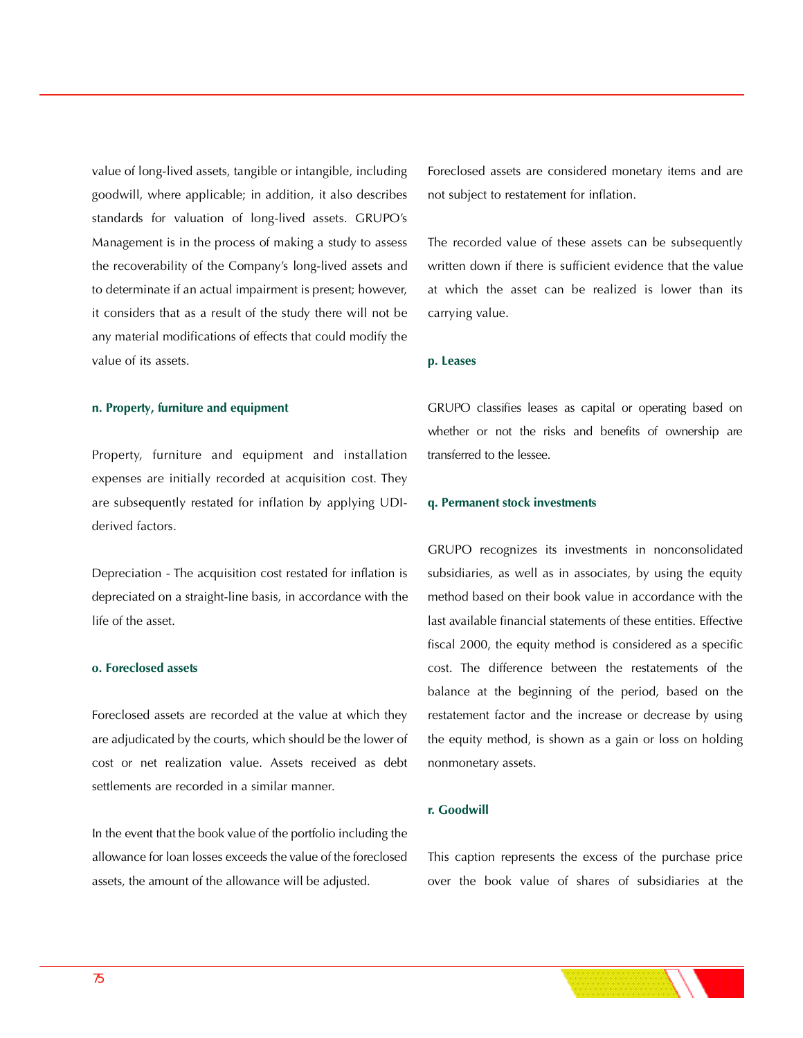value of long-lived assets, tangible or intangible, including goodwill, where applicable; in addition, it also describes standards for valuation of long-lived assets. GRUPO's Management is in the process of making a study to assess the recoverability of the Company's long-lived assets and to determinate if an actual impairment is present; however, it considers that as a result of the study there will not be any material modifications of effects that could modify the value of its assets.

**n. Property, furniture and equipment**

Property, furniture and equipment and installation expenses are initially recorded at acquisition cost. They are subsequently restated for inflation by applying UDI-derived factors.

Depreciation - The acquisition cost restated for inflation is depreciated on a straight-line basis, in accordance with the life of the asset.

**o. Foreclosed assets**

Foreclosed assets are recorded at the value at which they are adjudicated by the courts, which should be the lower of cost or net realization value. Assets received as debt settlements are recorded in a similar manner.

In the event that the book value of the portfolio including the allowance for loan losses exceeds the value of the foreclosed assets, the amount of the allowance will be adjusted.

Foreclosed assets are considered monetary items and are not subject to restatement for inflation.

The recorded value of these assets can be subsequently written down if there is sufficient evidence that the value at which the asset can be realized is lower than its carrying value.

**p. Leases**

GRUPO classifies leases as capital or operating based on whether or not the risks and benefits of ownership are transferred to the lessee.

**q. Permanent stock investments**

GRUPO recognizes its investments in nonconsolidated subsidiaries, as well as in associates, by using the equity method based on their book value in accordance with the last available financial statements of these entities. Effective fiscal 2000, the equity method is considered as a specific cost. The difference between the restatements of the balance at the beginning of the period, based on the restatement factor and the increase or decrease by using the equity method, is shown as a gain or loss on holding nonmonetary assets.

**r. Goodwill**

This caption represents the excess of the purchase price over the book value of shares of subsidiaries at the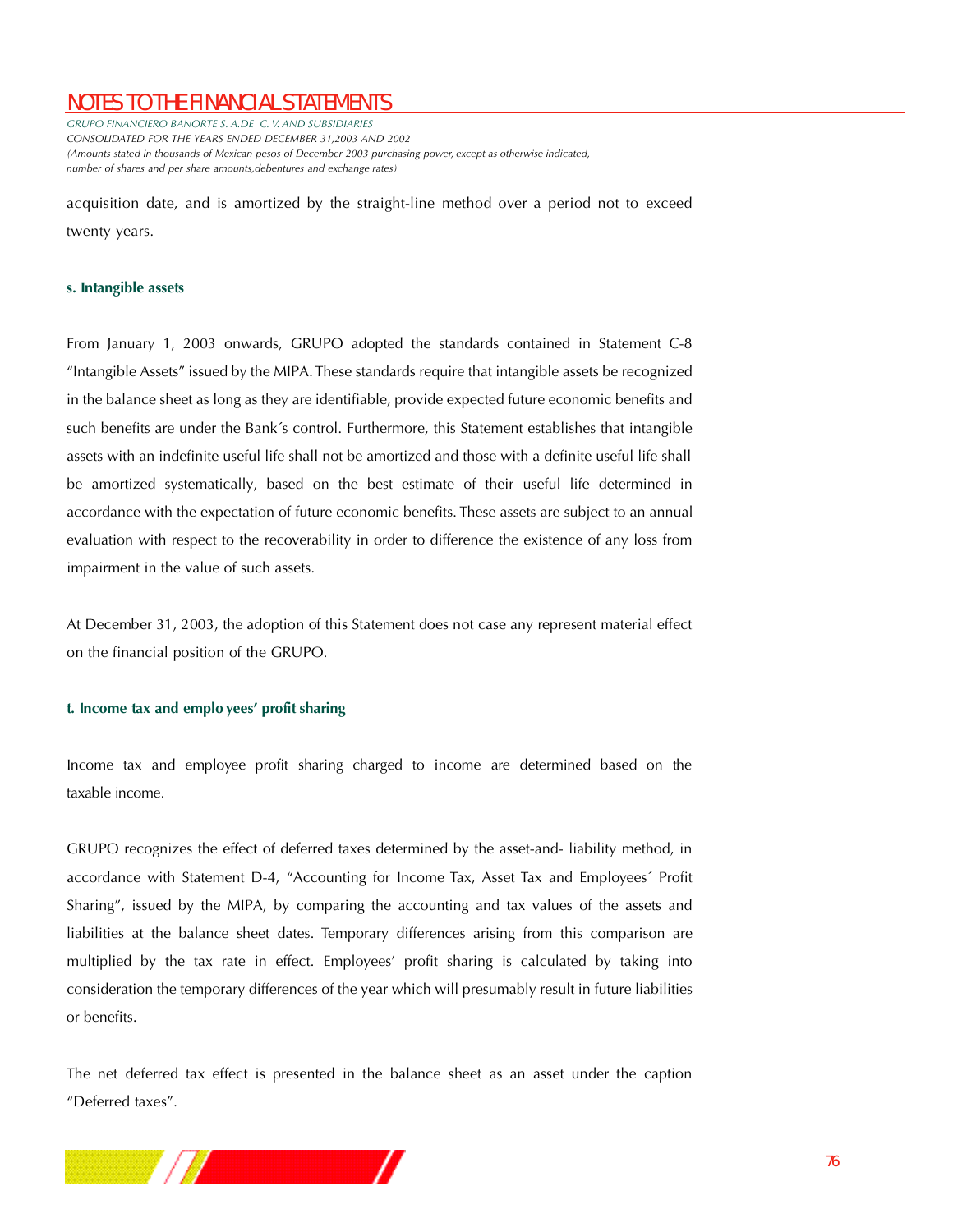acquisition date, and is amortized by the straight-line method over a period not to exceed twenty years.

**s. Intangible assets**

From January 1, 2003 onwards, GRUPO adopted the standards contained in Statement C-8 "Intangible Assets" issued by the MIPA. These standards require that intangible assets be recognized in the balance sheet as long as they are identifiable, provide expected future economic benefits and such benefits are under the Bank´s control. Furthermore, this Statement establishes that intangible assets with an indefinite useful life shall not be amortized and those with a definite useful life shall be amortized systematically, based on the best estimate of their useful life determined in accordance with the expectation of future economic benefits. These assets are subject to an annual evaluation with respect to the recoverability in order to difference the existence of any loss from impairment in the value of such assets.

At December 31, 2003, the adoption of this Statement does not case any represent material effect on the financial position of the GRUPO.

**t. Income tax and emplo yees' profit sharing**

Income tax and employee profit sharing charged to income are determined based on the taxable income.

GRUPO recognizes the effect of deferred taxes determined by the asset-and- liability method, in accordance with Statement D-4, "Accounting for Income Tax, Asset Tax and Employees´ Profit Sharing", issued by the MIPA, by comparing the accounting and tax values of the assets and liabilities at the balance sheet dates. Temporary differences arising from this comparison are multiplied by the tax rate in effect. Employees' profit sharing is calculated by taking into consideration the temporary differences of the year which will presumably result in future liabilities or benefits.

The net deferred tax effect is presented in the balance sheet as an asset under the caption "Deferred taxes".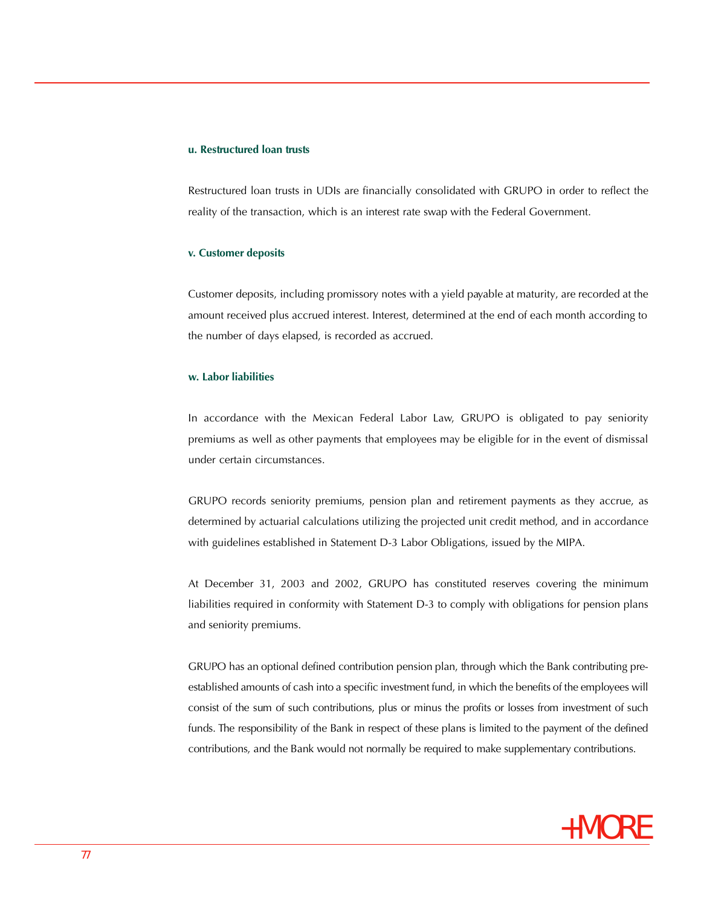**u. Restructured loan trusts**

Restructured loan trusts in UDIs are financially consolidated with GRUPO in order to reflect the reality of the transaction, which is an interest rate swap with the Federal Government.

**v. Customer deposits**

Customer deposits, including promissory notes with a yield payable at maturity, are recorded at the amount received plus accrued interest. Interest, determined at the end of each month according to the number of days elapsed, is recorded as accrued.

**w. Labor liabilities**

In accordance with the Mexican Federal Labor Law, GRUPO is obligated to pay seniority premiums as well as other payments that employees may be eligible for in the event of dismissal under certain circumstances.

GRUPO records seniority premiums, pension plan and retirement payments as they accrue, as determined by actuarial calculations utilizing the projected unit credit method, and in accordance with guidelines established in Statement D-3 Labor Obligations, issued by the MIPA.

At December 31, 2003 and 2002, GRUPO has constituted reserves covering the minimum liabilities required in conformity with Statement D-3 to comply with obligations for pension plans and seniority premiums.

GRUPO has an optional defined contribution pension plan, through which the Bank contributing pre-established amounts of cash into a specific investment fund, in which the benefits of the employees will consist of the sum of such contributions, plus or minus the profits or losses from investment of such funds. The responsibility of the Bank in respect of these plans is limited to the payment of the defined contributions, and the Bank would not normally be required to make supplementary contributions.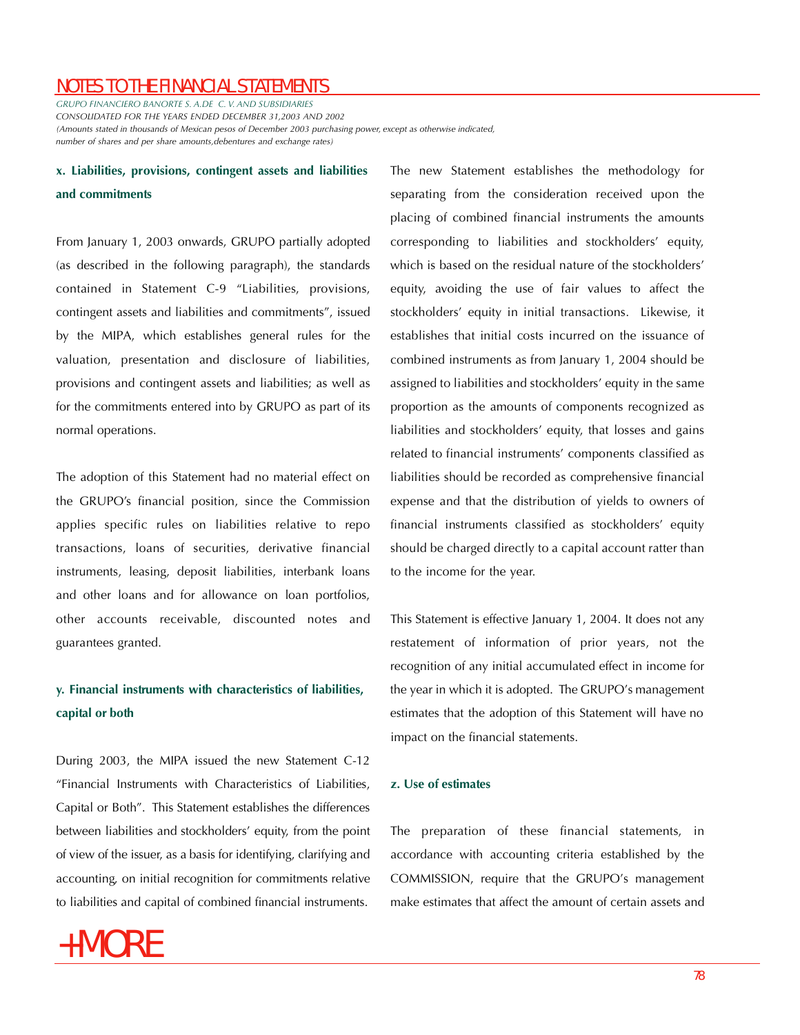### x. Liabilities, provisions, contingent assets and liabilities and commitments

From January 1, 2003 onwards, GRUPO partially adopted (as described in the following paragraph), the standards contained in Statement C-9 "Liabilities, provisions, contingent assets and liabilities and commitments", issued by the MIPA, which establishes general rules for the valuation, presentation and disclosure of liabilities, provisions and contingent assets and liabilities; as well as for the commitments entered into by GRUPO as part of its normal operations.

The adoption of this Statement had no material effect on the GRUPO's financial position, since the Commission applies specific rules on liabilities relative to repo transactions, loans of securities, derivative financial instruments, leasing, deposit liabilities, interbank loans and other loans and for allowance on loan portfolios, other accounts receivable, discounted notes and guarantees granted.

### y. Financial instruments with characteristics of liabilities, capital or both

During 2003, the MIPA issued the new Statement C-12 "Financial Instruments with Characteristics of Liabilities, Capital or Both". This Statement establishes the differences between liabilities and stockholders' equity, from the point of view of the issuer, as a basis for identifying, clarifying and accounting, on initial recognition for commitments relative to liabilities and capital of combined financial instruments.

The new Statement establishes the methodology for separating from the consideration received upon the placing of combined financial instruments the amounts corresponding to liabilities and stockholders' equity, which is based on the residual nature of the stockholders' equity, avoiding the use of fair values to affect the stockholders' equity in initial transactions. Likewise, it establishes that initial costs incurred on the issuance of combined instruments as from January 1, 2004 should be assigned to liabilities and stockholders' equity in the same proportion as the amounts of components recognized as liabilities and stockholders' equity, that losses and gains related to financial instruments' components classified as liabilities should be recorded as comprehensive financial expense and that the distribution of yields to owners of financial instruments classified as stockholders' equity should be charged directly to a capital account ratter than to the income for the year.

This Statement is effective January 1, 2004. It does not any restatement of information of prior years, not the recognition of any initial accumulated effect in income for the year in which it is adopted. The GRUPO's management estimates that the adoption of this Statement will have no impact on the financial statements.

### z. Use of estimates

The preparation of these financial statements, in accordance with accounting criteria established by the COMMISSION, require that the GRUPO's management make estimates that affect the amount of certain assets and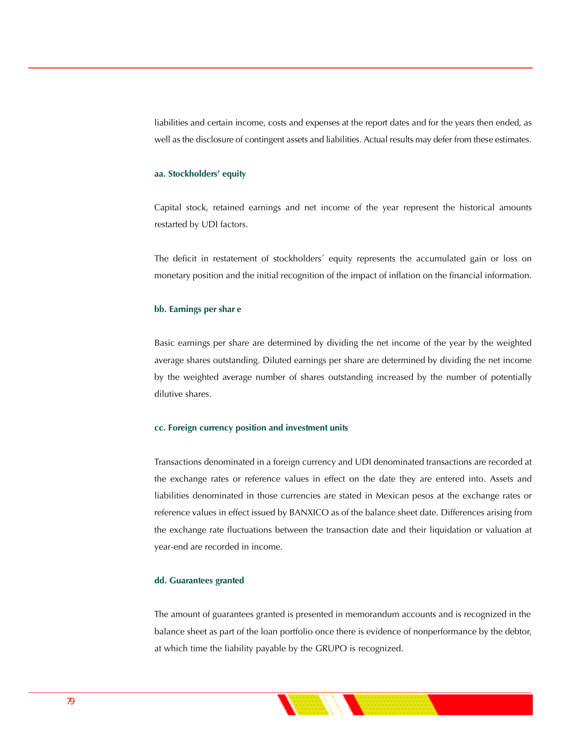liabilities and certain income, costs and expenses at the report dates and for the years then ended, as well as the disclosure of contingent assets and liabilities. Actual results may defer from these estimates.

**aa. Stockholders' equity**

Capital stock, retained earnings and net income of the year represent the historical amounts restarted by UDI factors.

The deficit in restatement of stockholders´ equity represents the accumulated gain or loss on monetary position and the initial recognition of the impact of inflation on the financial information.

**bb. Earnings per shar e**

Basic earnings per share are determined by dividing the net income of the year by the weighted average shares outstanding. Diluted earnings per share are determined by dividing the net income by the weighted average number of shares outstanding increased by the number of potentially dilutive shares.

**cc. Foreign currency position and investment units**

Transactions denominated in a foreign currency and UDI denominated transactions are recorded at the exchange rates or reference values in effect on the date they are entered into. Assets and liabilities denominated in those currencies are stated in Mexican pesos at the exchange rates or reference values in effect issued by BANXICO as of the balance sheet date. Differences arising from the exchange rate fluctuations between the transaction date and their liquidation or valuation at year-end are recorded in income.

**dd. Guarantees granted**

The amount of guarantees granted is presented in memorandum accounts and is recognized in the balance sheet as part of the loan portfolio once there is evidence of nonperformance by the debtor, at which time the liability payable by the GRUPO is recognized.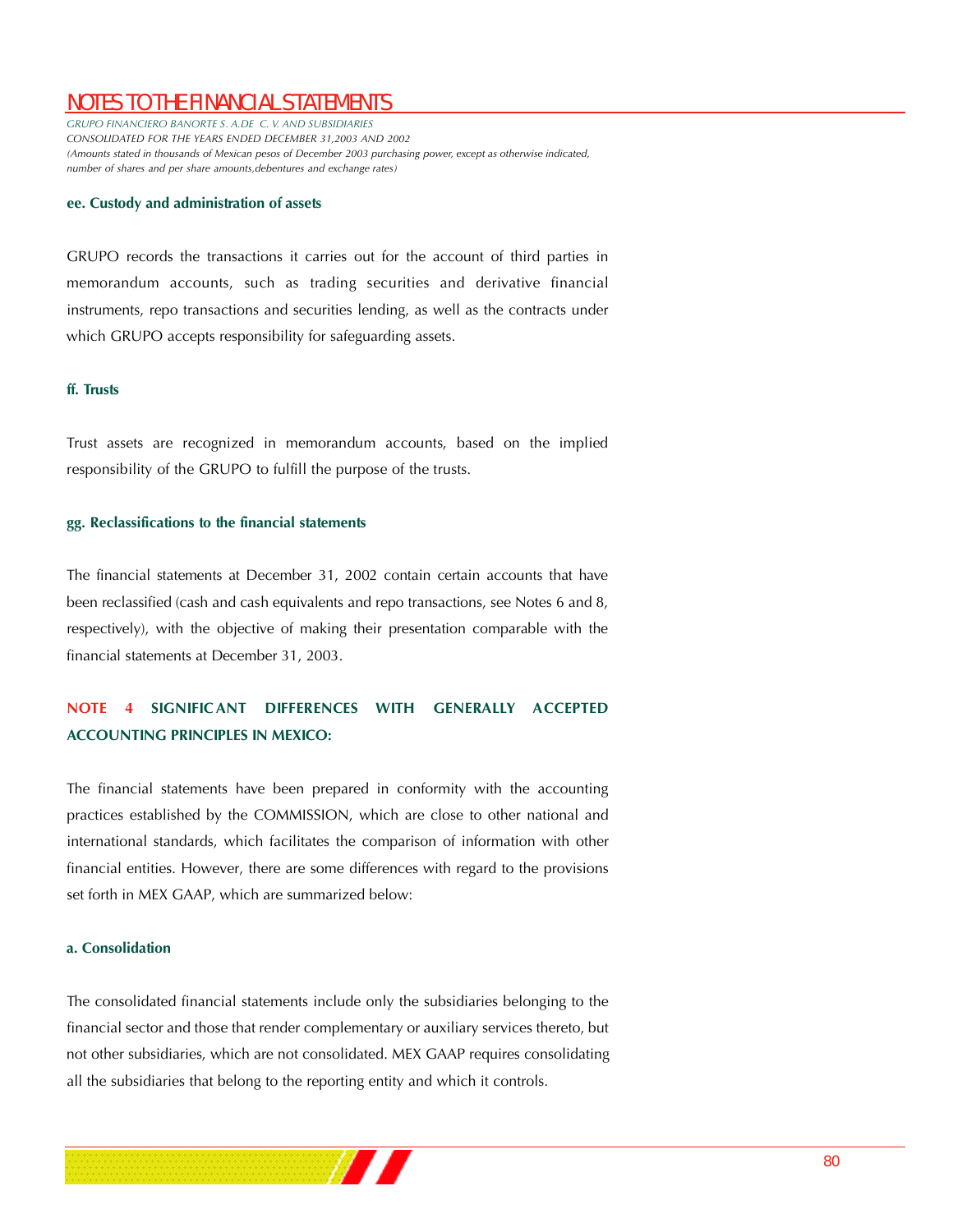#### ee. Custody and administration of assets

GRUPO records the transactions it carries out for the account of third parties in memorandum accounts, such as trading securities and derivative financial instruments, repo transactions and securities lending, as well as the contracts under which GRUPO accepts responsibility for safeguarding assets.

#### ff. Trusts

Trust assets are recognized in memorandum accounts, based on the implied responsibility of the GRUPO to fulfill the purpose of the trusts.

#### gg. Reclassifications to the financial statements

The financial statements at December 31, 2002 contain certain accounts that have been reclassified (cash and cash equivalents and repo transactions, see Notes 6 and 8, respectively), with the objective of making their presentation comparable with the financial statements at December 31, 2003.

## NOTE 4 SIGNIFICANT DIFFERENCES WITH GENERALLY ACCEPTED ACCOUNTING PRINCIPLES IN MEXICO:

The financial statements have been prepared in conformity with the accounting practices established by the COMMISSION, which are close to other national and international standards, which facilitates the comparison of information with other financial entities. However, there are some differences with regard to the provisions set forth in MEX GAAP, which are summarized below:

#### a. Consolidation

The consolidated financial statements include only the subsidiaries belonging to the financial sector and those that render complementary or auxiliary services thereto, but not other subsidiaries, which are not consolidated. MEX GAAP requires consolidating all the subsidiaries that belong to the reporting entity and which it controls.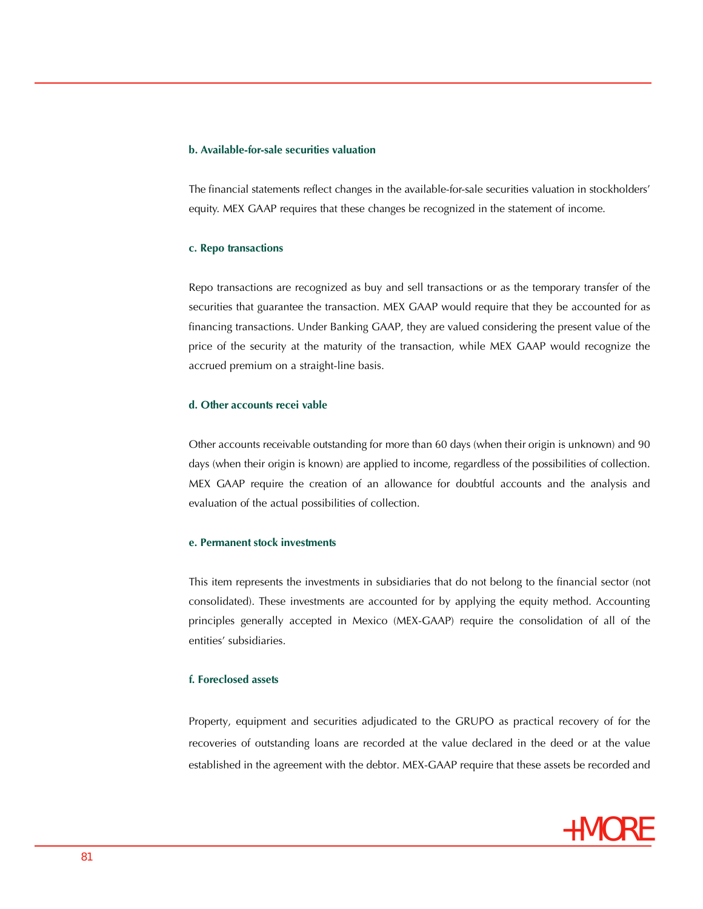#### b. Available-for-sale securities valuation

The financial statements reflect changes in the available-for-sale securities valuation in stockholders' equity. MEX GAAP requires that these changes be recognized in the statement of income.

#### c. Repo transactions

Repo transactions are recognized as buy and sell transactions or as the temporary transfer of the securities that guarantee the transaction. MEX GAAP would require that they be accounted for as financing transactions. Under Banking GAAP, they are valued considering the present value of the price of the security at the maturity of the transaction, while MEX GAAP would recognize the accrued premium on a straight-line basis.

#### d. Other accounts recei vable

Other accounts receivable outstanding for more than 60 days (when their origin is unknown) and 90 days (when their origin is known) are applied to income, regardless of the possibilities of collection. MEX GAAP require the creation of an allowance for doubtful accounts and the analysis and evaluation of the actual possibilities of collection.

#### e. Permanent stock investments

This item represents the investments in subsidiaries that do not belong to the financial sector (not consolidated). These investments are accounted for by applying the equity method. Accounting principles generally accepted in Mexico (MEX-GAAP) require the consolidation of all of the entities' subsidiaries.

#### f. Foreclosed assets

Property, equipment and securities adjudicated to the GRUPO as practical recovery of for the recoveries of outstanding loans are recorded at the value declared in the deed or at the value established in the agreement with the debtor. MEX-GAAP require that these assets be recorded and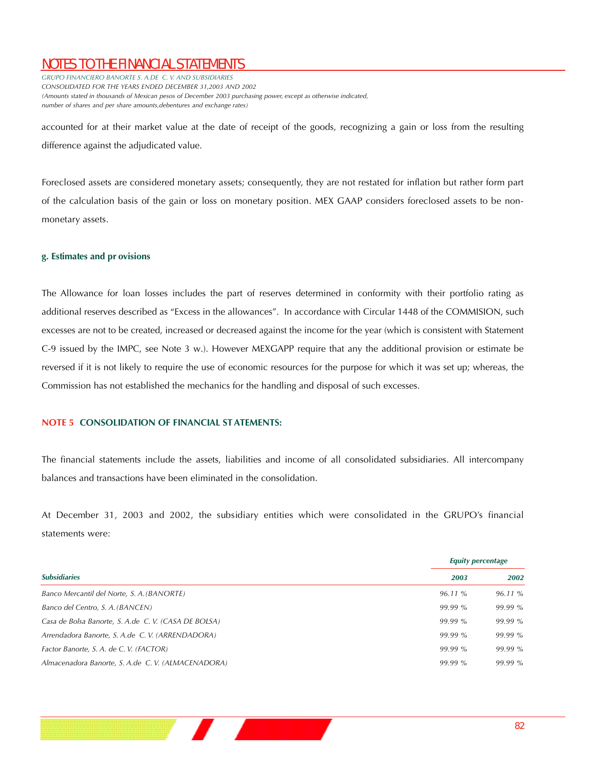accounted for at their market value at the date of receipt of the goods, recognizing a gain or loss from the resulting difference against the adjudicated value.

Foreclosed assets are considered monetary assets; consequently, they are not restated for inflation but rather form part of the calculation basis of the gain or loss on monetary position. MEX GAAP considers foreclosed assets to be non-monetary assets.

**g. Estimates and pr ovisions**

The Allowance for loan losses includes the part of reserves determined in conformity with their portfolio rating as additional reserves described as "Excess in the allowances". In accordance with Circular 1448 of the COMMISION, such excesses are not to be created, increased or decreased against the income for the year (which is consistent with Statement C-9 issued by the IMPC, see Note 3 w.). However MEXGAPP require that any the additional provision or estimate be reversed if it is not likely to require the use of economic resources for the purpose for which it was set up; whereas, the Commission has not established the mechanics for the handling and disposal of such excesses.

## NOTE 5 CONSOLIDATION OF FINANCIAL ST ATEMENTS:

The financial statements include the assets, liabilities and income of all consolidated subsidiaries. All intercompany balances and transactions have been eliminated in the consolidation.

At December 31, 2003 and 2002, the subsidiary entities which were consolidated in the GRUPO's financial statements were:

| | *Equity percentage* | |
|---|---|---|
| ***Subsidiaries*** | ***2003*** | ***2002*** |
| *Banco Mercantil del Norte, S. A.(BANORTE)* | *96.11 %* | *96.11 %* |
| *Banco del Centro, S. A.(BANCEN)* | *99.99 %* | *99.99 %* |
| *Casa de Bolsa Banorte, S. A.de C. V. (CASA DE BOLSA)* | *99.99 %* | *99.99 %* |
| *Arrendadora Banorte, S. A.de C. V. (ARRENDADORA)* | *99.99 %* | *99.99 %* |
| *Factor Banorte, S. A. de C. V. (FACTOR)* | *99.99 %* | *99.99 %* |
| *Almacenadora Banorte, S. A.de C. V. (ALMACENADORA)* | *99.99 %* | *99.99 %* |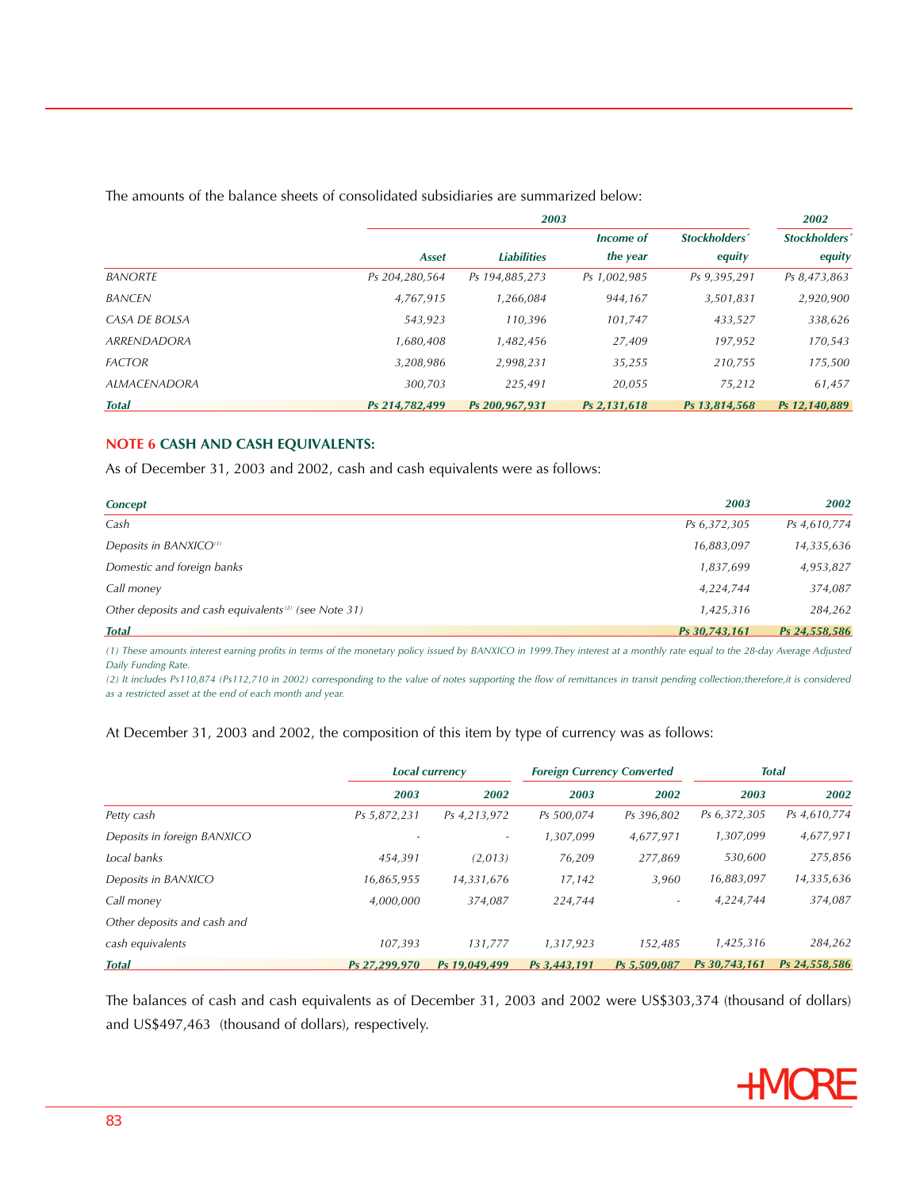The amounts of the balance sheets of consolidated subsidiaries are summarized below:

| | 2003 | | | | 2002 |
|---|---|---|---|---|---|
| | Asset | Liabilities | Income of the year | Stockholders´ equity | Stockholders´ equity |
| BANORTE | Ps 204,280,564 | Ps 194,885,273 | Ps 1,002,985 | Ps 9,395,291 | Ps 8,473,863 |
| BANCEN | 4,767,915 | 1,266,084 | 944,167 | 3,501,831 | 2,920,900 |
| CASA DE BOLSA | 543,923 | 110,396 | 101,747 | 433,527 | 338,626 |
| ARRENDADORA | 1,680,408 | 1,482,456 | 27,409 | 197,952 | 170,543 |
| FACTOR | 3,208,986 | 2,998,231 | 35,255 | 210,755 | 175,500 |
| ALMACENADORA | 300,703 | 225,491 | 20,055 | 75,212 | 61,457 |
| **Total** | **Ps 214,782,499** | **Ps 200,967,931** | **Ps 2,131,618** | **Ps 13,814,568** | **Ps 12,140,889** |

## NOTE 6 CASH AND CASH EQUIVALENTS:

As of December 31, 2003 and 2002, cash and cash equivalents were as follows:

| Concept | 2003 | 2002 |
|---|---|---|
| Cash | Ps 6,372,305 | Ps 4,610,774 |
| Deposits in BANXICO[1] | 16,883,097 | 14,335,636 |
| Domestic and foreign banks | 1,837,699 | 4,953,827 |
| Call money | 4,224,744 | 374,087 |
| Other deposits and cash equivalents[2] (see Note 31) | 1,425,316 | 284,262 |
| **Total** | **Ps 30,743,161** | **Ps 24,558,586** |

*(1) These amounts interest earning profits in terms of the monetary policy issued by BANXICO in 1999.They interest at a monthly rate equal to the 28-day Average Adjusted Daily Funding Rate.*

*(2) It includes Ps110,874 (Ps112,710 in 2002) corresponding to the value of notes supporting the flow of remittances in transit pending collection;therefore,it is considered as a restricted asset at the end of each month and year.*

At December 31, 2003 and 2002, the composition of this item by type of currency was as follows:

| | Local currency | | Foreign Currency Converted | | Total | |
|---|---|---|---|---|---|---|
| | 2003 | 2002 | 2003 | 2002 | 2003 | 2002 |
| Petty cash | Ps 5,872,231 | Ps 4,213,972 | Ps 500,074 | Ps 396,802 | Ps 6,372,305 | Ps 4,610,774 |
| Deposits in foreign BANXICO | - | - | 1,307,099 | 4,677,971 | 1,307,099 | 4,677,971 |
| Local banks | 454,391 | (2,013) | 76,209 | 277,869 | 530,600 | 275,856 |
| Deposits in BANXICO | 16,865,955 | 14,331,676 | 17,142 | 3,960 | 16,883,097 | 14,335,636 |
| Call money | 4,000,000 | 374,087 | 224,744 | - | 4,224,744 | 374,087 |
| Other deposits and cash and cash equivalents | 107,393 | 131,777 | 1,317,923 | 152,485 | 1,425,316 | 284,262 |
| **Total** | **Ps 27,299,970** | **Ps 19,049,499** | **Ps 3,443,191** | **Ps 5,509,087** | **Ps 30,743,161** | **Ps 24,558,586** |

The balances of cash and cash equivalents as of December 31, 2003 and 2002 were US$303,374 (thousand of dollars) and US$497,463 (thousand of dollars), respectively.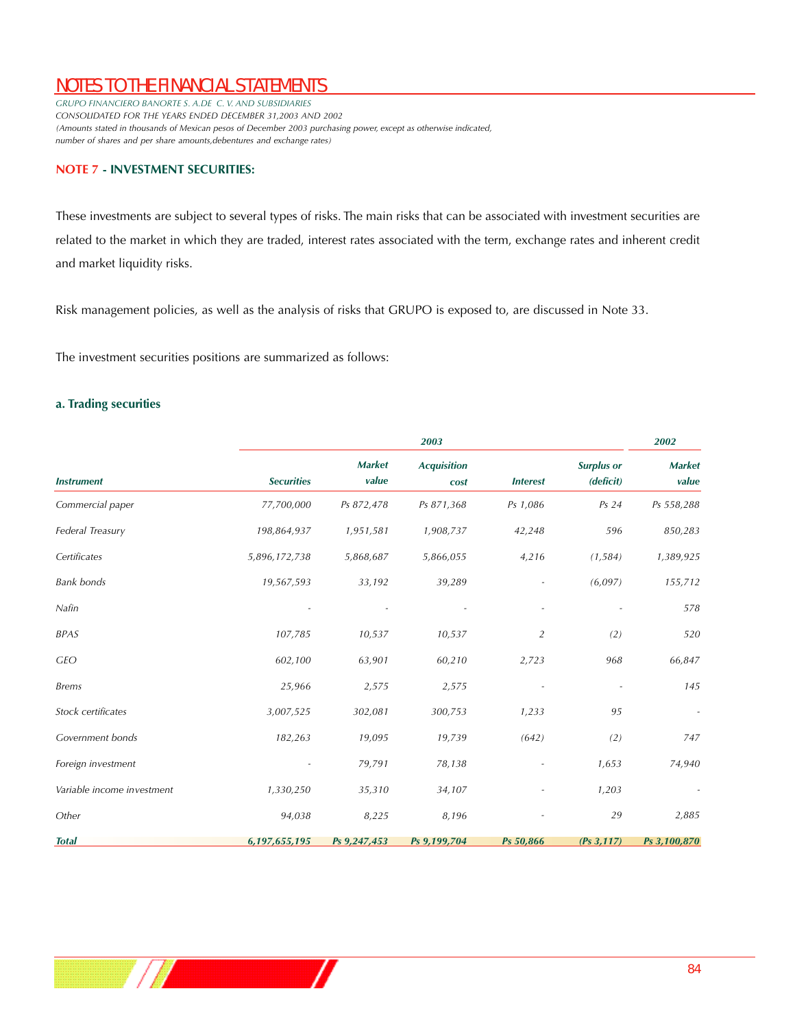# NOTES TO THE FINANCIAL STATEMENTS

*GRUPO FINANCIERO BANORTE S. A.DE C. V. AND SUBSIDIARIES*
*CONSOLIDATED FOR THE YEARS ENDED DECEMBER 31,2003 AND 2002*
*(Amounts stated in thousands of Mexican pesos of December 2003 purchasing power, except as otherwise indicated, number of shares and per share amounts,debentures and exchange rates)*

## NOTE 7 - INVESTMENT SECURITIES:

These investments are subject to several types of risks. The main risks that can be associated with investment securities are related to the market in which they are traded, interest rates associated with the term, exchange rates and inherent credit and market liquidity risks.

Risk management policies, as well as the analysis of risks that GRUPO is exposed to, are discussed in Note 33.

The investment securities positions are summarized as follows:

### a. Trading securities

| | 2003 | | | | | 2002 |
|---|---|---|---|---|---|---|
| *Instrument* | *Securities* | *Market value* | *Acquisition cost* | *Interest* | *Surplus or (deficit)* | *Market value* |
| Commercial paper | 77,700,000 | Ps 872,478 | Ps 871,368 | Ps 1,086 | Ps 24 | Ps 558,288 |
| Federal Treasury | 198,864,937 | 1,951,581 | 1,908,737 | 42,248 | 596 | 850,283 |
| Certificates | 5,896,172,738 | 5,868,687 | 5,866,055 | 4,216 | (1,584) | 1,389,925 |
| Bank bonds | 19,567,593 | 33,192 | 39,289 | - | (6,097) | 155,712 |
| Nafin | - | - | - | - | - | 578 |
| BPAS | 107,785 | 10,537 | 10,537 | 2 | (2) | 520 |
| GEO | 602,100 | 63,901 | 60,210 | 2,723 | 968 | 66,847 |
| Brems | 25,966 | 2,575 | 2,575 | - | - | 145 |
| Stock certificates | 3,007,525 | 302,081 | 300,753 | 1,233 | 95 | - |
| Government bonds | 182,263 | 19,095 | 19,739 | (642) | (2) | 747 |
| Foreign investment | - | 79,791 | 78,138 | - | 1,653 | 74,940 |
| Variable income investment | 1,330,250 | 35,310 | 34,107 | - | 1,203 | - |
| Other | 94,038 | 8,225 | 8,196 | - | 29 | 2,885 |
| ***Total*** | ***6,197,655,195*** | ***Ps 9,247,453*** | ***Ps 9,199,704*** | ***Ps 50,866*** | ***(Ps 3,117)*** | ***Ps 3,100,870*** |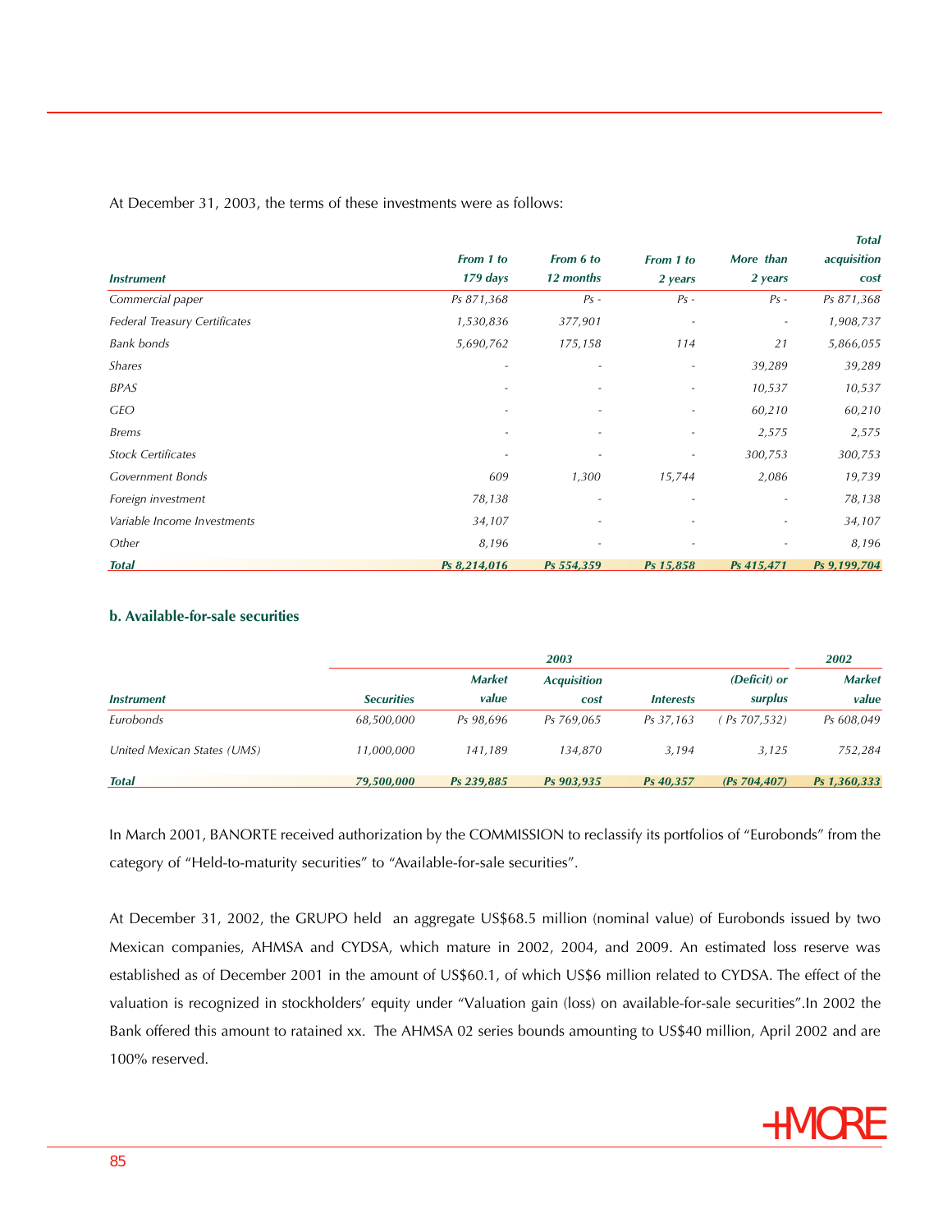At December 31, 2003, the terms of these investments were as follows:

| Instrument | From 1 to 179 days | From 6 to 12 months | From 1 to 2 years | More than 2 years | Total acquisition cost |
|---|---|---|---|---|---|
| Commercial paper | Ps 871,368 | Ps - | Ps - | Ps - | Ps 871,368 |
| Federal Treasury Certificates | 1,530,836 | 377,901 | - | - | 1,908,737 |
| Bank bonds | 5,690,762 | 175,158 | 114 | 21 | 5,866,055 |
| Shares | - | - | - | 39,289 | 39,289 |
| BPAS | - | - | - | 10,537 | 10,537 |
| GEO | - | - | - | 60,210 | 60,210 |
| Brems | - | - | - | 2,575 | 2,575 |
| Stock Certificates | - | - | - | 300,753 | 300,753 |
| Government Bonds | 609 | 1,300 | 15,744 | 2,086 | 19,739 |
| Foreign investment | 78,138 | - | - | - | 78,138 |
| Variable Income Investments | 34,107 | - | - | - | 34,107 |
| Other | 8,196 | - | - | - | 8,196 |
| **Total** | **Ps 8,214,016** | **Ps 554,359** | **Ps 15,858** | **Ps 415,471** | **Ps 9,199,704** |

**b. Available-for-sale securities**

| | 2003 | | | | | 2002 |
|---|---|---|---|---|---|---|
| Instrument | Securities | Market value | Acquisition cost | Interests | (Deficit) or surplus | Market value |
| Eurobonds | 68,500,000 | Ps 98,696 | Ps 769,065 | Ps 37,163 | ( Ps 707,532) | Ps 608,049 |
| United Mexican States (UMS) | 11,000,000 | 141,189 | 134,870 | 3,194 | 3,125 | 752,284 |
| **Total** | **79,500,000** | **Ps 239,885** | **Ps 903,935** | **Ps 40,357** | **(Ps 704,407)** | **Ps 1,360,333** |

In March 2001, BANORTE received authorization by the COMMISSION to reclassify its portfolios of "Eurobonds" from the category of "Held-to-maturity securities" to "Available-for-sale securities".

At December 31, 2002, the GRUPO held an aggregate US$68.5 million (nominal value) of Eurobonds issued by two Mexican companies, AHMSA and CYDSA, which mature in 2002, 2004, and 2009. An estimated loss reserve was established as of December 2001 in the amount of US$60.1, of which US$6 million related to CYDSA. The effect of the valuation is recognized in stockholders' equity under "Valuation gain (loss) on available-for-sale securities".In 2002 the Bank offered this amount to ratained xx. The AHMSA 02 series bounds amounting to US$40 million, April 2002 and are 100% reserved.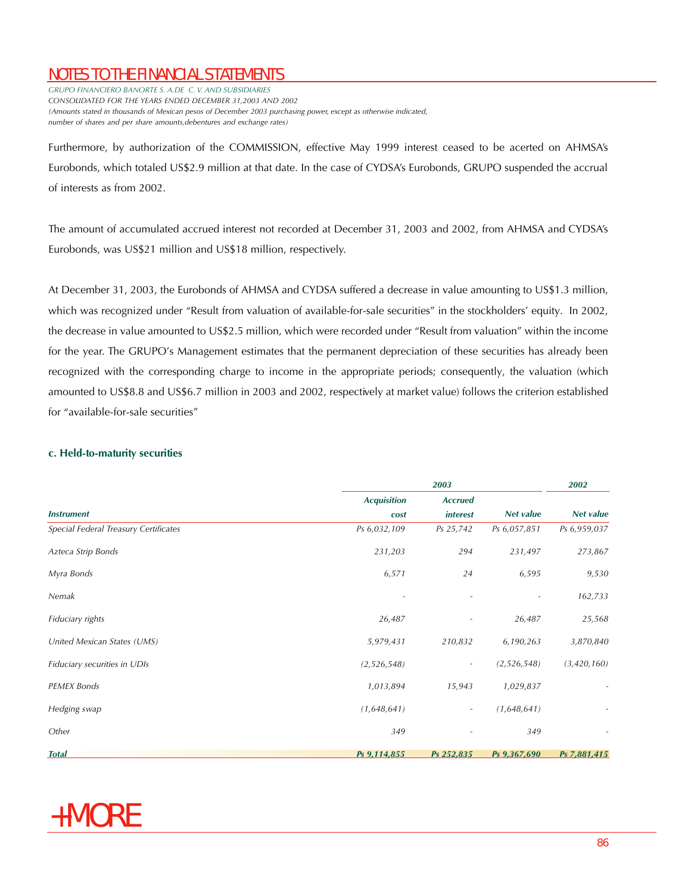Furthermore, by authorization of the COMMISSION, effective May 1999 interest ceased to be acerted on AHMSA's Eurobonds, which totaled US$2.9 million at that date. In the case of CYDSA's Eurobonds, GRUPO suspended the accrual of interests as from 2002.

The amount of accumulated accrued interest not recorded at December 31, 2003 and 2002, from AHMSA and CYDSA's Eurobonds, was US$21 million and US$18 million, respectively.

At December 31, 2003, the Eurobonds of AHMSA and CYDSA suffered a decrease in value amounting to US$1.3 million, which was recognized under "Result from valuation of available-for-sale securities" in the stockholders' equity. In 2002, the decrease in value amounted to US$2.5 million, which were recorded under "Result from valuation" within the income for the year. The GRUPO's Management estimates that the permanent depreciation of these securities has already been recognized with the corresponding charge to income in the appropriate periods; consequently, the valuation (which amounted to US$8.8 and US$6.7 million in 2003 and 2002, respectively at market value) follows the criterion established for "available-for-sale securities"

### c. Held-to-maturity securities

| | 2003 | | | 2002 |
|---|---|---|---|---|
| *Instrument* | *Acquisition cost* | *Accrued interest* | *Net value* | *Net value* |
| *Special Federal Treasury Certificates* | Ps 6,032,109 | Ps 25,742 | Ps 6,057,851 | Ps 6,959,037 |
| *Azteca Strip Bonds* | 231,203 | 294 | 231,497 | 273,867 |
| *Myra Bonds* | 6,571 | 24 | 6,595 | 9,530 |
| *Nemak* | - | - | - | 162,733 |
| *Fiduciary rights* | 26,487 | - | 26,487 | 25,568 |
| *United Mexican States (UMS)* | 5,979,431 | 210,832 | 6,190,263 | 3,870,840 |
| *Fiduciary securities in UDIs* | (2,526,548) | - | (2,526,548) | (3,420,160) |
| *PEMEX Bonds* | 1,013,894 | 15,943 | 1,029,837 | - |
| *Hedging swap* | (1,648,641) | - | (1,648,641) | - |
| *Other* | 349 | - | 349 | - |
| ***Total*** | **Ps 9,114,855** | **Ps 252,835** | **Ps 9,367,690** | **Ps 7,881,415** |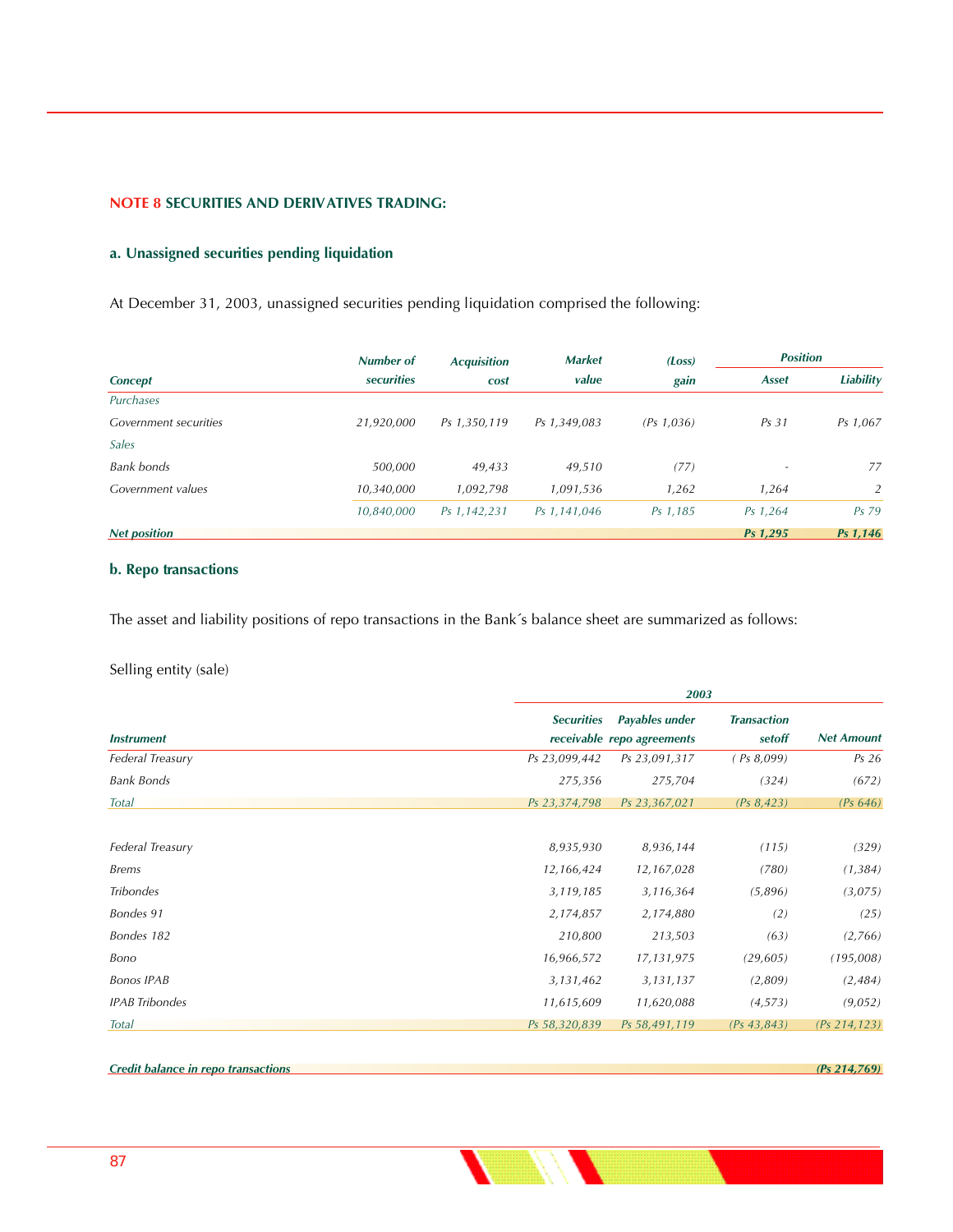## NOTE 8 SECURITIES AND DERIVATIVES TRADING:

### a. Unassigned securities pending liquidation

At December 31, 2003, unassigned securities pending liquidation comprised the following:

| Concept | Number of securities | Acquisition cost | Market value | (Loss) gain | Position Asset | Position Liability |
|---|---|---|---|---|---|---|
| *Purchases* | | | | | | |
| Government securities | 21,920,000 | Ps 1,350,119 | Ps 1,349,083 | (Ps 1,036) | Ps 31 | Ps 1,067 |
| *Sales* | | | | | | |
| Bank bonds | 500,000 | 49,433 | 49,510 | (77) | - | 77 |
| Government values | 10,340,000 | 1,092,798 | 1,091,536 | 1,262 | 1,264 | 2 |
| | 10,840,000 | Ps 1,142,231 | Ps 1,141,046 | Ps 1,185 | Ps 1,264 | Ps 79 |
| **Net position** | | | | | **Ps 1,295** | **Ps 1,146** |

### b. Repo transactions

The asset and liability positions of repo transactions in the Bank´s balance sheet are summarized as follows:

Selling entity (sale)

| | 2003 | | | |
|---|---|---|---|---|
| Instrument | Securities receivable | Payables under repo agreements | Transaction setoff | Net Amount |
| Federal Treasury | Ps 23,099,442 | Ps 23,091,317 | ( Ps 8,099) | Ps 26 |
| Bank Bonds | 275,356 | 275,704 | (324) | (672) |
| Total | Ps 23,374,798 | Ps 23,367,021 | (Ps 8,423) | (Ps 646) |
| | | | | |
| Federal Treasury | 8,935,930 | 8,936,144 | (115) | (329) |
| Brems | 12,166,424 | 12,167,028 | (780) | (1,384) |
| Tribondes | 3,119,185 | 3,116,364 | (5,896) | (3,075) |
| Bondes 91 | 2,174,857 | 2,174,880 | (2) | (25) |
| Bondes 182 | 210,800 | 213,503 | (63) | (2,766) |
| Bono | 16,966,572 | 17,131,975 | (29,605) | (195,008) |
| Bonos IPAB | 3,131,462 | 3,131,137 | (2,809) | (2,484) |
| IPAB Tribondes | 11,615,609 | 11,620,088 | (4,573) | (9,052) |
| Total | Ps 58,320,839 | Ps 58,491,119 | (Ps 43,843) | (Ps 214,123) |
| | | | | |
| **Credit balance in repo transactions** | | | | **(Ps 214,769)** |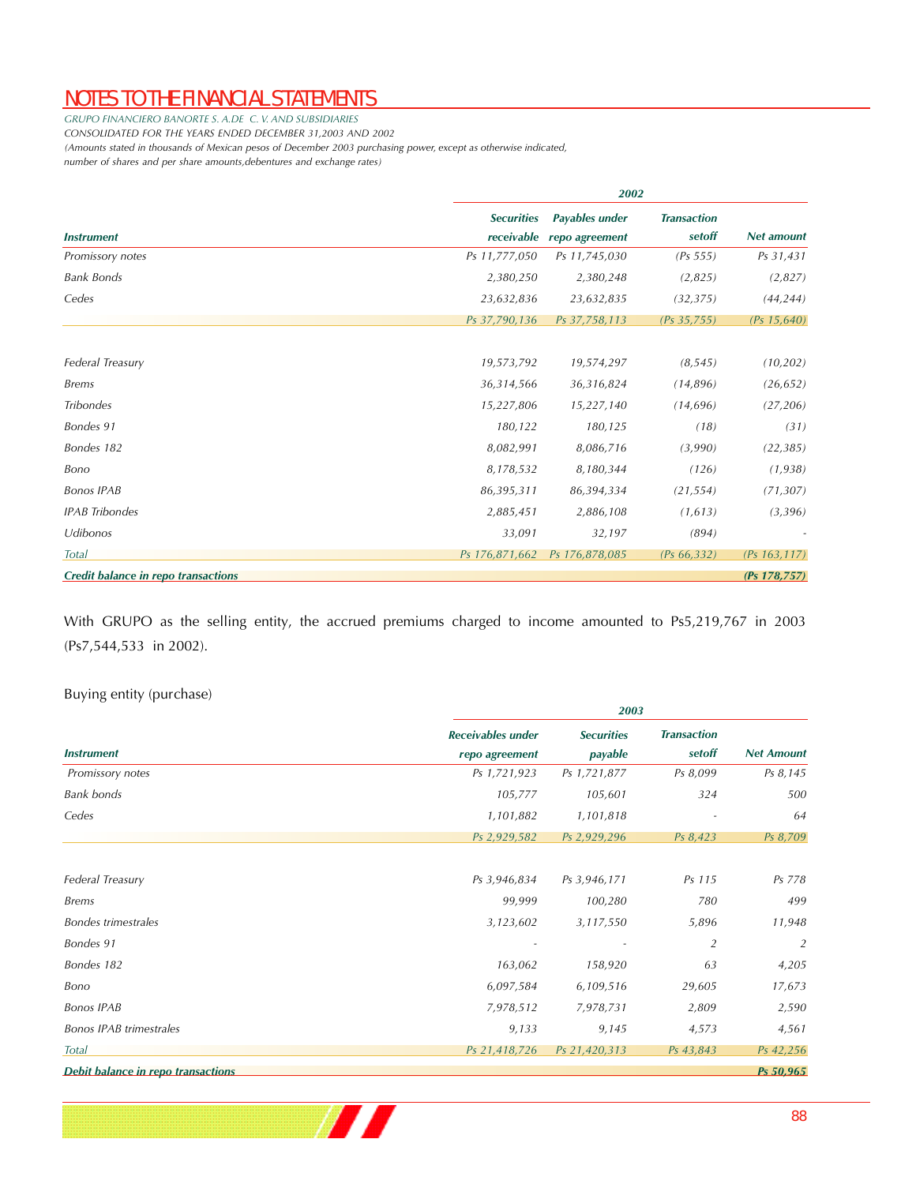## NOTES TO THE FINANCIAL STATEMENTS

*GRUPO FINANCIERO BANORTE S. A.DE C. V. AND SUBSIDIARIES*

*CONSOLIDATED FOR THE YEARS ENDED DECEMBER 31,2003 AND 2002*

*(Amounts stated in thousands of Mexican pesos of December 2003 purchasing power, except as otherwise indicated, number of shares and per share amounts,debentures and exchange rates)*

| | 2002 | | | |
|---|---|---|---|---|
| **Instrument** | **Securities receivable** | **Payables under repo agreement** | **Transaction setoff** | **Net amount** |
| Promissory notes | Ps 11,777,050 | Ps 11,745,030 | (Ps 555) | Ps 31,431 |
| Bank Bonds | 2,380,250 | 2,380,248 | (2,825) | (2,827) |
| Cedes | 23,632,836 | 23,632,835 | (32,375) | (44,244) |
| | Ps 37,790,136 | Ps 37,758,113 | (Ps 35,755) | (Ps 15,640) |
| | | | | |
| Federal Treasury | 19,573,792 | 19,574,297 | (8,545) | (10,202) |
| Brems | 36,314,566 | 36,316,824 | (14,896) | (26,652) |
| Tribondes | 15,227,806 | 15,227,140 | (14,696) | (27,206) |
| Bondes 91 | 180,122 | 180,125 | (18) | (31) |
| Bondes 182 | 8,082,991 | 8,086,716 | (3,990) | (22,385) |
| Bono | 8,178,532 | 8,180,344 | (126) | (1,938) |
| Bonos IPAB | 86,395,311 | 86,394,334 | (21,554) | (71,307) |
| IPAB Tribondes | 2,885,451 | 2,886,108 | (1,613) | (3,396) |
| Udibonos | 33,091 | 32,197 | (894) | - |
| Total | Ps 176,871,662 | Ps 176,878,085 | (Ps 66,332) | (Ps 163,117) |
| **Credit balance in repo transactions** | | | | **(Ps 178,757)** |

With GRUPO as the selling entity, the accrued premiums charged to income amounted to Ps5,219,767 in 2003 (Ps7,544,533 in 2002).

Buying entity (purchase)

| | 2003 | | | |
|---|---|---|---|---|
| **Instrument** | **Receivables under repo agreement** | **Securities payable** | **Transaction setoff** | **Net Amount** |
| Promissory notes | Ps 1,721,923 | Ps 1,721,877 | Ps 8,099 | Ps 8,145 |
| Bank bonds | 105,777 | 105,601 | 324 | 500 |
| Cedes | 1,101,882 | 1,101,818 | - | 64 |
| | Ps 2,929,582 | Ps 2,929,296 | Ps 8,423 | Ps 8,709 |
| | | | | |
| Federal Treasury | Ps 3,946,834 | Ps 3,946,171 | Ps 115 | Ps 778 |
| Brems | 99,999 | 100,280 | 780 | 499 |
| Bondes trimestrales | 3,123,602 | 3,117,550 | 5,896 | 11,948 |
| Bondes 91 | - | - | 2 | 2 |
| Bondes 182 | 163,062 | 158,920 | 63 | 4,205 |
| Bono | 6,097,584 | 6,109,516 | 29,605 | 17,673 |
| Bonos IPAB | 7,978,512 | 7,978,731 | 2,809 | 2,590 |
| Bonos IPAB trimestrales | 9,133 | 9,145 | 4,573 | 4,561 |
| Total | Ps 21,418,726 | Ps 21,420,313 | Ps 43,843 | Ps 42,256 |
| **Debit balance in repo transactions** | | | | **Ps 50,965** |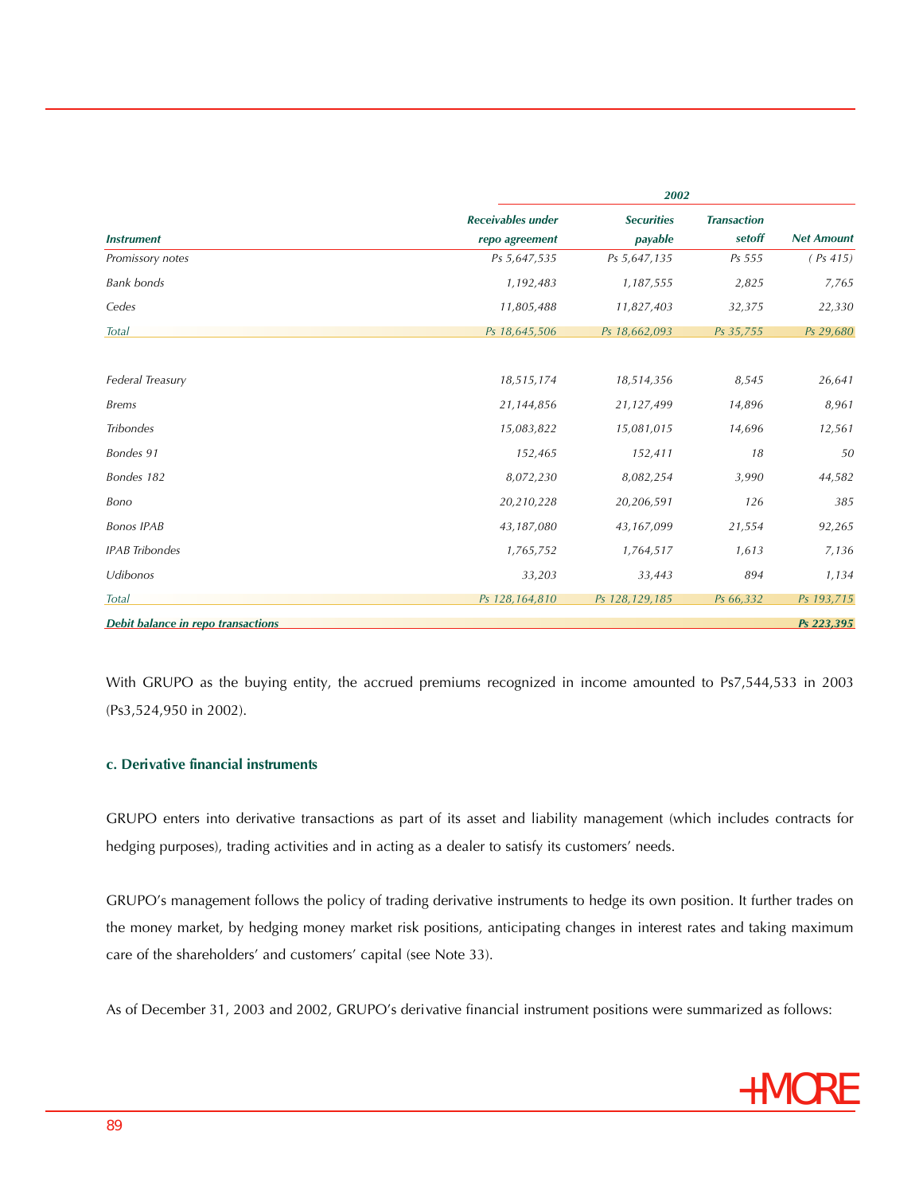| Instrument | 2002 | | | |
|---|---|---|---|---|
| | Receivables under repo agreement | Securities payable | Transaction setoff | Net Amount |
| Promissory notes | Ps 5,647,535 | Ps 5,647,135 | Ps 555 | ( Ps 415) |
| Bank bonds | 1,192,483 | 1,187,555 | 2,825 | 7,765 |
| Cedes | 11,805,488 | 11,827,403 | 32,375 | 22,330 |
| Total | Ps 18,645,506 | Ps 18,662,093 | Ps 35,755 | Ps 29,680 |
| | | | | |
| Federal Treasury | 18,515,174 | 18,514,356 | 8,545 | 26,641 |
| Brems | 21,144,856 | 21,127,499 | 14,896 | 8,961 |
| Tribondes | 15,083,822 | 15,081,015 | 14,696 | 12,561 |
| Bondes 91 | 152,465 | 152,411 | 18 | 50 |
| Bondes 182 | 8,072,230 | 8,082,254 | 3,990 | 44,582 |
| Bono | 20,210,228 | 20,206,591 | 126 | 385 |
| Bonos IPAB | 43,187,080 | 43,167,099 | 21,554 | 92,265 |
| IPAB Tribondes | 1,765,752 | 1,764,517 | 1,613 | 7,136 |
| Udibonos | 33,203 | 33,443 | 894 | 1,134 |
| Total | Ps 128,164,810 | Ps 128,129,185 | Ps 66,332 | Ps 193,715 |
| **Debit balance in repo transactions** | | | | **Ps 223,395** |

With GRUPO as the buying entity, the accrued premiums recognized in income amounted to Ps7,544,533 in 2003 (Ps3,524,950 in 2002).

### c. Derivative financial instruments

GRUPO enters into derivative transactions as part of its asset and liability management (which includes contracts for hedging purposes), trading activities and in acting as a dealer to satisfy its customers' needs.

GRUPO's management follows the policy of trading derivative instruments to hedge its own position. It further trades on the money market, by hedging money market risk positions, anticipating changes in interest rates and taking maximum care of the shareholders' and customers' capital (see Note 33).

As of December 31, 2003 and 2002, GRUPO's derivative financial instrument positions were summarized as follows: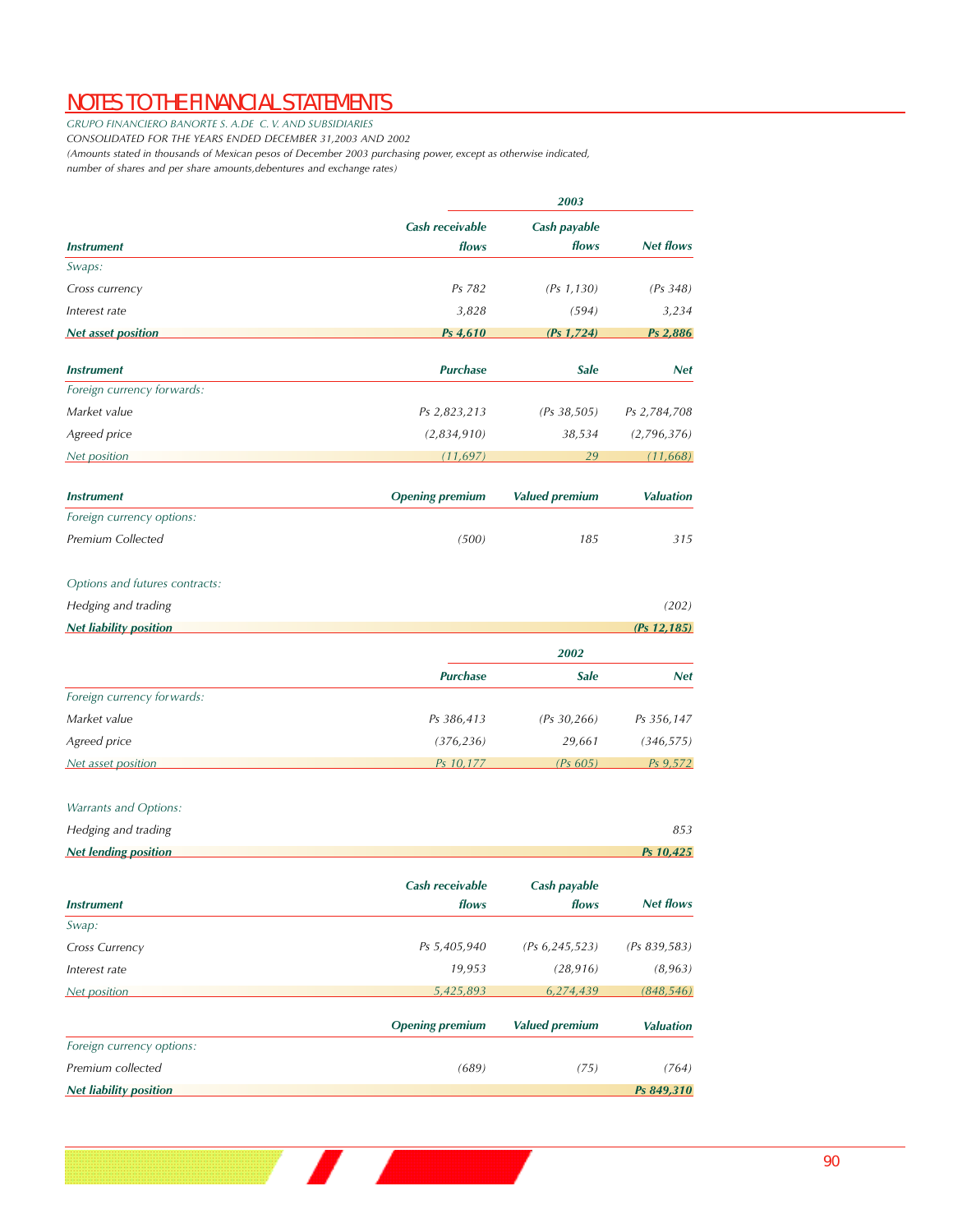# NOTES TO THE FINANCIAL STATEMENTS

*GRUPO FINANCIERO BANORTE S. A.DE C. V. AND SUBSIDIARIES*
*CONSOLIDATED FOR THE YEARS ENDED DECEMBER 31,2003 AND 2002*
*(Amounts stated in thousands of Mexican pesos of December 2003 purchasing power, except as otherwise indicated, number of shares and per share amounts,debentures and exchange rates)*

| | 2003 | | |
|---|---|---|---|
| **Instrument** | **Cash receivable flows** | **Cash payable flows** | **Net flows** |
| *Swaps:* | | | |
| Cross currency | Ps 782 | (Ps 1,130) | (Ps 348) |
| Interest rate | 3,828 | (594) | 3,234 |
| **Net asset position** | **Ps 4,610** | **(Ps 1,724)** | **Ps 2,886** |

| **Instrument** | **Purchase** | **Sale** | **Net** |
|---|---|---|---|
| *Foreign currency forwards:* | | | |
| Market value | Ps 2,823,213 | (Ps 38,505) | Ps 2,784,708 |
| Agreed price | (2,834,910) | 38,534 | (2,796,376) |
| Net position | (11,697) | 29 | (11,668) |

| **Instrument** | **Opening premium** | **Valued premium** | **Valuation** |
|---|---|---|---|
| *Foreign currency options:* | | | |
| Premium Collected | (500) | 185 | 315 |
| | | | |
| *Options and futures contracts:* | | | |
| Hedging and trading | | | (202) |
| **Net liability position** | | | **(Ps 12,185)** |

| | 2002 | | |
|---|---|---|---|
| | **Purchase** | **Sale** | **Net** |
| *Foreign currency forwards:* | | | |
| Market value | Ps 386,413 | (Ps 30,266) | Ps 356,147 |
| Agreed price | (376,236) | 29,661 | (346,575) |
| Net asset position | Ps 10,177 | (Ps 605) | Ps 9,572 |
| | | | |
| *Warrants and Options:* | | | |
| Hedging and trading | | | 853 |
| **Net lending position** | | | **Ps 10,425** |

| **Instrument** | **Cash receivable flows** | **Cash payable flows** | **Net flows** |
|---|---|---|---|
| *Swap:* | | | |
| Cross Currency | Ps 5,405,940 | (Ps 6,245,523) | (Ps 839,583) |
| Interest rate | 19,953 | (28,916) | (8,963) |
| Net position | 5,425,893 | 6,274,439 | (848,546) |

| | **Opening premium** | **Valued premium** | **Valuation** |
|---|---|---|---|
| *Foreign currency options:* | | | |
| Premium collected | (689) | (75) | (764) |
| **Net liability position** | | | **Ps 849,310** |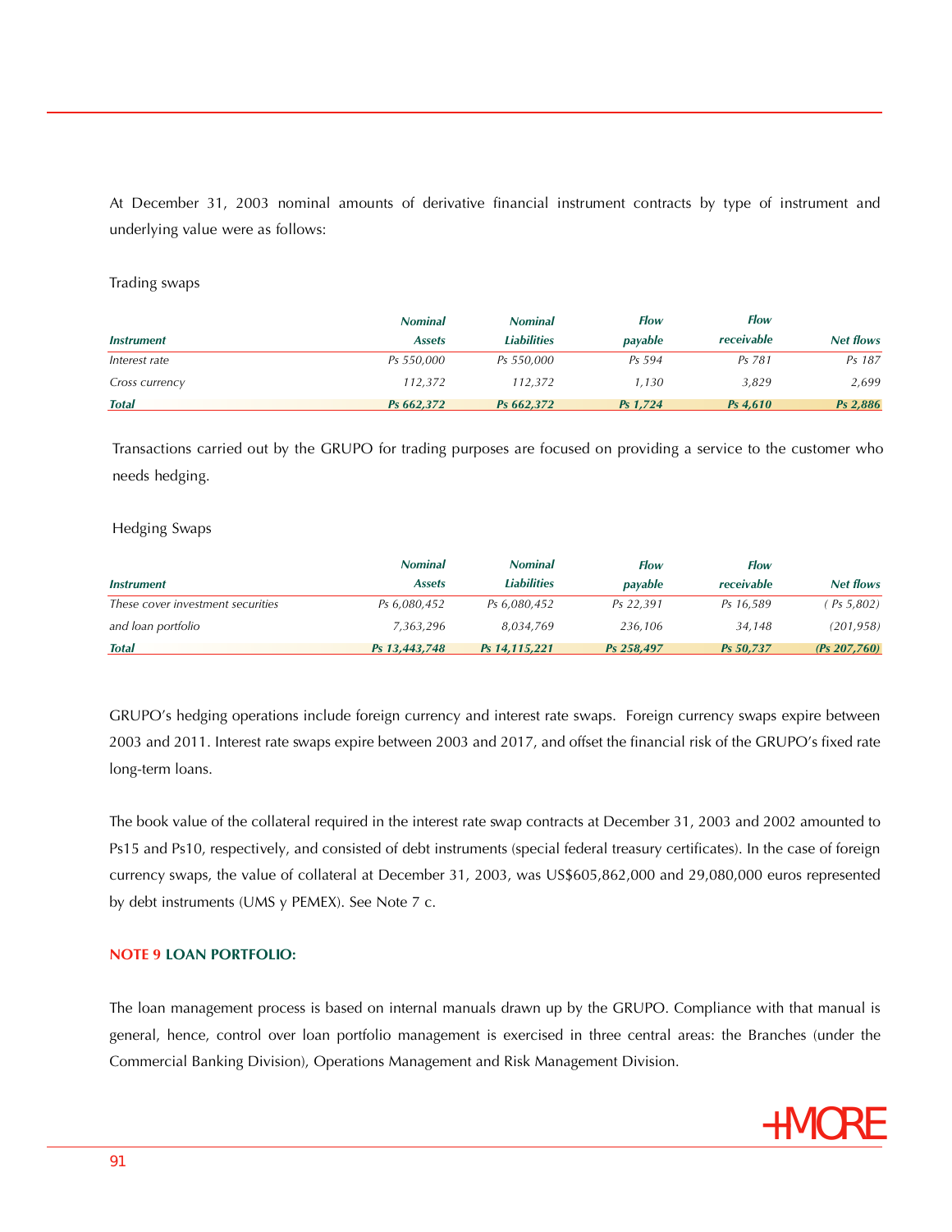At December 31, 2003 nominal amounts of derivative financial instrument contracts by type of instrument and underlying value were as follows:

Trading swaps

| *Instrument* | *Nominal Assets* | *Nominal Liabilities* | *Flow payable* | *Flow receivable* | *Net flows* |
|---|---|---|---|---|---|
| *Interest rate* | *Ps 550,000* | *Ps 550,000* | *Ps 594* | *Ps 781* | *Ps 187* |
| *Cross currency* | *112,372* | *112,372* | *1,130* | *3,829* | *2,699* |
| ***Total*** | ***Ps 662,372*** | ***Ps 662,372*** | ***Ps 1,724*** | ***Ps 4,610*** | ***Ps 2,886*** |

Transactions carried out by the GRUPO for trading purposes are focused on providing a service to the customer who needs hedging.

Hedging Swaps

| *Instrument* | *Nominal Assets* | *Nominal Liabilities* | *Flow payable* | *Flow receivable* | *Net flows* |
|---|---|---|---|---|---|
| *These cover investment securities* | *Ps 6,080,452* | *Ps 6,080,452* | *Ps 22,391* | *Ps 16,589* | *( Ps 5,802)* |
| *and loan portfolio* | *7,363,296* | *8,034,769* | *236,106* | *34,148* | *(201,958)* |
| ***Total*** | ***Ps 13,443,748*** | ***Ps 14,115,221*** | ***Ps 258,497*** | ***Ps 50,737*** | ***(Ps 207,760)*** |

GRUPO's hedging operations include foreign currency and interest rate swaps. Foreign currency swaps expire between 2003 and 2011. Interest rate swaps expire between 2003 and 2017, and offset the financial risk of the GRUPO's fixed rate long-term loans.

The book value of the collateral required in the interest rate swap contracts at December 31, 2003 and 2002 amounted to Ps15 and Ps10, respectively, and consisted of debt instruments (special federal treasury certificates). In the case of foreign currency swaps, the value of collateral at December 31, 2003, was US$605,862,000 and 29,080,000 euros represented by debt instruments (UMS y PEMEX). See Note 7 c.

## NOTE 9 LOAN PORTFOLIO:

The loan management process is based on internal manuals drawn up by the GRUPO. Compliance with that manual is general, hence, control over loan portfolio management is exercised in three central areas: the Branches (under the Commercial Banking Division), Operations Management and Risk Management Division.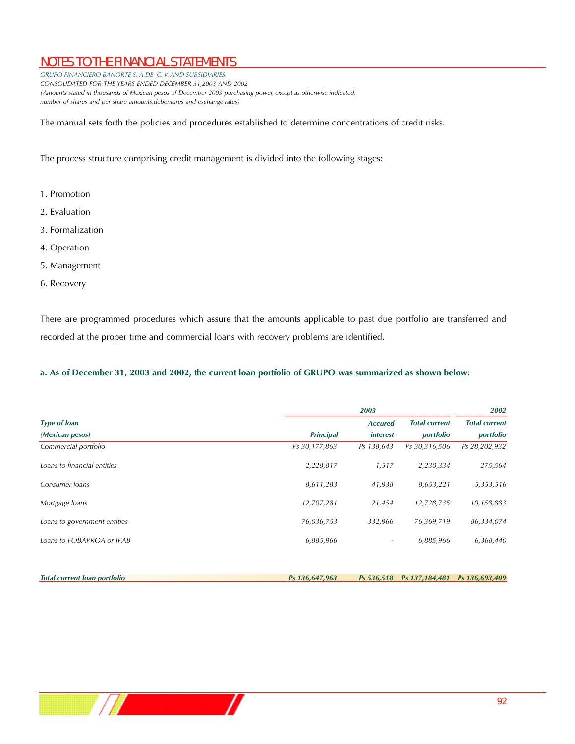# NOTES TO THE FINANCIAL STATEMENTS

*GRUPO FINANCIERO BANORTE S. A.DE C. V. AND SUBSIDIARIES*
*CONSOLIDATED FOR THE YEARS ENDED DECEMBER 31,2003 AND 2002*
*(Amounts stated in thousands of Mexican pesos of December 2003 purchasing power, except as otherwise indicated, number of shares and per share amounts,debentures and exchange rates)*

The manual sets forth the policies and procedures established to determine concentrations of credit risks.

The process structure comprising credit management is divided into the following stages:

1. Promotion
2. Evaluation
3. Formalization
4. Operation
5. Management
6. Recovery

There are programmed procedures which assure that the amounts applicable to past due portfolio are transferred and recorded at the proper time and commercial loans with recovery problems are identified.

**a. As of December 31, 2003 and 2002, the current loan portfolio of GRUPO was summarized as shown below:**

| | 2003 | | | 2002 |
|---|---|---|---|---|
| ***Type of loan (Mexican pesos)*** | ***Principal*** | ***Accured interest*** | ***Total current portfolio*** | ***Total current portfolio*** |
| *Commercial portfolio* | Ps 30,177,863 | Ps 138,643 | Ps 30,316,506 | Ps 28,202,932 |
| *Loans to financial entities* | 2,228,817 | 1,517 | 2,230,334 | 275,564 |
| *Consumer loans* | 8,611,283 | 41,938 | 8,653,221 | 5,353,516 |
| *Mortgage loans* | 12,707,281 | 21,454 | 12,728,735 | 10,158,883 |
| *Loans to government entities* | 76,036,753 | 332,966 | 76,369,719 | 86,334,074 |
| *Loans to FOBAPROA or IPAB* | 6,885,966 | - | 6,885,966 | 6,368,440 |
| ***Total current loan portfolio*** | ***Ps 136,647,963*** | ***Ps 536,518*** | ***Ps 137,184,481*** | ***Ps 136,693,409*** |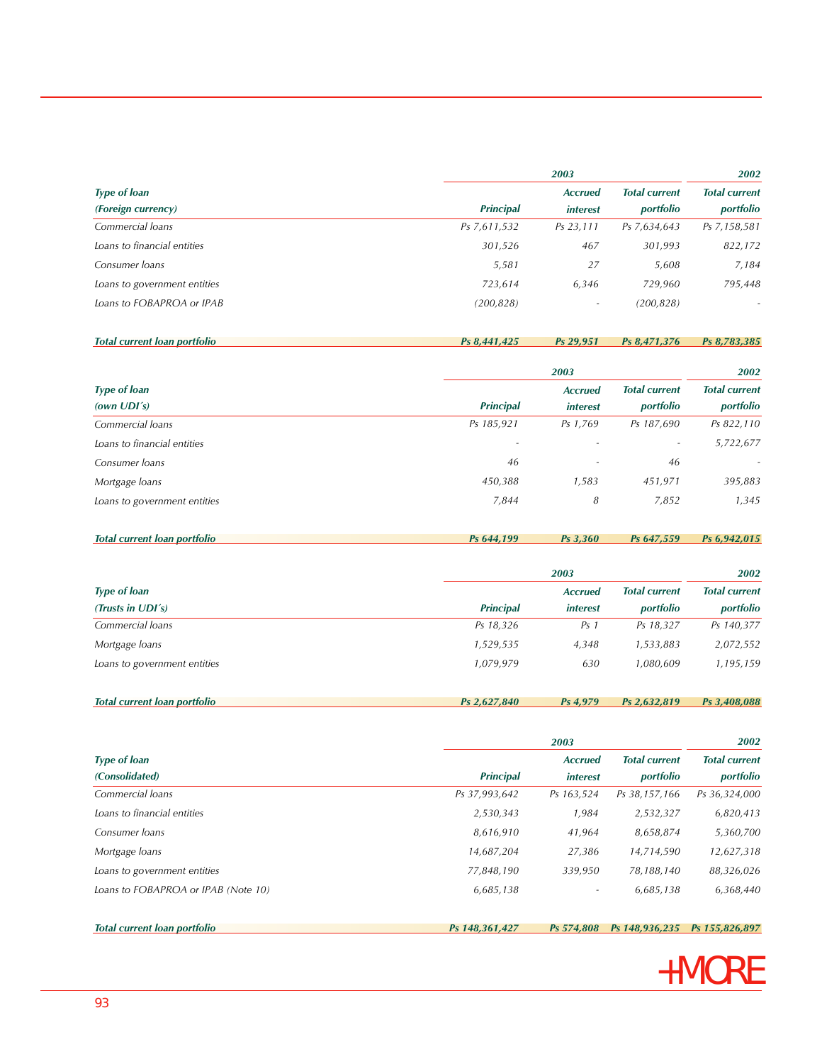| Type of loan (Foreign currency) | 2003 Principal | 2003 Accrued interest | 2003 Total current portfolio | 2002 Total current portfolio |
|---|---|---|---|---|
| Commercial loans | Ps 7,611,532 | Ps 23,111 | Ps 7,634,643 | Ps 7,158,581 |
| Loans to financial entities | 301,526 | 467 | 301,993 | 822,172 |
| Consumer loans | 5,581 | 27 | 5,608 | 7,184 |
| Loans to government entities | 723,614 | 6,346 | 729,960 | 795,448 |
| Loans to FOBAPROA or IPAB | (200,828) | - | (200,828) | - |
| **Total current loan portfolio** | **Ps 8,441,425** | **Ps 29,951** | **Ps 8,471,376** | **Ps 8,783,385** |

| Type of loan (own UDI´s) | 2003 Principal | 2003 Accrued interest | 2003 Total current portfolio | 2002 Total current portfolio |
|---|---|---|---|---|
| Commercial loans | Ps 185,921 | Ps 1,769 | Ps 187,690 | Ps 822,110 |
| Loans to financial entities | - | - | - | 5,722,677 |
| Consumer loans | 46 | - | 46 | - |
| Mortgage loans | 450,388 | 1,583 | 451,971 | 395,883 |
| Loans to government entities | 7,844 | 8 | 7,852 | 1,345 |
| **Total current loan portfolio** | **Ps 644,199** | **Ps 3,360** | **Ps 647,559** | **Ps 6,942,015** |

| Type of loan (Trusts in UDI´s) | 2003 Principal | 2003 Accrued interest | 2003 Total current portfolio | 2002 Total current portfolio |
|---|---|---|---|---|
| Commercial loans | Ps 18,326 | Ps 1 | Ps 18,327 | Ps 140,377 |
| Mortgage loans | 1,529,535 | 4,348 | 1,533,883 | 2,072,552 |
| Loans to government entities | 1,079,979 | 630 | 1,080,609 | 1,195,159 |
| **Total current loan portfolio** | **Ps 2,627,840** | **Ps 4,979** | **Ps 2,632,819** | **Ps 3,408,088** |

| Type of loan (Consolidated) | 2003 Principal | 2003 Accrued interest | 2003 Total current portfolio | 2002 Total current portfolio |
|---|---|---|---|---|
| Commercial loans | Ps 37,993,642 | Ps 163,524 | Ps 38,157,166 | Ps 36,324,000 |
| Loans to financial entities | 2,530,343 | 1,984 | 2,532,327 | 6,820,413 |
| Consumer loans | 8,616,910 | 41,964 | 8,658,874 | 5,360,700 |
| Mortgage loans | 14,687,204 | 27,386 | 14,714,590 | 12,627,318 |
| Loans to government entities | 77,848,190 | 339,950 | 78,188,140 | 88,326,026 |
| Loans to FOBAPROA or IPAB (Note 10) | 6,685,138 | - | 6,685,138 | 6,368,440 |
| **Total current loan portfolio** | **Ps 148,361,427** | **Ps 574,808** | **Ps 148,936,235** | **Ps 155,826,897** |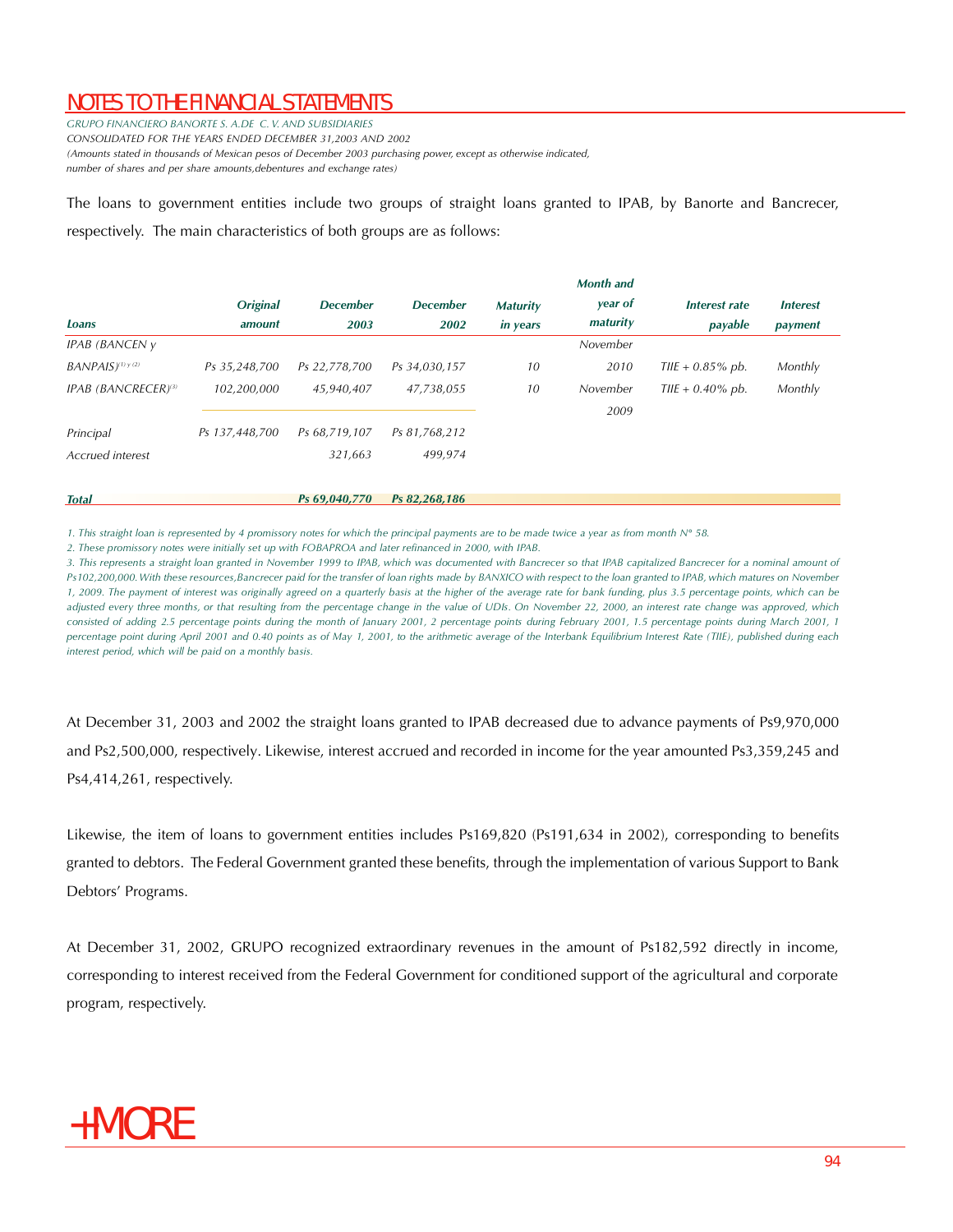The loans to government entities include two groups of straight loans granted to IPAB, by Banorte and Bancrecer, respectively. The main characteristics of both groups are as follows:

| *Loans* | *Original amount* | *December 2003* | *December 2002* | *Maturity in years* | *Month and year of maturity* | *Interest rate payable* | *Interest payment* |
|---|---|---|---|---|---|---|---|
| *IPAB (BANCEN y BANPAIS)*[(1) y (2)] | Ps 35,248,700 | Ps 22,778,700 | Ps 34,030,157 | 10 | November 2010 | TIIE + 0.85% pb. | Monthly |
| *IPAB (BANCRECER)*[(3)] | 102,200,000 | 45,940,407 | 47,738,055 | 10 | November 2009 | TIIE + 0.40% pb. | Monthly |
| *Principal* | Ps 137,448,700 | Ps 68,719,107 | Ps 81,768,212 | | | | |
| *Accrued interest* | | 321,663 | 499,974 | | | | |
| ***Total*** | | ***Ps 69,040,770*** | ***Ps 82,268,186*** | | | | |

*1. This straight loan is represented by 4 promissory notes for which the principal payments are to be made twice a year as from month N° 58.*

*2. These promissory notes were initially set up with FOBAPROA and later refinanced in 2000, with IPAB.*

*3. This represents a straight loan granted in November 1999 to IPAB, which was documented with Bancrecer so that IPAB capitalized Bancrecer for a nominal amount of Ps102,200,000. With these resources, Bancrecer paid for the transfer of loan rights made by BANXICO with respect to the loan granted to IPAB, which matures on November 1, 2009. The payment of interest was originally agreed on a quarterly basis at the higher of the average rate for bank funding, plus 3.5 percentage points, which can be adjusted every three months, or that resulting from the percentage change in the value of UDIs. On November 22, 2000, an interest rate change was approved, which consisted of adding 2.5 percentage points during the month of January 2001, 2 percentage points during February 2001, 1.5 percentage points during March 2001, 1 percentage point during April 2001 and 0.40 points as of May 1, 2001, to the arithmetic average of the Interbank Equilibrium Interest Rate (TIIE), published during each interest period, which will be paid on a monthly basis.*

At December 31, 2003 and 2002 the straight loans granted to IPAB decreased due to advance payments of Ps9,970,000 and Ps2,500,000, respectively. Likewise, interest accrued and recorded in income for the year amounted Ps3,359,245 and Ps4,414,261, respectively.

Likewise, the item of loans to government entities includes Ps169,820 (Ps191,634 in 2002), corresponding to benefits granted to debtors. The Federal Government granted these benefits, through the implementation of various Support to Bank Debtors' Programs.

At December 31, 2002, GRUPO recognized extraordinary revenues in the amount of Ps182,592 directly in income, corresponding to interest received from the Federal Government for conditioned support of the agricultural and corporate program, respectively.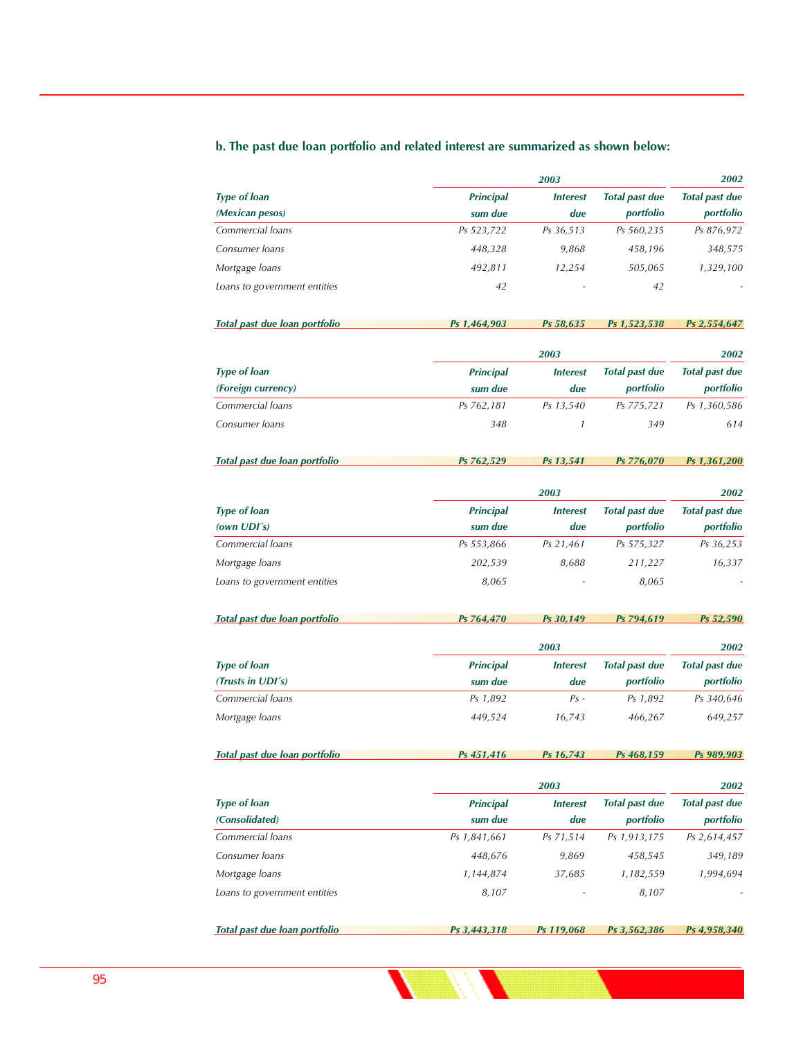### b. The past due loan portfolio and related interest are summarized as shown below:

| Type of loan (Mexican pesos) | 2003 Principal sum due | 2003 Interest due | 2003 Total past due portfolio | 2002 Total past due portfolio |
|---|---|---|---|---|
| Commercial loans | Ps 523,722 | Ps 36,513 | Ps 560,235 | Ps 876,972 |
| Consumer loans | 448,328 | 9,868 | 458,196 | 348,575 |
| Mortgage loans | 492,811 | 12,254 | 505,065 | 1,329,100 |
| Loans to government entities | 42 | - | 42 | - |
| **Total past due loan portfolio** | **Ps 1,464,903** | **Ps 58,635** | **Ps 1,523,538** | **Ps 2,554,647** |

| Type of loan (Foreign currency) | 2003 Principal sum due | 2003 Interest due | 2003 Total past due portfolio | 2002 Total past due portfolio |
|---|---|---|---|---|
| Commercial loans | Ps 762,181 | Ps 13,540 | Ps 775,721 | Ps 1,360,586 |
| Consumer loans | 348 | 1 | 349 | 614 |
| **Total past due loan portfolio** | **Ps 762,529** | **Ps 13,541** | **Ps 776,070** | **Ps 1,361,200** |

| Type of loan (own UDI´s) | 2003 Principal sum due | 2003 Interest due | 2003 Total past due portfolio | 2002 Total past due portfolio |
|---|---|---|---|---|
| Commercial loans | Ps 553,866 | Ps 21,461 | Ps 575,327 | Ps 36,253 |
| Mortgage loans | 202,539 | 8,688 | 211,227 | 16,337 |
| Loans to government entities | 8,065 | - | 8,065 | - |
| **Total past due loan portfolio** | **Ps 764,470** | **Ps 30,149** | **Ps 794,619** | **Ps 52,590** |

| Type of loan (Trusts in UDI´s) | 2003 Principal sum due | 2003 Interest due | 2003 Total past due portfolio | 2002 Total past due portfolio |
|---|---|---|---|---|
| Commercial loans | Ps 1,892 | Ps - | Ps 1,892 | Ps 340,646 |
| Mortgage loans | 449,524 | 16,743 | 466,267 | 649,257 |
| **Total past due loan portfolio** | **Ps 451,416** | **Ps 16,743** | **Ps 468,159** | **Ps 989,903** |

| Type of loan (Consolidated) | 2003 Principal sum due | 2003 Interest due | 2003 Total past due portfolio | 2002 Total past due portfolio |
|---|---|---|---|---|
| Commercial loans | Ps 1,841,661 | Ps 71,514 | Ps 1,913,175 | Ps 2,614,457 |
| Consumer loans | 448,676 | 9,869 | 458,545 | 349,189 |
| Mortgage loans | 1,144,874 | 37,685 | 1,182,559 | 1,994,694 |
| Loans to government entities | 8,107 | - | 8,107 | - |
| **Total past due loan portfolio** | **Ps 3,443,318** | **Ps 119,068** | **Ps 3,562,386** | **Ps 4,958,340** |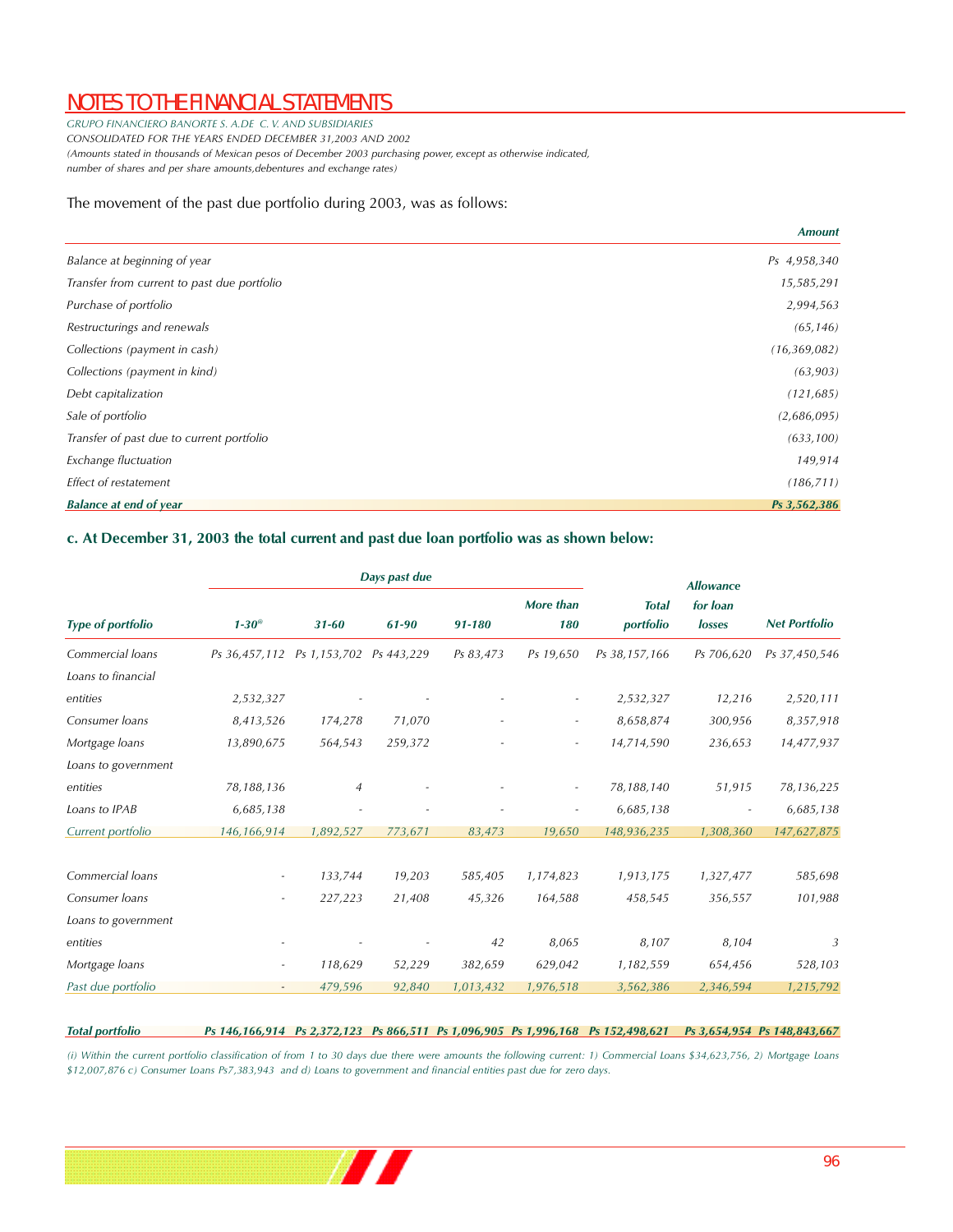# NOTES TO THE FINANCIAL STATEMENTS

*GRUPO FINANCIERO BANORTE S. A.DE C. V. AND SUBSIDIARIES*
*CONSOLIDATED FOR THE YEARS ENDED DECEMBER 31,2003 AND 2002*
*(Amounts stated in thousands of Mexican pesos of December 2003 purchasing power, except as otherwise indicated, number of shares and per share amounts,debentures and exchange rates)*

The movement of the past due portfolio during 2003, was as follows:

| | Amount |
|---|---|
| Balance at beginning of year | Ps 4,958,340 |
| Transfer from current to past due portfolio | 15,585,291 |
| Purchase of portfolio | 2,994,563 |
| Restructurings and renewals | (65,146) |
| Collections (payment in cash) | (16,369,082) |
| Collections (payment in kind) | (63,903) |
| Debt capitalization | (121,685) |
| Sale of portfolio | (2,686,095) |
| Transfer of past due to current portfolio | (633,100) |
| Exchange fluctuation | 149,914 |
| Effect of restatement | (186,711) |
| **Balance at end of year** | **Ps 3,562,386** |

### c. At December 31, 2003 the total current and past due loan portfolio was as shown below:

| | Days past due | | | | | | | |
|---|---|---|---|---|---|---|---|---|
| Type of portfolio | 1-30[i] | 31-60 | 61-90 | 91-180 | More than 180 | Total portfolio | Allowance for loan losses | Net Portfolio |
| Commercial loans | Ps 36,457,112 | Ps 1,153,702 | Ps 443,229 | Ps 83,473 | Ps 19,650 | Ps 38,157,166 | Ps 706,620 | Ps 37,450,546 |
| Loans to financial entities | 2,532,327 | - | - | - | - | 2,532,327 | 12,216 | 2,520,111 |
| Consumer loans | 8,413,526 | 174,278 | 71,070 | - | - | 8,658,874 | 300,956 | 8,357,918 |
| Mortgage loans | 13,890,675 | 564,543 | 259,372 | - | - | 14,714,590 | 236,653 | 14,477,937 |
| Loans to government entities | 78,188,136 | 4 | - | - | - | 78,188,140 | 51,915 | 78,136,225 |
| Loans to IPAB | 6,685,138 | - | - | - | - | 6,685,138 | - | 6,685,138 |
| Current portfolio | 146,166,914 | 1,892,527 | 773,671 | 83,473 | 19,650 | 148,936,235 | 1,308,360 | 147,627,875 |
| | | | | | | | | |
| Commercial loans | - | 133,744 | 19,203 | 585,405 | 1,174,823 | 1,913,175 | 1,327,477 | 585,698 |
| Consumer loans | - | 227,223 | 21,408 | 45,326 | 164,588 | 458,545 | 356,557 | 101,988 |
| Loans to government entities | - | - | - | 42 | 8,065 | 8,107 | 8,104 | 3 |
| Mortgage loans | - | 118,629 | 52,229 | 382,659 | 629,042 | 1,182,559 | 654,456 | 528,103 |
| Past due portfolio | - | 479,596 | 92,840 | 1,013,432 | 1,976,518 | 3,562,386 | 2,346,594 | 1,215,792 |
| | | | | | | | | |
| **Total portfolio** | **Ps 146,166,914** | **Ps 2,372,123** | **Ps 866,511** | **Ps 1,096,905** | **Ps 1,996,168** | **Ps 152,498,621** | **Ps 3,654,954** | **Ps 148,843,667** |

*(i) Within the current portfolio classification of from 1 to 30 days due there were amounts the following current: 1) Commercial Loans $34,623,756, 2) Mortgage Loans $12,007,876 c) Consumer Loans Ps7,383,943 and d) Loans to government and financial entities past due for zero days.*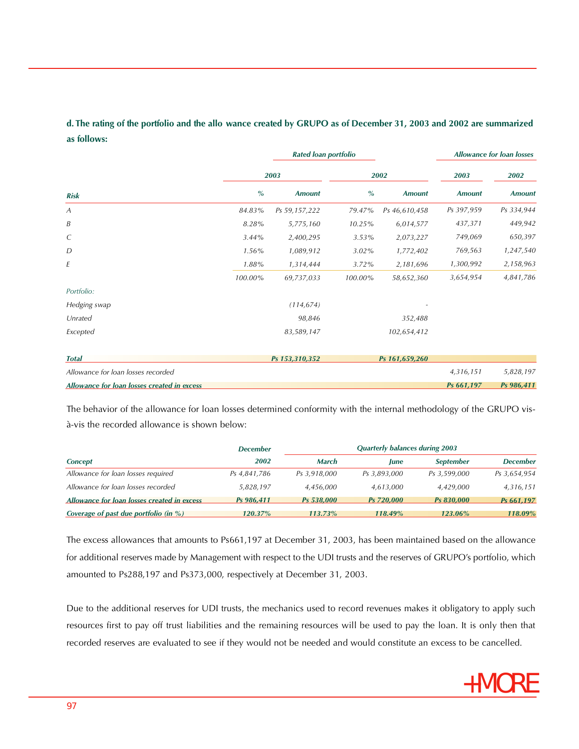**d. The rating of the portfolio and the allo wance created by GRUPO as of December 31, 2003 and 2002 are summarized as follows:**

| | Rated loan portfolio | | | | Allowance for loan losses | |
|---|---|---|---|---|---|---|
| | 2003 | | 2002 | | 2003 | 2002 |
| Risk | % | Amount | % | Amount | Amount | Amount |
| A | 84.83% | Ps 59,157,222 | 79.47% | Ps 46,610,458 | Ps 397,959 | Ps 334,944 |
| B | 8.28% | 5,775,160 | 10.25% | 6,014,577 | 437,371 | 449,942 |
| C | 3.44% | 2,400,295 | 3.53% | 2,073,227 | 749,069 | 650,397 |
| D | 1.56% | 1,089,912 | 3.02% | 1,772,402 | 769,563 | 1,247,540 |
| E | 1.88% | 1,314,444 | 3.72% | 2,181,696 | 1,300,992 | 2,158,963 |
| | 100.00% | 69,737,033 | 100.00% | 58,652,360 | 3,654,954 | 4,841,786 |
| Portfolio: | | | | | | |
| Hedging swap | | (114,674) | | - | | |
| Unrated | | 98,846 | | 352,488 | | |
| Excepted | | 83,589,147 | | 102,654,412 | | |
| **Total** | | **Ps 153,310,352** | | **Ps 161,659,260** | | |
| Allowance for loan losses recorded | | | | | 4,316,151 | 5,828,197 |
| **Allowance for loan losses created in excess** | | | | | **Ps 661,197** | **Ps 986,411** |

The behavior of the allowance for loan losses determined conformity with the internal methodology of the GRUPO vis-à-vis the recorded allowance is shown below:

| | December | Quarterly balances during 2003 | | | |
|---|---|---|---|---|---|
| Concept | 2002 | March | June | September | December |
| Allowance for loan losses required | Ps 4,841,786 | Ps 3,918,000 | Ps 3,893,000 | Ps 3,599,000 | Ps 3,654,954 |
| Allowance for loan losses recorded | 5,828,197 | 4,456,000 | 4,613,000 | 4,429,000 | 4,316,151 |
| **Allowance for loan losses created in excess** | **Ps 986,411** | **Ps 538,000** | **Ps 720,000** | **Ps 830,000** | **Ps 661,197** |
| **Coverage of past due portfolio (in %)** | **120.37%** | **113.73%** | **118.49%** | **123.06%** | **118.09%** |

The excess allowances that amounts to Ps661,197 at December 31, 2003, has been maintained based on the allowance for additional reserves made by Management with respect to the UDI trusts and the reserves of GRUPO's portfolio, which amounted to Ps288,197 and Ps373,000, respectively at December 31, 2003.

Due to the additional reserves for UDI trusts, the mechanics used to record revenues makes it obligatory to apply such resources first to pay off trust liabilities and the remaining resources will be used to pay the loan. It is only then that recorded reserves are evaluated to see if they would not be needed and would constitute an excess to be cancelled.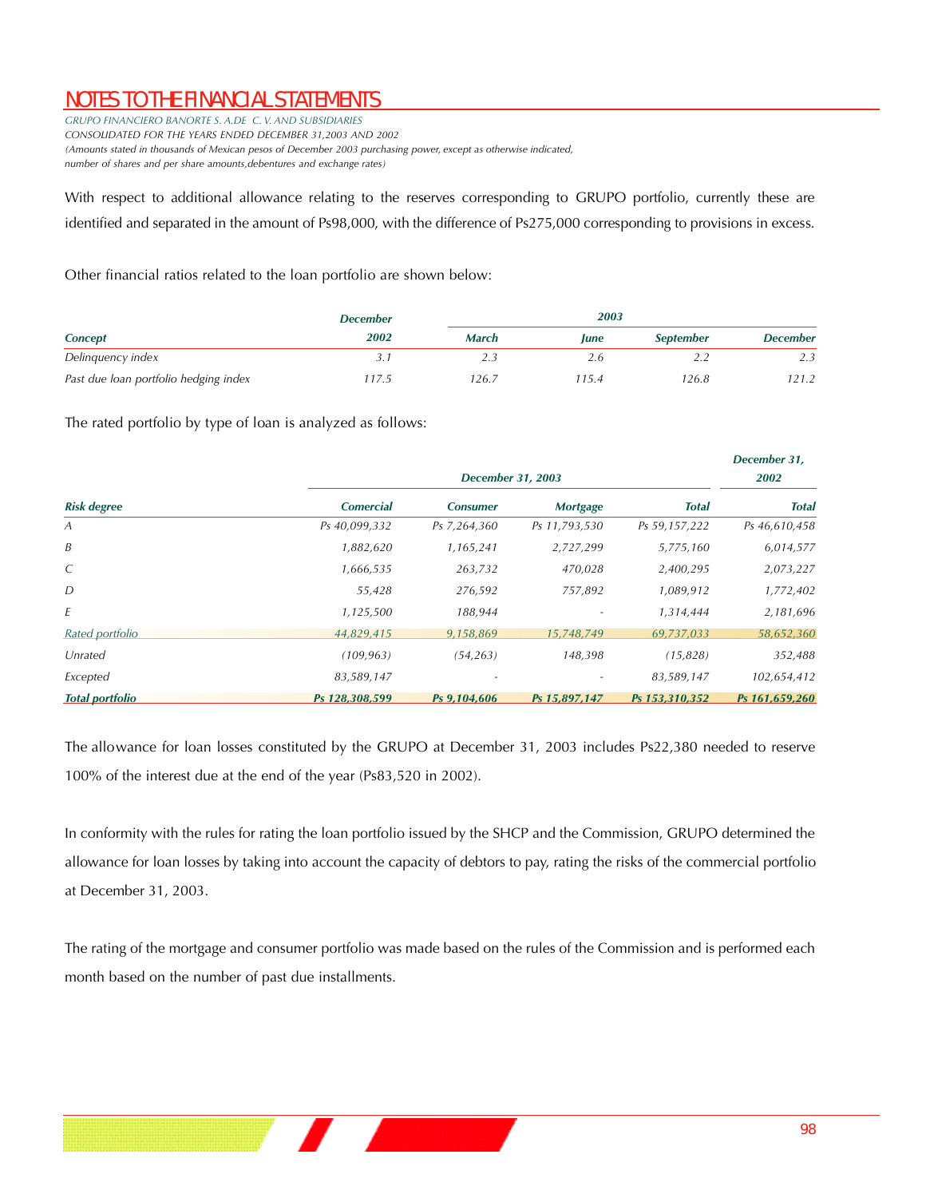# NOTES TO THE FINANCIAL STATEMENTS

*GRUPO FINANCIERO BANORTE S. A.DE C. V. AND SUBSIDIARIES*
*CONSOLIDATED FOR THE YEARS ENDED DECEMBER 31,2003 AND 2002*
*(Amounts stated in thousands of Mexican pesos of December 2003 purchasing power, except as otherwise indicated, number of shares and per share amounts,debentures and exchange rates)*

With respect to additional allowance relating to the reserves corresponding to GRUPO portfolio, currently these are identified and separated in the amount of Ps98,000, with the difference of Ps275,000 corresponding to provisions in excess.

Other financial ratios related to the loan portfolio are shown below:

| | December | 2003 | | | |
|---|---|---|---|---|---|
| **Concept** | **2002** | **March** | **June** | **September** | **December** |
| Delinquency index | 3.1 | 2.3 | 2.6 | 2.2 | 2.3 |
| Past due loan portfolio hedging index | 117.5 | 126.7 | 115.4 | 126.8 | 121.2 |

The rated portfolio by type of loan is analyzed as follows:

| | December 31, 2003 | | | | December 31, 2002 |
|---|---|---|---|---|---|
| **Risk degree** | **Comercial** | **Consumer** | **Mortgage** | **Total** | **Total** |
| A | Ps 40,099,332 | Ps 7,264,360 | Ps 11,793,530 | Ps 59,157,222 | Ps 46,610,458 |
| B | 1,882,620 | 1,165,241 | 2,727,299 | 5,775,160 | 6,014,577 |
| C | 1,666,535 | 263,732 | 470,028 | 2,400,295 | 2,073,227 |
| D | 55,428 | 276,592 | 757,892 | 1,089,912 | 1,772,402 |
| E | 1,125,500 | 188,944 | - | 1,314,444 | 2,181,696 |
| Rated portfolio | 44,829,415 | 9,158,869 | 15,748,749 | 69,737,033 | 58,652,360 |
| Unrated | (109,963) | (54,263) | 148,398 | (15,828) | 352,488 |
| Excepted | 83,589,147 | - | - | 83,589,147 | 102,654,412 |
| **Total portfolio** | **Ps 128,308,599** | **Ps 9,104,606** | **Ps 15,897,147** | **Ps 153,310,352** | **Ps 161,659,260** |

The allowance for loan losses constituted by the GRUPO at December 31, 2003 includes Ps22,380 needed to reserve 100% of the interest due at the end of the year (Ps83,520 in 2002).

In conformity with the rules for rating the loan portfolio issued by the SHCP and the Commission, GRUPO determined the allowance for loan losses by taking into account the capacity of debtors to pay, rating the risks of the commercial portfolio at December 31, 2003.

The rating of the mortgage and consumer portfolio was made based on the rules of the Commission and is performed each month based on the number of past due installments.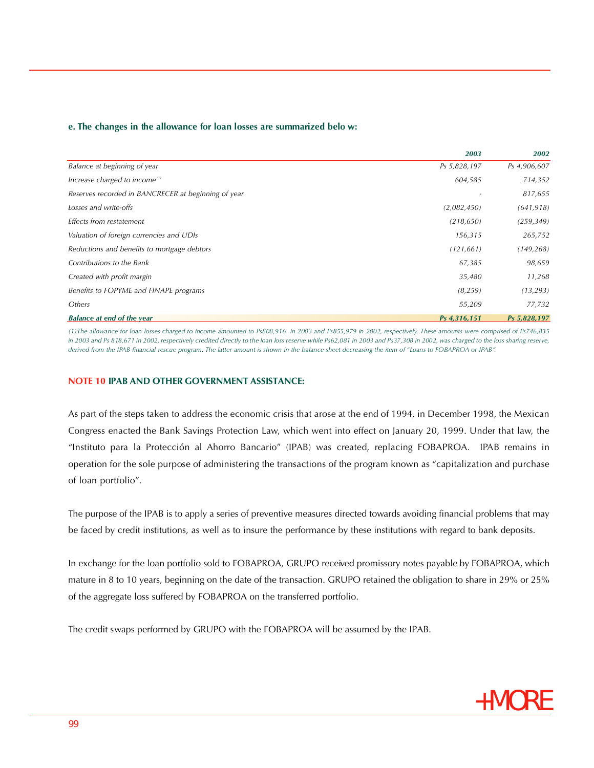**e. The changes in the allowance for loan losses are summarized belo w:**

| | 2003 | 2002 |
|---|---|---|
| Balance at beginning of year | Ps 5,828,197 | Ps 4,906,607 |
| Increase charged to income[(1)] | 604,585 | 714,352 |
| Reserves recorded in BANCRECER at beginning of year | - | 817,655 |
| Losses and write-offs | (2,082,450) | (641,918) |
| Effects from restatement | (218,650) | (259,349) |
| Valuation of foreign currencies and UDIs | 156,315 | 265,752 |
| Reductions and benefits to mortgage debtors | (121,661) | (149,268) |
| Contributions to the Bank | 67,385 | 98,659 |
| Created with profit margin | 35,480 | 11,268 |
| Benefits to FOPYME and FINAPE programs | (8,259) | (13,293) |
| Others | 55,209 | 77,732 |
| **Balance at end of the year** | **Ps 4,316,151** | **Ps 5,828,197** |

*(1)The allowance for loan losses charged to income amounted to Ps808,916 in 2003 and Ps855,979 in 2002, respectively. These amounts were comprised of Ps746,835 in 2003 and Ps 818,671 in 2002, respectively credited directly to the loan loss reserve while Ps62,081 in 2003 and Ps37,308 in 2002, was charged to the loss sharing reserve, derived from the IPAB financial rescue program. The latter amount is shown in the balance sheet decreasing the item of "Loans to FOBAPROA or IPAB".*

## NOTE 10 IPAB AND OTHER GOVERNMENT ASSISTANCE:

As part of the steps taken to address the economic crisis that arose at the end of 1994, in December 1998, the Mexican Congress enacted the Bank Savings Protection Law, which went into effect on January 20, 1999. Under that law, the "Instituto para la Protección al Ahorro Bancario" (IPAB) was created, replacing FOBAPROA. IPAB remains in operation for the sole purpose of administering the transactions of the program known as "capitalization and purchase of loan portfolio".

The purpose of the IPAB is to apply a series of preventive measures directed towards avoiding financial problems that may be faced by credit institutions, as well as to insure the performance by these institutions with regard to bank deposits.

In exchange for the loan portfolio sold to FOBAPROA, GRUPO received promissory notes payable by FOBAPROA, which mature in 8 to 10 years, beginning on the date of the transaction. GRUPO retained the obligation to share in 29% or 25% of the aggregate loss suffered by FOBAPROA on the transferred portfolio.

The credit swaps performed by GRUPO with the FOBAPROA will be assumed by the IPAB.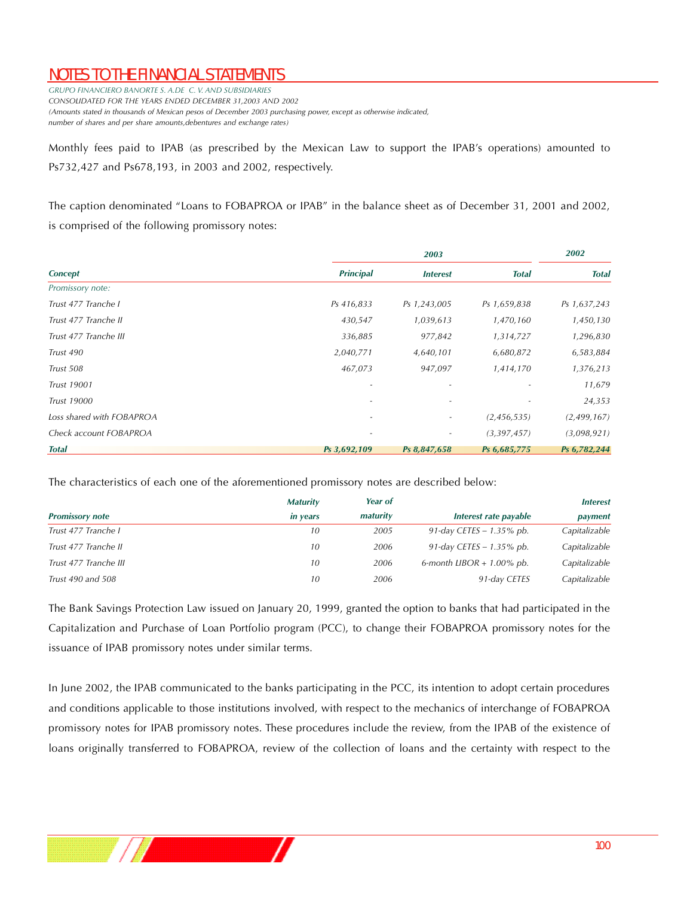# NOTES TO THE FINANCIAL STATEMENTS

*GRUPO FINANCIERO BANORTE S. A.DE C. V. AND SUBSIDIARIES*
*CONSOLIDATED FOR THE YEARS ENDED DECEMBER 31,2003 AND 2002*
*(Amounts stated in thousands of Mexican pesos of December 2003 purchasing power, except as otherwise indicated, number of shares and per share amounts,debentures and exchange rates)*

Monthly fees paid to IPAB (as prescribed by the Mexican Law to support the IPAB's operations) amounted to Ps732,427 and Ps678,193, in 2003 and 2002, respectively.

The caption denominated "Loans to FOBAPROA or IPAB" in the balance sheet as of December 31, 2001 and 2002, is comprised of the following promissory notes:

| | 2003 | | | 2002 |
|---|---|---|---|---|
| **Concept** | **Principal** | **Interest** | **Total** | **Total** |
| *Promissory note:* | | | | |
| Trust 477 Tranche I | Ps 416,833 | Ps 1,243,005 | Ps 1,659,838 | Ps 1,637,243 |
| Trust 477 Tranche II | 430,547 | 1,039,613 | 1,470,160 | 1,450,130 |
| Trust 477 Tranche III | 336,885 | 977,842 | 1,314,727 | 1,296,830 |
| Trust 490 | 2,040,771 | 4,640,101 | 6,680,872 | 6,583,884 |
| Trust 508 | 467,073 | 947,097 | 1,414,170 | 1,376,213 |
| Trust 19001 | - | - | - | 11,679 |
| Trust 19000 | - | - | - | 24,353 |
| Loss shared with FOBAPROA | - | - | (2,456,535) | (2,499,167) |
| Check account FOBAPROA | - | - | (3,397,457) | (3,098,921) |
| **Total** | **Ps 3,692,109** | **Ps 8,847,658** | **Ps 6,685,775** | **Ps 6,782,244** |

The characteristics of each one of the aforementioned promissory notes are described below:

| Promissory note | Maturity in years | Year of maturity | Interest rate payable | Interest payment |
|---|---|---|---|---|
| Trust 477 Tranche I | 10 | 2005 | 91-day CETES – 1.35% pb. | Capitalizable |
| Trust 477 Tranche II | 10 | 2006 | 91-day CETES – 1.35% pb. | Capitalizable |
| Trust 477 Tranche III | 10 | 2006 | 6-month LIBOR + 1.00% pb. | Capitalizable |
| Trust 490 and 508 | 10 | 2006 | 91-day CETES | Capitalizable |

The Bank Savings Protection Law issued on January 20, 1999, granted the option to banks that had participated in the Capitalization and Purchase of Loan Portfolio program (PCC), to change their FOBAPROA promissory notes for the issuance of IPAB promissory notes under similar terms.

In June 2002, the IPAB communicated to the banks participating in the PCC, its intention to adopt certain procedures and conditions applicable to those institutions involved, with respect to the mechanics of interchange of FOBAPROA promissory notes for IPAB promissory notes. These procedures include the review, from the IPAB of the existence of loans originally transferred to FOBAPROA, review of the collection of loans and the certainty with respect to the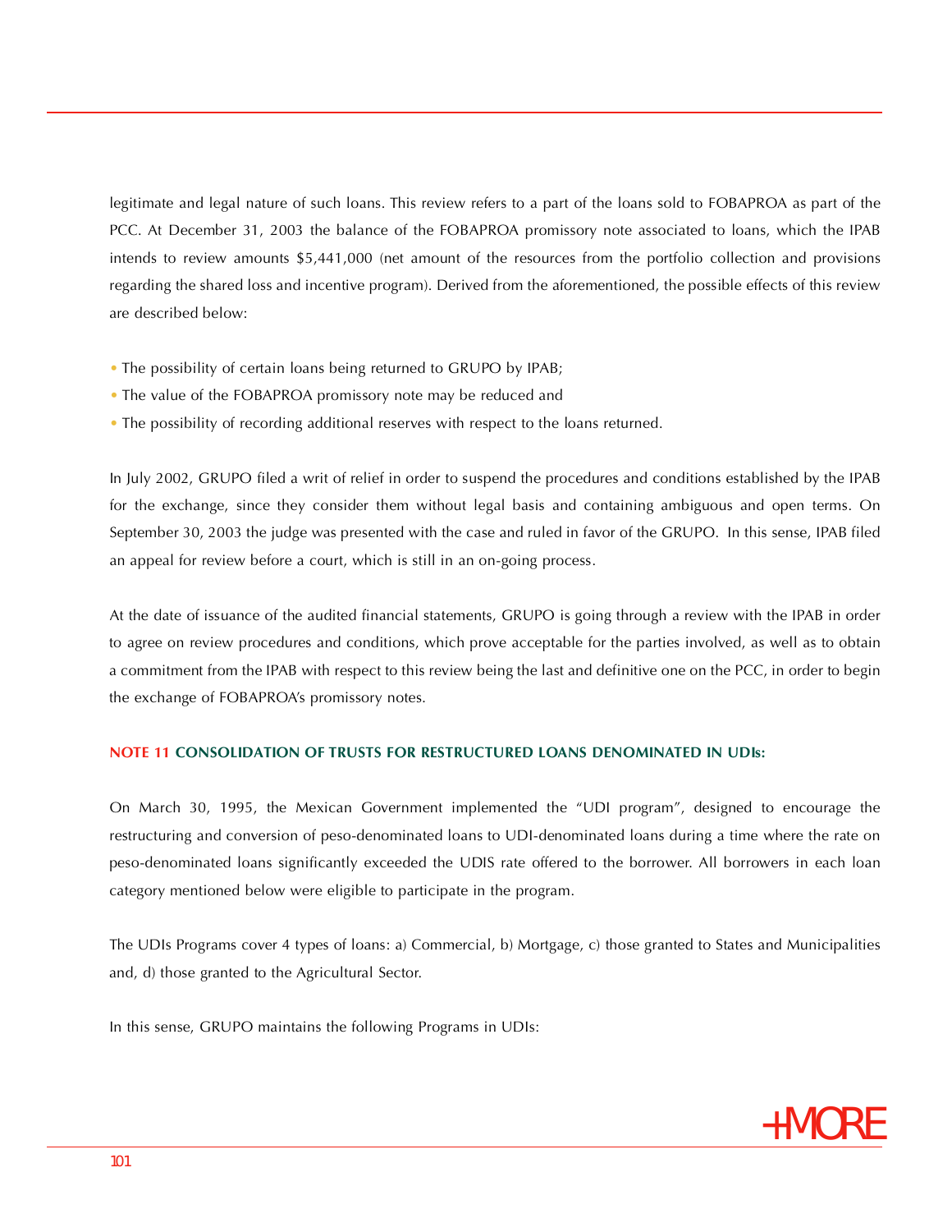legitimate and legal nature of such loans. This review refers to a part of the loans sold to FOBAPROA as part of the PCC. At December 31, 2003 the balance of the FOBAPROA promissory note associated to loans, which the IPAB intends to review amounts $5,441,000 (net amount of the resources from the portfolio collection and provisions regarding the shared loss and incentive program). Derived from the aforementioned, the possible effects of this review are described below:

- The possibility of certain loans being returned to GRUPO by IPAB;
- The value of the FOBAPROA promissory note may be reduced and
- The possibility of recording additional reserves with respect to the loans returned.

In July 2002, GRUPO filed a writ of relief in order to suspend the procedures and conditions established by the IPAB for the exchange, since they consider them without legal basis and containing ambiguous and open terms. On September 30, 2003 the judge was presented with the case and ruled in favor of the GRUPO. In this sense, IPAB filed an appeal for review before a court, which is still in an on-going process.

At the date of issuance of the audited financial statements, GRUPO is going through a review with the IPAB in order to agree on review procedures and conditions, which prove acceptable for the parties involved, as well as to obtain a commitment from the IPAB with respect to this review being the last and definitive one on the PCC, in order to begin the exchange of FOBAPROA's promissory notes.

## NOTE 11 CONSOLIDATION OF TRUSTS FOR RESTRUCTURED LOANS DENOMINATED IN UDIs:

On March 30, 1995, the Mexican Government implemented the "UDI program", designed to encourage the restructuring and conversion of peso-denominated loans to UDI-denominated loans during a time where the rate on peso-denominated loans significantly exceeded the UDIS rate offered to the borrower. All borrowers in each loan category mentioned below were eligible to participate in the program.

The UDIs Programs cover 4 types of loans: a) Commercial, b) Mortgage, c) those granted to States and Municipalities and, d) those granted to the Agricultural Sector.

In this sense, GRUPO maintains the following Programs in UDIs: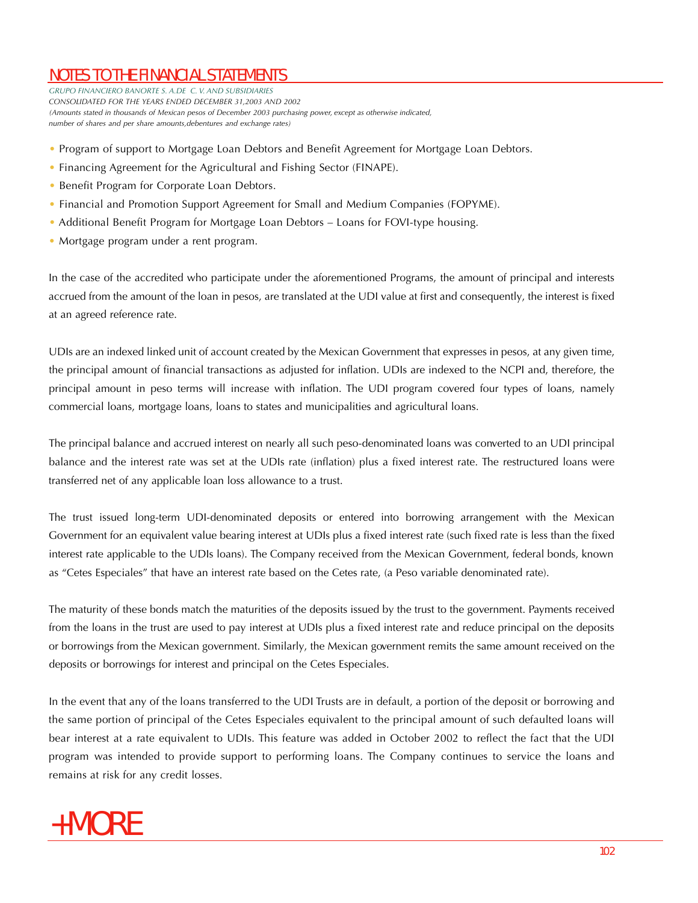- Program of support to Mortgage Loan Debtors and Benefit Agreement for Mortgage Loan Debtors.
- Financing Agreement for the Agricultural and Fishing Sector (FINAPE).
- Benefit Program for Corporate Loan Debtors.
- Financial and Promotion Support Agreement for Small and Medium Companies (FOPYME).
- Additional Benefit Program for Mortgage Loan Debtors – Loans for FOVI-type housing.
- Mortgage program under a rent program.

In the case of the accredited who participate under the aforementioned Programs, the amount of principal and interests accrued from the amount of the loan in pesos, are translated at the UDI value at first and consequently, the interest is fixed at an agreed reference rate.

UDIs are an indexed linked unit of account created by the Mexican Government that expresses in pesos, at any given time, the principal amount of financial transactions as adjusted for inflation. UDIs are indexed to the NCPI and, therefore, the principal amount in peso terms will increase with inflation. The UDI program covered four types of loans, namely commercial loans, mortgage loans, loans to states and municipalities and agricultural loans.

The principal balance and accrued interest on nearly all such peso-denominated loans was converted to an UDI principal balance and the interest rate was set at the UDIs rate (inflation) plus a fixed interest rate. The restructured loans were transferred net of any applicable loan loss allowance to a trust.

The trust issued long-term UDI-denominated deposits or entered into borrowing arrangement with the Mexican Government for an equivalent value bearing interest at UDIs plus a fixed interest rate (such fixed rate is less than the fixed interest rate applicable to the UDIs loans). The Company received from the Mexican Government, federal bonds, known as "Cetes Especiales" that have an interest rate based on the Cetes rate, (a Peso variable denominated rate).

The maturity of these bonds match the maturities of the deposits issued by the trust to the government. Payments received from the loans in the trust are used to pay interest at UDIs plus a fixed interest rate and reduce principal on the deposits or borrowings from the Mexican government. Similarly, the Mexican government remits the same amount received on the deposits or borrowings for interest and principal on the Cetes Especiales.

In the event that any of the loans transferred to the UDI Trusts are in default, a portion of the deposit or borrowing and the same portion of principal of the Cetes Especiales equivalent to the principal amount of such defaulted loans will bear interest at a rate equivalent to UDIs. This feature was added in October 2002 to reflect the fact that the UDI program was intended to provide support to performing loans. The Company continues to service the loans and remains at risk for any credit losses.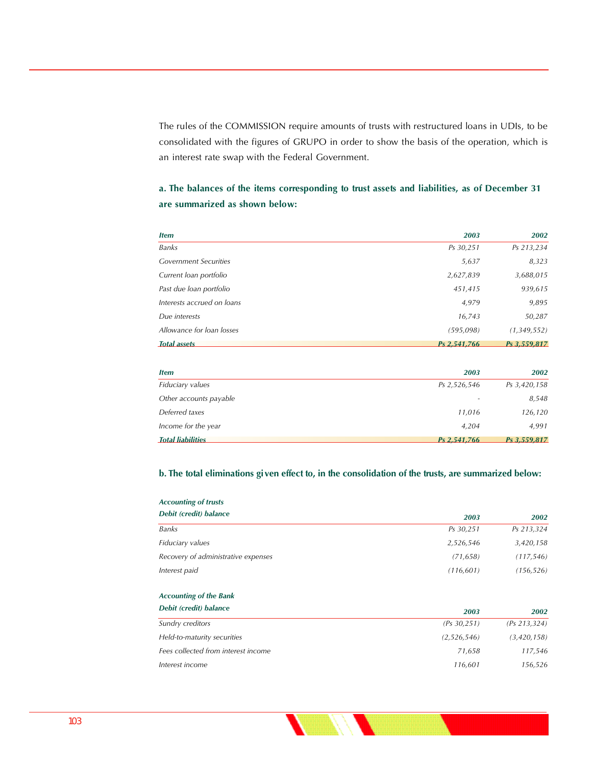The rules of the COMMISSION require amounts of trusts with restructured loans in UDIs, to be consolidated with the figures of GRUPO in order to show the basis of the operation, which is an interest rate swap with the Federal Government.

### a. The balances of the items corresponding to trust assets and liabilities, as of December 31 are summarized as shown below:

| *Item* | *2003* | *2002* |
|---|---|---|
| *Banks* | *Ps 30,251* | *Ps 213,234* |
| *Government Securities* | *5,637* | *8,323* |
| *Current loan portfolio* | *2,627,839* | *3,688,015* |
| *Past due loan portfolio* | *451,415* | *939,615* |
| *Interests accrued on loans* | *4,979* | *9,895* |
| *Due interests* | *16,743* | *50,287* |
| *Allowance for loan losses* | *(595,098)* | *(1,349,552)* |
| ***Total assets*** | ***Ps 2,541,766*** | ***Ps 3,559,817*** |

| *Item* | *2003* | *2002* |
|---|---|---|
| *Fiduciary values* | *Ps 2,526,546* | *Ps 3,420,158* |
| *Other accounts payable* | *-* | *8,548* |
| *Deferred taxes* | *11,016* | *126,120* |
| *Income for the year* | *4,204* | *4,991* |
| ***Total liabilities*** | ***Ps 2,541,766*** | ***Ps 3,559,817*** |

### b. The total eliminations given effect to, in the consolidation of the trusts, are summarized below:

| ***Accounting of trusts*** ***Debit (credit) balance*** | *2003* | *2002* |
|---|---|---|
| *Banks* | *Ps 30,251* | *Ps 213,324* |
| *Fiduciary values* | *2,526,546* | *3,420,158* |
| *Recovery of administrative expenses* | *(71,658)* | *(117,546)* |
| *Interest paid* | *(116,601)* | *(156,526)* |

| ***Accounting of the Bank*** ***Debit (credit) balance*** | *2003* | *2002* |
|---|---|---|
| *Sundry creditors* | *(Ps 30,251)* | *(Ps 213,324)* |
| *Held-to-maturity securities* | *(2,526,546)* | *(3,420,158)* |
| *Fees collected from interest income* | *71,658* | *117,546* |
| *Interest income* | *116,601* | *156,526* |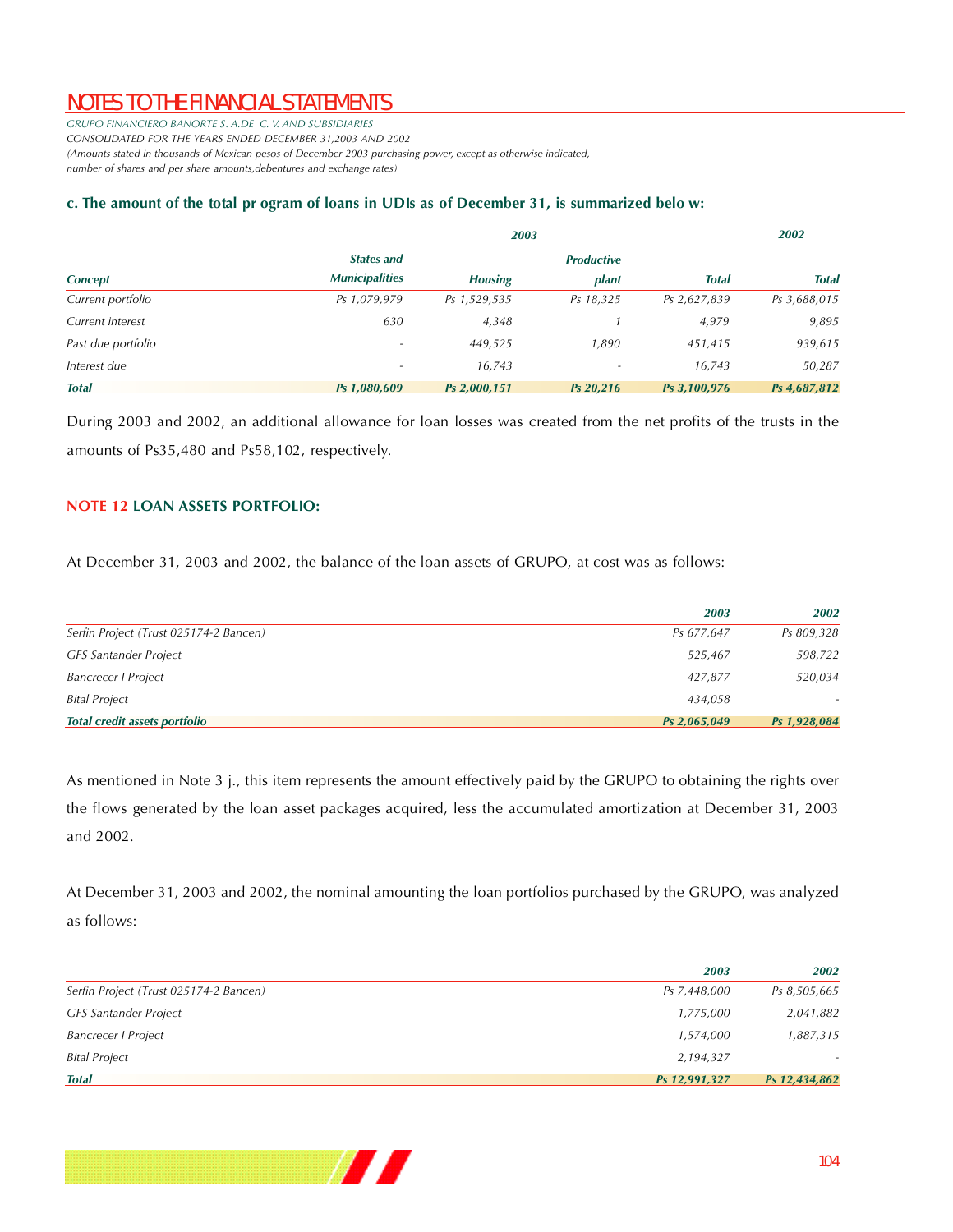# NOTES TO THE FINANCIAL STATEMENTS

*GRUPO FINANCIERO BANORTE S. A.DE C. V. AND SUBSIDIARIES*
*CONSOLIDATED FOR THE YEARS ENDED DECEMBER 31,2003 AND 2002*
*(Amounts stated in thousands of Mexican pesos of December 2003 purchasing power, except as otherwise indicated, number of shares and per share amounts,debentures and exchange rates)*

**c. The amount of the total pr ogram of loans in UDIs as of December 31, is summarized belo w:**

| | 2003 | | | | 2002 |
|---|---|---|---|---|---|
| **Concept** | **States and Municipalities** | **Housing** | **Productive plant** | **Total** | **Total** |
| Current portfolio | Ps 1,079,979 | Ps 1,529,535 | Ps 18,325 | Ps 2,627,839 | Ps 3,688,015 |
| Current interest | 630 | 4,348 | 1 | 4,979 | 9,895 |
| Past due portfolio | - | 449,525 | 1,890 | 451,415 | 939,615 |
| Interest due | - | 16,743 | - | 16,743 | 50,287 |
| **Total** | **Ps 1,080,609** | **Ps 2,000,151** | **Ps 20,216** | **Ps 3,100,976** | **Ps 4,687,812** |

During 2003 and 2002, an additional allowance for loan losses was created from the net profits of the trusts in the amounts of Ps35,480 and Ps58,102, respectively.

## NOTE 12 LOAN ASSETS PORTFOLIO:

At December 31, 2003 and 2002, the balance of the loan assets of GRUPO, at cost was as follows:

| | 2003 | 2002 |
|---|---|---|
| Serfin Project (Trust 025174-2 Bancen) | Ps 677,647 | Ps 809,328 |
| GFS Santander Project | 525,467 | 598,722 |
| Bancrecer I Project | 427,877 | 520,034 |
| Bital Project | 434,058 | - |
| **Total credit assets portfolio** | **Ps 2,065,049** | **Ps 1,928,084** |

As mentioned in Note 3 j., this item represents the amount effectively paid by the GRUPO to obtaining the rights over the flows generated by the loan asset packages acquired, less the accumulated amortization at December 31, 2003 and 2002.

At December 31, 2003 and 2002, the nominal amounting the loan portfolios purchased by the GRUPO, was analyzed as follows:

| | 2003 | 2002 |
|---|---|---|
| Serfin Project (Trust 025174-2 Bancen) | Ps 7,448,000 | Ps 8,505,665 |
| GFS Santander Project | 1,775,000 | 2,041,882 |
| Bancrecer I Project | 1,574,000 | 1,887,315 |
| Bital Project | 2,194,327 | - |
| **Total** | **Ps 12,991,327** | **Ps 12,434,862** |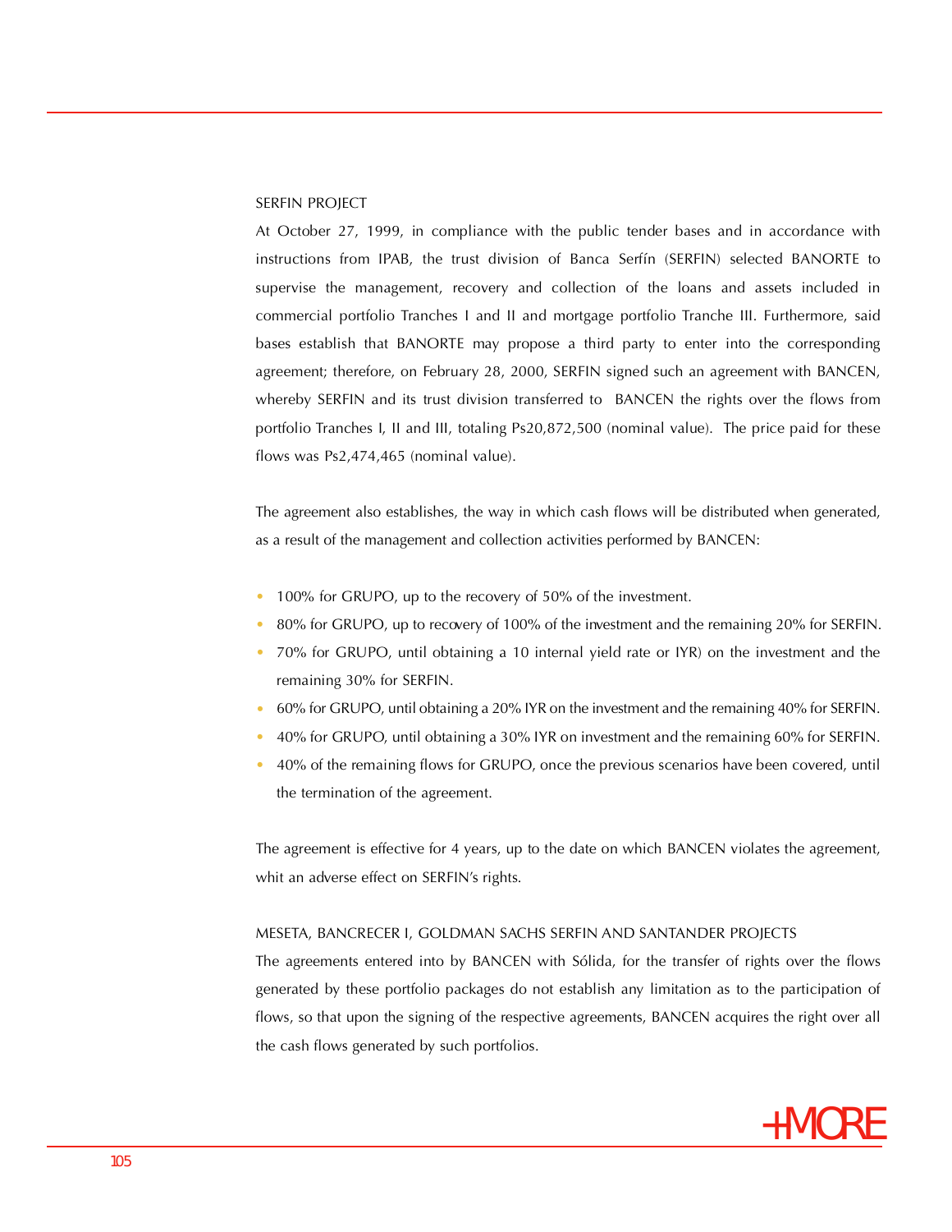SERFIN PROJECT

At October 27, 1999, in compliance with the public tender bases and in accordance with instructions from IPAB, the trust division of Banca Serfín (SERFIN) selected BANORTE to supervise the management, recovery and collection of the loans and assets included in commercial portfolio Tranches I and II and mortgage portfolio Tranche III. Furthermore, said bases establish that BANORTE may propose a third party to enter into the corresponding agreement; therefore, on February 28, 2000, SERFIN signed such an agreement with BANCEN, whereby SERFIN and its trust division transferred to BANCEN the rights over the flows from portfolio Tranches I, II and III, totaling Ps20,872,500 (nominal value). The price paid for these flows was Ps2,474,465 (nominal value).

The agreement also establishes, the way in which cash flows will be distributed when generated, as a result of the management and collection activities performed by BANCEN:

- 100% for GRUPO, up to the recovery of 50% of the investment.
- 80% for GRUPO, up to recovery of 100% of the investment and the remaining 20% for SERFIN.
- 70% for GRUPO, until obtaining a 10 internal yield rate or IYR) on the investment and the remaining 30% for SERFIN.
- 60% for GRUPO, until obtaining a 20% IYR on the investment and the remaining 40% for SERFIN.
- 40% for GRUPO, until obtaining a 30% IYR on investment and the remaining 60% for SERFIN.
- 40% of the remaining flows for GRUPO, once the previous scenarios have been covered, until the termination of the agreement.

The agreement is effective for 4 years, up to the date on which BANCEN violates the agreement, whit an adverse effect on SERFIN's rights.

MESETA, BANCRECER I, GOLDMAN SACHS SERFIN AND SANTANDER PROJECTS

The agreements entered into by BANCEN with Sólida, for the transfer of rights over the flows generated by these portfolio packages do not establish any limitation as to the participation of flows, so that upon the signing of the respective agreements, BANCEN acquires the right over all the cash flows generated by such portfolios.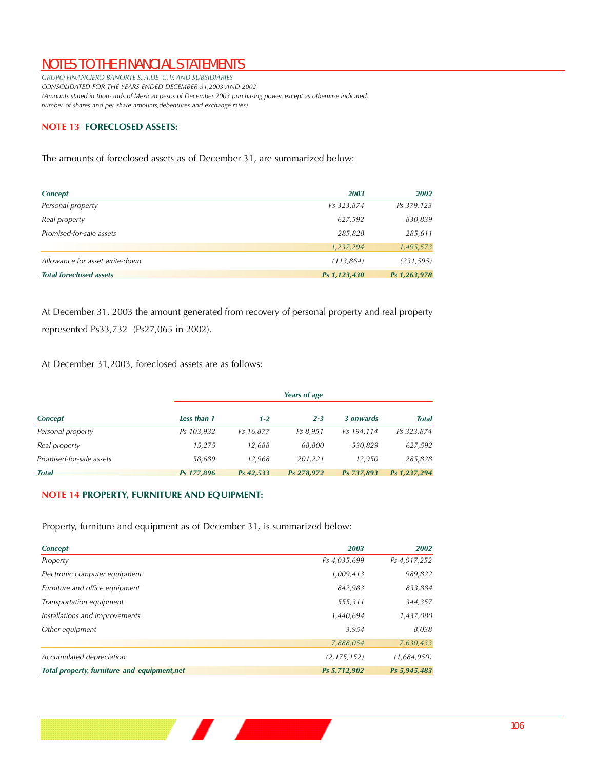# NOTES TO THE FINANCIAL STATEMENTS

*GRUPO FINANCIERO BANORTE S. A.DE C. V. AND SUBSIDIARIES*
*CONSOLIDATED FOR THE YEARS ENDED DECEMBER 31,2003 AND 2002*
*(Amounts stated in thousands of Mexican pesos of December 2003 purchasing power, except as otherwise indicated, number of shares and per share amounts,debentures and exchange rates)*

## NOTE 13 FORECLOSED ASSETS:

The amounts of foreclosed assets as of December 31, are summarized below:

| Concept | 2003 | 2002 |
|---|---|---|
| Personal property | Ps 323,874 | Ps 379,123 |
| Real property | 627,592 | 830,839 |
| Promised-for-sale assets | 285,828 | 285,611 |
| | 1,237,294 | 1,495,573 |
| Allowance for asset write-down | (113,864) | (231,595) |
| **Total foreclosed assets** | **Ps 1,123,430** | **Ps 1,263,978** |

At December 31, 2003 the amount generated from recovery of personal property and real property represented Ps33,732 (Ps27,065 in 2002).

At December 31,2003, foreclosed assets are as follows:

| | Years of age | | | | |
|---|---|---|---|---|---|
| Concept | Less than 1 | 1-2 | 2-3 | 3 onwards | Total |
| Personal property | Ps 103,932 | Ps 16,877 | Ps 8,951 | Ps 194,114 | Ps 323,874 |
| Real property | 15,275 | 12,688 | 68,800 | 530,829 | 627,592 |
| Promised-for-sale assets | 58,689 | 12,968 | 201,221 | 12,950 | 285,828 |
| **Total** | **Ps 177,896** | **Ps 42,533** | **Ps 278,972** | **Ps 737,893** | **Ps 1,237,294** |

## NOTE 14 PROPERTY, FURNITURE AND EQUIPMENT:

Property, furniture and equipment as of December 31, is summarized below:

| Concept | 2003 | 2002 |
|---|---|---|
| Property | Ps 4,035,699 | Ps 4,017,252 |
| Electronic computer equipment | 1,009,413 | 989,822 |
| Furniture and office equipment | 842,983 | 833,884 |
| Transportation equipment | 555,311 | 344,357 |
| Installations and improvements | 1,440,694 | 1,437,080 |
| Other equipment | 3,954 | 8,038 |
| | 7,888,054 | 7,630,433 |
| Accumulated depreciation | (2,175,152) | (1,684,950) |
| **Total property, furniture and equipment,net** | **Ps 5,712,902** | **Ps 5,945,483** |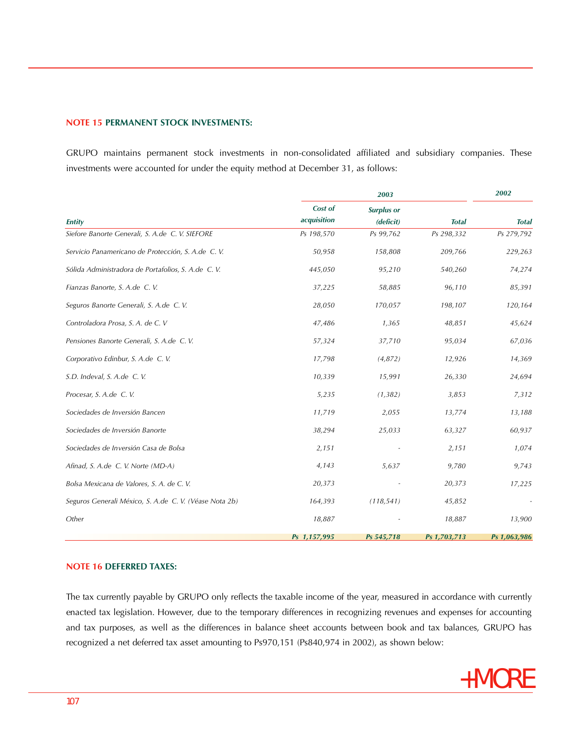## NOTE 15 PERMANENT STOCK INVESTMENTS:

GRUPO maintains permanent stock investments in non-consolidated affiliated and subsidiary companies. These investments were accounted for under the equity method at December 31, as follows:

| | 2003 | | | 2002 |
|---|---|---|---|---|
| *Entity* | *Cost of acquisition* | *Surplus or (deficit)* | *Total* | *Total* |
| *Siefore Banorte Generali, S. A.de C. V. SIEFORE* | *Ps 198,570* | *Ps 99,762* | *Ps 298,332* | *Ps 279,792* |
| *Servicio Panamericano de Protección, S. A.de C. V.* | *50,958* | *158,808* | *209,766* | *229,263* |
| *Sólida Administradora de Portafolios, S. A.de C. V.* | *445,050* | *95,210* | *540,260* | *74,274* |
| *Fianzas Banorte, S. A.de C. V.* | *37,225* | *58,885* | *96,110* | *85,391* |
| *Seguros Banorte Generali, S. A.de C. V.* | *28,050* | *170,057* | *198,107* | *120,164* |
| *Controladora Prosa, S. A. de C. V* | *47,486* | *1,365* | *48,851* | *45,624* |
| *Pensiones Banorte Generali, S. A.de C. V.* | *57,324* | *37,710* | *95,034* | *67,036* |
| *Corporativo Edinbur, S. A.de C. V.* | *17,798* | *(4,872)* | *12,926* | *14,369* |
| *S.D. Indeval, S. A.de C. V.* | *10,339* | *15,991* | *26,330* | *24,694* |
| *Procesar, S. A.de C. V.* | *5,235* | *(1,382)* | *3,853* | *7,312* |
| *Sociedades de Inversión Bancen* | *11,719* | *2,055* | *13,774* | *13,188* |
| *Sociedades de Inversión Banorte* | *38,294* | *25,033* | *63,327* | *60,937* |
| *Sociedades de Inversión Casa de Bolsa* | *2,151* | *-* | *2,151* | *1,074* |
| *Afinad, S. A.de C. V. Norte (MD-A)* | *4,143* | *5,637* | *9,780* | *9,743* |
| *Bolsa Mexicana de Valores, S. A. de C. V.* | *20,373* | *-* | *20,373* | *17,225* |
| *Seguros Generali México, S. A.de C. V. (Véase Nota 2b)* | *164,393* | *(118,541)* | *45,852* | *-* |
| *Other* | *18,887* | *-* | *18,887* | *13,900* |
| | ***Ps 1,157,995*** | ***Ps 545,718*** | ***Ps 1,703,713*** | ***Ps 1,063,986*** |

## NOTE 16 DEFERRED TAXES:

The tax currently payable by GRUPO only reflects the taxable income of the year, measured in accordance with currently enacted tax legislation. However, due to the temporary differences in recognizing revenues and expenses for accounting and tax purposes, as well as the differences in balance sheet accounts between book and tax balances, GRUPO has recognized a net deferred tax asset amounting to Ps970,151 (Ps840,974 in 2002), as shown below: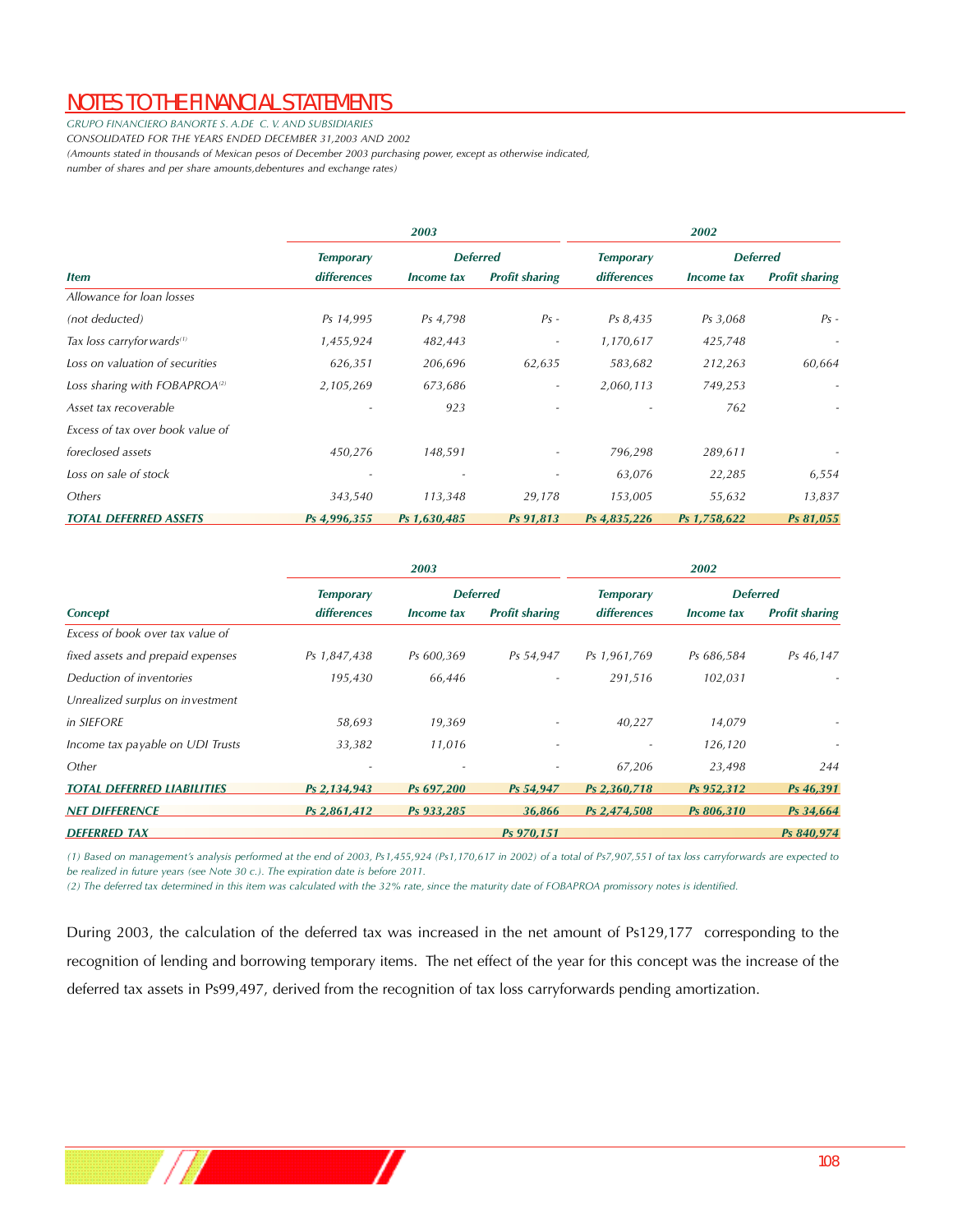# NOTES TO THE FINANCIAL STATEMENTS

*GRUPO FINANCIERO BANORTE S. A.DE C. V. AND SUBSIDIARIES*

*CONSOLIDATED FOR THE YEARS ENDED DECEMBER 31,2003 AND 2002*

*(Amounts stated in thousands of Mexican pesos of December 2003 purchasing power, except as otherwise indicated, number of shares and per share amounts,debentures and exchange rates)*

| | 2003 | | | 2002 | | |
|---|---|---|---|---|---|---|
| | Temporary | Deferred | | Temporary | Deferred | |
| Item | differences | Income tax | Profit sharing | differences | Income tax | Profit sharing |
| Allowance for loan losses (not deducted) | Ps 14,995 | Ps 4,798 | Ps - | Ps 8,435 | Ps 3,068 | Ps - |
| Tax loss carryforwards[1] | 1,455,924 | 482,443 | - | 1,170,617 | 425,748 | - |
| Loss on valuation of securities | 626,351 | 206,696 | 62,635 | 583,682 | 212,263 | 60,664 |
| Loss sharing with FOBAPROA[2] | 2,105,269 | 673,686 | - | 2,060,113 | 749,253 | - |
| Asset tax recoverable | - | 923 | - | - | 762 | - |
| Excess of tax over book value of foreclosed assets | 450,276 | 148,591 | - | 796,298 | 289,611 | - |
| Loss on sale of stock | - | - | - | 63,076 | 22,285 | 6,554 |
| Others | 343,540 | 113,348 | 29,178 | 153,005 | 55,632 | 13,837 |
| **TOTAL DEFERRED ASSETS** | **Ps 4,996,355** | **Ps 1,630,485** | **Ps 91,813** | **Ps 4,835,226** | **Ps 1,758,622** | **Ps 81,055** |

| | 2003 | | | 2002 | | |
|---|---|---|---|---|---|---|
| | Temporary | Deferred | | Temporary | Deferred | |
| Concept | differences | Income tax | Profit sharing | differences | Income tax | Profit sharing |
| Excess of book over tax value of fixed assets and prepaid expenses | Ps 1,847,438 | Ps 600,369 | Ps 54,947 | Ps 1,961,769 | Ps 686,584 | Ps 46,147 |
| Deduction of inventories | 195,430 | 66,446 | - | 291,516 | 102,031 | - |
| Unrealized surplus on investment in SIEFORE | 58,693 | 19,369 | - | 40,227 | 14,079 | - |
| Income tax payable on UDI Trusts | 33,382 | 11,016 | - | - | 126,120 | - |
| Other | - | - | - | 67,206 | 23,498 | 244 |
| **TOTAL DEFERRED LIABILITIES** | **Ps 2,134,943** | **Ps 697,200** | **Ps 54,947** | **Ps 2,360,718** | **Ps 952,312** | **Ps 46,391** |
| **NET DIFFERENCE** | **Ps 2,861,412** | **Ps 933,285** | **36,866** | **Ps 2,474,508** | **Ps 806,310** | **Ps 34,664** |
| **DEFERRED TAX** | | | **Ps 970,151** | | | **Ps 840,974** |

*(1) Based on management's analysis performed at the end of 2003, Ps1,455,924 (Ps1,170,617 in 2002) of a total of Ps7,907,551 of tax loss carryforwards are expected to be realized in future years (see Note 30 c.). The expiration date is before 2011.*

*(2) The deferred tax determined in this item was calculated with the 32% rate, since the maturity date of FOBAPROA promissory notes is identified.*

During 2003, the calculation of the deferred tax was increased in the net amount of Ps129,177 corresponding to the recognition of lending and borrowing temporary items. The net effect of the year for this concept was the increase of the deferred tax assets in Ps99,497, derived from the recognition of tax loss carryforwards pending amortization.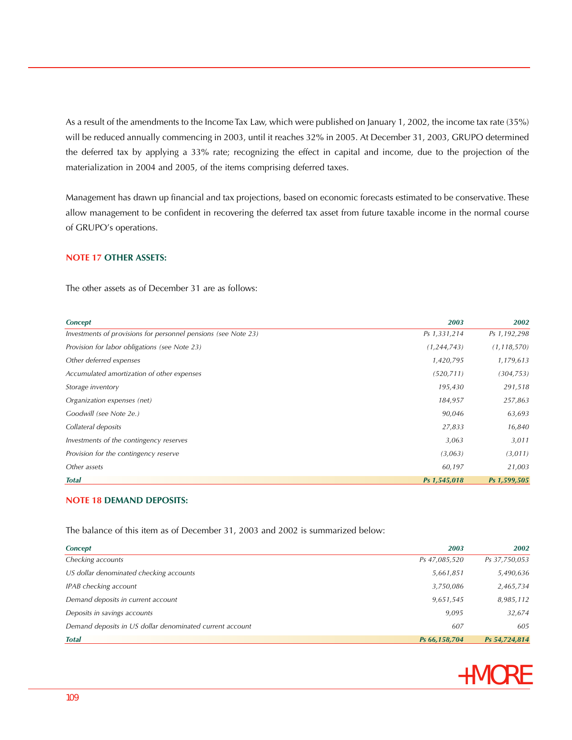As a result of the amendments to the Income Tax Law, which were published on January 1, 2002, the income tax rate (35%) will be reduced annually commencing in 2003, until it reaches 32% in 2005. At December 31, 2003, GRUPO determined the deferred tax by applying a 33% rate; recognizing the effect in capital and income, due to the projection of the materialization in 2004 and 2005, of the items comprising deferred taxes.

Management has drawn up financial and tax projections, based on economic forecasts estimated to be conservative. These allow management to be confident in recovering the deferred tax asset from future taxable income in the normal course of GRUPO's operations.

## NOTE 17 OTHER ASSETS:

The other assets as of December 31 are as follows:

| *Concept* | *2003* | *2002* |
|---|---|---|
| *Investments of provisions for personnel pensions (see Note 23)* | *Ps 1,331,214* | *Ps 1,192,298* |
| *Provision for labor obligations (see Note 23)* | *(1,244,743)* | *(1,118,570)* |
| *Other deferred expenses* | *1,420,795* | *1,179,613* |
| *Accumulated amortization of other expenses* | *(520,711)* | *(304,753)* |
| *Storage inventory* | *195,430* | *291,518* |
| *Organization expenses (net)* | *184,957* | *257,863* |
| *Goodwill (see Note 2e.)* | *90,046* | *63,693* |
| *Collateral deposits* | *27,833* | *16,840* |
| *Investments of the contingency reserves* | *3,063* | *3,011* |
| *Provision for the contingency reserve* | *(3,063)* | *(3,011)* |
| *Other assets* | *60,197* | *21,003* |
| ***Total*** | ***Ps 1,545,018*** | ***Ps 1,599,505*** |

## NOTE 18 DEMAND DEPOSITS:

The balance of this item as of December 31, 2003 and 2002 is summarized below:

| *Concept* | *2003* | *2002* |
|---|---|---|
| *Checking accounts* | *Ps 47,085,520* | *Ps 37,750,053* |
| *US dollar denominated checking accounts* | *5,661,851* | *5,490,636* |
| *IPAB checking account* | *3,750,086* | *2,465,734* |
| *Demand deposits in current account* | *9,651,545* | *8,985,112* |
| *Deposits in savings accounts* | *9,095* | *32,674* |
| *Demand deposits in US dollar denominated current account* | *607* | *605* |
| ***Total*** | ***Ps 66,158,704*** | ***Ps 54,724,814*** |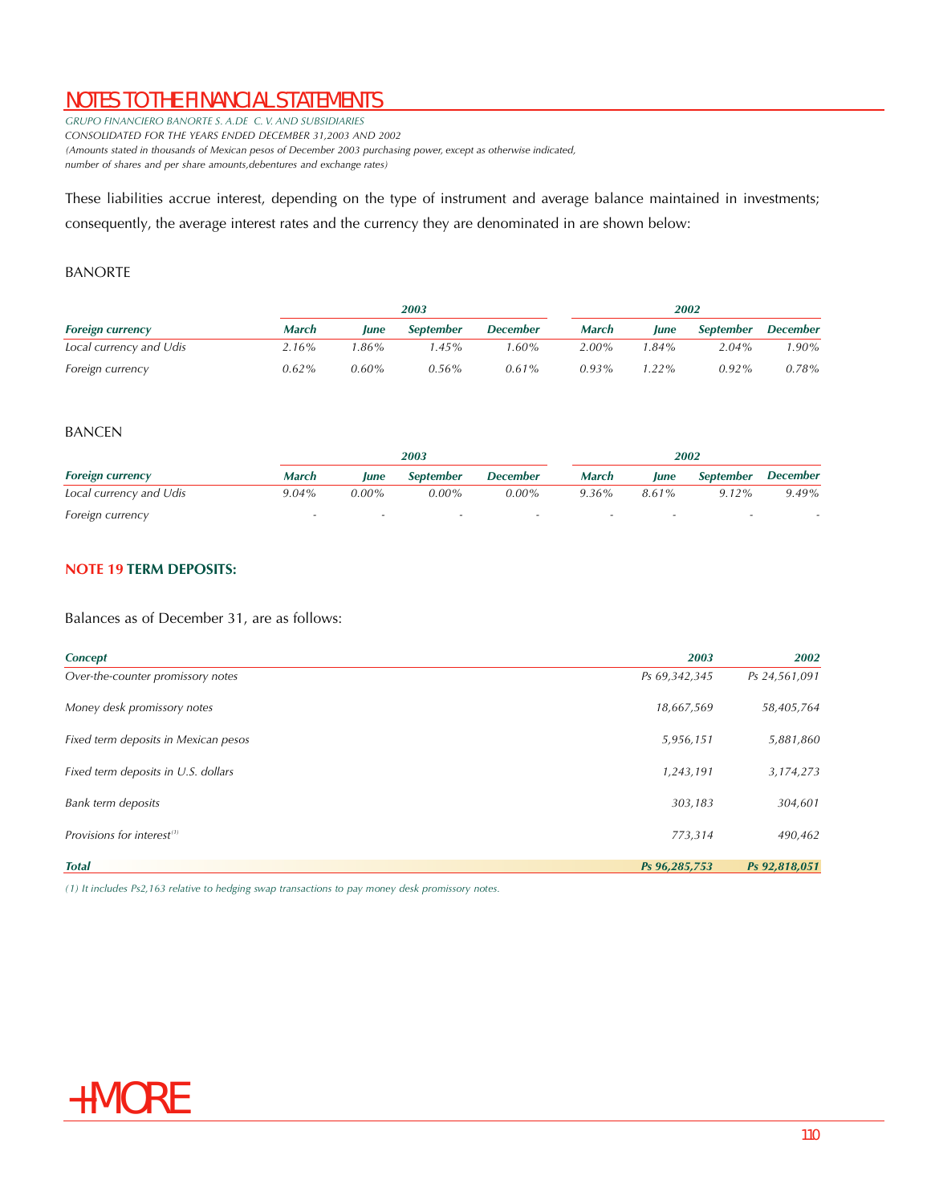# NOTES TO THE FINANCIAL STATEMENTS

*GRUPO FINANCIERO BANORTE S. A.DE C. V. AND SUBSIDIARIES*
*CONSOLIDATED FOR THE YEARS ENDED DECEMBER 31,2003 AND 2002*
*(Amounts stated in thousands of Mexican pesos of December 2003 purchasing power, except as otherwise indicated, number of shares and per share amounts,debentures and exchange rates)*

These liabilities accrue interest, depending on the type of instrument and average balance maintained in investments; consequently, the average interest rates and the currency they are denominated in are shown below:

BANORTE

| | 2003 | | | | 2002 | | | |
|---|---|---|---|---|---|---|---|---|
| ***Foreign currency*** | ***March*** | ***June*** | ***September*** | ***December*** | ***March*** | ***June*** | ***September*** | ***December*** |
| *Local currency and Udis* | 2.16% | 1.86% | 1.45% | 1.60% | 2.00% | 1.84% | 2.04% | 1.90% |
| *Foreign currency* | 0.62% | 0.60% | 0.56% | 0.61% | 0.93% | 1.22% | 0.92% | 0.78% |

BANCEN

| | 2003 | | | | 2002 | | | |
|---|---|---|---|---|---|---|---|---|
| ***Foreign currency*** | ***March*** | ***June*** | ***September*** | ***December*** | ***March*** | ***June*** | ***September*** | ***December*** |
| *Local currency and Udis* | 9.04% | 0.00% | 0.00% | 0.00% | 9.36% | 8.61% | 9.12% | 9.49% |
| *Foreign currency* | - | - | - | - | - | - | - | - |

## NOTE 19 TERM DEPOSITS:

Balances as of December 31, are as follows:

| ***Concept*** | ***2003*** | ***2002*** |
|---|---|---|
| *Over-the-counter promissory notes* | Ps 69,342,345 | Ps 24,561,091 |
| *Money desk promissory notes* | 18,667,569 | 58,405,764 |
| *Fixed term deposits in Mexican pesos* | 5,956,151 | 5,881,860 |
| *Fixed term deposits in U.S. dollars* | 1,243,191 | 3,174,273 |
| *Bank term deposits* | 303,183 | 304,601 |
| *Provisions for interest*[(1)] | 773,314 | 490,462 |
| ***Total*** | ***Ps 96,285,753*** | ***Ps 92,818,051*** |

*(1) It includes Ps2,163 relative to hedging swap transactions to pay money desk promissory notes.*

+MORE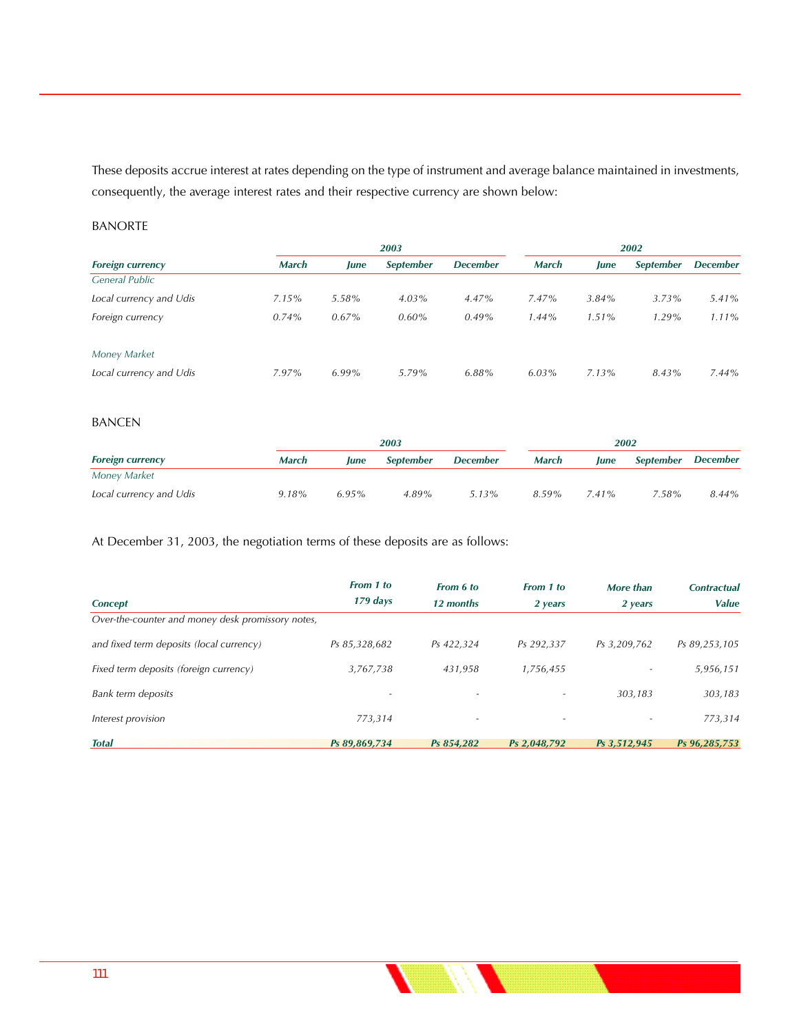These deposits accrue interest at rates depending on the type of instrument and average balance maintained in investments, consequently, the average interest rates and their respective currency are shown below:

BANORTE

| | 2003 | | | | 2002 | | | |
|---|---|---|---|---|---|---|---|---|
| ***Foreign currency*** | ***March*** | ***June*** | ***September*** | ***December*** | ***March*** | ***June*** | ***September*** | ***December*** |
| *General Public* | | | | | | | | |
| *Local currency and Udis* | *7.15%* | *5.58%* | *4.03%* | *4.47%* | *7.47%* | *3.84%* | *3.73%* | *5.41%* |
| *Foreign currency* | *0.74%* | *0.67%* | *0.60%* | *0.49%* | *1.44%* | *1.51%* | *1.29%* | *1.11%* |
| *Money Market* | | | | | | | | |
| *Local currency and Udis* | *7.97%* | *6.99%* | *5.79%* | *6.88%* | *6.03%* | *7.13%* | *8.43%* | *7.44%* |

BANCEN

| | 2003 | | | | 2002 | | | |
|---|---|---|---|---|---|---|---|---|
| ***Foreign currency*** | ***March*** | ***June*** | ***September*** | ***December*** | ***March*** | ***June*** | ***September*** | ***December*** |
| *Money Market* | | | | | | | | |
| *Local currency and Udis* | *9.18%* | *6.95%* | *4.89%* | *5.13%* | *8.59%* | *7.41%* | *7.58%* | *8.44%* |

At December 31, 2003, the negotiation terms of these deposits are as follows:

| ***Concept*** | ***From 1 to 179 days*** | ***From 6 to 12 months*** | ***From 1 to 2 years*** | ***More than 2 years*** | ***Contractual Value*** |
|---|---|---|---|---|---|
| *Over-the-counter and money desk promissory notes,* | | | | | |
| *and fixed term deposits (local currency)* | *Ps 85,328,682* | *Ps 422,324* | *Ps 292,337* | *Ps 3,209,762* | *Ps 89,253,105* |
| *Fixed term deposits (foreign currency)* | *3,767,738* | *431,958* | *1,756,455* | *-* | *5,956,151* |
| *Bank term deposits* | *-* | *-* | *-* | *303,183* | *303,183* |
| *Interest provision* | *773,314* | *-* | *-* | *-* | *773,314* |
| ***Total*** | ***Ps 89,869,734*** | ***Ps 854,282*** | ***Ps 2,048,792*** | ***Ps 3,512,945*** | ***Ps 96,285,753*** |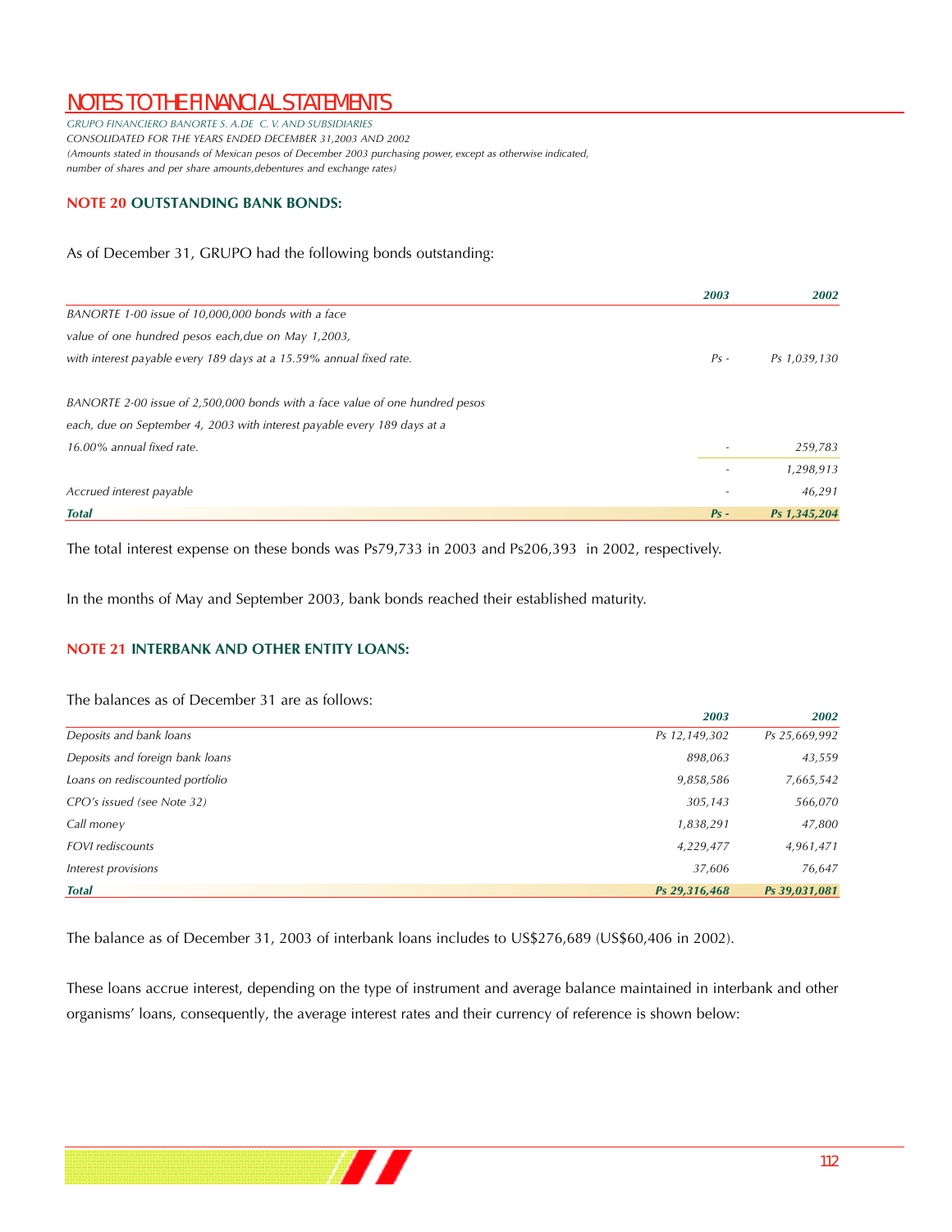# NOTES TO THE FINANCIAL STATEMENTS

*GRUPO FINANCIERO BANORTE S. A.DE C. V. AND SUBSIDIARIES*
*CONSOLIDATED FOR THE YEARS ENDED DECEMBER 31,2003 AND 2002*
*(Amounts stated in thousands of Mexican pesos of December 2003 purchasing power, except as otherwise indicated, number of shares and per share amounts,debentures and exchange rates)*

## NOTE 20 OUTSTANDING BANK BONDS:

As of December 31, GRUPO had the following bonds outstanding:

| | 2003 | 2002 |
|---|---|---|
| *BANORTE 1-00 issue of 10,000,000 bonds with a face value of one hundred pesos each,due on May 1,2003, with interest payable every 189 days at a 15.59% annual fixed rate.* | Ps - | Ps 1,039,130 |
| *BANORTE 2-00 issue of 2,500,000 bonds with a face value of one hundred pesos each, due on September 4, 2003 with interest payable every 189 days at a 16.00% annual fixed rate.* | - | 259,783 |
| | - | 1,298,913 |
| *Accrued interest payable* | - | 46,291 |
| ***Total*** | **Ps -** | **Ps 1,345,204** |

The total interest expense on these bonds was Ps79,733 in 2003 and Ps206,393 in 2002, respectively.

In the months of May and September 2003, bank bonds reached their established maturity.

## NOTE 21 INTERBANK AND OTHER ENTITY LOANS:

The balances as of December 31 are as follows:

| | 2003 | 2002 |
|---|---|---|
| *Deposits and bank loans* | Ps 12,149,302 | Ps 25,669,992 |
| *Deposits and foreign bank loans* | 898,063 | 43,559 |
| *Loans on rediscounted portfolio* | 9,858,586 | 7,665,542 |
| *CPO's issued (see Note 32)* | 305,143 | 566,070 |
| *Call money* | 1,838,291 | 47,800 |
| *FOVI rediscounts* | 4,229,477 | 4,961,471 |
| *Interest provisions* | 37,606 | 76,647 |
| ***Total*** | **Ps 29,316,468** | **Ps 39,031,081** |

The balance as of December 31, 2003 of interbank loans includes to US$276,689 (US$60,406 in 2002).

These loans accrue interest, depending on the type of instrument and average balance maintained in interbank and other organisms' loans, consequently, the average interest rates and their currency of reference is shown below: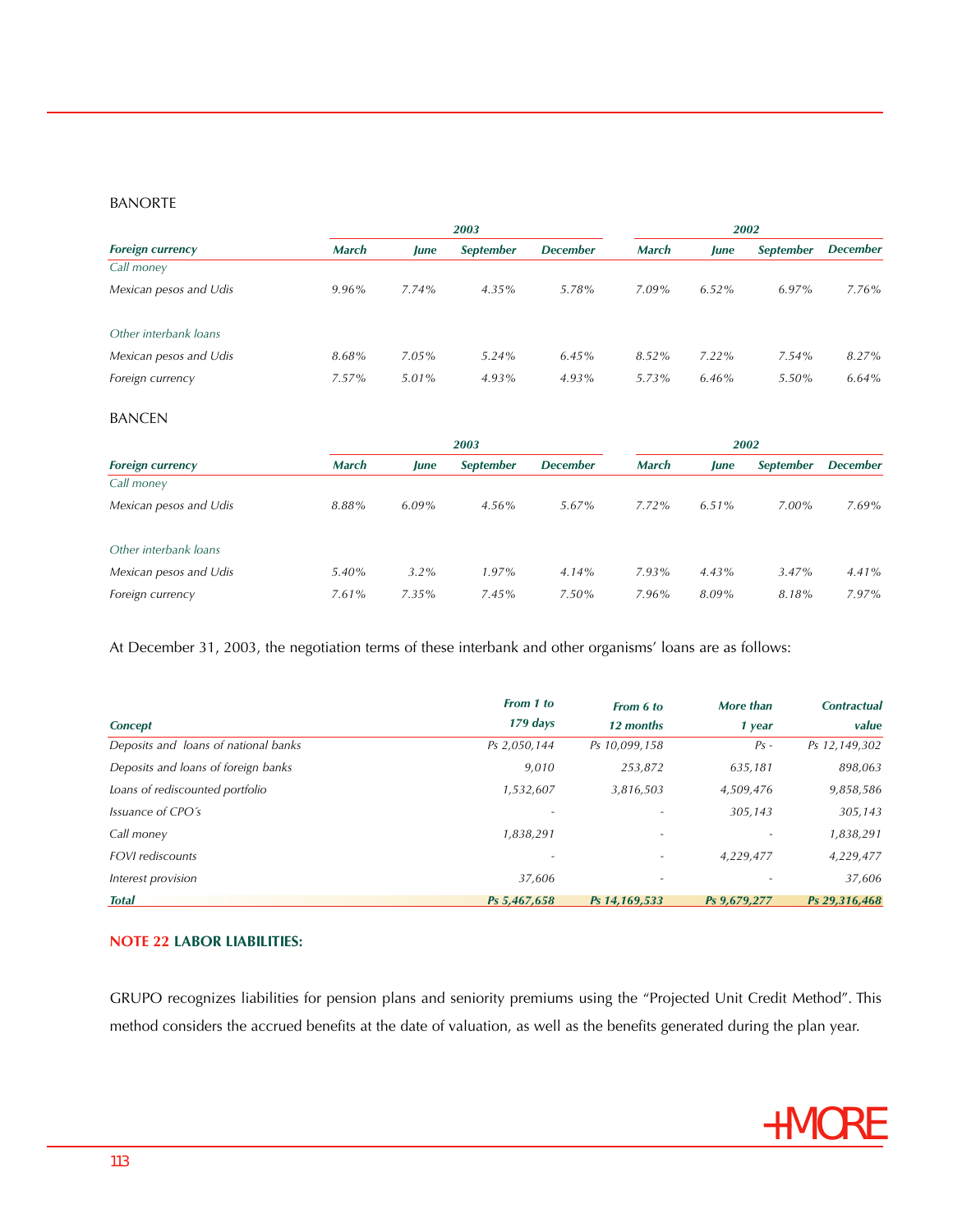BANORTE

| | 2003 | | | | 2002 | | | |
|---|---|---|---|---|---|---|---|---|
| ***Foreign currency*** | ***March*** | ***June*** | ***September*** | ***December*** | ***March*** | ***June*** | ***September*** | ***December*** |
| *Call money* | | | | | | | | |
| *Mexican pesos and Udis* | *9.96%* | *7.74%* | *4.35%* | *5.78%* | *7.09%* | *6.52%* | *6.97%* | *7.76%* |
| *Other interbank loans* | | | | | | | | |
| *Mexican pesos and Udis* | *8.68%* | *7.05%* | *5.24%* | *6.45%* | *8.52%* | *7.22%* | *7.54%* | *8.27%* |
| *Foreign currency* | *7.57%* | *5.01%* | *4.93%* | *4.93%* | *5.73%* | *6.46%* | *5.50%* | *6.64%* |

BANCEN

| | 2003 | | | | 2002 | | | |
|---|---|---|---|---|---|---|---|---|
| ***Foreign currency*** | ***March*** | ***June*** | ***September*** | ***December*** | ***March*** | ***June*** | ***September*** | ***December*** |
| *Call money* | | | | | | | | |
| *Mexican pesos and Udis* | *8.88%* | *6.09%* | *4.56%* | *5.67%* | *7.72%* | *6.51%* | *7.00%* | *7.69%* |
| *Other interbank loans* | | | | | | | | |
| *Mexican pesos and Udis* | *5.40%* | *3.2%* | *1.97%* | *4.14%* | *7.93%* | *4.43%* | *3.47%* | *4.41%* |
| *Foreign currency* | *7.61%* | *7.35%* | *7.45%* | *7.50%* | *7.96%* | *8.09%* | *8.18%* | *7.97%* |

At December 31, 2003, the negotiation terms of these interbank and other organisms' loans are as follows:

| ***Concept*** | ***From 1 to 179 days*** | ***From 6 to 12 months*** | ***More than 1 year*** | ***Contractual value*** |
|---|---|---|---|---|
| *Deposits and loans of national banks* | *Ps 2,050,144* | *Ps 10,099,158* | *Ps -* | *Ps 12,149,302* |
| *Deposits and loans of foreign banks* | *9,010* | *253,872* | *635,181* | *898,063* |
| *Loans of rediscounted portfolio* | *1,532,607* | *3,816,503* | *4,509,476* | *9,858,586* |
| *Issuance of CPO´s* | - | - | *305,143* | *305,143* |
| *Call money* | *1,838,291* | - | - | *1,838,291* |
| *FOVI rediscounts* | - | - | *4,229,477* | *4,229,477* |
| *Interest provision* | *37,606* | - | - | *37,606* |
| ***Total*** | ***Ps 5,467,658*** | ***Ps 14,169,533*** | ***Ps 9,679,277*** | ***Ps 29,316,468*** |

## NOTE 22 LABOR LIABILITIES:

GRUPO recognizes liabilities for pension plans and seniority premiums using the "Projected Unit Credit Method". This method considers the accrued benefits at the date of valuation, as well as the benefits generated during the plan year.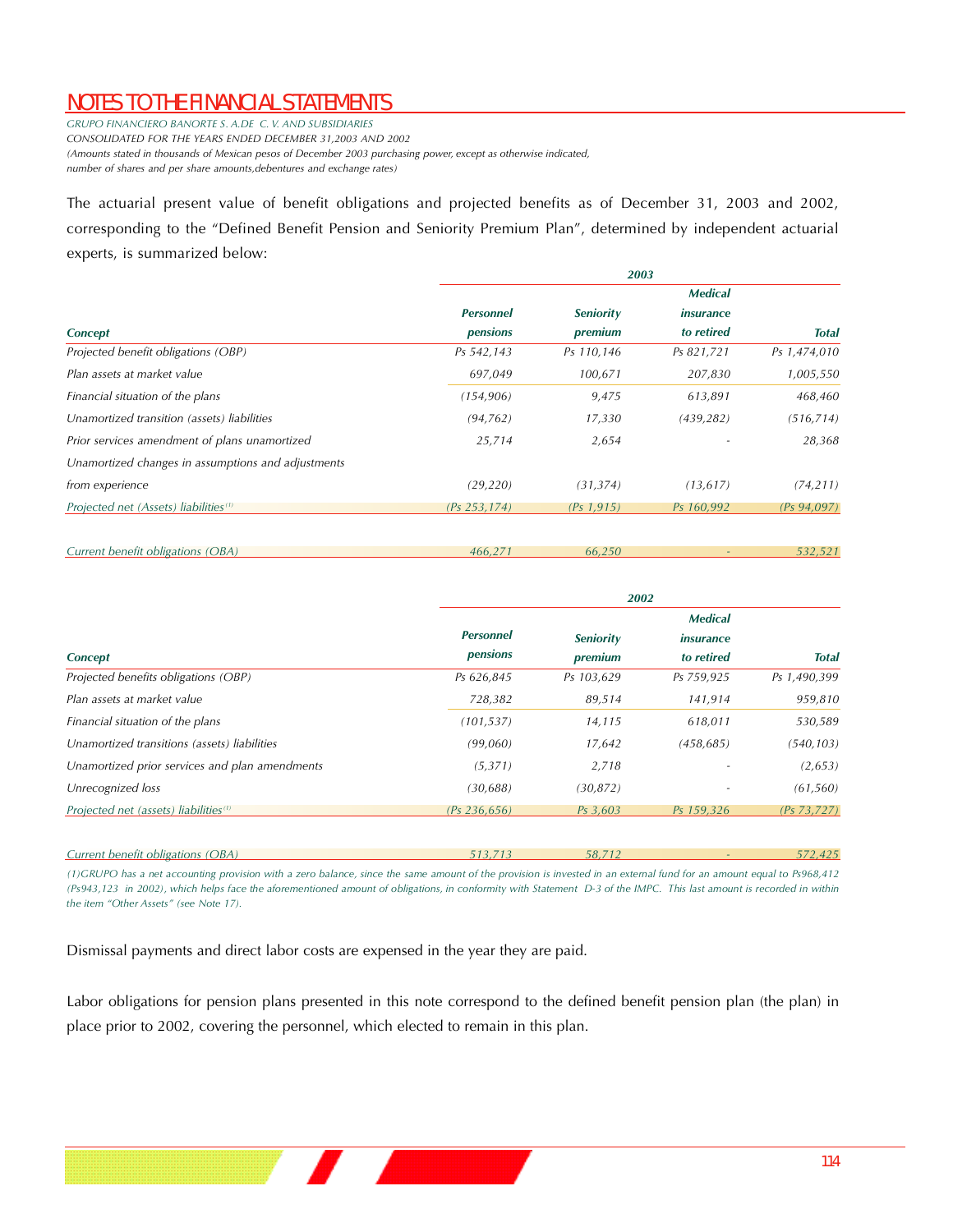## NOTES TO THE FINANCIAL STATEMENTS

*GRUPO FINANCIERO BANORTE S. A.DE C. V. AND SUBSIDIARIES*
*CONSOLIDATED FOR THE YEARS ENDED DECEMBER 31,2003 AND 2002*
*(Amounts stated in thousands of Mexican pesos of December 2003 purchasing power, except as otherwise indicated, number of shares and per share amounts,debentures and exchange rates)*

The actuarial present value of benefit obligations and projected benefits as of December 31, 2003 and 2002, corresponding to the "Defined Benefit Pension and Seniority Premium Plan", determined by independent actuarial experts, is summarized below:

| | 2003 | | | |
|---|---|---|---|---|
| **Concept** | **Personnel pensions** | **Seniority premium** | **Medical insurance to retired** | **Total** |
| Projected benefit obligations (OBP) | Ps 542,143 | Ps 110,146 | Ps 821,721 | Ps 1,474,010 |
| Plan assets at market value | 697,049 | 100,671 | 207,830 | 1,005,550 |
| Financial situation of the plans | (154,906) | 9,475 | 613,891 | 468,460 |
| Unamortized transition (assets) liabilities | (94,762) | 17,330 | (439,282) | (516,714) |
| Prior services amendment of plans unamortized | 25,714 | 2,654 | - | 28,368 |
| Unamortized changes in assumptions and adjustments from experience | (29,220) | (31,374) | (13,617) | (74,211) |
| Projected net (Assets) liabilities[1] | (Ps 253,174) | (Ps 1,915) | Ps 160,992 | (Ps 94,097) |
| Current benefit obligations (OBA) | 466,271 | 66,250 | - | 532,521 |

| | 2002 | | | |
|---|---|---|---|---|
| **Concept** | **Personnel pensions** | **Seniority premium** | **Medical insurance to retired** | **Total** |
| Projected benefits obligations (OBP) | Ps 626,845 | Ps 103,629 | Ps 759,925 | Ps 1,490,399 |
| Plan assets at market value | 728,382 | 89,514 | 141,914 | 959,810 |
| Financial situation of the plans | (101,537) | 14,115 | 618,011 | 530,589 |
| Unamortized transitions (assets) liabilities | (99,060) | 17,642 | (458,685) | (540,103) |
| Unamortized prior services and plan amendments | (5,371) | 2,718 | - | (2,653) |
| Unrecognized loss | (30,688) | (30,872) | - | (61,560) |
| Projected net (assets) liabilities[1] | (Ps 236,656) | Ps 3,603 | Ps 159,326 | (Ps 73,727) |
| Current benefit obligations (OBA) | 513,713 | 58,712 | - | 572,425 |

*(1)GRUPO has a net accounting provision with a zero balance, since the same amount of the provision is invested in an external fund for an amount equal to Ps968,412 (Ps943,123 in 2002), which helps face the aforementioned amount of obligations, in conformity with Statement D-3 of the IMPC. This last amount is recorded in within the item "Other Assets" (see Note 17).*

Dismissal payments and direct labor costs are expensed in the year they are paid.

Labor obligations for pension plans presented in this note correspond to the defined benefit pension plan (the plan) in place prior to 2002, covering the personnel, which elected to remain in this plan.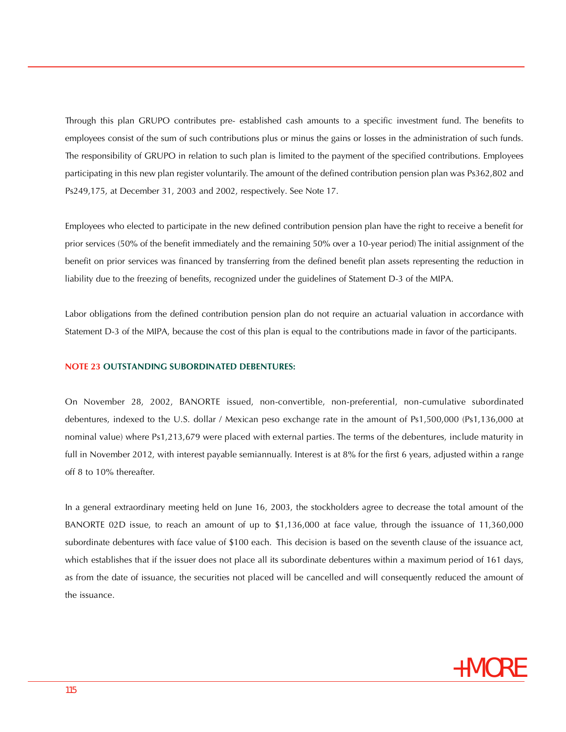Through this plan GRUPO contributes pre- established cash amounts to a specific investment fund. The benefits to employees consist of the sum of such contributions plus or minus the gains or losses in the administration of such funds. The responsibility of GRUPO in relation to such plan is limited to the payment of the specified contributions. Employees participating in this new plan register voluntarily. The amount of the defined contribution pension plan was Ps362,802 and Ps249,175, at December 31, 2003 and 2002, respectively. See Note 17.

Employees who elected to participate in the new defined contribution pension plan have the right to receive a benefit for prior services (50% of the benefit immediately and the remaining 50% over a 10-year period) The initial assignment of the benefit on prior services was financed by transferring from the defined benefit plan assets representing the reduction in liability due to the freezing of benefits, recognized under the guidelines of Statement D-3 of the MIPA.

Labor obligations from the defined contribution pension plan do not require an actuarial valuation in accordance with Statement D-3 of the MIPA, because the cost of this plan is equal to the contributions made in favor of the participants.

## NOTE 23 OUTSTANDING SUBORDINATED DEBENTURES:

On November 28, 2002, BANORTE issued, non-convertible, non-preferential, non-cumulative subordinated debentures, indexed to the U.S. dollar / Mexican peso exchange rate in the amount of Ps1,500,000 (Ps1,136,000 at nominal value) where Ps1,213,679 were placed with external parties. The terms of the debentures, include maturity in full in November 2012, with interest payable semiannually. Interest is at 8% for the first 6 years, adjusted within a range off 8 to 10% thereafter.

In a general extraordinary meeting held on June 16, 2003, the stockholders agree to decrease the total amount of the BANORTE 02D issue, to reach an amount of up to $1,136,000 at face value, through the issuance of 11,360,000 subordinate debentures with face value of $100 each. This decision is based on the seventh clause of the issuance act, which establishes that if the issuer does not place all its subordinate debentures within a maximum period of 161 days, as from the date of issuance, the securities not placed will be cancelled and will consequently reduced the amount of the issuance.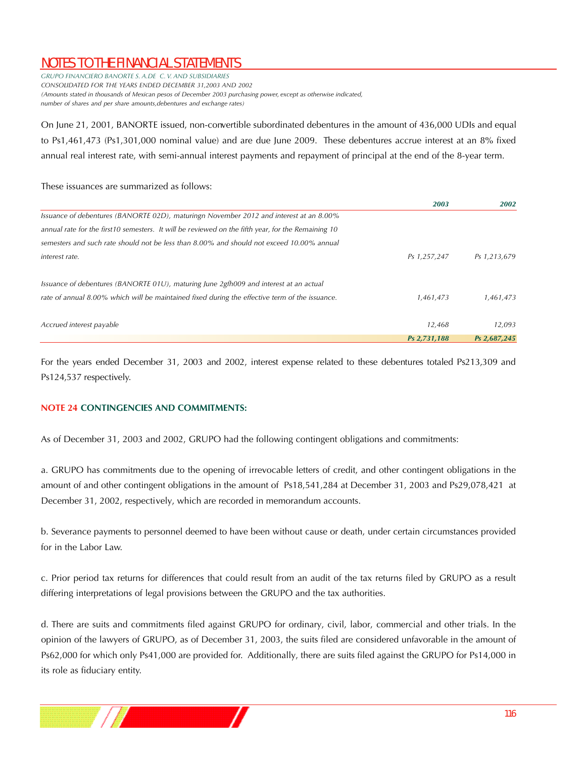# NOTES TO THE FINANCIAL STATEMENTS

*GRUPO FINANCIERO BANORTE S. A.DE C. V. AND SUBSIDIARIES*
*CONSOLIDATED FOR THE YEARS ENDED DECEMBER 31,2003 AND 2002*
*(Amounts stated in thousands of Mexican pesos of December 2003 purchasing power, except as otherwise indicated, number of shares and per share amounts,debentures and exchange rates)*

On June 21, 2001, BANORTE issued, non-convertible subordinated debentures in the amount of 436,000 UDIs and equal to Ps1,461,473 (Ps1,301,000 nominal value) and are due June 2009. These debentures accrue interest at an 8% fixed annual real interest rate, with semi-annual interest payments and repayment of principal at the end of the 8-year term.

These issuances are summarized as follows:

| | 2003 | 2002 |
|---|---|---|
| *Issuance of debentures (BANORTE 02D), maturingn November 2012 and interest at an 8.00% annual rate for the first10 semesters. It will be reviewed on the fifth year, for the Remaining 10 semesters and such rate should not be less than 8.00% and should not exceed 10.00% annual interest rate.* | Ps 1,257,247 | Ps 1,213,679 |
| *Issuance of debentures (BANORTE 01U), maturing June 2gfh009 and interest at an actual rate of annual 8.00% which will be maintained fixed during the effective term of the issuance.* | 1,461,473 | 1,461,473 |
| *Accrued interest payable* | 12,468 | 12,093 |
| | **Ps 2,731,188** | **Ps 2,687,245** |

For the years ended December 31, 2003 and 2002, interest expense related to these debentures totaled Ps213,309 and Ps124,537 respectively.

## NOTE 24 CONTINGENCIES AND COMMITMENTS:

As of December 31, 2003 and 2002, GRUPO had the following contingent obligations and commitments:

a. GRUPO has commitments due to the opening of irrevocable letters of credit, and other contingent obligations in the amount of and other contingent obligations in the amount of Ps18,541,284 at December 31, 2003 and Ps29,078,421 at December 31, 2002, respectively, which are recorded in memorandum accounts.

b. Severance payments to personnel deemed to have been without cause or death, under certain circumstances provided for in the Labor Law.

c. Prior period tax returns for differences that could result from an audit of the tax returns filed by GRUPO as a result differing interpretations of legal provisions between the GRUPO and the tax authorities.

d. There are suits and commitments filed against GRUPO for ordinary, civil, labor, commercial and other trials. In the opinion of the lawyers of GRUPO, as of December 31, 2003, the suits filed are considered unfavorable in the amount of Ps62,000 for which only Ps41,000 are provided for. Additionally, there are suits filed against the GRUPO for Ps14,000 in its role as fiduciary entity.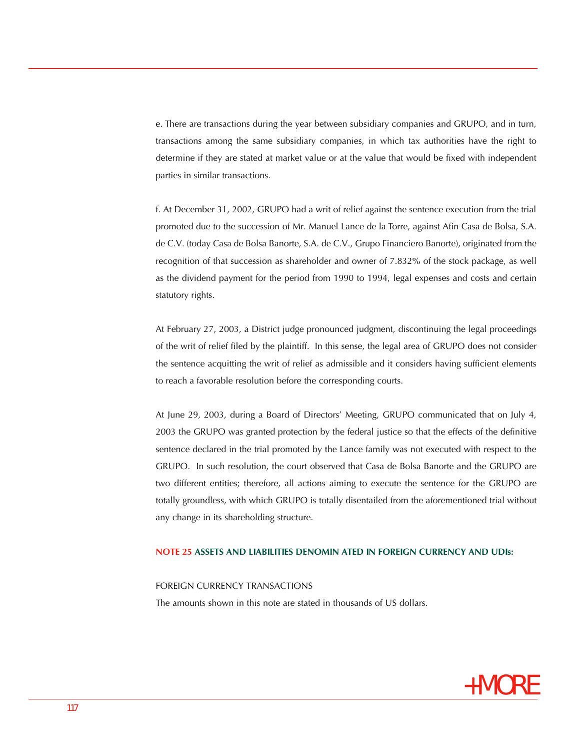e. There are transactions during the year between subsidiary companies and GRUPO, and in turn, transactions among the same subsidiary companies, in which tax authorities have the right to determine if they are stated at market value or at the value that would be fixed with independent parties in similar transactions.

f. At December 31, 2002, GRUPO had a writ of relief against the sentence execution from the trial promoted due to the succession of Mr. Manuel Lance de la Torre, against Afin Casa de Bolsa, S.A. de C.V. (today Casa de Bolsa Banorte, S.A. de C.V., Grupo Financiero Banorte), originated from the recognition of that succession as shareholder and owner of 7.832% of the stock package, as well as the dividend payment for the period from 1990 to 1994, legal expenses and costs and certain statutory rights.

At February 27, 2003, a District judge pronounced judgment, discontinuing the legal proceedings of the writ of relief filed by the plaintiff. In this sense, the legal area of GRUPO does not consider the sentence acquitting the writ of relief as admissible and it considers having sufficient elements to reach a favorable resolution before the corresponding courts.

At June 29, 2003, during a Board of Directors' Meeting, GRUPO communicated that on July 4, 2003 the GRUPO was granted protection by the federal justice so that the effects of the definitive sentence declared in the trial promoted by the Lance family was not executed with respect to the GRUPO. In such resolution, the court observed that Casa de Bolsa Banorte and the GRUPO are two different entities; therefore, all actions aiming to execute the sentence for the GRUPO are totally groundless, with which GRUPO is totally disentailed from the aforementioned trial without any change in its shareholding structure.

## NOTE 25 ASSETS AND LIABILITIES DENOMIN ATED IN FOREIGN CURRENCY AND UDIs:

FOREIGN CURRENCY TRANSACTIONS

The amounts shown in this note are stated in thousands of US dollars.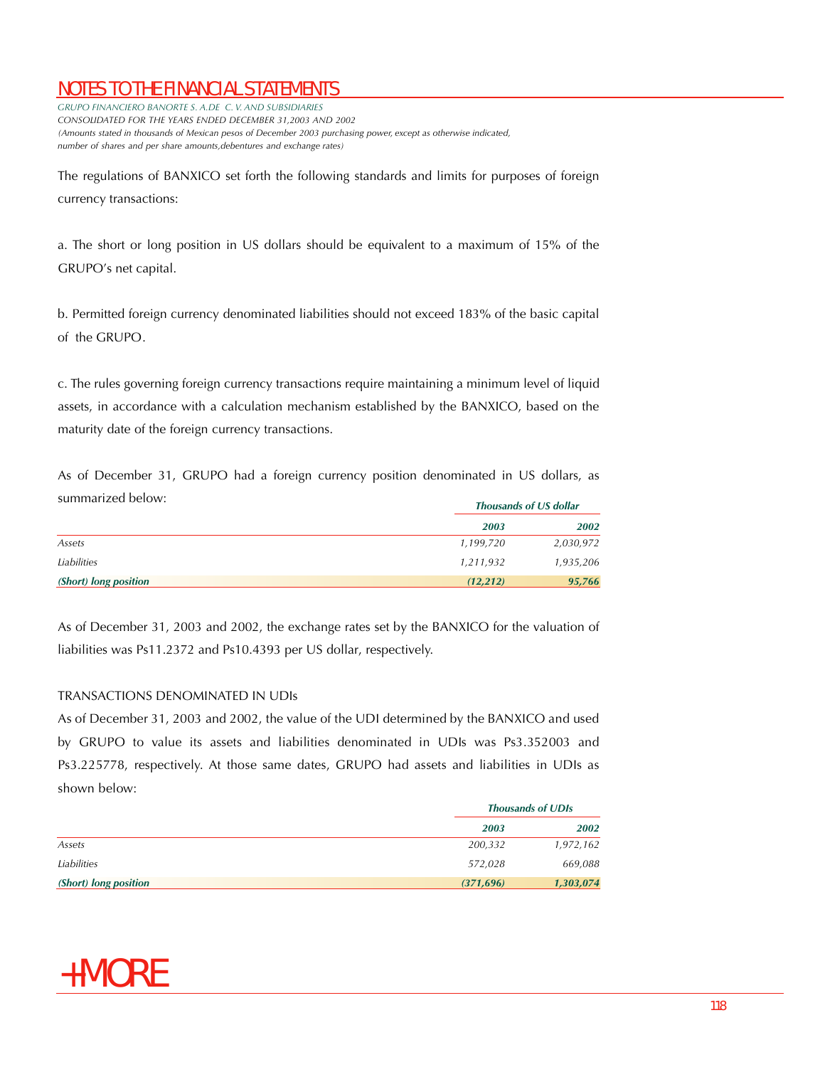The regulations of BANXICO set forth the following standards and limits for purposes of foreign currency transactions:

a. The short or long position in US dollars should be equivalent to a maximum of 15% of the GRUPO's net capital.

b. Permitted foreign currency denominated liabilities should not exceed 183% of the basic capital of the GRUPO.

c. The rules governing foreign currency transactions require maintaining a minimum level of liquid assets, in accordance with a calculation mechanism established by the BANXICO, based on the maturity date of the foreign currency transactions.

As of December 31, GRUPO had a foreign currency position denominated in US dollars, as summarized below:

| | Thousands of US dollar | |
|---|---|---|
| | **2003** | **2002** |
| *Assets* | *1,199,720* | *2,030,972* |
| *Liabilities* | *1,211,932* | *1,935,206* |
| ***(Short) long position*** | ***(12,212)*** | ***95,766*** |

As of December 31, 2003 and 2002, the exchange rates set by the BANXICO for the valuation of liabilities was Ps11.2372 and Ps10.4393 per US dollar, respectively.

TRANSACTIONS DENOMINATED IN UDIs

As of December 31, 2003 and 2002, the value of the UDI determined by the BANXICO and used by GRUPO to value its assets and liabilities denominated in UDIs was Ps3.352003 and Ps3.225778, respectively. At those same dates, GRUPO had assets and liabilities in UDIs as shown below:

| | Thousands of UDIs | |
|---|---|---|
| | **2003** | **2002** |
| *Assets* | *200,332* | *1,972,162* |
| *Liabilities* | *572,028* | *669,088* |
| ***(Short) long position*** | ***(371,696)*** | ***1,303,074*** |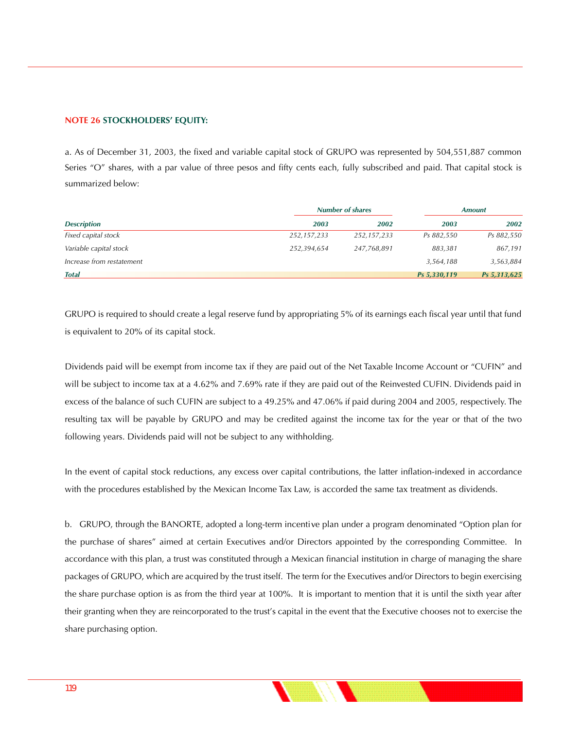## NOTE 26 STOCKHOLDERS' EQUITY:

a. As of December 31, 2003, the fixed and variable capital stock of GRUPO was represented by 504,551,887 common Series "O" shares, with a par value of three pesos and fifty cents each, fully subscribed and paid. That capital stock is summarized below:

| | Number of shares | | Amount | |
|---|---|---|---|---|
| *Description* | *2003* | *2002* | *2003* | *2002* |
| *Fixed capital stock* | *252,157,233* | *252,157,233* | *Ps 882,550* | *Ps 882,550* |
| *Variable capital stock* | *252,394,654* | *247,768,891* | *883,381* | *867,191* |
| *Increase from restatement* | | | *3,564,188* | *3,563,884* |
| ***Total*** | | | ***Ps 5,330,119*** | ***Ps 5,313,625*** |

GRUPO is required to should create a legal reserve fund by appropriating 5% of its earnings each fiscal year until that fund is equivalent to 20% of its capital stock.

Dividends paid will be exempt from income tax if they are paid out of the Net Taxable Income Account or "CUFIN" and will be subject to income tax at a 4.62% and 7.69% rate if they are paid out of the Reinvested CUFIN. Dividends paid in excess of the balance of such CUFIN are subject to a 49.25% and 47.06% if paid during 2004 and 2005, respectively. The resulting tax will be payable by GRUPO and may be credited against the income tax for the year or that of the two following years. Dividends paid will not be subject to any withholding.

In the event of capital stock reductions, any excess over capital contributions, the latter inflation-indexed in accordance with the procedures established by the Mexican Income Tax Law, is accorded the same tax treatment as dividends.

b. GRUPO, through the BANORTE, adopted a long-term incentive plan under a program denominated "Option plan for the purchase of shares" aimed at certain Executives and/or Directors appointed by the corresponding Committee. In accordance with this plan, a trust was constituted through a Mexican financial institution in charge of managing the share packages of GRUPO, which are acquired by the trust itself. The term for the Executives and/or Directors to begin exercising the share purchase option is as from the third year at 100%. It is important to mention that it is until the sixth year after their granting when they are reincorporated to the trust's capital in the event that the Executive chooses not to exercise the share purchasing option.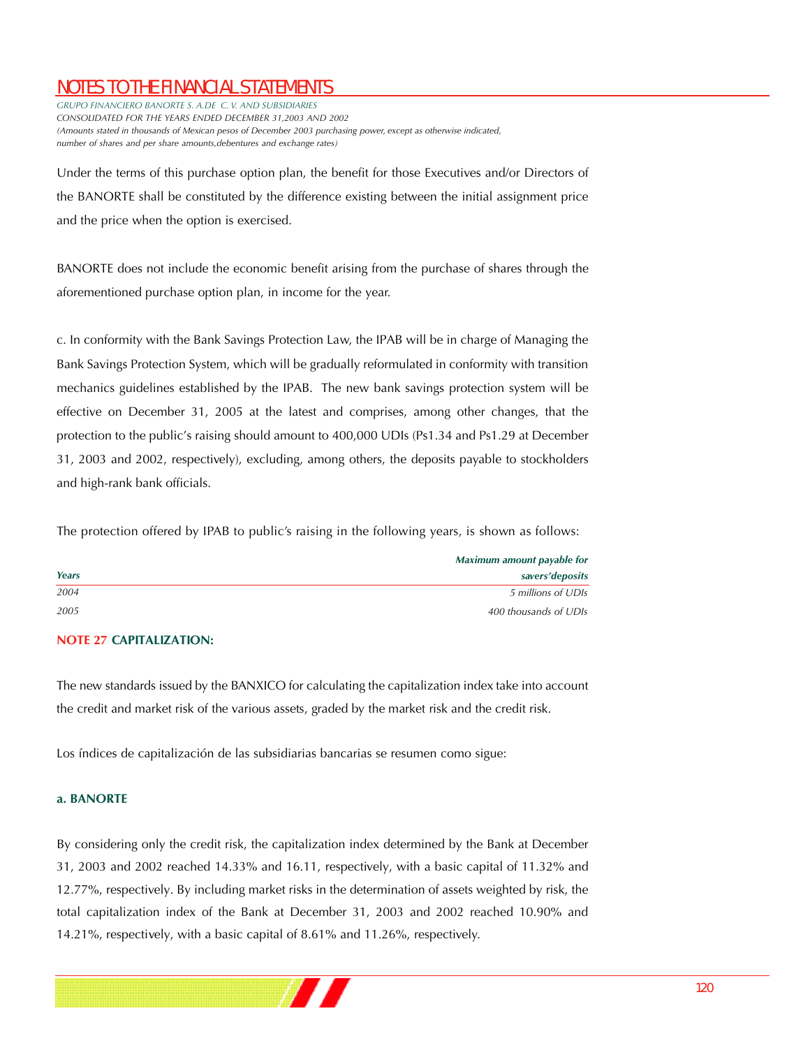Under the terms of this purchase option plan, the benefit for those Executives and/or Directors of the BANORTE shall be constituted by the difference existing between the initial assignment price and the price when the option is exercised.

BANORTE does not include the economic benefit arising from the purchase of shares through the aforementioned purchase option plan, in income for the year.

c. In conformity with the Bank Savings Protection Law, the IPAB will be in charge of Managing the Bank Savings Protection System, which will be gradually reformulated in conformity with transition mechanics guidelines established by the IPAB. The new bank savings protection system will be effective on December 31, 2005 at the latest and comprises, among other changes, that the protection to the public's raising should amount to 400,000 UDIs (Ps1.34 and Ps1.29 at December 31, 2003 and 2002, respectively), excluding, among others, the deposits payable to stockholders and high-rank bank officials.

The protection offered by IPAB to public's raising in the following years, is shown as follows:

| *Years* | *Maximum amount payable for savers'deposits* |
|---|---|
| *2004* | *5 millions of UDIs* |
| *2005* | *400 thousands of UDIs* |

## NOTE 27 CAPITALIZATION:

The new standards issued by the BANXICO for calculating the capitalization index take into account the credit and market risk of the various assets, graded by the market risk and the credit risk.

Los índices de capitalización de las subsidiarias bancarias se resumen como sigue:

### a. BANORTE

By considering only the credit risk, the capitalization index determined by the Bank at December 31, 2003 and 2002 reached 14.33% and 16.11, respectively, with a basic capital of 11.32% and 12.77%, respectively. By including market risks in the determination of assets weighted by risk, the total capitalization index of the Bank at December 31, 2003 and 2002 reached 10.90% and 14.21%, respectively, with a basic capital of 8.61% and 11.26%, respectively.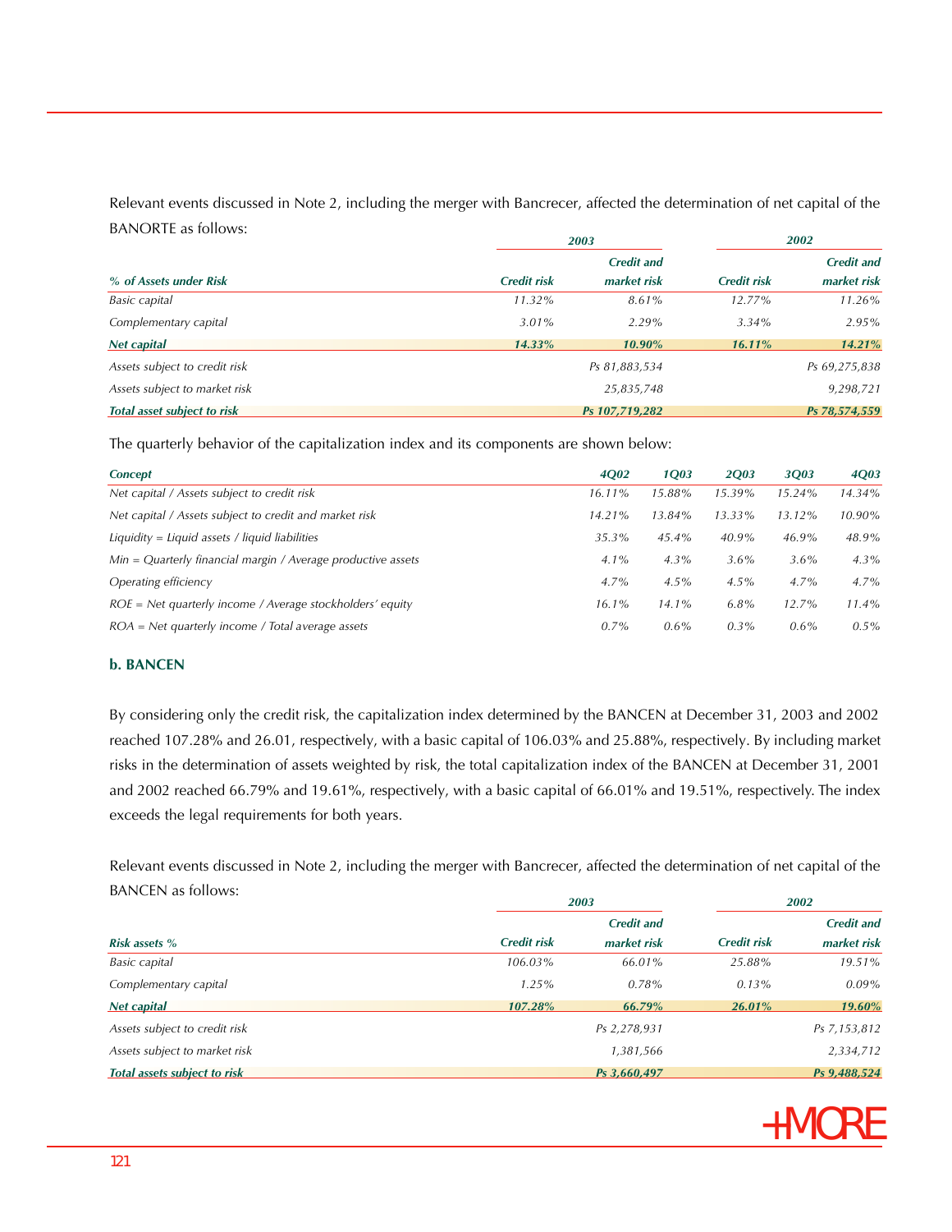Relevant events discussed in Note 2, including the merger with Bancrecer, affected the determination of net capital of the BANORTE as follows:

| | 2003 | | 2002 | |
|---|---|---|---|---|
| *% of Assets under Risk* | *Credit risk* | *Credit and market risk* | *Credit risk* | *Credit and market risk* |
| *Basic capital* | *11.32%* | *8.61%* | *12.77%* | *11.26%* |
| *Complementary capital* | *3.01%* | *2.29%* | *3.34%* | *2.95%* |
| ***Net capital*** | ***14.33%*** | ***10.90%*** | ***16.11%*** | ***14.21%*** |
| *Assets subject to credit risk* | | *Ps 81,883,534* | | *Ps 69,275,838* |
| *Assets subject to market risk* | | *25,835,748* | | *9,298,721* |
| ***Total asset subject to risk*** | | ***Ps 107,719,282*** | | ***Ps 78,574,559*** |

The quarterly behavior of the capitalization index and its components are shown below:

| *Concept* | *4Q02* | *1Q03* | *2Q03* | *3Q03* | *4Q03* |
|---|---|---|---|---|---|
| *Net capital / Assets subject to credit risk* | *16.11%* | *15.88%* | *15.39%* | *15.24%* | *14.34%* |
| *Net capital / Assets subject to credit and market risk* | *14.21%* | *13.84%* | *13.33%* | *13.12%* | *10.90%* |
| *Liquidity = Liquid assets / liquid liabilities* | *35.3%* | *45.4%* | *40.9%* | *46.9%* | *48.9%* |
| *Min = Quarterly financial margin / Average productive assets* | *4.1%* | *4.3%* | *3.6%* | *3.6%* | *4.3%* |
| *Operating efficiency* | *4.7%* | *4.5%* | *4.5%* | *4.7%* | *4.7%* |
| *ROE = Net quarterly income / Average stockholders' equity* | *16.1%* | *14.1%* | *6.8%* | *12.7%* | *11.4%* |
| *ROA = Net quarterly income / Total average assets* | *0.7%* | *0.6%* | *0.3%* | *0.6%* | *0.5%* |

### b. BANCEN

By considering only the credit risk, the capitalization index determined by the BANCEN at December 31, 2003 and 2002 reached 107.28% and 26.01, respectively, with a basic capital of 106.03% and 25.88%, respectively. By including market risks in the determination of assets weighted by risk, the total capitalization index of the BANCEN at December 31, 2001 and 2002 reached 66.79% and 19.61%, respectively, with a basic capital of 66.01% and 19.51%, respectively. The index exceeds the legal requirements for both years.

Relevant events discussed in Note 2, including the merger with Bancrecer, affected the determination of net capital of the BANCEN as follows:

| | 2003 | | 2002 | |
|---|---|---|---|---|
| *Risk assets %* | *Credit risk* | *Credit and market risk* | *Credit risk* | *Credit and market risk* |
| *Basic capital* | *106.03%* | *66.01%* | *25.88%* | *19.51%* |
| *Complementary capital* | *1.25%* | *0.78%* | *0.13%* | *0.09%* |
| ***Net capital*** | ***107.28%*** | ***66.79%*** | ***26.01%*** | ***19.60%*** |
| *Assets subject to credit risk* | | *Ps 2,278,931* | | *Ps 7,153,812* |
| *Assets subject to market risk* | | *1,381,566* | | *2,334,712* |
| ***Total assets subject to risk*** | | ***Ps 3,660,497*** | | ***Ps 9,488,524*** |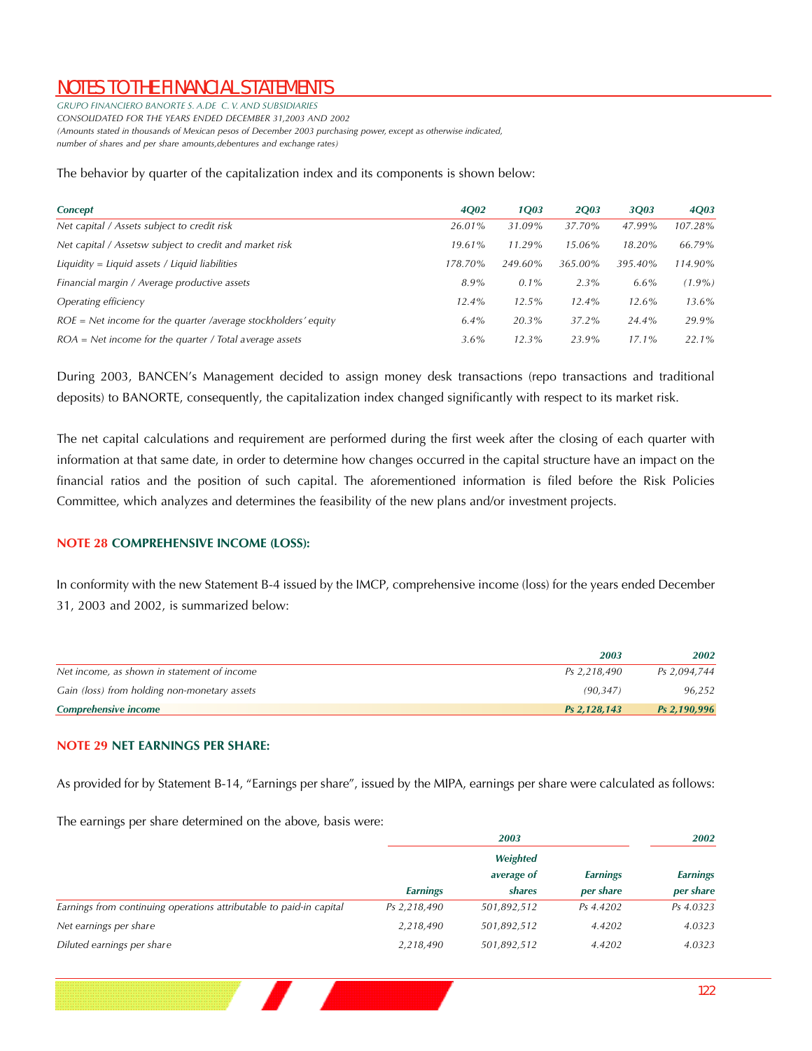# NOTES TO THE FINANCIAL STATEMENTS

*GRUPO FINANCIERO BANORTE S. A.DE C. V. AND SUBSIDIARIES*
*CONSOLIDATED FOR THE YEARS ENDED DECEMBER 31,2003 AND 2002*
*(Amounts stated in thousands of Mexican pesos of December 2003 purchasing power, except as otherwise indicated, number of shares and per share amounts,debentures and exchange rates)*

The behavior by quarter of the capitalization index and its components is shown below:

| Concept | 4Q02 | 1Q03 | 2Q03 | 3Q03 | 4Q03 |
|---|---|---|---|---|---|
| Net capital / Assets subject to credit risk | 26.01% | 31.09% | 37.70% | 47.99% | 107.28% |
| Net capital / Assetsw subject to credit and market risk | 19.61% | 11.29% | 15.06% | 18.20% | 66.79% |
| Liquidity = Liquid assets / Liquid liabilities | 178.70% | 249.60% | 365.00% | 395.40% | 114.90% |
| Financial margin / Average productive assets | 8.9% | 0.1% | 2.3% | 6.6% | (1.9%) |
| Operating efficiency | 12.4% | 12.5% | 12.4% | 12.6% | 13.6% |
| ROE = Net income for the quarter /average stockholders' equity | 6.4% | 20.3% | 37.2% | 24.4% | 29.9% |
| ROA = Net income for the quarter / Total average assets | 3.6% | 12.3% | 23.9% | 17.1% | 22.1% |

During 2003, BANCEN's Management decided to assign money desk transactions (repo transactions and traditional deposits) to BANORTE, consequently, the capitalization index changed significantly with respect to its market risk.

The net capital calculations and requirement are performed during the first week after the closing of each quarter with information at that same date, in order to determine how changes occurred in the capital structure have an impact on the financial ratios and the position of such capital. The aforementioned information is filed before the Risk Policies Committee, which analyzes and determines the feasibility of the new plans and/or investment projects.

## NOTE 28 COMPREHENSIVE INCOME (LOSS):

In conformity with the new Statement B-4 issued by the IMCP, comprehensive income (loss) for the years ended December 31, 2003 and 2002, is summarized below:

| | 2003 | 2002 |
|---|---|---|
| Net income, as shown in statement of income | Ps 2,218,490 | Ps 2,094,744 |
| Gain (loss) from holding non-monetary assets | (90,347) | 96,252 |
| **Comprehensive income** | **Ps 2,128,143** | **Ps 2,190,996** |

## NOTE 29 NET EARNINGS PER SHARE:

As provided for by Statement B-14, "Earnings per share", issued by the MIPA, earnings per share were calculated as follows:

The earnings per share determined on the above, basis were:

| | 2003 | | | 2002 |
|---|---|---|---|---|
| | Earnings | Weighted average of shares | Earnings per share | Earnings per share |
| Earnings from continuing operations attributable to paid-in capital | Ps 2,218,490 | 501,892,512 | Ps 4.4202 | Ps 4.0323 |
| Net earnings per share | 2,218,490 | 501,892,512 | 4.4202 | 4.0323 |
| Diluted earnings per share | 2,218,490 | 501,892,512 | 4.4202 | 4.0323 |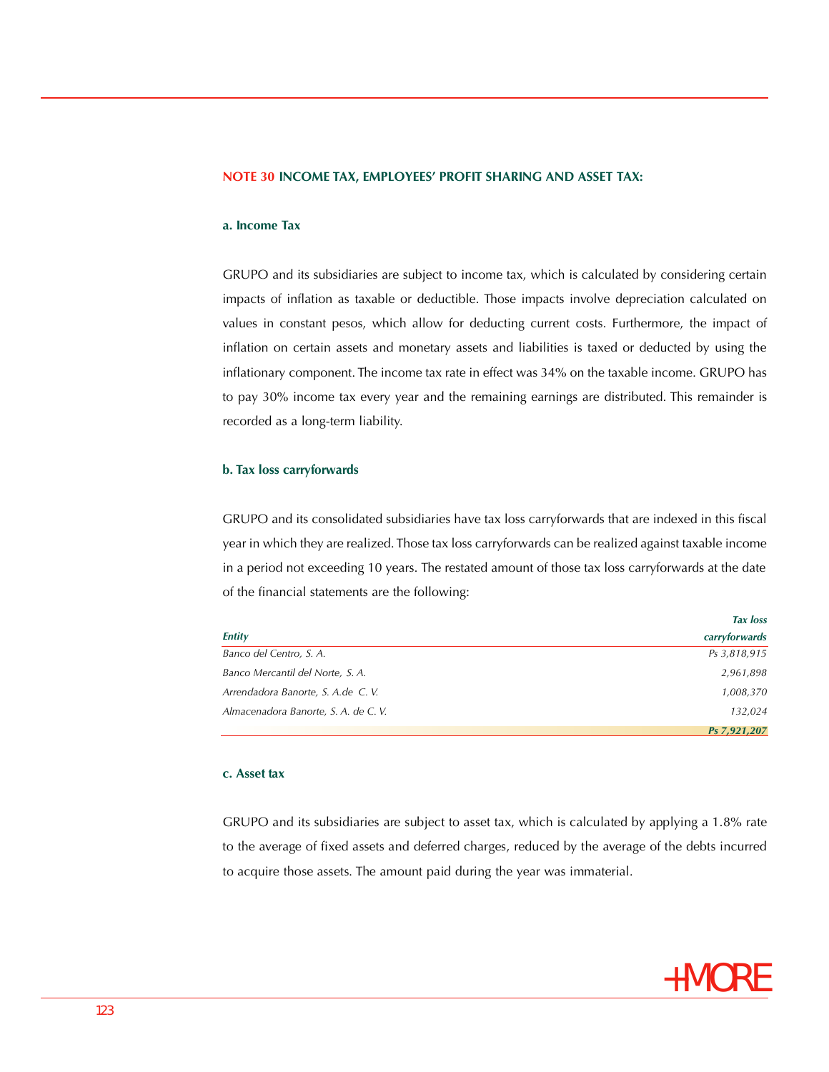## NOTE 30 INCOME TAX, EMPLOYEES' PROFIT SHARING AND ASSET TAX:

### a. Income Tax

GRUPO and its subsidiaries are subject to income tax, which is calculated by considering certain impacts of inflation as taxable or deductible. Those impacts involve depreciation calculated on values in constant pesos, which allow for deducting current costs. Furthermore, the impact of inflation on certain assets and monetary assets and liabilities is taxed or deducted by using the inflationary component. The income tax rate in effect was 34% on the taxable income. GRUPO has to pay 30% income tax every year and the remaining earnings are distributed. This remainder is recorded as a long-term liability.

### b. Tax loss carryforwards

GRUPO and its consolidated subsidiaries have tax loss carryforwards that are indexed in this fiscal year in which they are realized. Those tax loss carryforwards can be realized against taxable income in a period not exceeding 10 years. The restated amount of those tax loss carryforwards at the date of the financial statements are the following:

| *Entity* | *Tax loss carryforwards* |
|---|---|
| *Banco del Centro, S. A.* | *Ps 3,818,915* |
| *Banco Mercantil del Norte, S. A.* | *2,961,898* |
| *Arrendadora Banorte, S. A.de C. V.* | *1,008,370* |
| *Almacenadora Banorte, S. A. de C. V.* | *132,024* |
| | ***Ps 7,921,207*** |

### c. Asset tax

GRUPO and its subsidiaries are subject to asset tax, which is calculated by applying a 1.8% rate to the average of fixed assets and deferred charges, reduced by the average of the debts incurred to acquire those assets. The amount paid during the year was immaterial.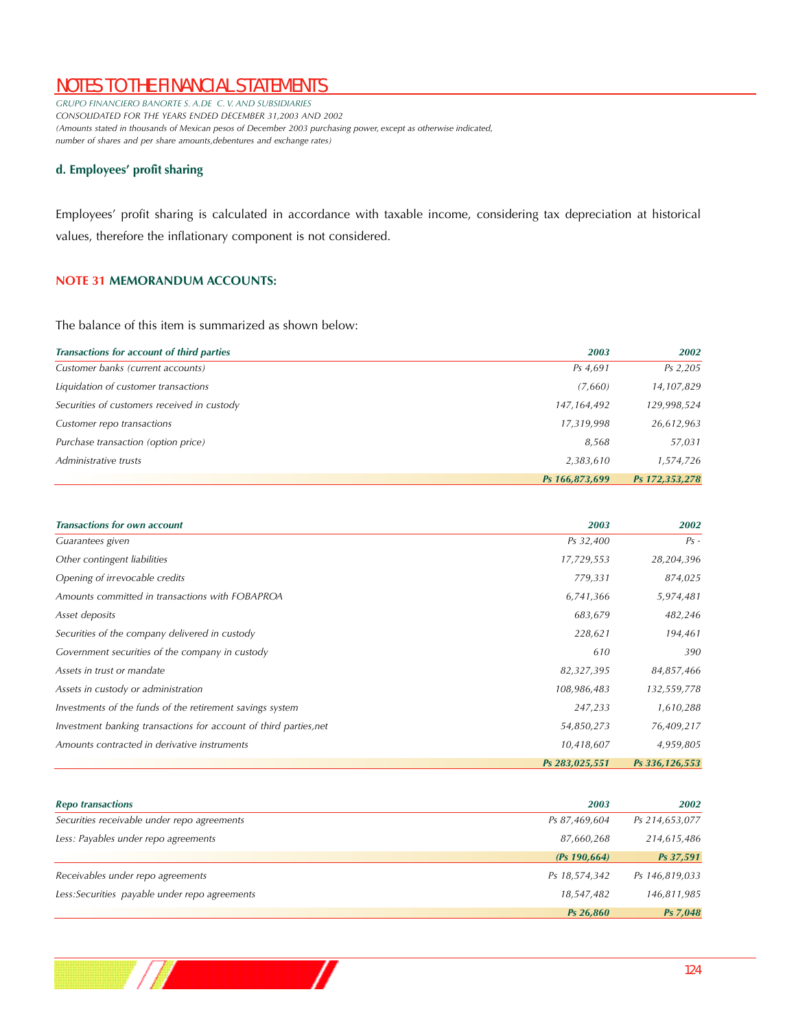# NOTES TO THE FINANCIAL STATEMENTS

*GRUPO FINANCIERO BANORTE S. A.DE C. V. AND SUBSIDIARIES*
*CONSOLIDATED FOR THE YEARS ENDED DECEMBER 31,2003 AND 2002*
*(Amounts stated in thousands of Mexican pesos of December 2003 purchasing power, except as otherwise indicated, number of shares and per share amounts,debentures and exchange rates)*

### d. Employees' profit sharing

Employees' profit sharing is calculated in accordance with taxable income, considering tax depreciation at historical values, therefore the inflationary component is not considered.

## NOTE 31 MEMORANDUM ACCOUNTS:

The balance of this item is summarized as shown below:

| *Transactions for account of third parties* | *2003* | *2002* |
|---|---|---|
| Customer banks (current accounts) | Ps 4,691 | Ps 2,205 |
| Liquidation of customer transactions | (7,660) | 14,107,829 |
| Securities of customers received in custody | 147,164,492 | 129,998,524 |
| Customer repo transactions | 17,319,998 | 26,612,963 |
| Purchase transaction (option price) | 8,568 | 57,031 |
| Administrative trusts | 2,383,610 | 1,574,726 |
| | **Ps 166,873,699** | **Ps 172,353,278** |

| *Transactions for own account* | *2003* | *2002* |
|---|---|---|
| Guarantees given | Ps 32,400 | Ps - |
| Other contingent liabilities | 17,729,553 | 28,204,396 |
| Opening of irrevocable credits | 779,331 | 874,025 |
| Amounts committed in transactions with FOBAPROA | 6,741,366 | 5,974,481 |
| Asset deposits | 683,679 | 482,246 |
| Securities of the company delivered in custody | 228,621 | 194,461 |
| Government securities of the company in custody | 610 | 390 |
| Assets in trust or mandate | 82,327,395 | 84,857,466 |
| Assets in custody or administration | 108,986,483 | 132,559,778 |
| Investments of the funds of the retirement savings system | 247,233 | 1,610,288 |
| Investment banking transactions for account of third parties,net | 54,850,273 | 76,409,217 |
| Amounts contracted in derivative instruments | 10,418,607 | 4,959,805 |
| | **Ps 283,025,551** | **Ps 336,126,553** |

| *Repo transactions* | *2003* | *2002* |
|---|---|---|
| Securities receivable under repo agreements | Ps 87,469,604 | Ps 214,653,077 |
| Less: Payables under repo agreements | 87,660,268 | 214,615,486 |
| | **(Ps 190,664)** | **Ps 37,591** |
| Receivables under repo agreements | Ps 18,574,342 | Ps 146,819,033 |
| Less:Securities payable under repo agreements | 18,547,482 | 146,811,985 |
| | **Ps 26,860** | **Ps 7,048** |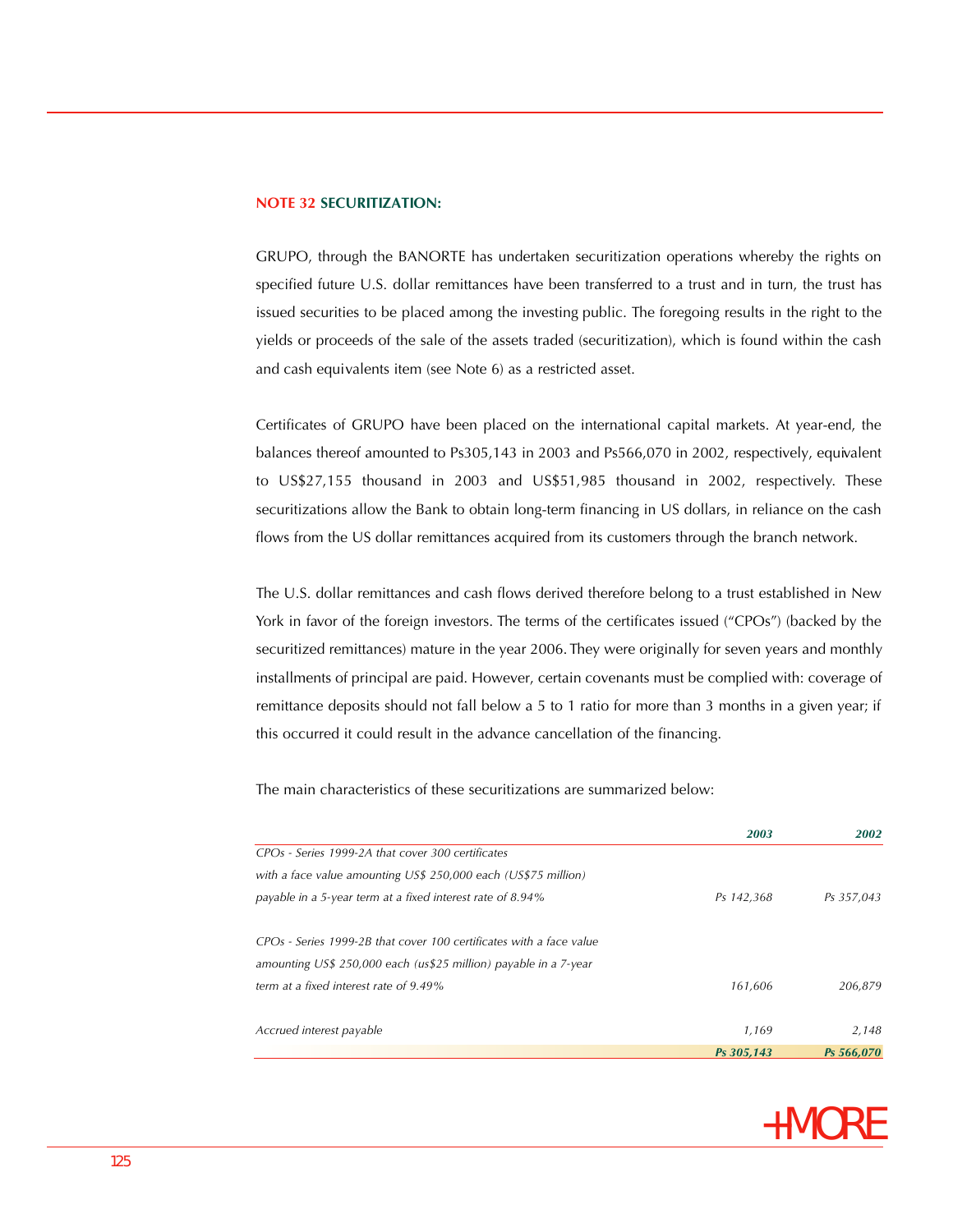## NOTE 32 SECURITIZATION:

GRUPO, through the BANORTE has undertaken securitization operations whereby the rights on specified future U.S. dollar remittances have been transferred to a trust and in turn, the trust has issued securities to be placed among the investing public. The foregoing results in the right to the yields or proceeds of the sale of the assets traded (securitization), which is found within the cash and cash equivalents item (see Note 6) as a restricted asset.

Certificates of GRUPO have been placed on the international capital markets. At year-end, the balances thereof amounted to Ps305,143 in 2003 and Ps566,070 in 2002, respectively, equivalent to US$27,155 thousand in 2003 and US$51,985 thousand in 2002, respectively. These securitizations allow the Bank to obtain long-term financing in US dollars, in reliance on the cash flows from the US dollar remittances acquired from its customers through the branch network.

The U.S. dollar remittances and cash flows derived therefore belong to a trust established in New York in favor of the foreign investors. The terms of the certificates issued ("CPOs") (backed by the securitized remittances) mature in the year 2006. They were originally for seven years and monthly installments of principal are paid. However, certain covenants must be complied with: coverage of remittance deposits should not fall below a 5 to 1 ratio for more than 3 months in a given year; if this occurred it could result in the advance cancellation of the financing.

The main characteristics of these securitizations are summarized below:

| | 2003 | 2002 |
|---|---|---|
| *CPOs - Series 1999-2A that cover 300 certificates with a face value amounting US$ 250,000 each (US$75 million) payable in a 5-year term at a fixed interest rate of 8.94%* | *Ps 142,368* | *Ps 357,043* |
| *CPOs - Series 1999-2B that cover 100 certificates with a face value amounting US$ 250,000 each (us$25 million) payable in a 7-year term at a fixed interest rate of 9.49%* | *161,606* | *206,879* |
| *Accrued interest payable* | *1,169* | *2,148* |
| | ***Ps 305,143*** | ***Ps 566,070*** |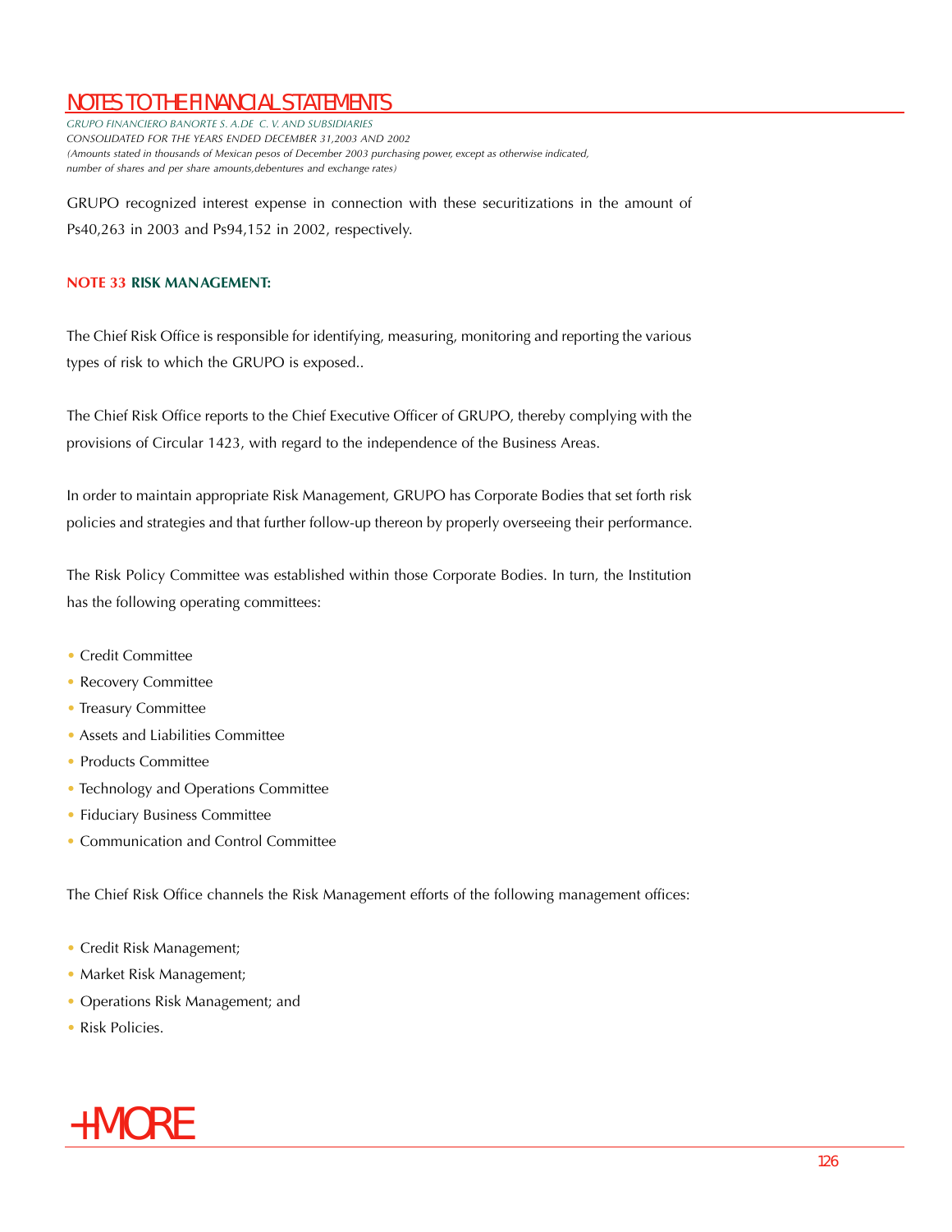GRUPO recognized interest expense in connection with these securitizations in the amount of Ps40,263 in 2003 and Ps94,152 in 2002, respectively.

## NOTE 33 RISK MANAGEMENT:

The Chief Risk Office is responsible for identifying, measuring, monitoring and reporting the various types of risk to which the GRUPO is exposed..

The Chief Risk Office reports to the Chief Executive Officer of GRUPO, thereby complying with the provisions of Circular 1423, with regard to the independence of the Business Areas.

In order to maintain appropriate Risk Management, GRUPO has Corporate Bodies that set forth risk policies and strategies and that further follow-up thereon by properly overseeing their performance.

The Risk Policy Committee was established within those Corporate Bodies. In turn, the Institution has the following operating committees:

- Credit Committee
- Recovery Committee
- Treasury Committee
- Assets and Liabilities Committee
- Products Committee
- Technology and Operations Committee
- Fiduciary Business Committee
- Communication and Control Committee

The Chief Risk Office channels the Risk Management efforts of the following management offices:

- Credit Risk Management;
- Market Risk Management;
- Operations Risk Management; and
- Risk Policies.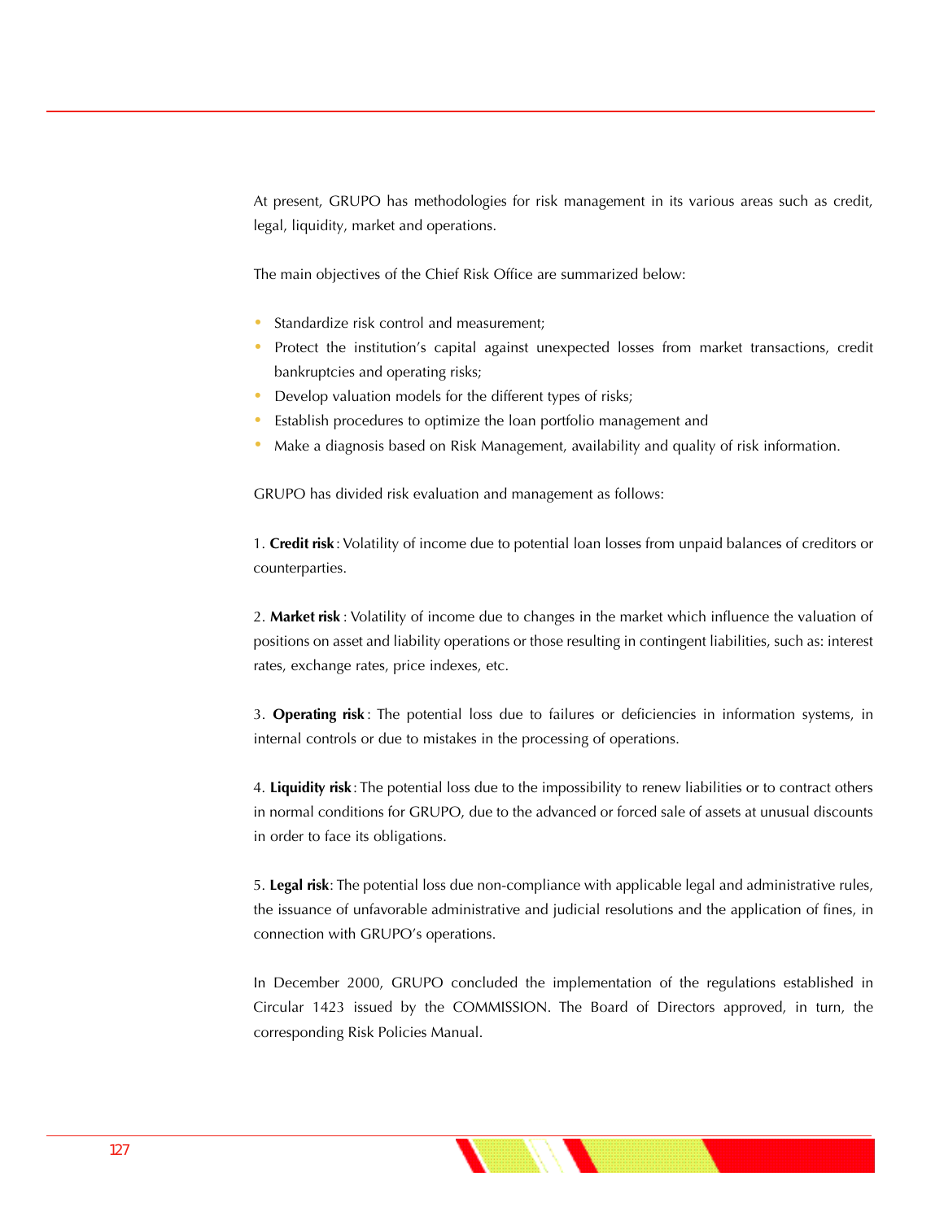At present, GRUPO has methodologies for risk management in its various areas such as credit, legal, liquidity, market and operations.

The main objectives of the Chief Risk Office are summarized below:

- Standardize risk control and measurement;
- Protect the institution's capital against unexpected losses from market transactions, credit bankruptcies and operating risks;
- Develop valuation models for the different types of risks;
- Establish procedures to optimize the loan portfolio management and
- Make a diagnosis based on Risk Management, availability and quality of risk information.

GRUPO has divided risk evaluation and management as follows:

1. **Credit risk**: Volatility of income due to potential loan losses from unpaid balances of creditors or counterparties.

2. **Market risk**: Volatility of income due to changes in the market which influence the valuation of positions on asset and liability operations or those resulting in contingent liabilities, such as: interest rates, exchange rates, price indexes, etc.

3. **Operating risk**: The potential loss due to failures or deficiencies in information systems, in internal controls or due to mistakes in the processing of operations.

4. **Liquidity risk**: The potential loss due to the impossibility to renew liabilities or to contract others in normal conditions for GRUPO, due to the advanced or forced sale of assets at unusual discounts in order to face its obligations.

5. **Legal risk**: The potential loss due non-compliance with applicable legal and administrative rules, the issuance of unfavorable administrative and judicial resolutions and the application of fines, in connection with GRUPO's operations.

In December 2000, GRUPO concluded the implementation of the regulations established in Circular 1423 issued by the COMMISSION. The Board of Directors approved, in turn, the corresponding Risk Policies Manual.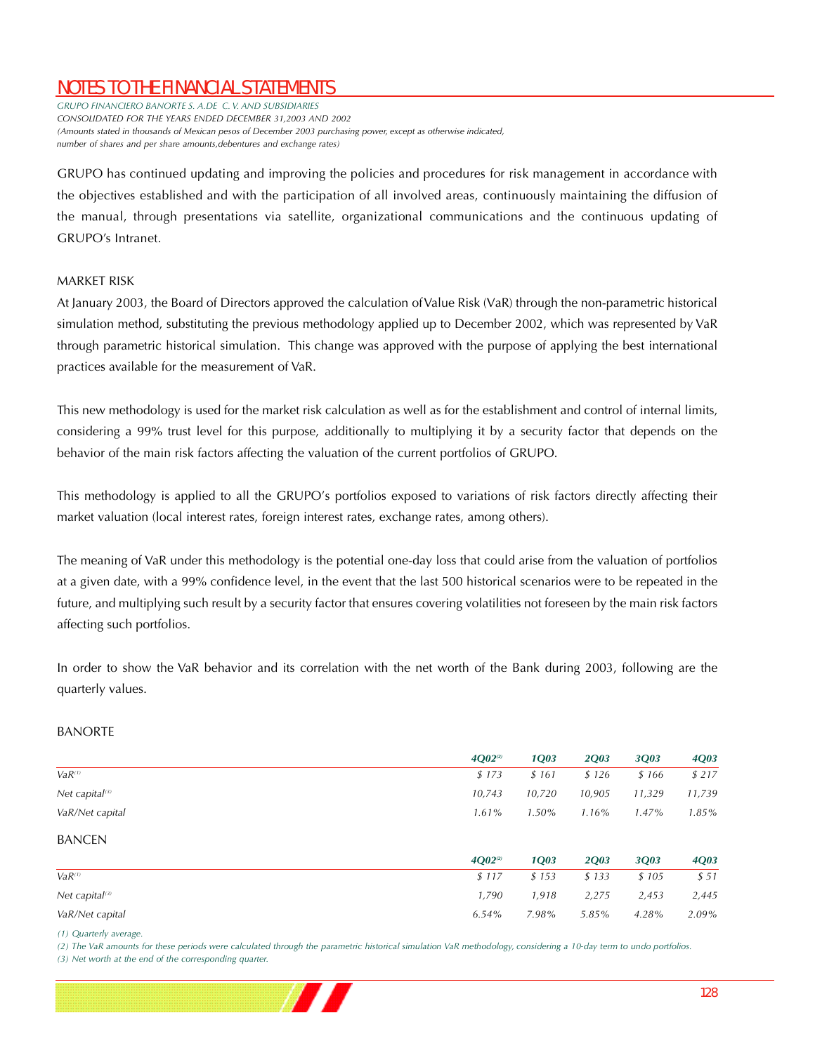# NOTES TO THE FINANCIAL STATEMENTS

*GRUPO FINANCIERO BANORTE S. A.DE C. V. AND SUBSIDIARIES*
*CONSOLIDATED FOR THE YEARS ENDED DECEMBER 31,2003 AND 2002*
*(Amounts stated in thousands of Mexican pesos of December 2003 purchasing power, except as otherwise indicated, number of shares and per share amounts,debentures and exchange rates)*

GRUPO has continued updating and improving the policies and procedures for risk management in accordance with the objectives established and with the participation of all involved areas, continuously maintaining the diffusion of the manual, through presentations via satellite, organizational communications and the continuous updating of GRUPO's Intranet.

MARKET RISK

At January 2003, the Board of Directors approved the calculation of Value Risk (VaR) through the non-parametric historical simulation method, substituting the previous methodology applied up to December 2002, which was represented by VaR through parametric historical simulation. This change was approved with the purpose of applying the best international practices available for the measurement of VaR.

This new methodology is used for the market risk calculation as well as for the establishment and control of internal limits, considering a 99% trust level for this purpose, additionally to multiplying it by a security factor that depends on the behavior of the main risk factors affecting the valuation of the current portfolios of GRUPO.

This methodology is applied to all the GRUPO's portfolios exposed to variations of risk factors directly affecting their market valuation (local interest rates, foreign interest rates, exchange rates, among others).

The meaning of VaR under this methodology is the potential one-day loss that could arise from the valuation of portfolios at a given date, with a 99% confidence level, in the event that the last 500 historical scenarios were to be repeated in the future, and multiplying such result by a security factor that ensures covering volatilities not foreseen by the main risk factors affecting such portfolios.

In order to show the VaR behavior and its correlation with the net worth of the Bank during 2003, following are the quarterly values.

BANORTE

| | 4Q02[2] | 1Q03 | 2Q03 | 3Q03 | 4Q03 |
|---|---|---|---|---|---|
| VaR[1] | $ 173 | $ 161 | $ 126 | $ 166 | $ 217 |
| Net capital[3] | 10,743 | 10,720 | 10,905 | 11,329 | 11,739 |
| VaR/Net capital | 1.61% | 1.50% | 1.16% | 1.47% | 1.85% |

BANCEN

| | 4Q02[2] | 1Q03 | 2Q03 | 3Q03 | 4Q03 |
|---|---|---|---|---|---|
| VaR[1] | $ 117 | $ 153 | $ 133 | $ 105 | $ 51 |
| Net capital[3] | 1,790 | 1,918 | 2,275 | 2,453 | 2,445 |
| VaR/Net capital | 6.54% | 7.98% | 5.85% | 4.28% | 2.09% |

*(1) Quarterly average.*
*(2) The VaR amounts for these periods were calculated through the parametric historical simulation VaR methodology, considering a 10-day term to undo portfolios.*
*(3) Net worth at the end of the corresponding quarter.*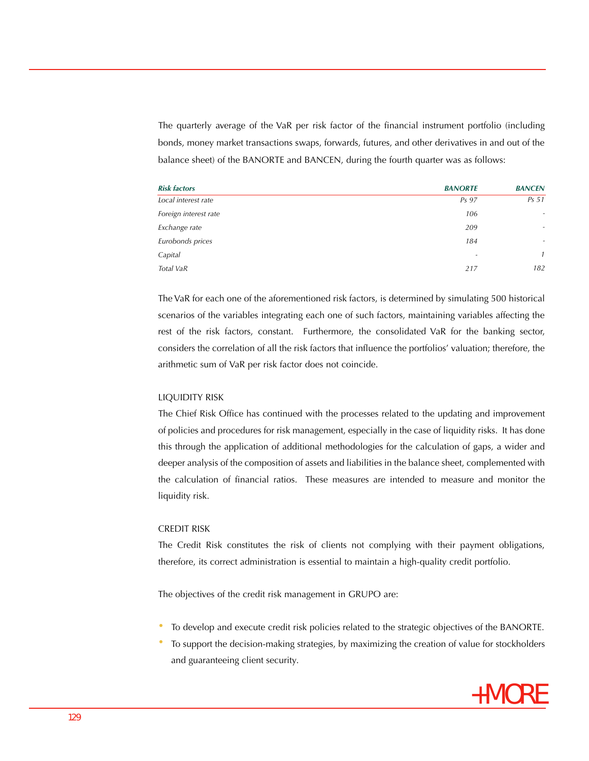The quarterly average of the VaR per risk factor of the financial instrument portfolio (including bonds, money market transactions swaps, forwards, futures, and other derivatives in and out of the balance sheet) of the BANORTE and BANCEN, during the fourth quarter was as follows:

| ***Risk factors*** | ***BANORTE*** | ***BANCEN*** |
|---|---|---|
| *Local interest rate* | *Ps 97* | *Ps 51* |
| *Foreign interest rate* | *106* | *-* |
| *Exchange rate* | *209* | *-* |
| *Eurobonds prices* | *184* | *-* |
| *Capital* | *-* | *1* |
| *Total VaR* | *217* | *182* |

The VaR for each one of the aforementioned risk factors, is determined by simulating 500 historical scenarios of the variables integrating each one of such factors, maintaining variables affecting the rest of the risk factors, constant. Furthermore, the consolidated VaR for the banking sector, considers the correlation of all the risk factors that influence the portfolios' valuation; therefore, the arithmetic sum of VaR per risk factor does not coincide.

## LIQUIDITY RISK

The Chief Risk Office has continued with the processes related to the updating and improvement of policies and procedures for risk management, especially in the case of liquidity risks. It has done this through the application of additional methodologies for the calculation of gaps, a wider and deeper analysis of the composition of assets and liabilities in the balance sheet, complemented with the calculation of financial ratios. These measures are intended to measure and monitor the liquidity risk.

## CREDIT RISK

The Credit Risk constitutes the risk of clients not complying with their payment obligations, therefore, its correct administration is essential to maintain a high-quality credit portfolio.

The objectives of the credit risk management in GRUPO are:

- To develop and execute credit risk policies related to the strategic objectives of the BANORTE.
- To support the decision-making strategies, by maximizing the creation of value for stockholders and guaranteeing client security.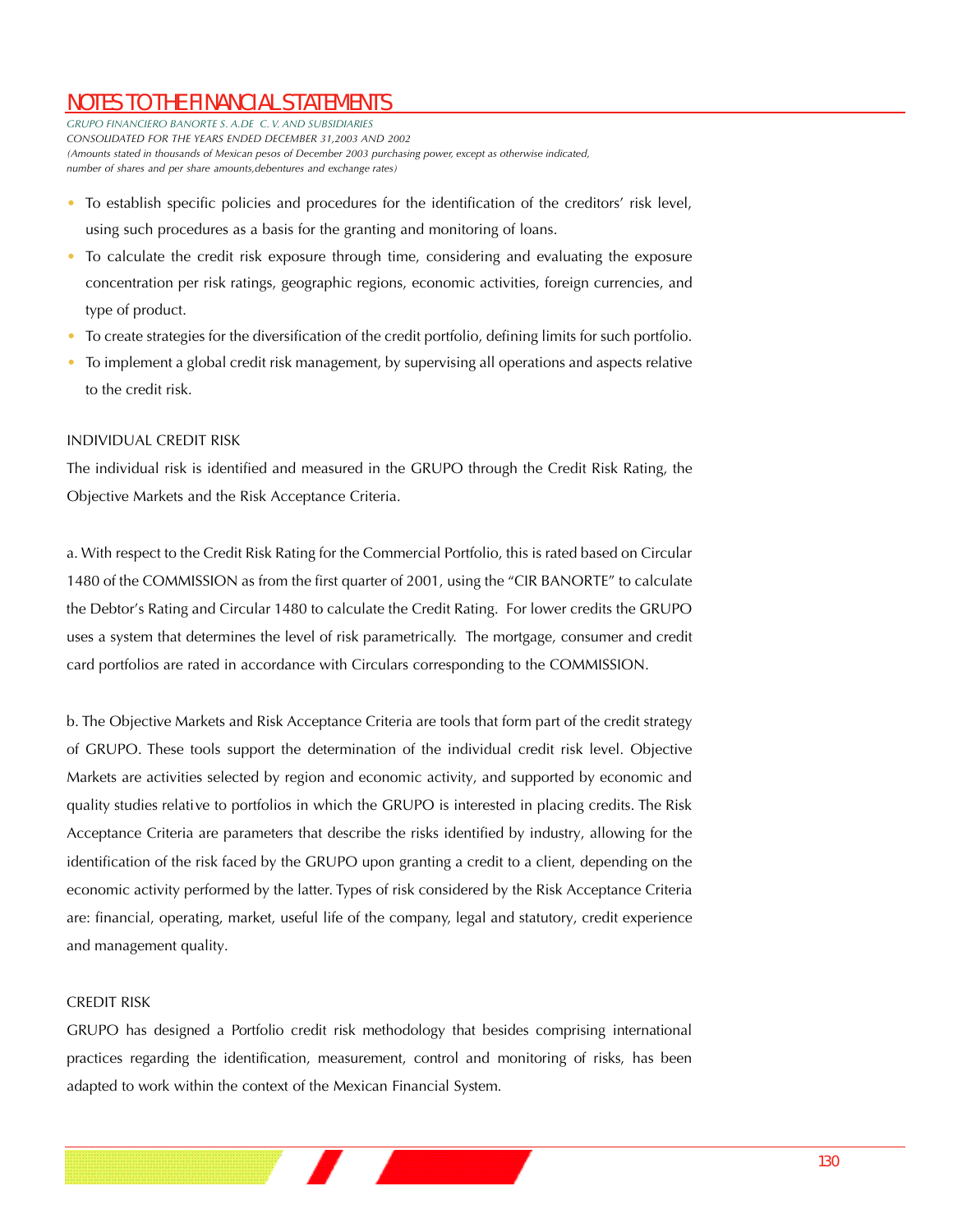- To establish specific policies and procedures for the identification of the creditors' risk level, using such procedures as a basis for the granting and monitoring of loans.
- To calculate the credit risk exposure through time, considering and evaluating the exposure concentration per risk ratings, geographic regions, economic activities, foreign currencies, and type of product.
- To create strategies for the diversification of the credit portfolio, defining limits for such portfolio.
- To implement a global credit risk management, by supervising all operations and aspects relative to the credit risk.

## INDIVIDUAL CREDIT RISK

The individual risk is identified and measured in the GRUPO through the Credit Risk Rating, the Objective Markets and the Risk Acceptance Criteria.

a. With respect to the Credit Risk Rating for the Commercial Portfolio, this is rated based on Circular 1480 of the COMMISSION as from the first quarter of 2001, using the "CIR BANORTE" to calculate the Debtor's Rating and Circular 1480 to calculate the Credit Rating. For lower credits the GRUPO uses a system that determines the level of risk parametrically. The mortgage, consumer and credit card portfolios are rated in accordance with Circulars corresponding to the COMMISSION.

b. The Objective Markets and Risk Acceptance Criteria are tools that form part of the credit strategy of GRUPO. These tools support the determination of the individual credit risk level. Objective Markets are activities selected by region and economic activity, and supported by economic and quality studies relative to portfolios in which the GRUPO is interested in placing credits. The Risk Acceptance Criteria are parameters that describe the risks identified by industry, allowing for the identification of the risk faced by the GRUPO upon granting a credit to a client, depending on the economic activity performed by the latter. Types of risk considered by the Risk Acceptance Criteria are: financial, operating, market, useful life of the company, legal and statutory, credit experience and management quality.

## CREDIT RISK

GRUPO has designed a Portfolio credit risk methodology that besides comprising international practices regarding the identification, measurement, control and monitoring of risks, has been adapted to work within the context of the Mexican Financial System.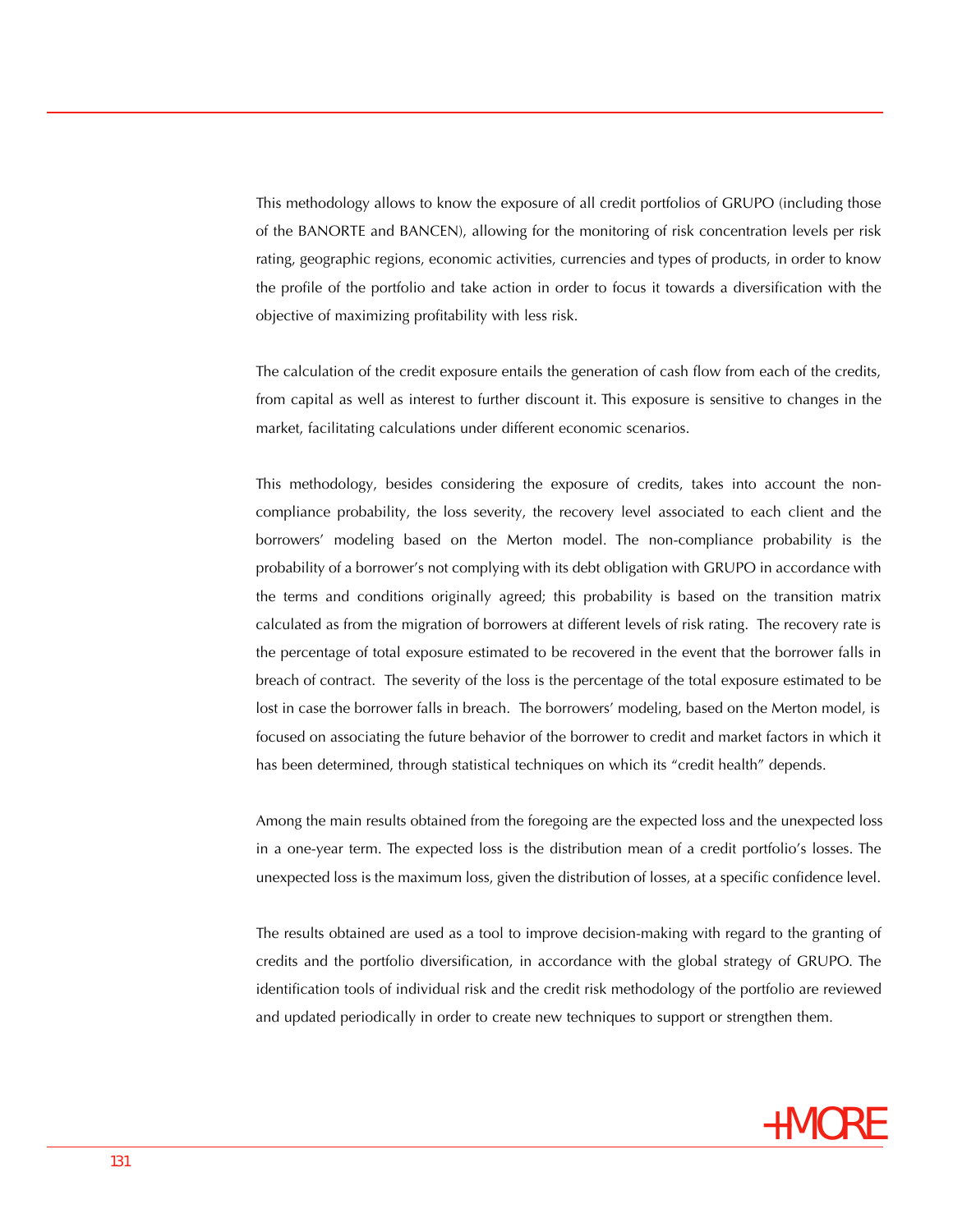This methodology allows to know the exposure of all credit portfolios of GRUPO (including those of the BANORTE and BANCEN), allowing for the monitoring of risk concentration levels per risk rating, geographic regions, economic activities, currencies and types of products, in order to know the profile of the portfolio and take action in order to focus it towards a diversification with the objective of maximizing profitability with less risk.

The calculation of the credit exposure entails the generation of cash flow from each of the credits, from capital as well as interest to further discount it. This exposure is sensitive to changes in the market, facilitating calculations under different economic scenarios.

This methodology, besides considering the exposure of credits, takes into account the non-compliance probability, the loss severity, the recovery level associated to each client and the borrowers' modeling based on the Merton model. The non-compliance probability is the probability of a borrower's not complying with its debt obligation with GRUPO in accordance with the terms and conditions originally agreed; this probability is based on the transition matrix calculated as from the migration of borrowers at different levels of risk rating. The recovery rate is the percentage of total exposure estimated to be recovered in the event that the borrower falls in breach of contract. The severity of the loss is the percentage of the total exposure estimated to be lost in case the borrower falls in breach. The borrowers' modeling, based on the Merton model, is focused on associating the future behavior of the borrower to credit and market factors in which it has been determined, through statistical techniques on which its "credit health" depends.

Among the main results obtained from the foregoing are the expected loss and the unexpected loss in a one-year term. The expected loss is the distribution mean of a credit portfolio's losses. The unexpected loss is the maximum loss, given the distribution of losses, at a specific confidence level.

The results obtained are used as a tool to improve decision-making with regard to the granting of credits and the portfolio diversification, in accordance with the global strategy of GRUPO. The identification tools of individual risk and the credit risk methodology of the portfolio are reviewed and updated periodically in order to create new techniques to support or strengthen them.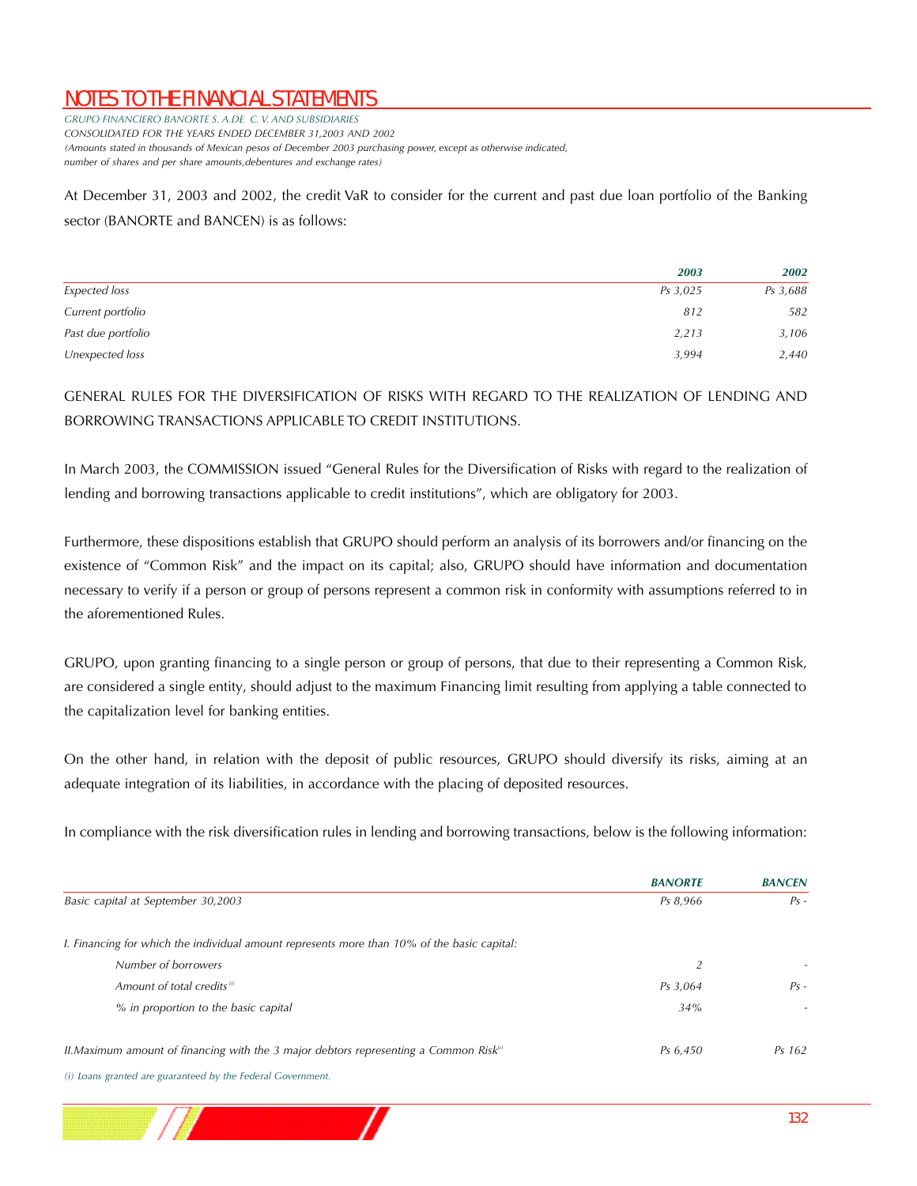At December 31, 2003 and 2002, the credit VaR to consider for the current and past due loan portfolio of the Banking sector (BANORTE and BANCEN) is as follows:

| | 2003 | 2002 |
|---|---|---|
| Expected loss | Ps 3,025 | Ps 3,688 |
| Current portfolio | 812 | 582 |
| Past due portfolio | 2,213 | 3,106 |
| Unexpected loss | 3,994 | 2,440 |

GENERAL RULES FOR THE DIVERSIFICATION OF RISKS WITH REGARD TO THE REALIZATION OF LENDING AND BORROWING TRANSACTIONS APPLICABLE TO CREDIT INSTITUTIONS.

In March 2003, the COMMISSION issued "General Rules for the Diversification of Risks with regard to the realization of lending and borrowing transactions applicable to credit institutions", which are obligatory for 2003.

Furthermore, these dispositions establish that GRUPO should perform an analysis of its borrowers and/or financing on the existence of "Common Risk" and the impact on its capital; also, GRUPO should have information and documentation necessary to verify if a person or group of persons represent a common risk in conformity with assumptions referred to in the aforementioned Rules.

GRUPO, upon granting financing to a single person or group of persons, that due to their representing a Common Risk, are considered a single entity, should adjust to the maximum Financing limit resulting from applying a table connected to the capitalization level for banking entities.

On the other hand, in relation with the deposit of public resources, GRUPO should diversify its risks, aiming at an adequate integration of its liabilities, in accordance with the placing of deposited resources.

In compliance with the risk diversification rules in lending and borrowing transactions, below is the following information:

| | BANORTE | BANCEN |
|---|---|---|
| Basic capital at September 30,2003 | Ps 8,966 | Ps - |
| I. Financing for which the individual amount represents more than 10% of the basic capital: | | |
| Number of borrowers | 2 | - |
| Amount of total credits (i) | Ps 3,064 | Ps - |
| % in proportion to the basic capital | 34% | - |
| II.Maximum amount of financing with the 3 major debtors representing a Common Risk (i) | Ps 6,450 | Ps 162 |

(i) Loans granted are guaranteed by the Federal Government.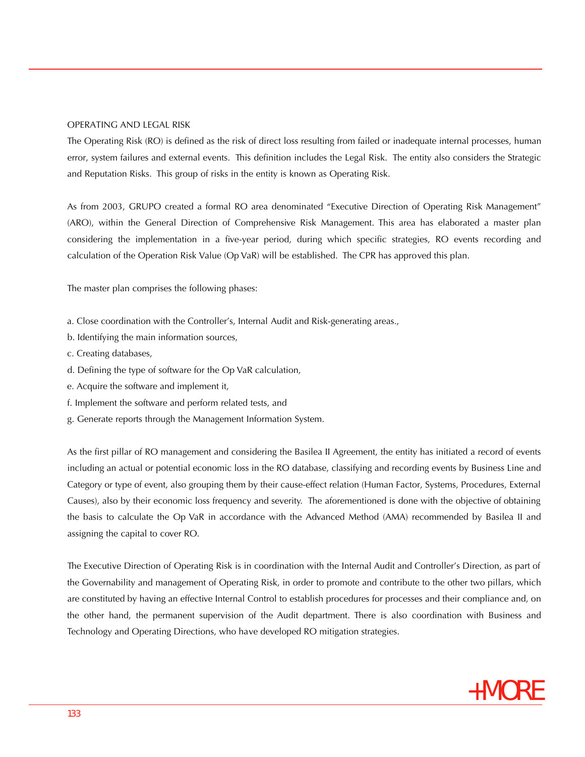## OPERATING AND LEGAL RISK

The Operating Risk (RO) is defined as the risk of direct loss resulting from failed or inadequate internal processes, human error, system failures and external events. This definition includes the Legal Risk. The entity also considers the Strategic and Reputation Risks. This group of risks in the entity is known as Operating Risk.

As from 2003, GRUPO created a formal RO area denominated "Executive Direction of Operating Risk Management" (ARO), within the General Direction of Comprehensive Risk Management. This area has elaborated a master plan considering the implementation in a five-year period, during which specific strategies, RO events recording and calculation of the Operation Risk Value (Op VaR) will be established. The CPR has approved this plan.

The master plan comprises the following phases:

a. Close coordination with the Controller's, Internal Audit and Risk-generating areas.,
b. Identifying the main information sources,
c. Creating databases,
d. Defining the type of software for the Op VaR calculation,
e. Acquire the software and implement it,
f. Implement the software and perform related tests, and
g. Generate reports through the Management Information System.

As the first pillar of RO management and considering the Basilea II Agreement, the entity has initiated a record of events including an actual or potential economic loss in the RO database, classifying and recording events by Business Line and Category or type of event, also grouping them by their cause-effect relation (Human Factor, Systems, Procedures, External Causes), also by their economic loss frequency and severity. The aforementioned is done with the objective of obtaining the basis to calculate the Op VaR in accordance with the Advanced Method (AMA) recommended by Basilea II and assigning the capital to cover RO.

The Executive Direction of Operating Risk is in coordination with the Internal Audit and Controller's Direction, as part of the Governability and management of Operating Risk, in order to promote and contribute to the other two pillars, which are constituted by having an effective Internal Control to establish procedures for processes and their compliance and, on the other hand, the permanent supervision of the Audit department. There is also coordination with Business and Technology and Operating Directions, who have developed RO mitigation strategies.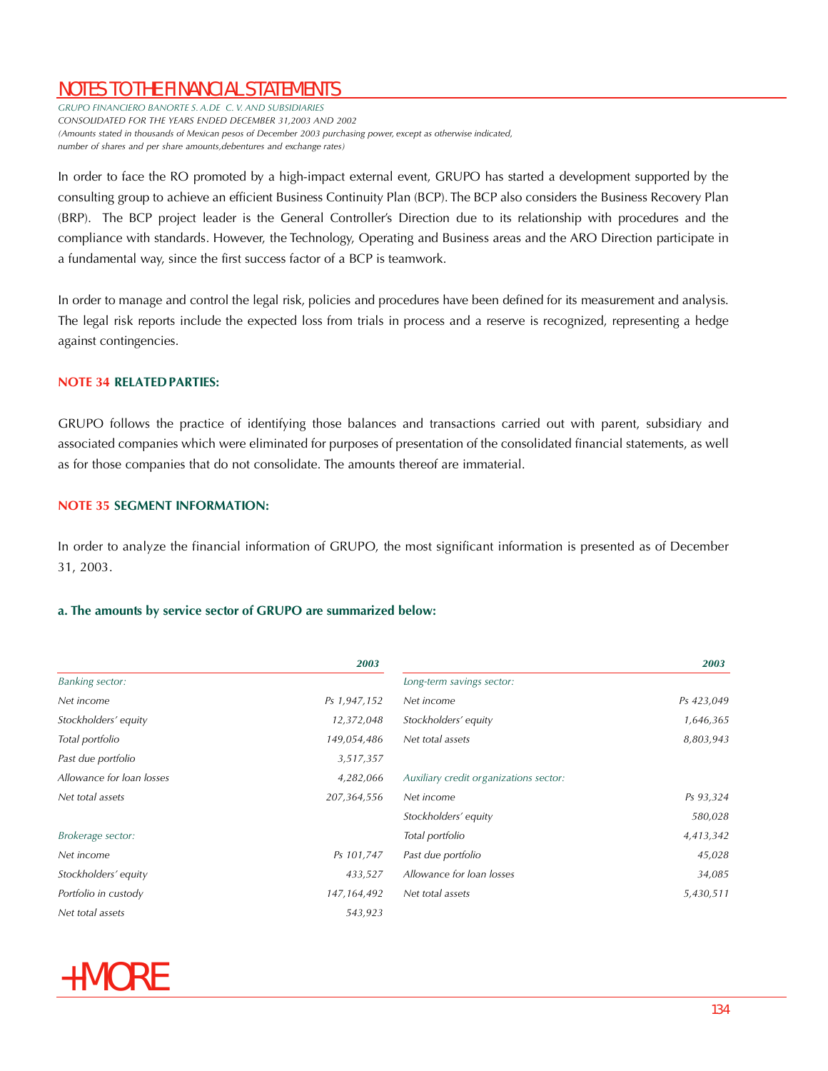# NOTES TO THE FINANCIAL STATEMENTS

*GRUPO FINANCIERO BANORTE S. A.DE C. V. AND SUBSIDIARIES*
*CONSOLIDATED FOR THE YEARS ENDED DECEMBER 31,2003 AND 2002*
*(Amounts stated in thousands of Mexican pesos of December 2003 purchasing power, except as otherwise indicated, number of shares and per share amounts,debentures and exchange rates)*

In order to face the RO promoted by a high-impact external event, GRUPO has started a development supported by the consulting group to achieve an efficient Business Continuity Plan (BCP). The BCP also considers the Business Recovery Plan (BRP). The BCP project leader is the General Controller's Direction due to its relationship with procedures and the compliance with standards. However, the Technology, Operating and Business areas and the ARO Direction participate in a fundamental way, since the first success factor of a BCP is teamwork.

In order to manage and control the legal risk, policies and procedures have been defined for its measurement and analysis. The legal risk reports include the expected loss from trials in process and a reserve is recognized, representing a hedge against contingencies.

## NOTE 34 RELATED PARTIES:

GRUPO follows the practice of identifying those balances and transactions carried out with parent, subsidiary and associated companies which were eliminated for purposes of presentation of the consolidated financial statements, as well as for those companies that do not consolidate. The amounts thereof are immaterial.

## NOTE 35 SEGMENT INFORMATION:

In order to analyze the financial information of GRUPO, the most significant information is presented as of December 31, 2003.

### a. The amounts by service sector of GRUPO are summarized below:

| | *2003* |
|---|---|
| *Banking sector:* | |
| *Net income* | *Ps 1,947,152* |
| *Stockholders' equity* | *12,372,048* |
| *Total portfolio* | *149,054,486* |
| *Past due portfolio* | *3,517,357* |
| *Allowance for loan losses* | *4,282,066* |
| *Net total assets* | *207,364,556* |
| *Brokerage sector:* | |
| *Net income* | *Ps 101,747* |
| *Stockholders' equity* | *433,527* |
| *Portfolio in custody* | *147,164,492* |
| *Net total assets* | *543,923* |
| *Long-term savings sector:* | |
| *Net income* | *Ps 423,049* |
| *Stockholders' equity* | *1,646,365* |
| *Net total assets* | *8,803,943* |
| *Auxiliary credit organizations sector:* | |
| *Net income* | *Ps 93,324* |
| *Stockholders' equity* | *580,028* |
| *Total portfolio* | *4,413,342* |
| *Past due portfolio* | *45,028* |
| *Allowance for loan losses* | *34,085* |
| *Net total assets* | *5,430,511* |

+MORE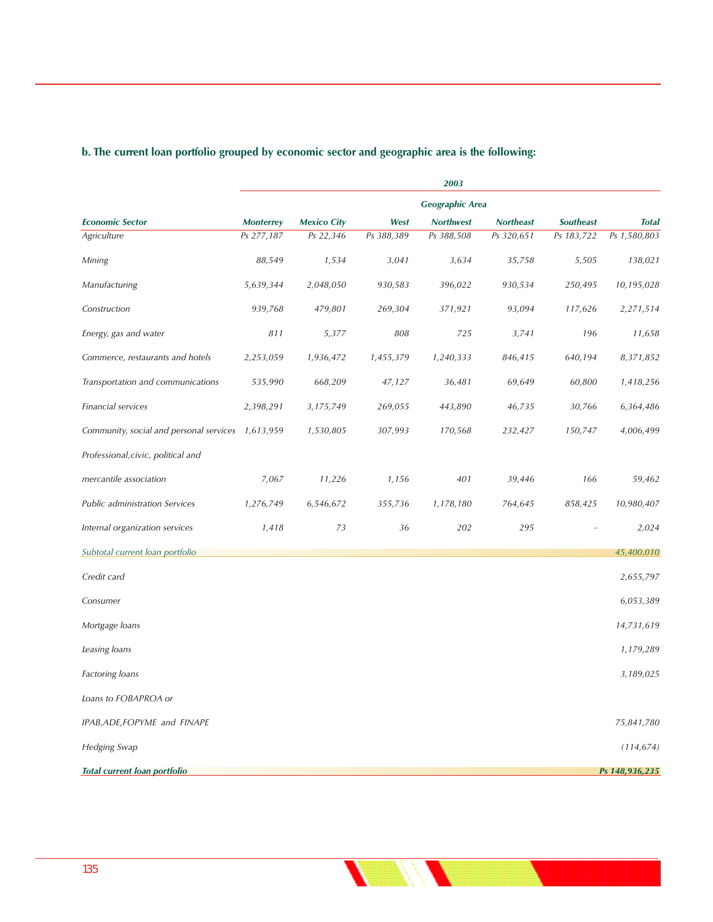**b. The current loan portfolio grouped by economic sector and geographic area is the following:**

| | 2003 | | | | | | |
|---|---|---|---|---|---|---|---|
| | Geographic Area | | | | | | |
| ***Economic Sector*** | ***Monterrey*** | ***Mexico City*** | ***West*** | ***Northwest*** | ***Northeast*** | ***Southeast*** | ***Total*** |
| *Agriculture* | *Ps 277,187* | *Ps 22,346* | *Ps 388,389* | *Ps 388,508* | *Ps 320,651* | *Ps 183,722* | *Ps 1,580,803* |
| *Mining* | *88,549* | *1,534* | *3,041* | *3,634* | *35,758* | *5,505* | *138,021* |
| *Manufacturing* | *5,639,344* | *2,048,050* | *930,583* | *396,022* | *930,534* | *250,495* | *10,195,028* |
| *Construction* | *939,768* | *479,801* | *269,304* | *371,921* | *93,094* | *117,626* | *2,271,514* |
| *Energy, gas and water* | *811* | *5,377* | *808* | *725* | *3,741* | *196* | *11,658* |
| *Commerce, restaurants and hotels* | *2,253,059* | *1,936,472* | *1,455,379* | *1,240,333* | *846,415* | *640,194* | *8,371,852* |
| *Transportation and communications* | *535,990* | *668,209* | *47,127* | *36,481* | *69,649* | *60,800* | *1,418,256* |
| *Financial services* | *2,398,291* | *3,175,749* | *269,055* | *443,890* | *46,735* | *30,766* | *6,364,486* |
| *Community, social and personal services* | *1,613,959* | *1,530,805* | *307,993* | *170,568* | *232,427* | *150,747* | *4,006,499* |
| *Professional,civic, political and mercantile association* | *7,067* | *11,226* | *1,156* | *401* | *39,446* | *166* | *59,462* |
| *Public administration Services* | *1,276,749* | *6,546,672* | *355,736* | *1,178,180* | *764,645* | *858,425* | *10,980,407* |
| *Internal organization services* | *1,418* | *73* | *36* | *202* | *295* | *-* | *2,024* |
| *Subtotal current loan portfolio* | | | | | | | *45,400,010* |
| *Credit card* | | | | | | | *2,655,797* |
| *Consumer* | | | | | | | *6,053,389* |
| *Mortgage loans* | | | | | | | *14,731,619* |
| *Leasing loans* | | | | | | | *1,179,289* |
| *Factoring loans* | | | | | | | *3,189,025* |
| *Loans to FOBAPROA or IPAB,ADE,FOPYME and FINAPE* | | | | | | | *75,841,780* |
| *Hedging Swap* | | | | | | | *(114,674)* |
| ***Total current loan portfolio*** | | | | | | | ***Ps 148,936,235*** |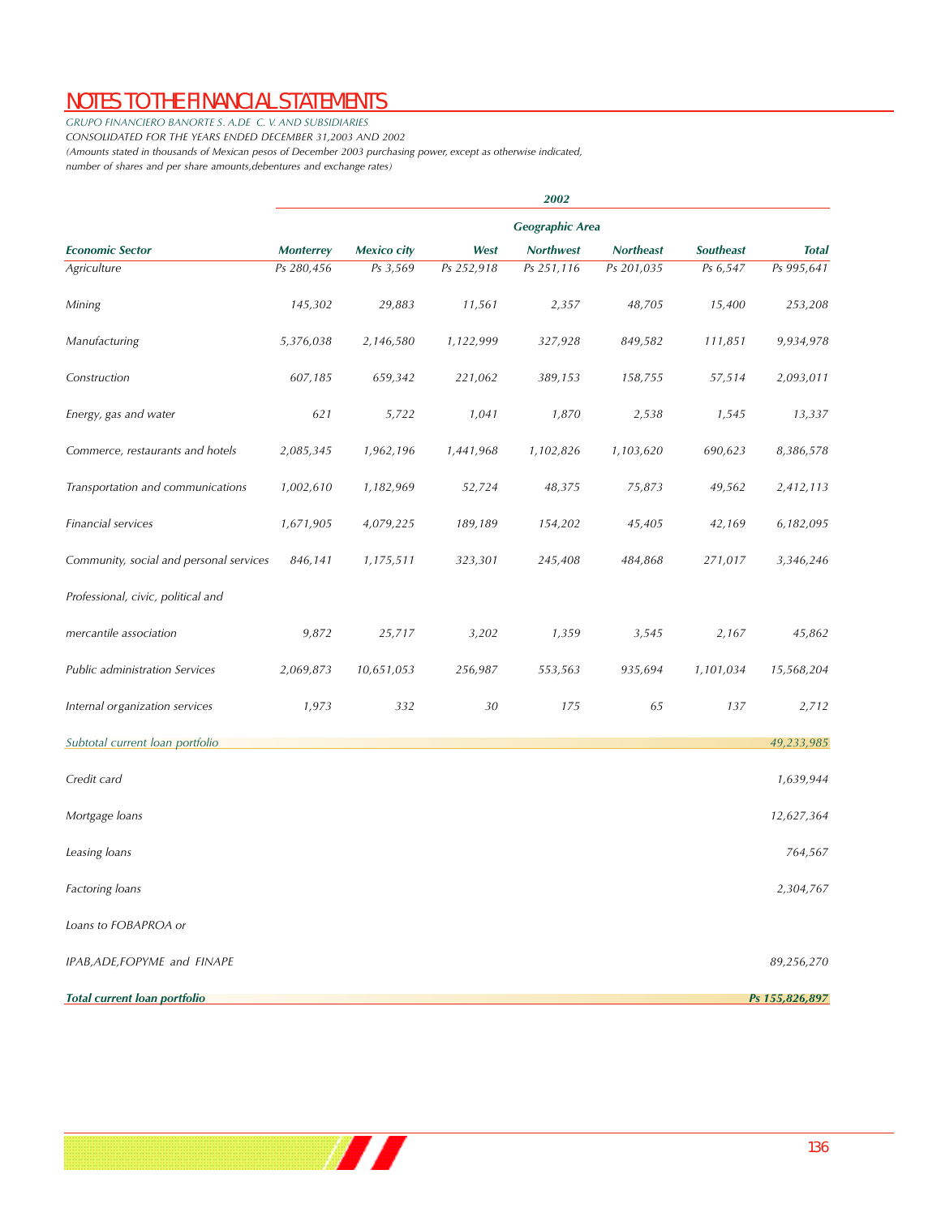# NOTES TO THE FINANCIAL STATEMENTS

*GRUPO FINANCIERO BANORTE S. A.DE C. V. AND SUBSIDIARIES*
*CONSOLIDATED FOR THE YEARS ENDED DECEMBER 31,2003 AND 2002*
*(Amounts stated in thousands of Mexican pesos of December 2003 purchasing power, except as otherwise indicated, number of shares and per share amounts,debentures and exchange rates)*

| | 2002 | | | | | | |
|---|---|---|---|---|---|---|---|
| | Geographic Area | | | | | | |
| **Economic Sector** | **Monterrey** | **Mexico city** | **West** | **Northwest** | **Northeast** | **Southeast** | **Total** |
| Agriculture | Ps 280,456 | Ps 3,569 | Ps 252,918 | Ps 251,116 | Ps 201,035 | Ps 6,547 | Ps 995,641 |
| Mining | 145,302 | 29,883 | 11,561 | 2,357 | 48,705 | 15,400 | 253,208 |
| Manufacturing | 5,376,038 | 2,146,580 | 1,122,999 | 327,928 | 849,582 | 111,851 | 9,934,978 |
| Construction | 607,185 | 659,342 | 221,062 | 389,153 | 158,755 | 57,514 | 2,093,011 |
| Energy, gas and water | 621 | 5,722 | 1,041 | 1,870 | 2,538 | 1,545 | 13,337 |
| Commerce, restaurants and hotels | 2,085,345 | 1,962,196 | 1,441,968 | 1,102,826 | 1,103,620 | 690,623 | 8,386,578 |
| Transportation and communications | 1,002,610 | 1,182,969 | 52,724 | 48,375 | 75,873 | 49,562 | 2,412,113 |
| Financial services | 1,671,905 | 4,079,225 | 189,189 | 154,202 | 45,405 | 42,169 | 6,182,095 |
| Community, social and personal services | 846,141 | 1,175,511 | 323,301 | 245,408 | 484,868 | 271,017 | 3,346,246 |
| Professional, civic, political and mercantile association | 9,872 | 25,717 | 3,202 | 1,359 | 3,545 | 2,167 | 45,862 |
| Public administration Services | 2,069,873 | 10,651,053 | 256,987 | 553,563 | 935,694 | 1,101,034 | 15,568,204 |
| Internal organization services | 1,973 | 332 | 30 | 175 | 65 | 137 | 2,712 |
| Subtotal current loan portfolio | | | | | | | 49,233,985 |
| Credit card | | | | | | | 1,639,944 |
| Mortgage loans | | | | | | | 12,627,364 |
| Leasing loans | | | | | | | 764,567 |
| Factoring loans | | | | | | | 2,304,767 |
| Loans to FOBAPROA or IPAB,ADE,FOPYME and FINAPE | | | | | | | 89,256,270 |
| **Total current loan portfolio** | | | | | | | **Ps 155,826,897** |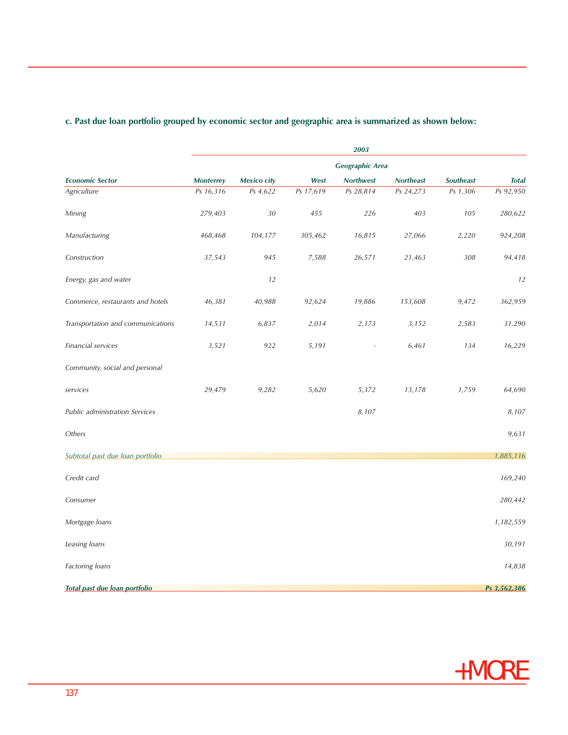### c. Past due loan portfolio grouped by economic sector and geographic area is summarized as shown below:

| | 2003 | | | | | | |
|---|---|---|---|---|---|---|---|
| | Geographic Area | | | | | | |
| *Economic Sector* | *Monterrey* | *Mexico city* | *West* | *Northwest* | *Northeast* | *Southeast* | *Total* |
| *Agriculture* | *Ps 16,316* | *Ps 4,622* | *Ps 17,619* | *Ps 28,814* | *Ps 24,273* | *Ps 1,306* | *Ps 92,950* |
| *Mining* | *279,403* | *30* | *455* | *226* | *403* | *105* | *280,622* |
| *Manufacturing* | *468,468* | *104,177* | *305,462* | *16,815* | *27,066* | *2,220* | *924,208* |
| *Construction* | *37,543* | *945* | *7,588* | *26,571* | *21,463* | *308* | *94,418* |
| *Energy, gas and water* | | *12* | | | | | *12* |
| *Commerce, restaurants and hotels* | *46,381* | *40,988* | *92,624* | *19,886* | *153,608* | *9,472* | *362,959* |
| *Transportation and communications* | *14,531* | *6,837* | *2,014* | *2,173* | *3,152* | *2,583* | *31,290* |
| *Financial services* | *3,521* | *922* | *5,191* | *-* | *6,461* | *134* | *16,229* |
| *Community, social and personal services* | *29,479* | *9,282* | *5,620* | *5,372* | *13,178* | *1,759* | *64,690* |
| *Public administration Services* | | | | *8,107* | | | *8,107* |
| *Others* | | | | | | | *9,631* |
| *Subtotal past due loan portfolio* | | | | | | | *1,885,116* |
| *Credit card* | | | | | | | *169,240* |
| *Consumer* | | | | | | | *280,442* |
| *Mortgage loans* | | | | | | | *1,182,559* |
| *Leasing loans* | | | | | | | *30,191* |
| *Factoring loans* | | | | | | | *14,838* |
| ***Total past due loan portfolio*** | | | | | | | ***Ps 3,562,386*** |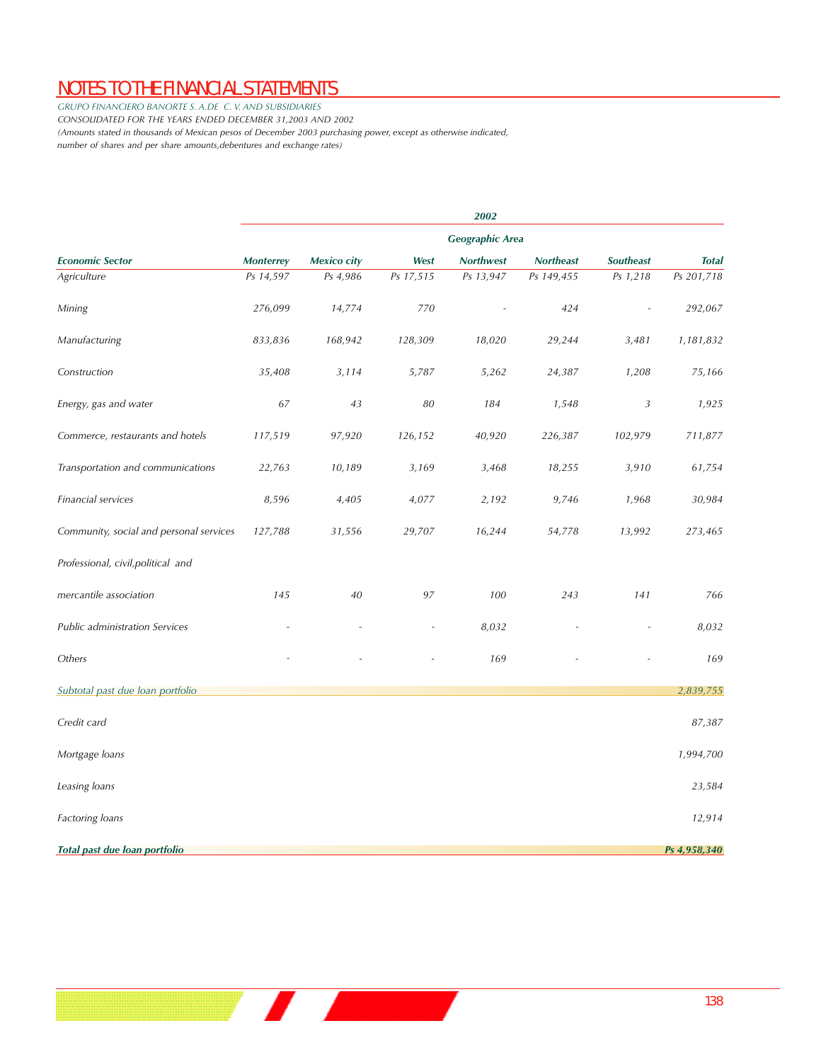# NOTES TO THE FINANCIAL STATEMENTS

*GRUPO FINANCIERO BANORTE S. A.DE C. V. AND SUBSIDIARIES*
*CONSOLIDATED FOR THE YEARS ENDED DECEMBER 31,2003 AND 2002*
*(Amounts stated in thousands of Mexican pesos of December 2003 purchasing power, except as otherwise indicated, number of shares and per share amounts,debentures and exchange rates)*

| | 2002 | | | | | | |
|---|---|---|---|---|---|---|---|
| | Geographic Area | | | | | | |
| **Economic Sector** | **Monterrey** | **Mexico city** | **West** | **Northwest** | **Northeast** | **Southeast** | **Total** |
| Agriculture | Ps 14,597 | Ps 4,986 | Ps 17,515 | Ps 13,947 | Ps 149,455 | Ps 1,218 | Ps 201,718 |
| Mining | 276,099 | 14,774 | 770 | - | 424 | - | 292,067 |
| Manufacturing | 833,836 | 168,942 | 128,309 | 18,020 | 29,244 | 3,481 | 1,181,832 |
| Construction | 35,408 | 3,114 | 5,787 | 5,262 | 24,387 | 1,208 | 75,166 |
| Energy, gas and water | 67 | 43 | 80 | 184 | 1,548 | 3 | 1,925 |
| Commerce, restaurants and hotels | 117,519 | 97,920 | 126,152 | 40,920 | 226,387 | 102,979 | 711,877 |
| Transportation and communications | 22,763 | 10,189 | 3,169 | 3,468 | 18,255 | 3,910 | 61,754 |
| Financial services | 8,596 | 4,405 | 4,077 | 2,192 | 9,746 | 1,968 | 30,984 |
| Community, social and personal services | 127,788 | 31,556 | 29,707 | 16,244 | 54,778 | 13,992 | 273,465 |
| Professional, civil,political and mercantile association | 145 | 40 | 97 | 100 | 243 | 141 | 766 |
| Public administration Services | - | - | - | 8,032 | - | - | 8,032 |
| Others | - | - | - | 169 | - | - | 169 |
| Subtotal past due loan portfolio | | | | | | | 2,839,755 |
| Credit card | | | | | | | 87,387 |
| Mortgage loans | | | | | | | 1,994,700 |
| Leasing loans | | | | | | | 23,584 |
| Factoring loans | | | | | | | 12,914 |
| **Total past due loan portfolio** | | | | | | | **Ps 4,958,340** |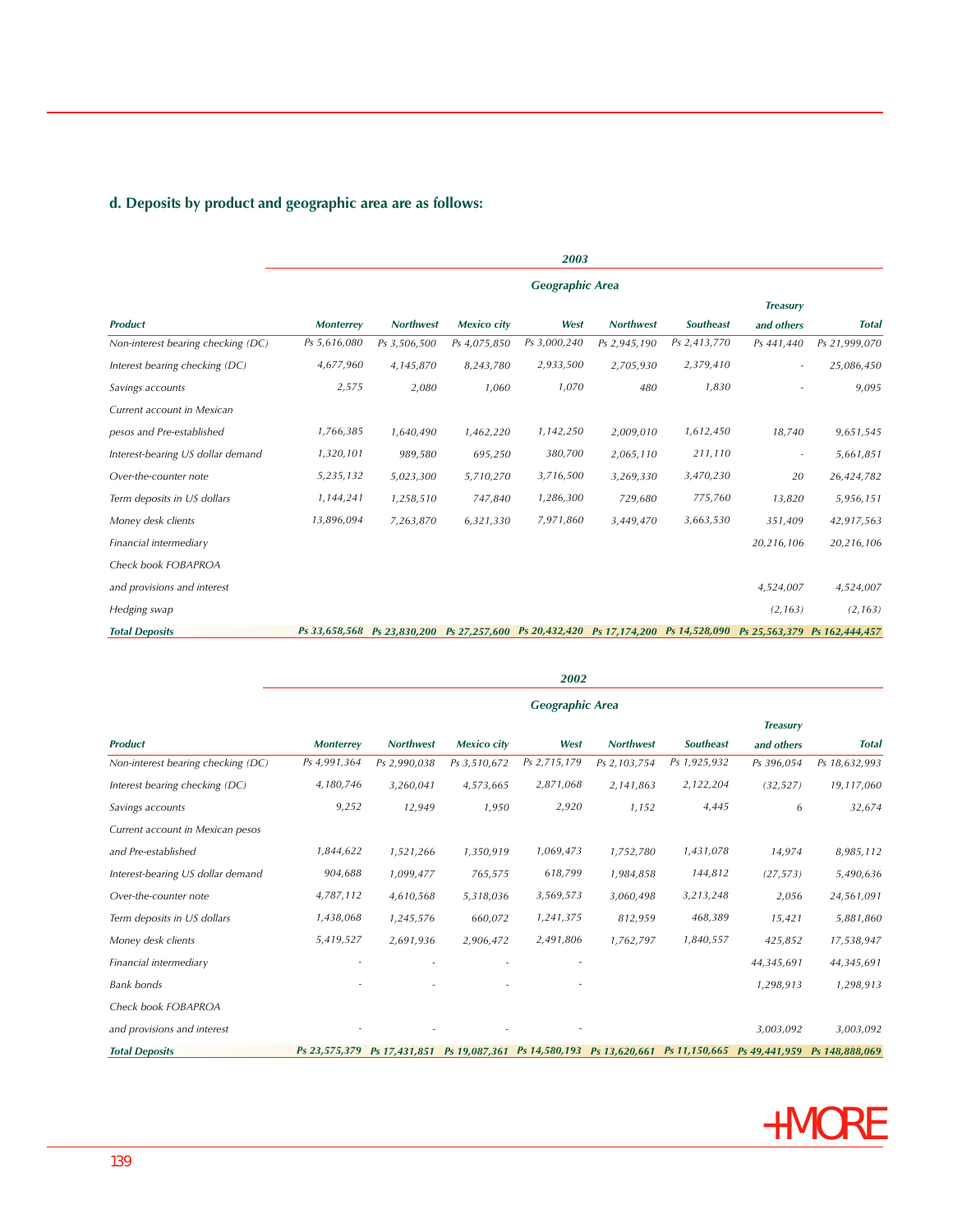## d. Deposits by product and geographic area are as follows:

| | 2003 | | | | | | | |
|---|---|---|---|---|---|---|---|---|
| | Geographic Area | | | | | | | |
| **Product** | **Monterrey** | **Northwest** | **Mexico city** | **West** | **Northwest** | **Southeast** | **Treasury and others** | **Total** |
| Non-interest bearing checking (DC) | Ps 5,616,080 | Ps 3,506,500 | Ps 4,075,850 | Ps 3,000,240 | Ps 2,945,190 | Ps 2,413,770 | Ps 441,440 | Ps 21,999,070 |
| Interest bearing checking (DC) | 4,677,960 | 4,145,870 | 8,243,780 | 2,933,500 | 2,705,930 | 2,379,410 | - | 25,086,450 |
| Savings accounts | 2,575 | 2,080 | 1,060 | 1,070 | 480 | 1,830 | - | 9,095 |
| Current account in Mexican pesos and Pre-established | 1,766,385 | 1,640,490 | 1,462,220 | 1,142,250 | 2,009,010 | 1,612,450 | 18,740 | 9,651,545 |
| Interest-bearing US dollar demand | 1,320,101 | 989,580 | 695,250 | 380,700 | 2,065,110 | 211,110 | - | 5,661,851 |
| Over-the-counter note | 5,235,132 | 5,023,300 | 5,710,270 | 3,716,500 | 3,269,330 | 3,470,230 | 20 | 26,424,782 |
| Term deposits in US dollars | 1,144,241 | 1,258,510 | 747,840 | 1,286,300 | 729,680 | 775,760 | 13,820 | 5,956,151 |
| Money desk clients | 13,896,094 | 7,263,870 | 6,321,330 | 7,971,860 | 3,449,470 | 3,663,530 | 351,409 | 42,917,563 |
| Financial intermediary | | | | | | | 20,216,106 | 20,216,106 |
| Check book FOBAPROA and provisions and interest | | | | | | | 4,524,007 | 4,524,007 |
| Hedging swap | | | | | | | (2,163) | (2,163) |
| **Total Deposits** | **Ps 33,658,568** | **Ps 23,830,200** | **Ps 27,257,600** | **Ps 20,432,420** | **Ps 17,174,200** | **Ps 14,528,090** | **Ps 25,563,379** | **Ps 162,444,457** |

| | 2002 | | | | | | | |
|---|---|---|---|---|---|---|---|---|
| | Geographic Area | | | | | | | |
| **Product** | **Monterrey** | **Northwest** | **Mexico city** | **West** | **Northwest** | **Southeast** | **Treasury and others** | **Total** |
| Non-interest bearing checking (DC) | Ps 4,991,364 | Ps 2,990,038 | Ps 3,510,672 | Ps 2,715,179 | Ps 2,103,754 | Ps 1,925,932 | Ps 396,054 | Ps 18,632,993 |
| Interest bearing checking (DC) | 4,180,746 | 3,260,041 | 4,573,665 | 2,871,068 | 2,141,863 | 2,122,204 | (32,527) | 19,117,060 |
| Savings accounts | 9,252 | 12,949 | 1,950 | 2,920 | 1,152 | 4,445 | 6 | 32,674 |
| Current account in Mexican pesos and Pre-established | 1,844,622 | 1,521,266 | 1,350,919 | 1,069,473 | 1,752,780 | 1,431,078 | 14,974 | 8,985,112 |
| Interest-bearing US dollar demand | 904,688 | 1,099,477 | 765,575 | 618,799 | 1,984,858 | 144,812 | (27,573) | 5,490,636 |
| Over-the-counter note | 4,787,112 | 4,610,568 | 5,318,036 | 3,569,573 | 3,060,498 | 3,213,248 | 2,056 | 24,561,091 |
| Term deposits in US dollars | 1,438,068 | 1,245,576 | 660,072 | 1,241,375 | 812,959 | 468,389 | 15,421 | 5,881,860 |
| Money desk clients | 5,419,527 | 2,691,936 | 2,906,472 | 2,491,806 | 1,762,797 | 1,840,557 | 425,852 | 17,538,947 |
| Financial intermediary | - | - | - | - | | | 44,345,691 | 44,345,691 |
| Bank bonds | - | - | - | - | | | 1,298,913 | 1,298,913 |
| Check book FOBAPROA and provisions and interest | - | - | - | - | | | 3,003,092 | 3,003,092 |
| **Total Deposits** | **Ps 23,575,379** | **Ps 17,431,851** | **Ps 19,087,361** | **Ps 14,580,193** | **Ps 13,620,661** | **Ps 11,150,665** | **Ps 49,441,959** | **Ps 148,888,069** |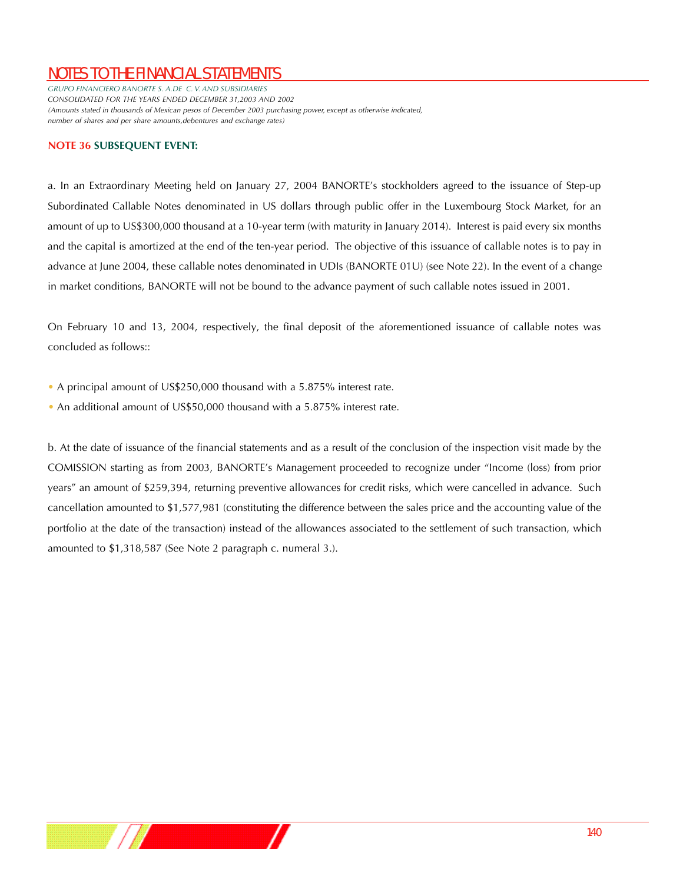# NOTES TO THE FINANCIAL STATEMENTS

*GRUPO FINANCIERO BANORTE S. A.DE C. V. AND SUBSIDIARIES*
*CONSOLIDATED FOR THE YEARS ENDED DECEMBER 31,2003 AND 2002*
*(Amounts stated in thousands of Mexican pesos of December 2003 purchasing power, except as otherwise indicated, number of shares and per share amounts,debentures and exchange rates)*

## NOTE 36 SUBSEQUENT EVENT:

a. In an Extraordinary Meeting held on January 27, 2004 BANORTE's stockholders agreed to the issuance of Step-up Subordinated Callable Notes denominated in US dollars through public offer in the Luxembourg Stock Market, for an amount of up to US$300,000 thousand at a 10-year term (with maturity in January 2014). Interest is paid every six months and the capital is amortized at the end of the ten-year period. The objective of this issuance of callable notes is to pay in advance at June 2004, these callable notes denominated in UDIs (BANORTE 01U) (see Note 22). In the event of a change in market conditions, BANORTE will not be bound to the advance payment of such callable notes issued in 2001.

On February 10 and 13, 2004, respectively, the final deposit of the aforementioned issuance of callable notes was concluded as follows::

- A principal amount of US$250,000 thousand with a 5.875% interest rate.
- An additional amount of US$50,000 thousand with a 5.875% interest rate.

b. At the date of issuance of the financial statements and as a result of the conclusion of the inspection visit made by the COMISSION starting as from 2003, BANORTE's Management proceeded to recognize under "Income (loss) from prior years" an amount of $259,394, returning preventive allowances for credit risks, which were cancelled in advance. Such cancellation amounted to $1,577,981 (constituting the difference between the sales price and the accounting value of the portfolio at the date of the transaction) instead of the allowances associated to the settlement of such transaction, which amounted to $1,318,587 (See Note 2 paragraph c. numeral 3.).